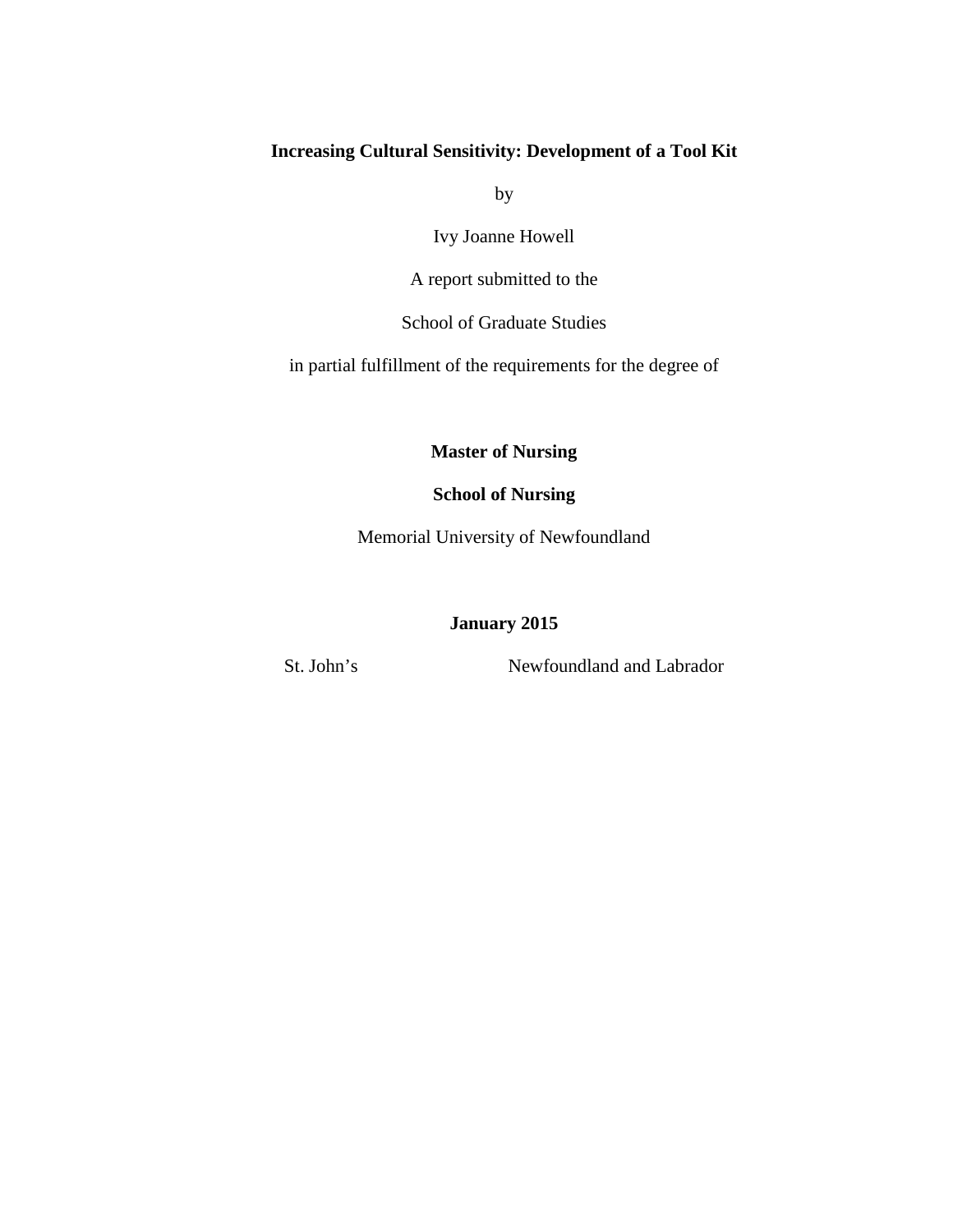**Increasing Cultural Sensitivity: Development of a Tool Kit**

by

Ivy Joanne Howell

A report submitted to the

School of Graduate Studies

in partial fulfillment of the requirements for the degree of

**Master of Nursing**

**School of Nursing**

Memorial University of Newfoundland

**January 2015**

St. John's Newfoundland and Labrador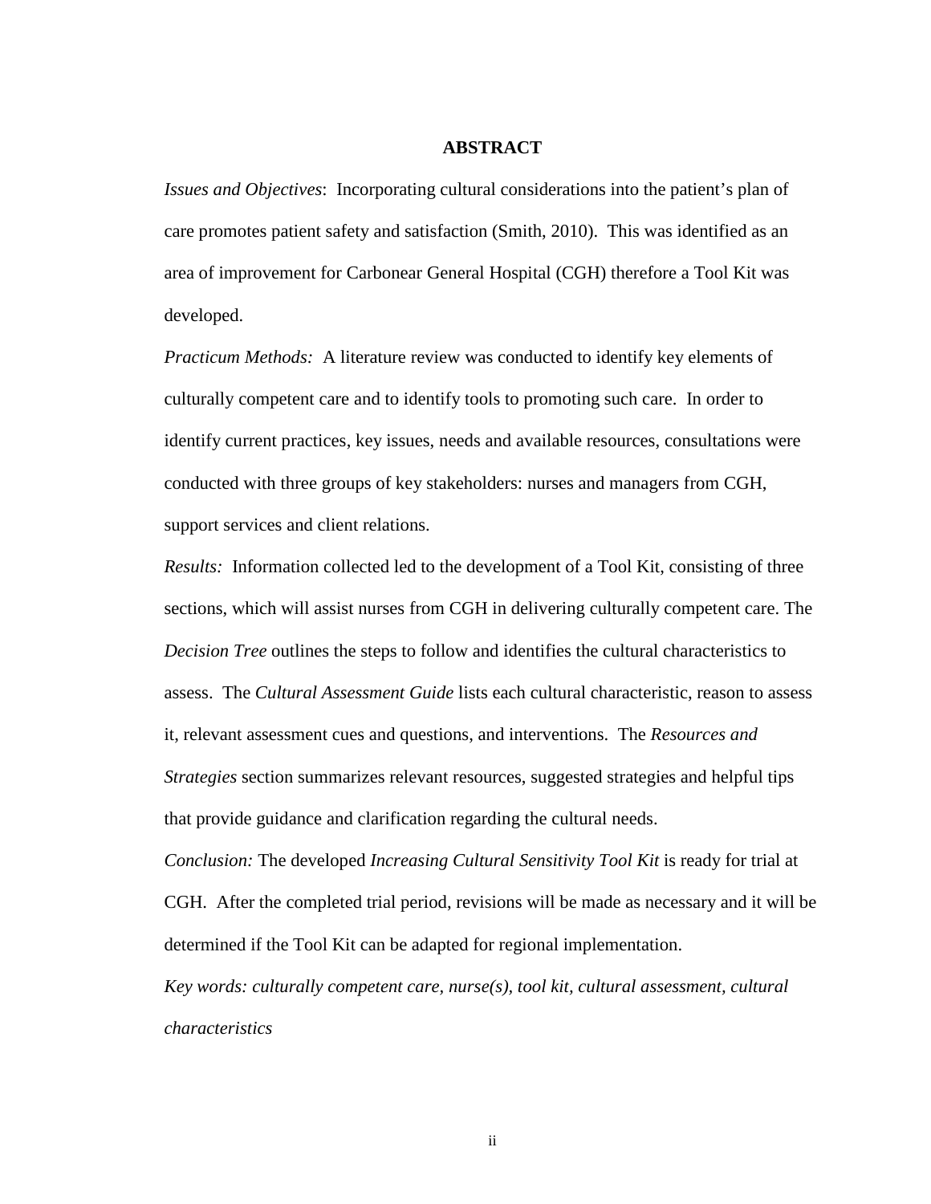## ABSTRACT

*Issues and Objectives*: Incorporating cultural considerations into the patient's plan of care promotes patient safety and satisfaction (Smith, 2010). This was identified as an area of improvement for Carbonear General Hospital (CGH) therefore a Tool Kit was developed.

*Practicum Methods:* A literature review was conducted to identify key elements of culturally competent care and to identify tools to promoting such care. In order to identify current practices, key issues, needs and available resources, consultations were conducted with three groups of key stakeholders: nurses and managers from CGH, support services and client relations.

*Results:* Information collected led to the development of a Tool Kit, consisting of three sections, which will assist nurses from CGH in delivering culturally competent care. The *Decision Tree* outlines the steps to follow and identifies the cultural characteristics to assess. The *Cultural Assessment Guide* lists each cultural characteristic, reason to assess it, relevant assessment cues and questions, and interventions. The *Resources and Strategies* section summarizes relevant resources, suggested strategies and helpful tips that provide guidance and clarification regarding the cultural needs.

*Conclusion:* The developed *Increasing Cultural Sensitivity Tool Kit* is ready for trial at CGH. After the completed trial period, revisions will be made as necessary and it will be determined if the Tool Kit can be adapted for regional implementation.

*Key words: culturally competent care, nurse(s), tool kit, cultural assessment, cultural characteristics*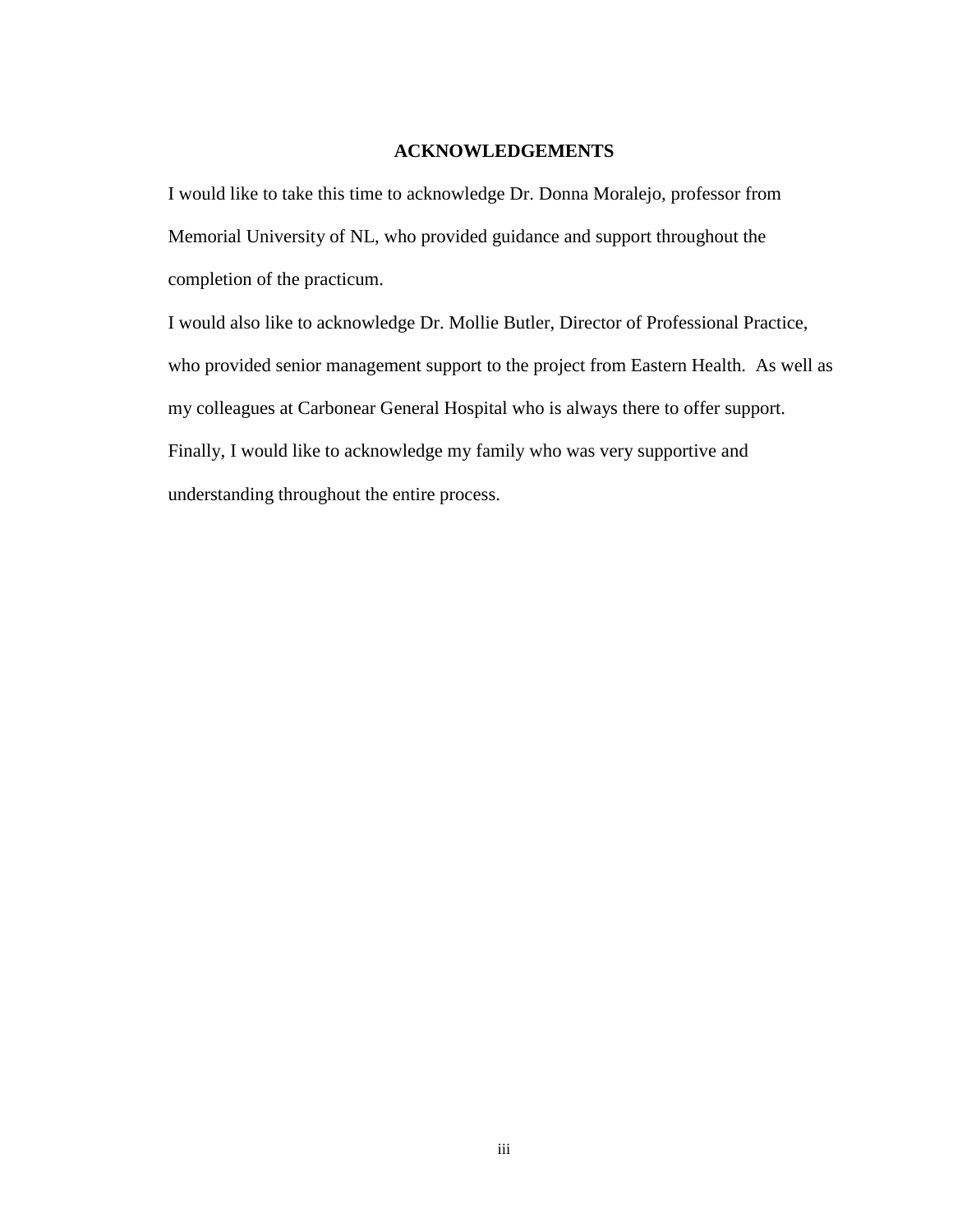# ACKNOWLEDGEMENTS

I would like to take this time to acknowledge Dr. Donna Moralejo, professor from Memorial University of NL, who provided guidance and support throughout the completion of the practicum.

I would also like to acknowledge Dr. Mollie Butler, Director of Professional Practice, who provided senior management support to the project from Eastern Health. As well as my colleagues at Carbonear General Hospital who is always there to offer support. Finally, I would like to acknowledge my family who was very supportive and understanding throughout the entire process.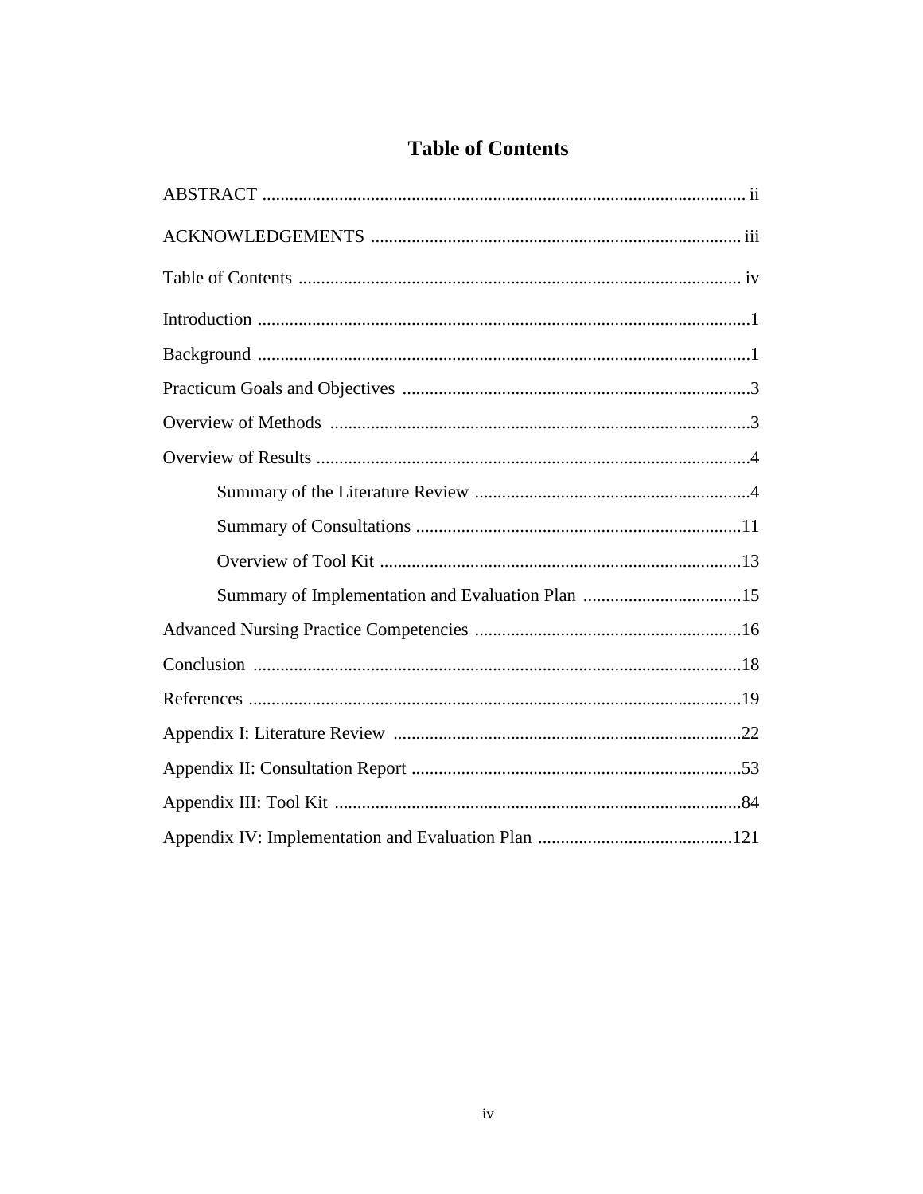# Table of Contents

ABSTRACT .......... ii

ACKNOWLEDGEMENTS .......... iii

Table of Contents .......... iv

Introduction .......... 1

Background .......... 1

Practicum Goals and Objectives .......... 3

Overview of Methods .......... 3

Overview of Results .......... 4

- Summary of the Literature Review .......... 4
- Summary of Consultations .......... 11
- Overview of Tool Kit .......... 13
- Summary of Implementation and Evaluation Plan .......... 15

Advanced Nursing Practice Competencies .......... 16

Conclusion .......... 18

References .......... 19

Appendix I: Literature Review .......... 22

Appendix II: Consultation Report .......... 53

Appendix III: Tool Kit .......... 84

Appendix IV: Implementation and Evaluation Plan .......... 121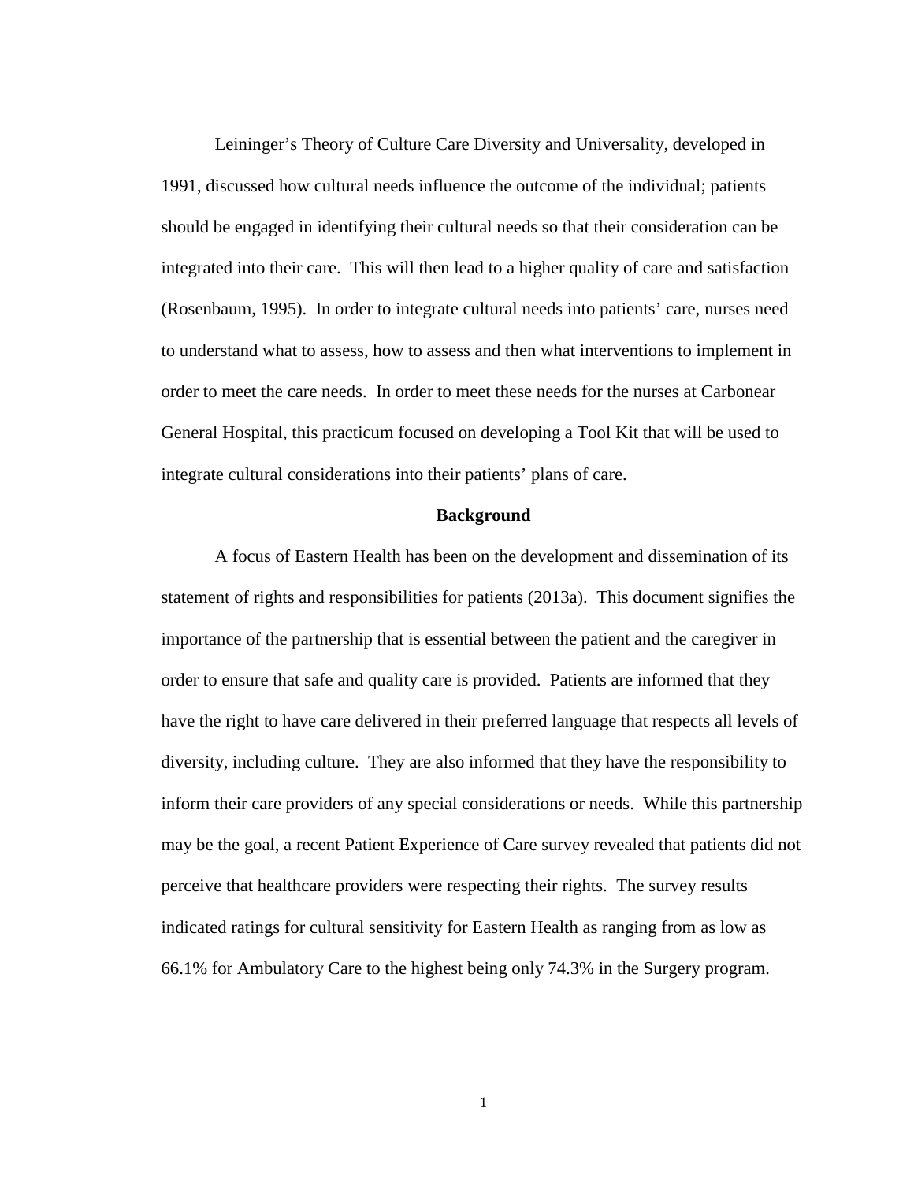Leininger's Theory of Culture Care Diversity and Universality, developed in 1991, discussed how cultural needs influence the outcome of the individual; patients should be engaged in identifying their cultural needs so that their consideration can be integrated into their care. This will then lead to a higher quality of care and satisfaction (Rosenbaum, 1995). In order to integrate cultural needs into patients' care, nurses need to understand what to assess, how to assess and then what interventions to implement in order to meet the care needs. In order to meet these needs for the nurses at Carbonear General Hospital, this practicum focused on developing a Tool Kit that will be used to integrate cultural considerations into their patients' plans of care.

## Background

A focus of Eastern Health has been on the development and dissemination of its statement of rights and responsibilities for patients (2013a). This document signifies the importance of the partnership that is essential between the patient and the caregiver in order to ensure that safe and quality care is provided. Patients are informed that they have the right to have care delivered in their preferred language that respects all levels of diversity, including culture. They are also informed that they have the responsibility to inform their care providers of any special considerations or needs. While this partnership may be the goal, a recent Patient Experience of Care survey revealed that patients did not perceive that healthcare providers were respecting their rights. The survey results indicated ratings for cultural sensitivity for Eastern Health as ranging from as low as 66.1% for Ambulatory Care to the highest being only 74.3% in the Surgery program.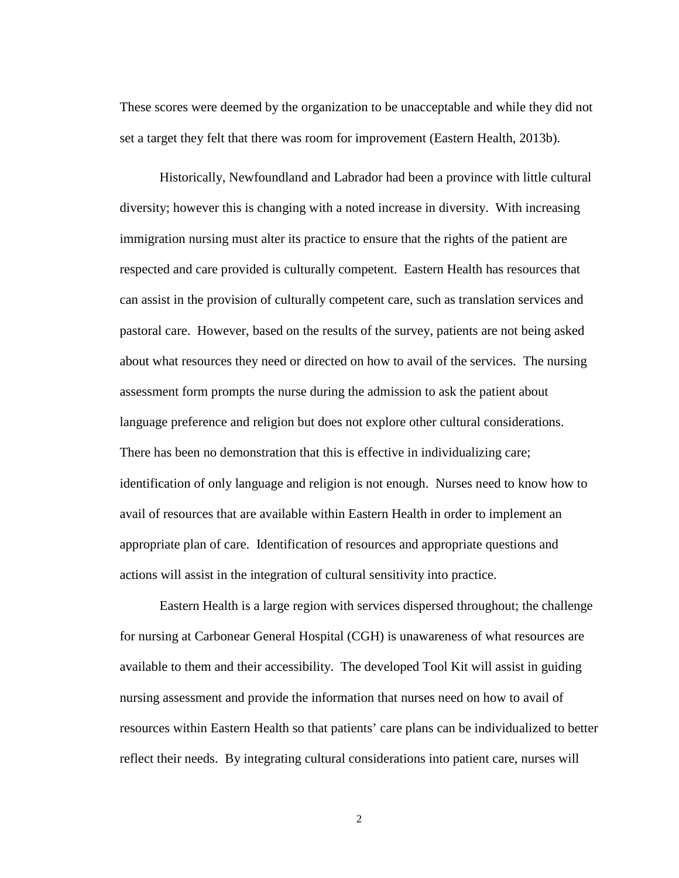These scores were deemed by the organization to be unacceptable and while they did not set a target they felt that there was room for improvement (Eastern Health, 2013b).

Historically, Newfoundland and Labrador had been a province with little cultural diversity; however this is changing with a noted increase in diversity. With increasing immigration nursing must alter its practice to ensure that the rights of the patient are respected and care provided is culturally competent. Eastern Health has resources that can assist in the provision of culturally competent care, such as translation services and pastoral care. However, based on the results of the survey, patients are not being asked about what resources they need or directed on how to avail of the services. The nursing assessment form prompts the nurse during the admission to ask the patient about language preference and religion but does not explore other cultural considerations. There has been no demonstration that this is effective in individualizing care; identification of only language and religion is not enough. Nurses need to know how to avail of resources that are available within Eastern Health in order to implement an appropriate plan of care. Identification of resources and appropriate questions and actions will assist in the integration of cultural sensitivity into practice.

Eastern Health is a large region with services dispersed throughout; the challenge for nursing at Carbonear General Hospital (CGH) is unawareness of what resources are available to them and their accessibility. The developed Tool Kit will assist in guiding nursing assessment and provide the information that nurses need on how to avail of resources within Eastern Health so that patients' care plans can be individualized to better reflect their needs. By integrating cultural considerations into patient care, nurses will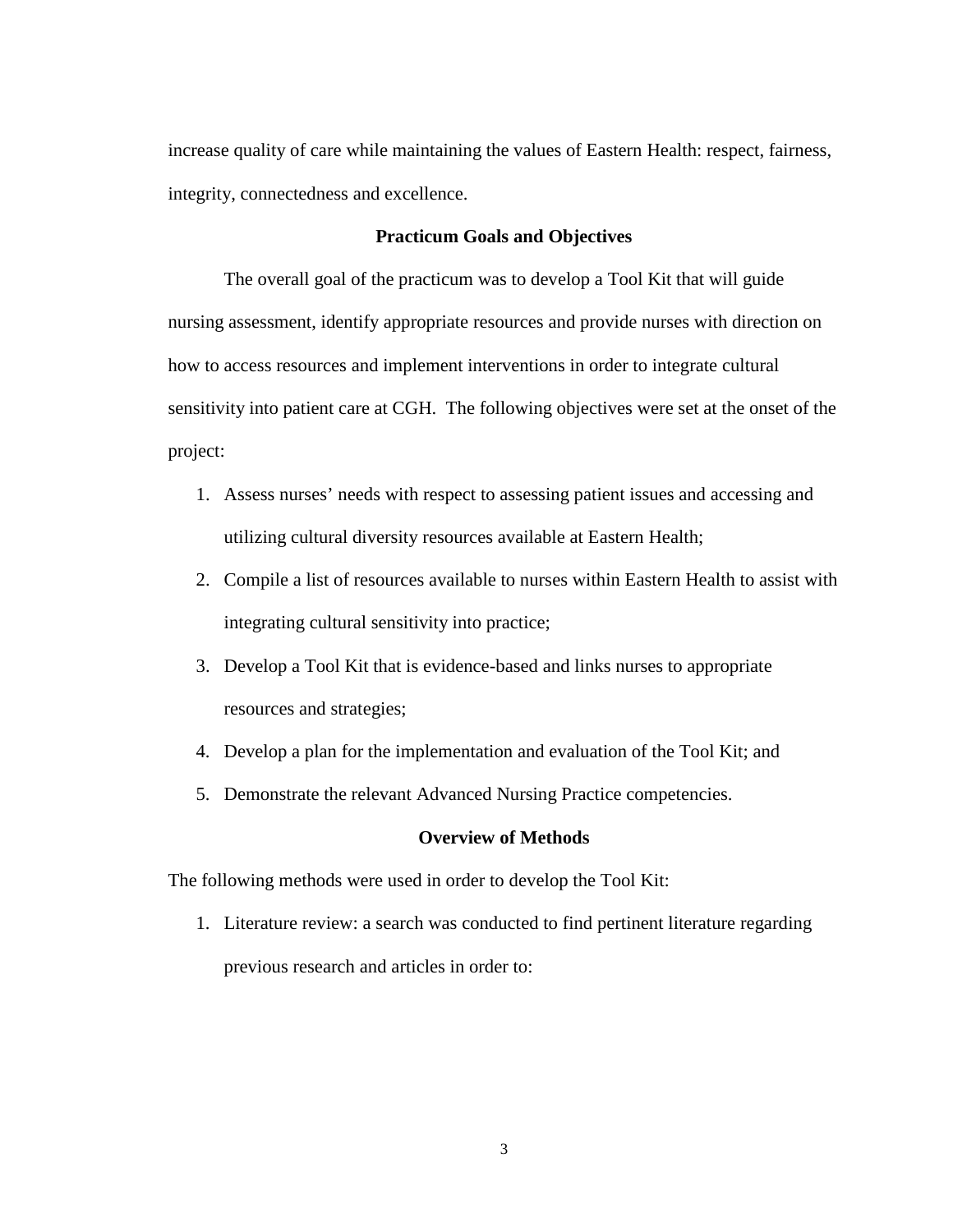increase quality of care while maintaining the values of Eastern Health: respect, fairness, integrity, connectedness and excellence.

## Practicum Goals and Objectives

The overall goal of the practicum was to develop a Tool Kit that will guide nursing assessment, identify appropriate resources and provide nurses with direction on how to access resources and implement interventions in order to integrate cultural sensitivity into patient care at CGH. The following objectives were set at the onset of the project:

1. Assess nurses' needs with respect to assessing patient issues and accessing and utilizing cultural diversity resources available at Eastern Health;
2. Compile a list of resources available to nurses within Eastern Health to assist with integrating cultural sensitivity into practice;
3. Develop a Tool Kit that is evidence-based and links nurses to appropriate resources and strategies;
4. Develop a plan for the implementation and evaluation of the Tool Kit; and
5. Demonstrate the relevant Advanced Nursing Practice competencies.

## Overview of Methods

The following methods were used in order to develop the Tool Kit:

1. Literature review: a search was conducted to find pertinent literature regarding previous research and articles in order to: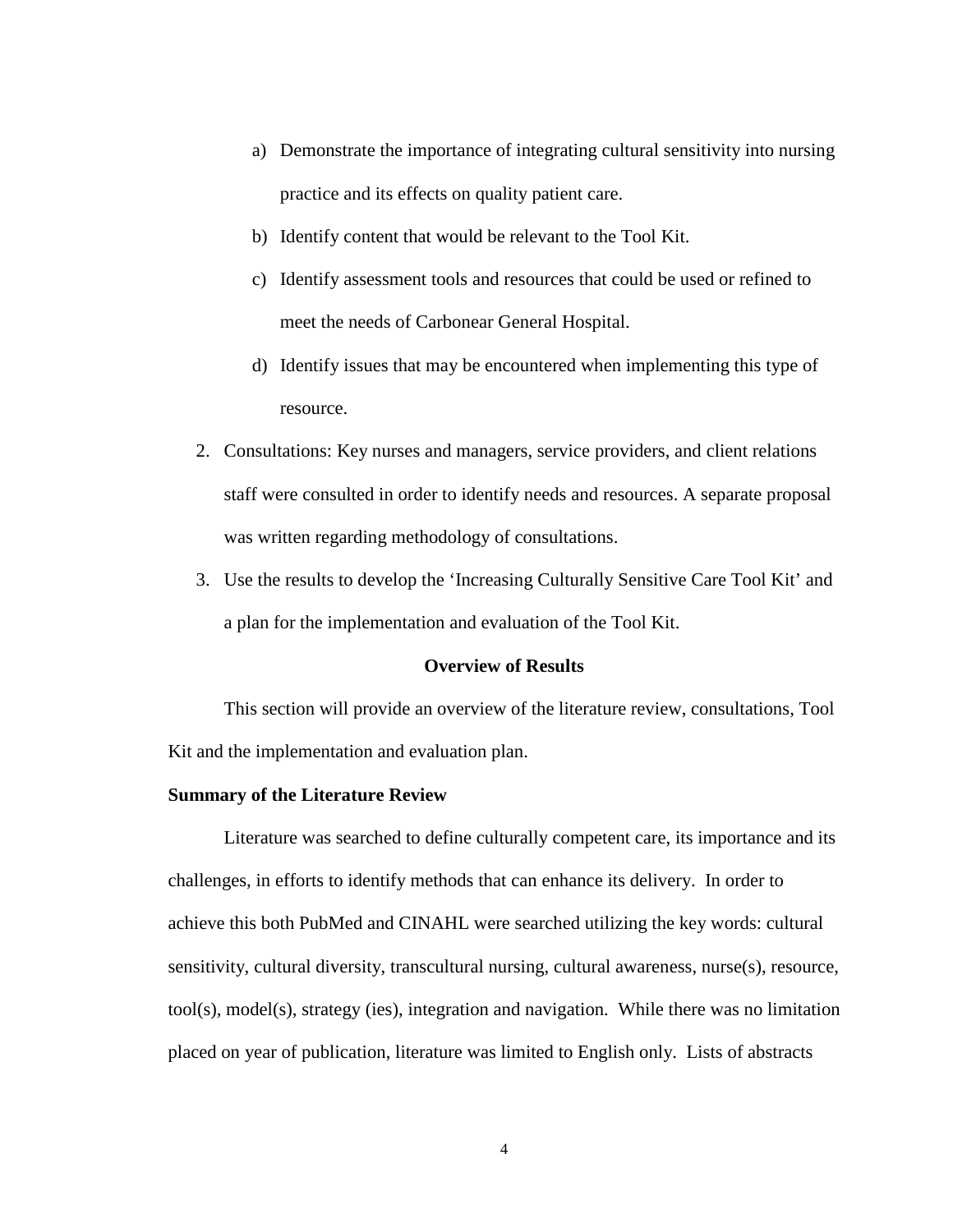a) Demonstrate the importance of integrating cultural sensitivity into nursing practice and its effects on quality patient care.
b) Identify content that would be relevant to the Tool Kit.
c) Identify assessment tools and resources that could be used or refined to meet the needs of Carbonear General Hospital.
d) Identify issues that may be encountered when implementing this type of resource.

2. Consultations: Key nurses and managers, service providers, and client relations staff were consulted in order to identify needs and resources. A separate proposal was written regarding methodology of consultations.
3. Use the results to develop the 'Increasing Culturally Sensitive Care Tool Kit' and a plan for the implementation and evaluation of the Tool Kit.

## Overview of Results

This section will provide an overview of the literature review, consultations, Tool Kit and the implementation and evaluation plan.

### Summary of the Literature Review

Literature was searched to define culturally competent care, its importance and its challenges, in efforts to identify methods that can enhance its delivery. In order to achieve this both PubMed and CINAHL were searched utilizing the key words: cultural sensitivity, cultural diversity, transcultural nursing, cultural awareness, nurse(s), resource, tool(s), model(s), strategy (ies), integration and navigation. While there was no limitation placed on year of publication, literature was limited to English only. Lists of abstracts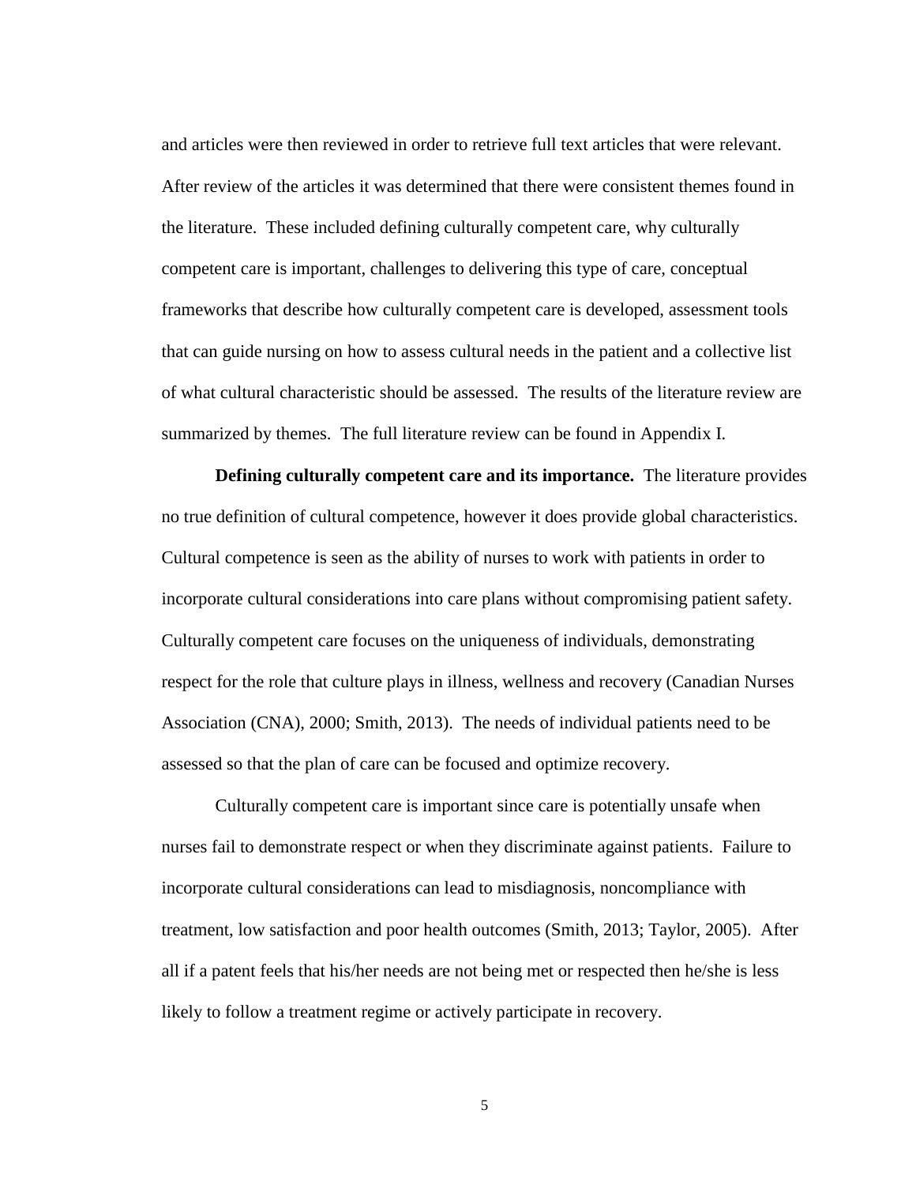and articles were then reviewed in order to retrieve full text articles that were relevant. After review of the articles it was determined that there were consistent themes found in the literature. These included defining culturally competent care, why culturally competent care is important, challenges to delivering this type of care, conceptual frameworks that describe how culturally competent care is developed, assessment tools that can guide nursing on how to assess cultural needs in the patient and a collective list of what cultural characteristic should be assessed. The results of the literature review are summarized by themes. The full literature review can be found in Appendix I.

**Defining culturally competent care and its importance.** The literature provides no true definition of cultural competence, however it does provide global characteristics. Cultural competence is seen as the ability of nurses to work with patients in order to incorporate cultural considerations into care plans without compromising patient safety. Culturally competent care focuses on the uniqueness of individuals, demonstrating respect for the role that culture plays in illness, wellness and recovery (Canadian Nurses Association (CNA), 2000; Smith, 2013). The needs of individual patients need to be assessed so that the plan of care can be focused and optimize recovery.

Culturally competent care is important since care is potentially unsafe when nurses fail to demonstrate respect or when they discriminate against patients. Failure to incorporate cultural considerations can lead to misdiagnosis, noncompliance with treatment, low satisfaction and poor health outcomes (Smith, 2013; Taylor, 2005). After all if a patent feels that his/her needs are not being met or respected then he/she is less likely to follow a treatment regime or actively participate in recovery.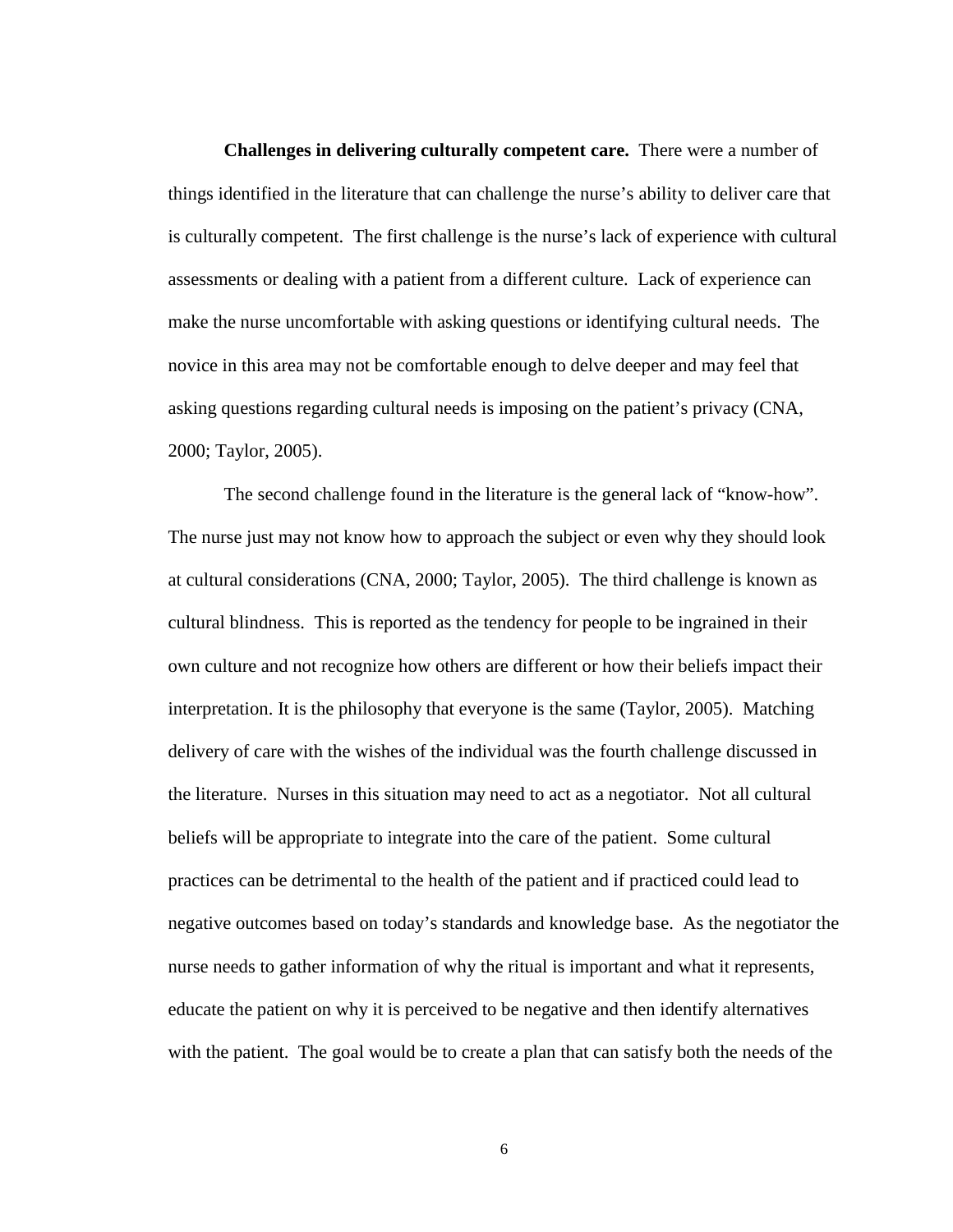**Challenges in delivering culturally competent care.** There were a number of things identified in the literature that can challenge the nurse's ability to deliver care that is culturally competent. The first challenge is the nurse's lack of experience with cultural assessments or dealing with a patient from a different culture. Lack of experience can make the nurse uncomfortable with asking questions or identifying cultural needs. The novice in this area may not be comfortable enough to delve deeper and may feel that asking questions regarding cultural needs is imposing on the patient's privacy (CNA, 2000; Taylor, 2005).

The second challenge found in the literature is the general lack of "know-how". The nurse just may not know how to approach the subject or even why they should look at cultural considerations (CNA, 2000; Taylor, 2005). The third challenge is known as cultural blindness. This is reported as the tendency for people to be ingrained in their own culture and not recognize how others are different or how their beliefs impact their interpretation. It is the philosophy that everyone is the same (Taylor, 2005). Matching delivery of care with the wishes of the individual was the fourth challenge discussed in the literature. Nurses in this situation may need to act as a negotiator. Not all cultural beliefs will be appropriate to integrate into the care of the patient. Some cultural practices can be detrimental to the health of the patient and if practiced could lead to negative outcomes based on today's standards and knowledge base. As the negotiator the nurse needs to gather information of why the ritual is important and what it represents, educate the patient on why it is perceived to be negative and then identify alternatives with the patient. The goal would be to create a plan that can satisfy both the needs of the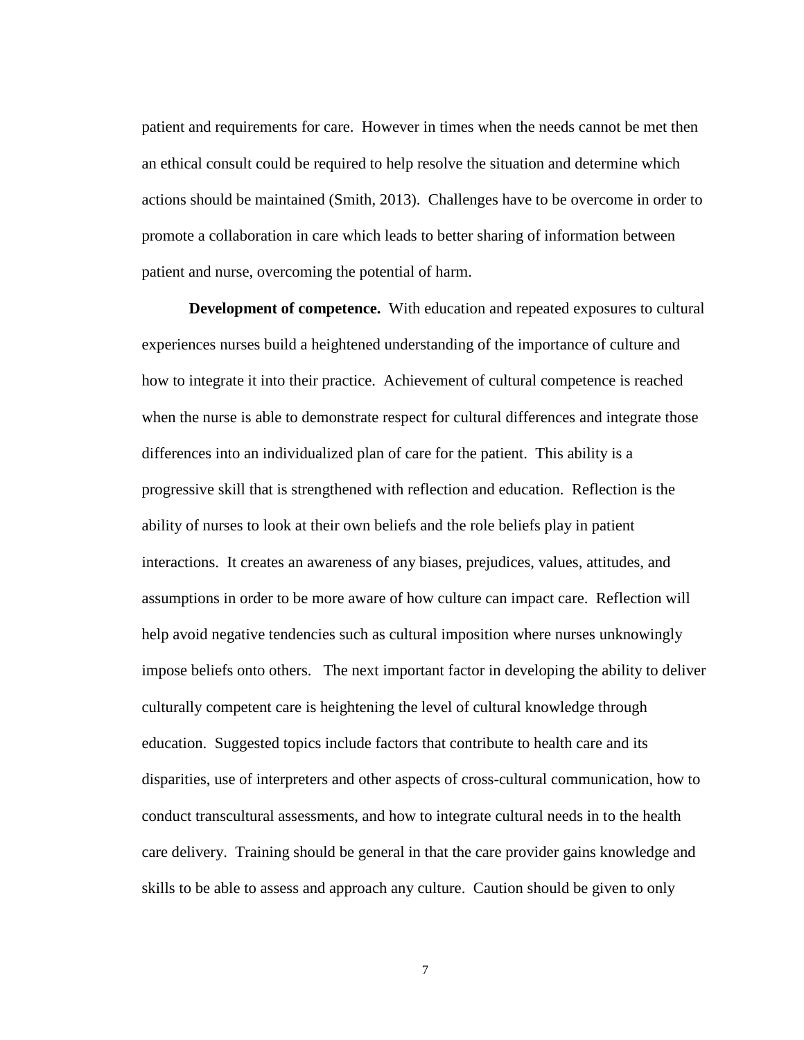patient and requirements for care. However in times when the needs cannot be met then an ethical consult could be required to help resolve the situation and determine which actions should be maintained (Smith, 2013). Challenges have to be overcome in order to promote a collaboration in care which leads to better sharing of information between patient and nurse, overcoming the potential of harm.

**Development of competence.** With education and repeated exposures to cultural experiences nurses build a heightened understanding of the importance of culture and how to integrate it into their practice. Achievement of cultural competence is reached when the nurse is able to demonstrate respect for cultural differences and integrate those differences into an individualized plan of care for the patient. This ability is a progressive skill that is strengthened with reflection and education. Reflection is the ability of nurses to look at their own beliefs and the role beliefs play in patient interactions. It creates an awareness of any biases, prejudices, values, attitudes, and assumptions in order to be more aware of how culture can impact care. Reflection will help avoid negative tendencies such as cultural imposition where nurses unknowingly impose beliefs onto others. The next important factor in developing the ability to deliver culturally competent care is heightening the level of cultural knowledge through education. Suggested topics include factors that contribute to health care and its disparities, use of interpreters and other aspects of cross-cultural communication, how to conduct transcultural assessments, and how to integrate cultural needs in to the health care delivery. Training should be general in that the care provider gains knowledge and skills to be able to assess and approach any culture. Caution should be given to only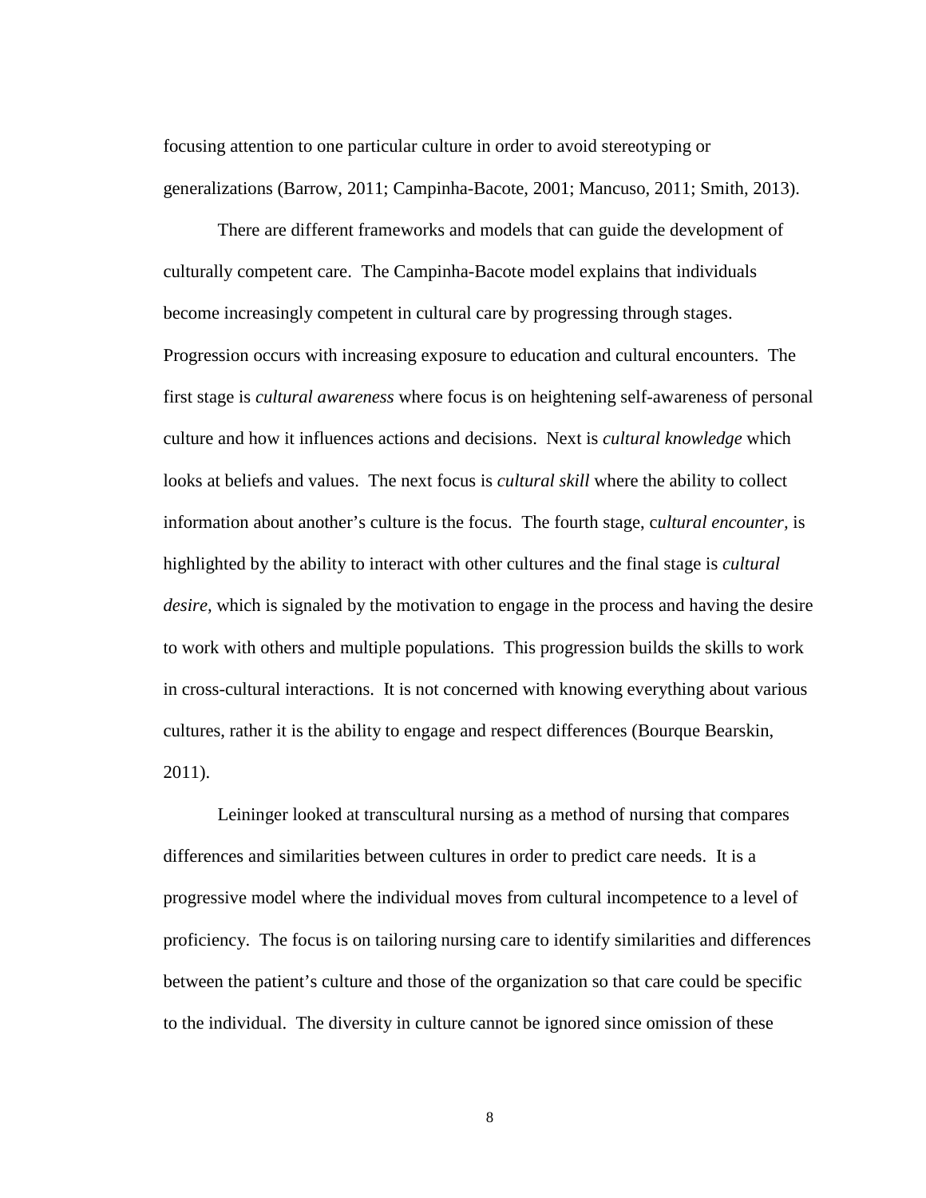focusing attention to one particular culture in order to avoid stereotyping or generalizations (Barrow, 2011; Campinha-Bacote, 2001; Mancuso, 2011; Smith, 2013).

There are different frameworks and models that can guide the development of culturally competent care. The Campinha-Bacote model explains that individuals become increasingly competent in cultural care by progressing through stages. Progression occurs with increasing exposure to education and cultural encounters. The first stage is *cultural awareness* where focus is on heightening self-awareness of personal culture and how it influences actions and decisions. Next is *cultural knowledge* which looks at beliefs and values. The next focus is *cultural skill* where the ability to collect information about another's culture is the focus. The fourth stage, c*ultural encounter*, is highlighted by the ability to interact with other cultures and the final stage is *cultural desire*, which is signaled by the motivation to engage in the process and having the desire to work with others and multiple populations. This progression builds the skills to work in cross-cultural interactions. It is not concerned with knowing everything about various cultures, rather it is the ability to engage and respect differences (Bourque Bearskin, 2011).

Leininger looked at transcultural nursing as a method of nursing that compares differences and similarities between cultures in order to predict care needs. It is a progressive model where the individual moves from cultural incompetence to a level of proficiency. The focus is on tailoring nursing care to identify similarities and differences between the patient's culture and those of the organization so that care could be specific to the individual. The diversity in culture cannot be ignored since omission of these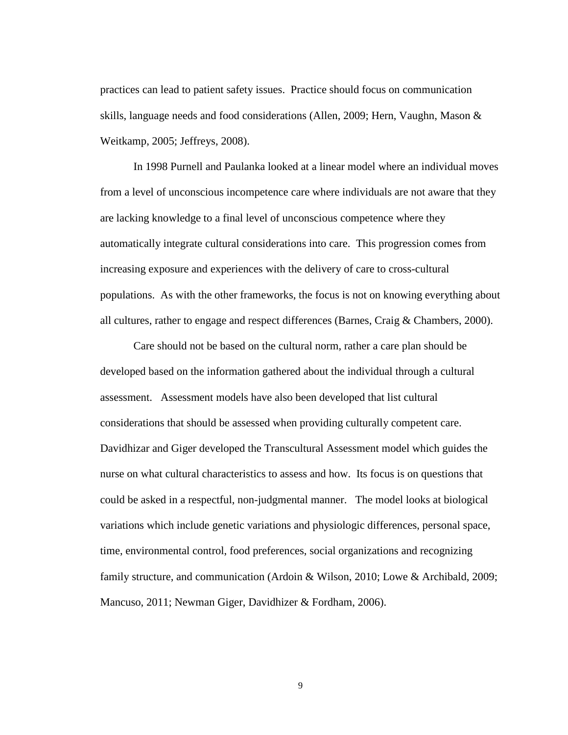practices can lead to patient safety issues. Practice should focus on communication skills, language needs and food considerations (Allen, 2009; Hern, Vaughn, Mason & Weitkamp, 2005; Jeffreys, 2008).

In 1998 Purnell and Paulanka looked at a linear model where an individual moves from a level of unconscious incompetence care where individuals are not aware that they are lacking knowledge to a final level of unconscious competence where they automatically integrate cultural considerations into care. This progression comes from increasing exposure and experiences with the delivery of care to cross-cultural populations. As with the other frameworks, the focus is not on knowing everything about all cultures, rather to engage and respect differences (Barnes, Craig & Chambers, 2000).

Care should not be based on the cultural norm, rather a care plan should be developed based on the information gathered about the individual through a cultural assessment. Assessment models have also been developed that list cultural considerations that should be assessed when providing culturally competent care. Davidhizar and Giger developed the Transcultural Assessment model which guides the nurse on what cultural characteristics to assess and how. Its focus is on questions that could be asked in a respectful, non-judgmental manner. The model looks at biological variations which include genetic variations and physiologic differences, personal space, time, environmental control, food preferences, social organizations and recognizing family structure, and communication (Ardoin & Wilson, 2010; Lowe & Archibald, 2009; Mancuso, 2011; Newman Giger, Davidhizer & Fordham, 2006).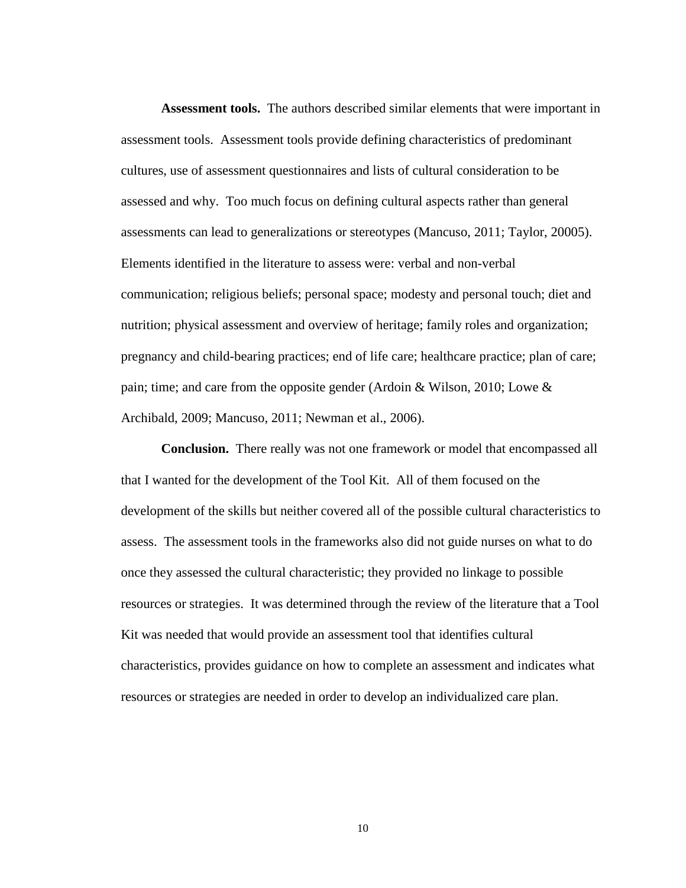**Assessment tools.** The authors described similar elements that were important in assessment tools. Assessment tools provide defining characteristics of predominant cultures, use of assessment questionnaires and lists of cultural consideration to be assessed and why. Too much focus on defining cultural aspects rather than general assessments can lead to generalizations or stereotypes (Mancuso, 2011; Taylor, 20005). Elements identified in the literature to assess were: verbal and non-verbal communication; religious beliefs; personal space; modesty and personal touch; diet and nutrition; physical assessment and overview of heritage; family roles and organization; pregnancy and child-bearing practices; end of life care; healthcare practice; plan of care; pain; time; and care from the opposite gender (Ardoin & Wilson, 2010; Lowe & Archibald, 2009; Mancuso, 2011; Newman et al., 2006).

**Conclusion.** There really was not one framework or model that encompassed all that I wanted for the development of the Tool Kit. All of them focused on the development of the skills but neither covered all of the possible cultural characteristics to assess. The assessment tools in the frameworks also did not guide nurses on what to do once they assessed the cultural characteristic; they provided no linkage to possible resources or strategies. It was determined through the review of the literature that a Tool Kit was needed that would provide an assessment tool that identifies cultural characteristics, provides guidance on how to complete an assessment and indicates what resources or strategies are needed in order to develop an individualized care plan.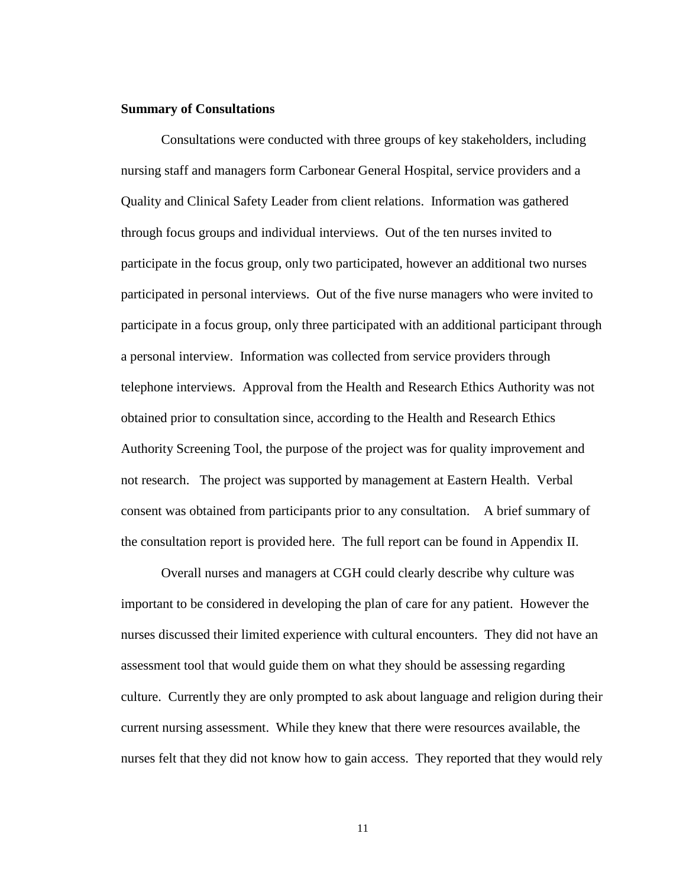**Summary of Consultations**

Consultations were conducted with three groups of key stakeholders, including nursing staff and managers form Carbonear General Hospital, service providers and a Quality and Clinical Safety Leader from client relations. Information was gathered through focus groups and individual interviews. Out of the ten nurses invited to participate in the focus group, only two participated, however an additional two nurses participated in personal interviews. Out of the five nurse managers who were invited to participate in a focus group, only three participated with an additional participant through a personal interview. Information was collected from service providers through telephone interviews. Approval from the Health and Research Ethics Authority was not obtained prior to consultation since, according to the Health and Research Ethics Authority Screening Tool, the purpose of the project was for quality improvement and not research. The project was supported by management at Eastern Health. Verbal consent was obtained from participants prior to any consultation. A brief summary of the consultation report is provided here. The full report can be found in Appendix II.

Overall nurses and managers at CGH could clearly describe why culture was important to be considered in developing the plan of care for any patient. However the nurses discussed their limited experience with cultural encounters. They did not have an assessment tool that would guide them on what they should be assessing regarding culture. Currently they are only prompted to ask about language and religion during their current nursing assessment. While they knew that there were resources available, the nurses felt that they did not know how to gain access. They reported that they would rely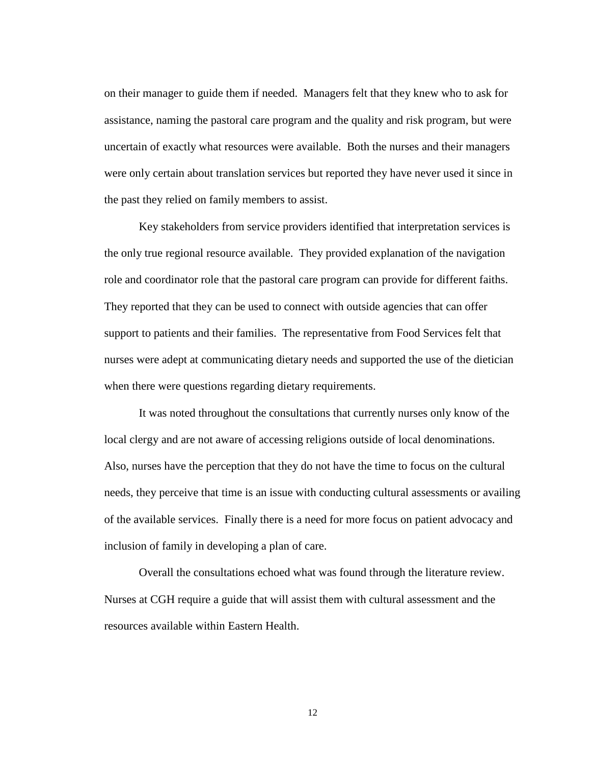on their manager to guide them if needed. Managers felt that they knew who to ask for assistance, naming the pastoral care program and the quality and risk program, but were uncertain of exactly what resources were available. Both the nurses and their managers were only certain about translation services but reported they have never used it since in the past they relied on family members to assist.

Key stakeholders from service providers identified that interpretation services is the only true regional resource available. They provided explanation of the navigation role and coordinator role that the pastoral care program can provide for different faiths. They reported that they can be used to connect with outside agencies that can offer support to patients and their families. The representative from Food Services felt that nurses were adept at communicating dietary needs and supported the use of the dietician when there were questions regarding dietary requirements.

It was noted throughout the consultations that currently nurses only know of the local clergy and are not aware of accessing religions outside of local denominations. Also, nurses have the perception that they do not have the time to focus on the cultural needs, they perceive that time is an issue with conducting cultural assessments or availing of the available services. Finally there is a need for more focus on patient advocacy and inclusion of family in developing a plan of care.

Overall the consultations echoed what was found through the literature review. Nurses at CGH require a guide that will assist them with cultural assessment and the resources available within Eastern Health.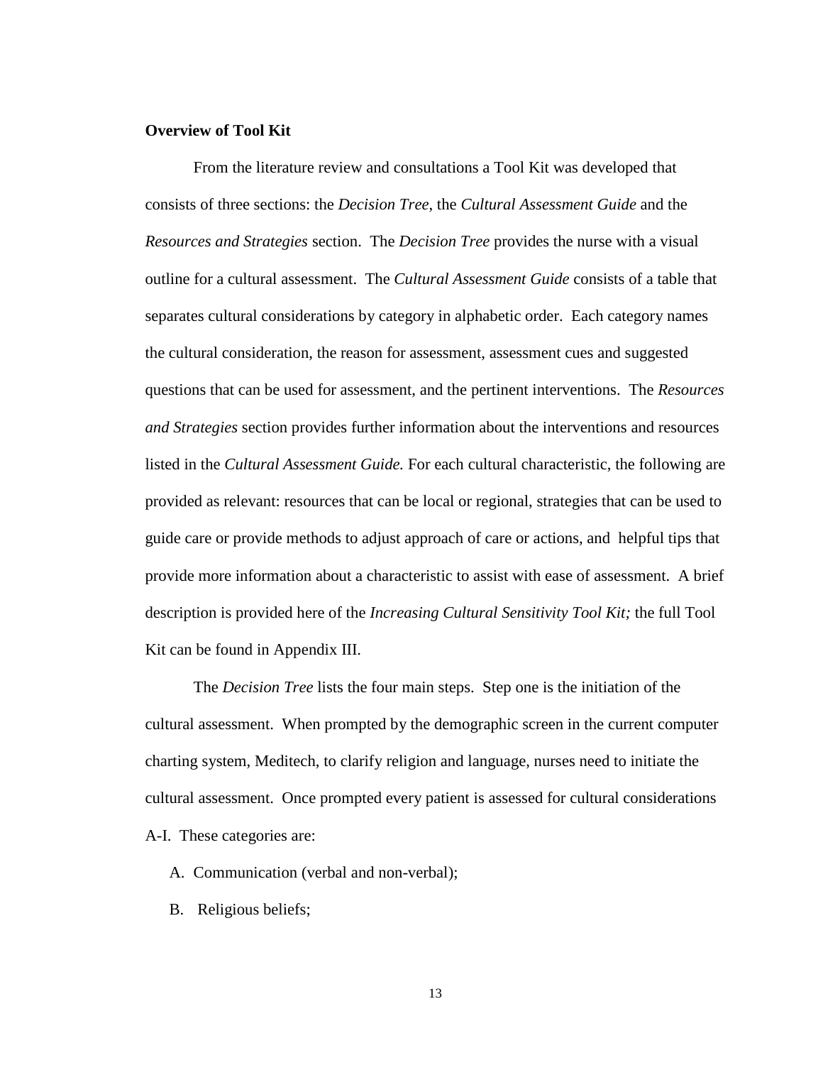**Overview of Tool Kit**

From the literature review and consultations a Tool Kit was developed that consists of three sections: the *Decision Tree*, the *Cultural Assessment Guide* and the *Resources and Strategies* section. The *Decision Tree* provides the nurse with a visual outline for a cultural assessment. The *Cultural Assessment Guide* consists of a table that separates cultural considerations by category in alphabetic order. Each category names the cultural consideration, the reason for assessment, assessment cues and suggested questions that can be used for assessment, and the pertinent interventions. The *Resources and Strategies* section provides further information about the interventions and resources listed in the *Cultural Assessment Guide.* For each cultural characteristic, the following are provided as relevant: resources that can be local or regional, strategies that can be used to guide care or provide methods to adjust approach of care or actions, and helpful tips that provide more information about a characteristic to assist with ease of assessment. A brief description is provided here of the *Increasing Cultural Sensitivity Tool Kit;* the full Tool Kit can be found in Appendix III.

The *Decision Tree* lists the four main steps. Step one is the initiation of the cultural assessment. When prompted by the demographic screen in the current computer charting system, Meditech, to clarify religion and language, nurses need to initiate the cultural assessment. Once prompted every patient is assessed for cultural considerations A-I. These categories are:

A. Communication (verbal and non-verbal);

B. Religious beliefs;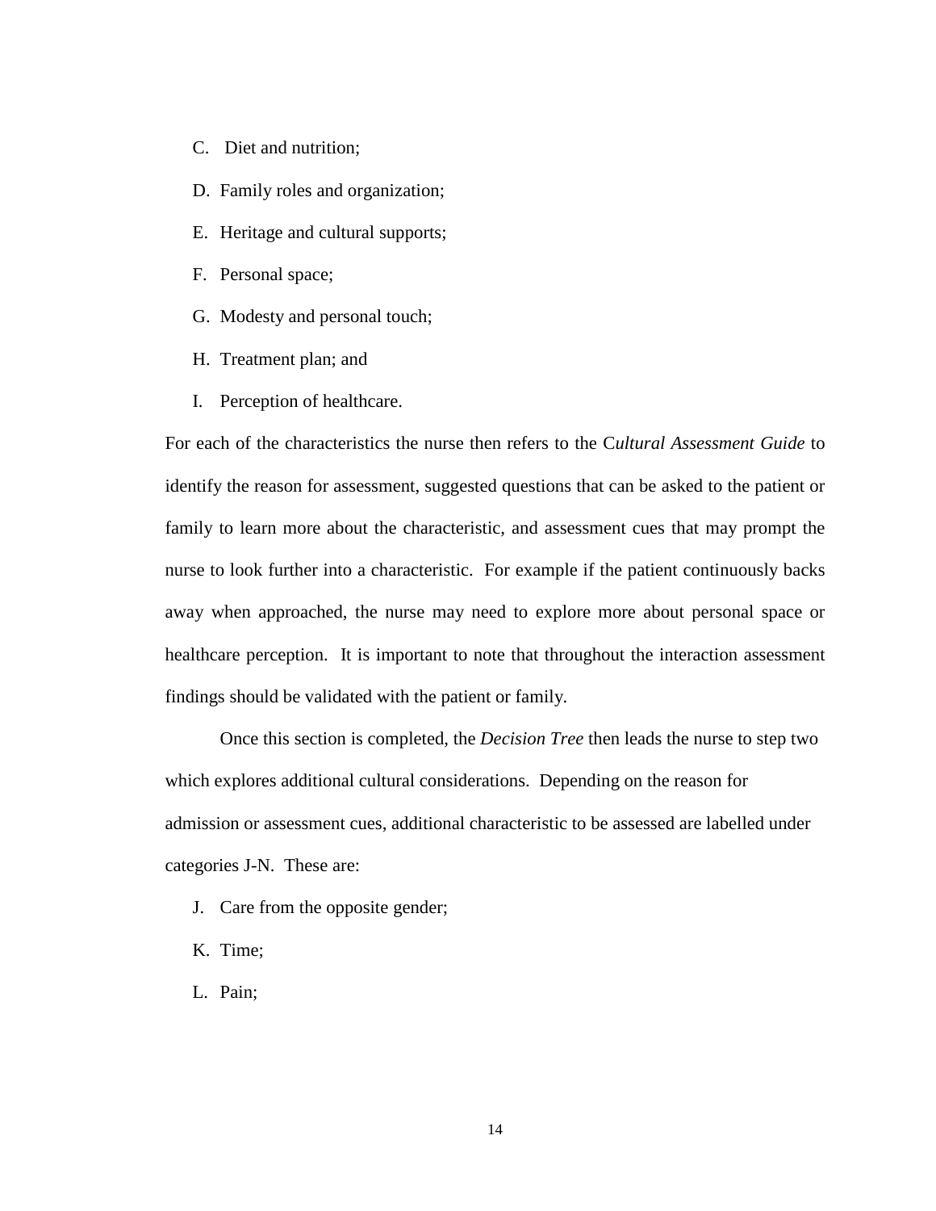C. Diet and nutrition;

D. Family roles and organization;

E. Heritage and cultural supports;

F. Personal space;

G. Modesty and personal touch;

H. Treatment plan; and

I. Perception of healthcare.

For each of the characteristics the nurse then refers to the C*ultural Assessment Guide* to identify the reason for assessment, suggested questions that can be asked to the patient or family to learn more about the characteristic, and assessment cues that may prompt the nurse to look further into a characteristic. For example if the patient continuously backs away when approached, the nurse may need to explore more about personal space or healthcare perception. It is important to note that throughout the interaction assessment findings should be validated with the patient or family.

Once this section is completed, the *Decision Tree* then leads the nurse to step two which explores additional cultural considerations. Depending on the reason for admission or assessment cues, additional characteristic to be assessed are labelled under categories J-N. These are:

J. Care from the opposite gender;

K. Time;

L. Pain;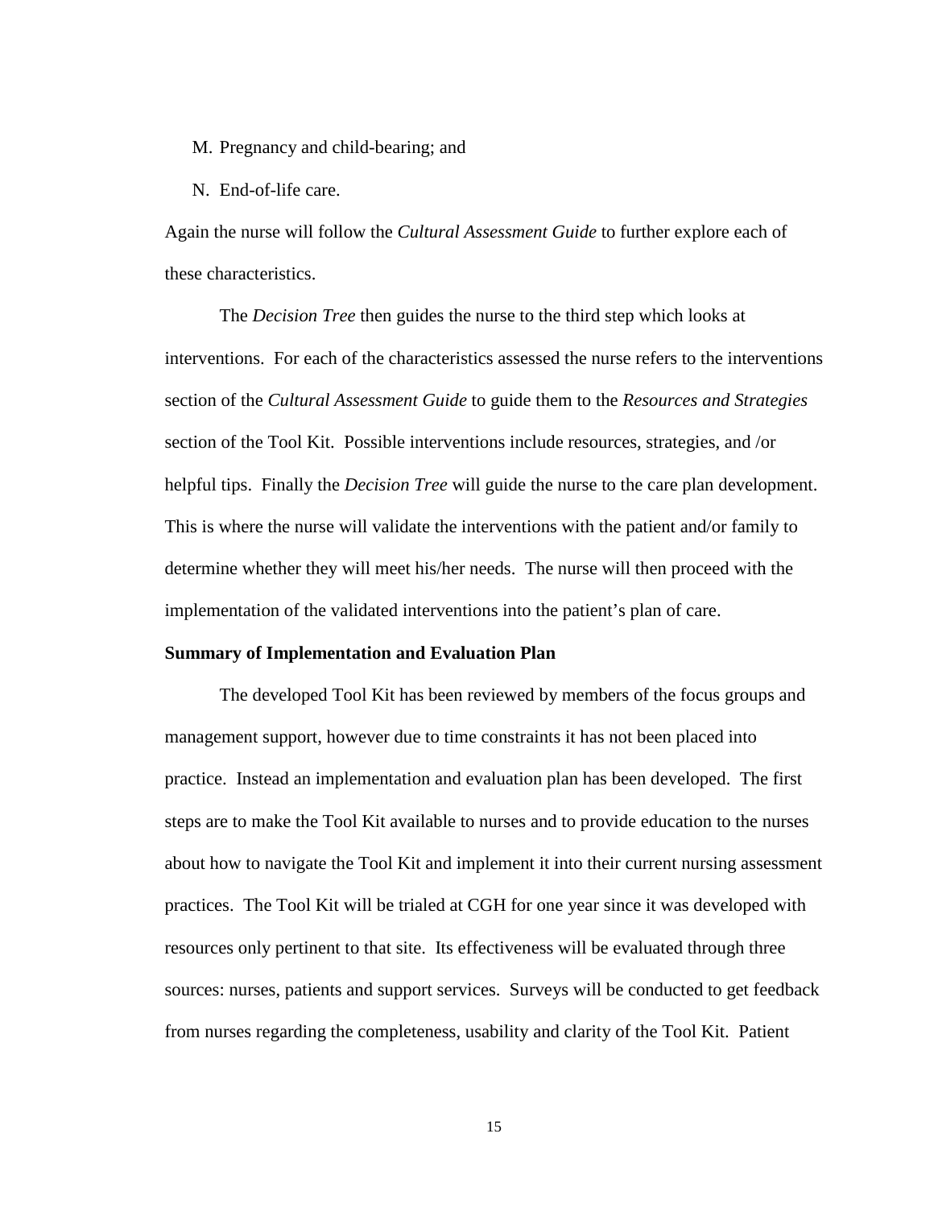M. Pregnancy and child-bearing; and

N. End-of-life care.

Again the nurse will follow the *Cultural Assessment Guide* to further explore each of these characteristics.

The *Decision Tree* then guides the nurse to the third step which looks at interventions. For each of the characteristics assessed the nurse refers to the interventions section of the *Cultural Assessment Guide* to guide them to the *Resources and Strategies* section of the Tool Kit. Possible interventions include resources, strategies, and /or helpful tips. Finally the *Decision Tree* will guide the nurse to the care plan development. This is where the nurse will validate the interventions with the patient and/or family to determine whether they will meet his/her needs. The nurse will then proceed with the implementation of the validated interventions into the patient's plan of care.

**Summary of Implementation and Evaluation Plan**

The developed Tool Kit has been reviewed by members of the focus groups and management support, however due to time constraints it has not been placed into practice. Instead an implementation and evaluation plan has been developed. The first steps are to make the Tool Kit available to nurses and to provide education to the nurses about how to navigate the Tool Kit and implement it into their current nursing assessment practices. The Tool Kit will be trialed at CGH for one year since it was developed with resources only pertinent to that site. Its effectiveness will be evaluated through three sources: nurses, patients and support services. Surveys will be conducted to get feedback from nurses regarding the completeness, usability and clarity of the Tool Kit. Patient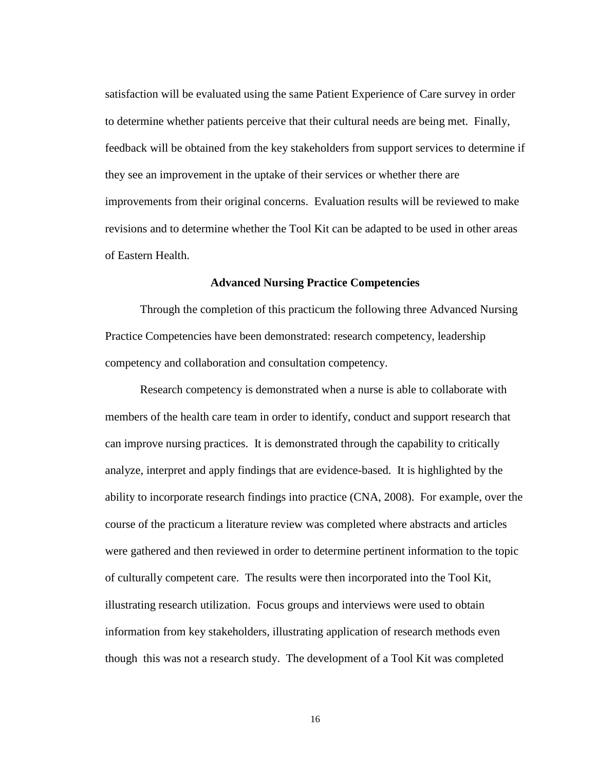satisfaction will be evaluated using the same Patient Experience of Care survey in order to determine whether patients perceive that their cultural needs are being met. Finally, feedback will be obtained from the key stakeholders from support services to determine if they see an improvement in the uptake of their services or whether there are improvements from their original concerns. Evaluation results will be reviewed to make revisions and to determine whether the Tool Kit can be adapted to be used in other areas of Eastern Health.

## Advanced Nursing Practice Competencies

Through the completion of this practicum the following three Advanced Nursing Practice Competencies have been demonstrated: research competency, leadership competency and collaboration and consultation competency.

Research competency is demonstrated when a nurse is able to collaborate with members of the health care team in order to identify, conduct and support research that can improve nursing practices. It is demonstrated through the capability to critically analyze, interpret and apply findings that are evidence-based. It is highlighted by the ability to incorporate research findings into practice (CNA, 2008). For example, over the course of the practicum a literature review was completed where abstracts and articles were gathered and then reviewed in order to determine pertinent information to the topic of culturally competent care. The results were then incorporated into the Tool Kit, illustrating research utilization. Focus groups and interviews were used to obtain information from key stakeholders, illustrating application of research methods even though this was not a research study. The development of a Tool Kit was completed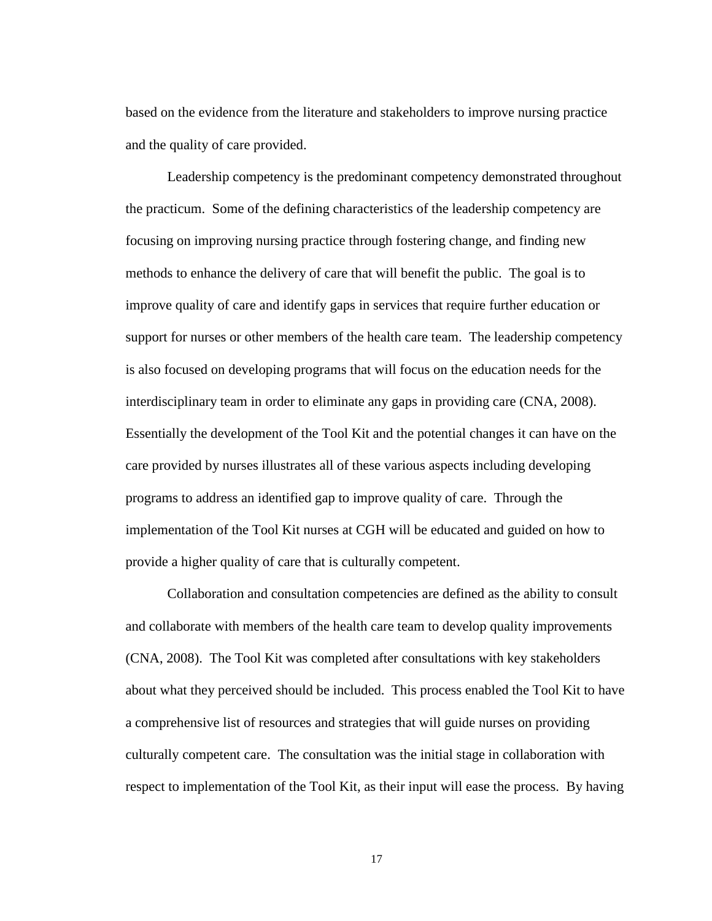based on the evidence from the literature and stakeholders to improve nursing practice and the quality of care provided.

Leadership competency is the predominant competency demonstrated throughout the practicum. Some of the defining characteristics of the leadership competency are focusing on improving nursing practice through fostering change, and finding new methods to enhance the delivery of care that will benefit the public. The goal is to improve quality of care and identify gaps in services that require further education or support for nurses or other members of the health care team. The leadership competency is also focused on developing programs that will focus on the education needs for the interdisciplinary team in order to eliminate any gaps in providing care (CNA, 2008). Essentially the development of the Tool Kit and the potential changes it can have on the care provided by nurses illustrates all of these various aspects including developing programs to address an identified gap to improve quality of care. Through the implementation of the Tool Kit nurses at CGH will be educated and guided on how to provide a higher quality of care that is culturally competent.

Collaboration and consultation competencies are defined as the ability to consult and collaborate with members of the health care team to develop quality improvements (CNA, 2008). The Tool Kit was completed after consultations with key stakeholders about what they perceived should be included. This process enabled the Tool Kit to have a comprehensive list of resources and strategies that will guide nurses on providing culturally competent care. The consultation was the initial stage in collaboration with respect to implementation of the Tool Kit, as their input will ease the process. By having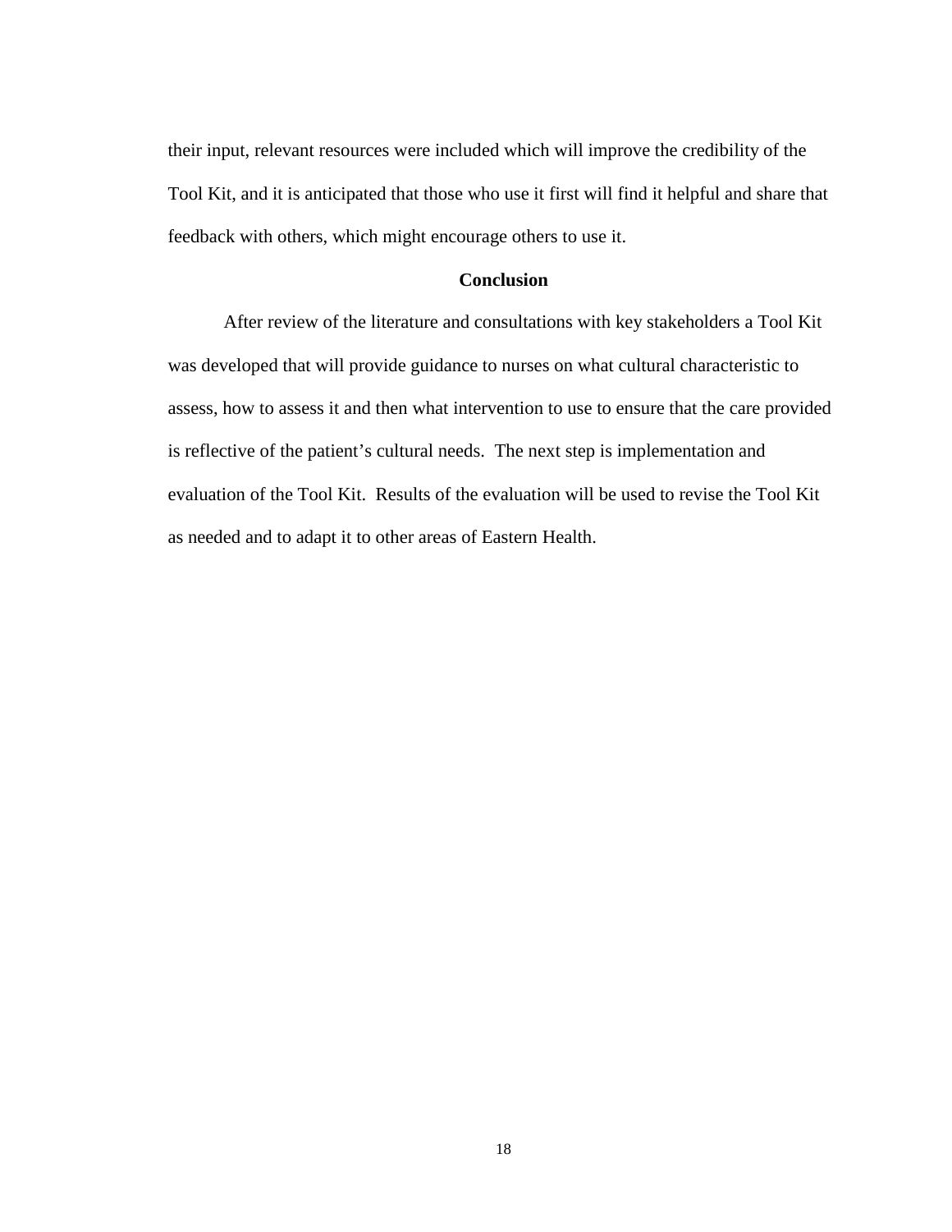their input, relevant resources were included which will improve the credibility of the Tool Kit, and it is anticipated that those who use it first will find it helpful and share that feedback with others, which might encourage others to use it.

## Conclusion

After review of the literature and consultations with key stakeholders a Tool Kit was developed that will provide guidance to nurses on what cultural characteristic to assess, how to assess it and then what intervention to use to ensure that the care provided is reflective of the patient's cultural needs. The next step is implementation and evaluation of the Tool Kit. Results of the evaluation will be used to revise the Tool Kit as needed and to adapt it to other areas of Eastern Health.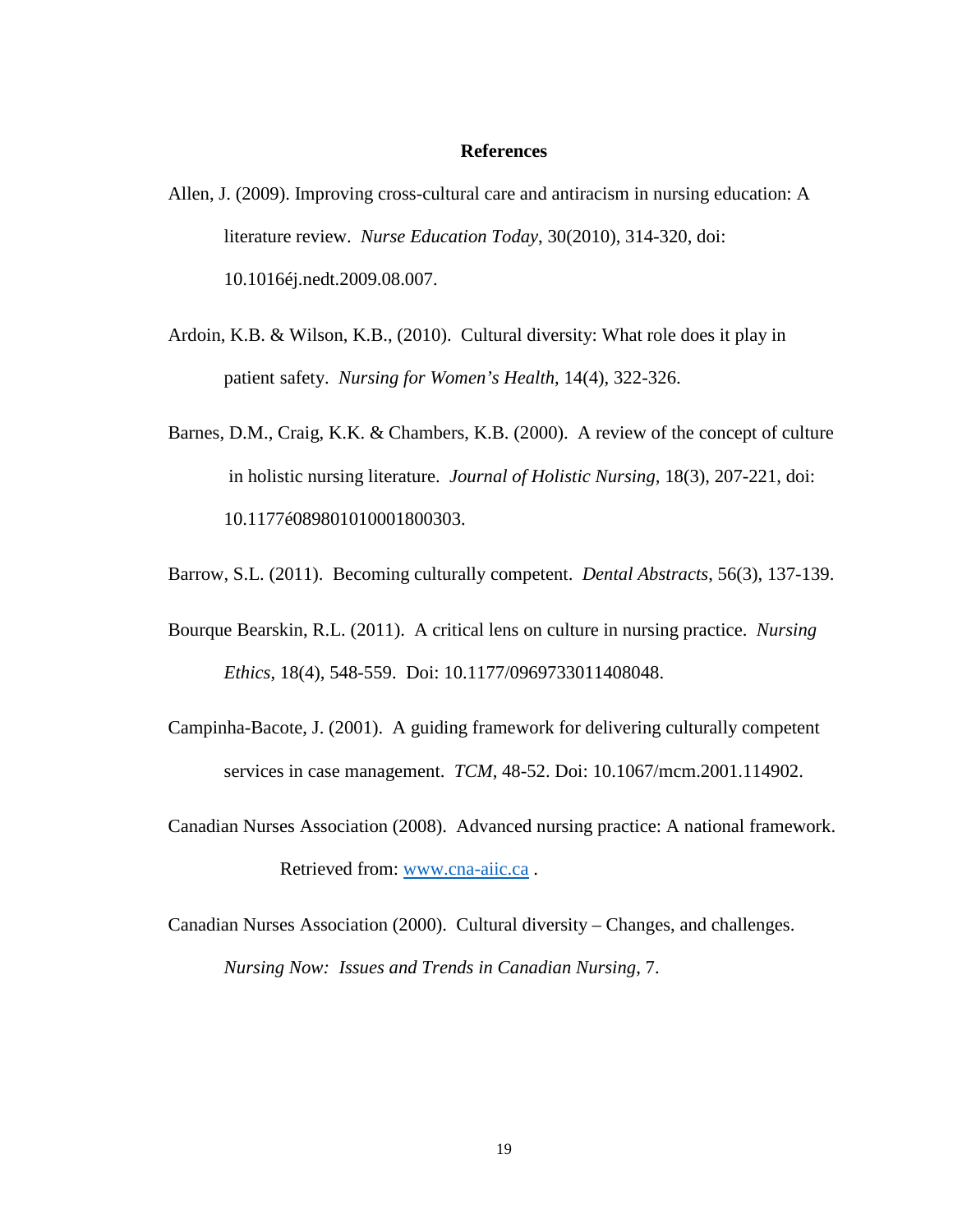# References

Allen, J. (2009). Improving cross-cultural care and antiracism in nursing education: A literature review. *Nurse Education Today,* 30(2010), 314-320, doi: 10.1016éj.nedt.2009.08.007.

Ardoin, K.B. & Wilson, K.B., (2010). Cultural diversity: What role does it play in patient safety. *Nursing for Women's Health*, 14(4), 322-326.

Barnes, D.M., Craig, K.K. & Chambers, K.B. (2000). A review of the concept of culture in holistic nursing literature. *Journal of Holistic Nursing*, 18(3), 207-221, doi: 10.1177é089801010001800303.

Barrow, S.L. (2011). Becoming culturally competent. *Dental Abstracts*, 56(3), 137-139.

Bourque Bearskin, R.L. (2011). A critical lens on culture in nursing practice. *Nursing Ethics*, 18(4), 548-559. Doi: 10.1177/0969733011408048.

Campinha-Bacote, J. (2001). A guiding framework for delivering culturally competent services in case management. *TCM*, 48-52. Doi: 10.1067/mcm.2001.114902.

Canadian Nurses Association (2008). Advanced nursing practice: A national framework. Retrieved from: [www.cna-aiic.ca](http://www.cna-aiic.ca) .

Canadian Nurses Association (2000). Cultural diversity – Changes, and challenges. *Nursing Now: Issues and Trends in Canadian Nursing*, 7.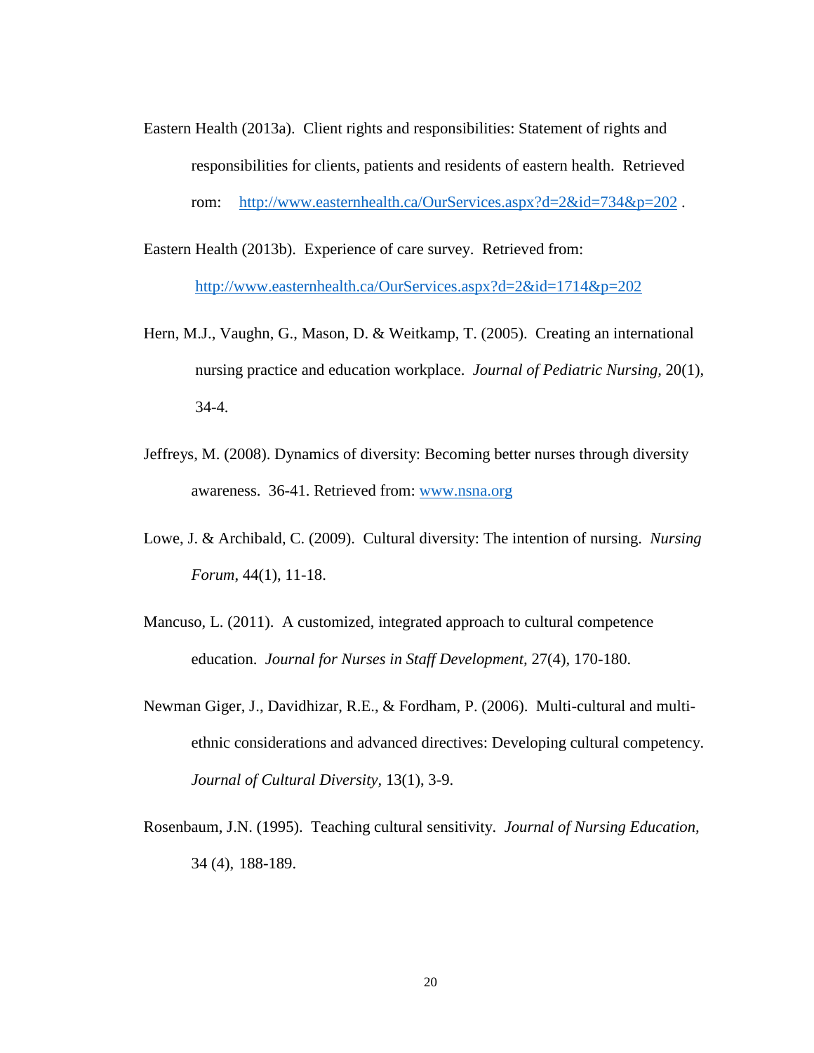Eastern Health (2013a). Client rights and responsibilities: Statement of rights and responsibilities for clients, patients and residents of eastern health. Retrieved rom: http://www.easternhealth.ca/OurServices.aspx?d=2&id=734&p=202 .

Eastern Health (2013b). Experience of care survey. Retrieved from: http://www.easternhealth.ca/OurServices.aspx?d=2&id=1714&p=202

Hern, M.J., Vaughn, G., Mason, D. & Weitkamp, T. (2005). Creating an international nursing practice and education workplace. *Journal of Pediatric Nursing*, 20(1), 34-4.

Jeffreys, M. (2008). Dynamics of diversity: Becoming better nurses through diversity awareness. 36-41. Retrieved from: www.nsna.org

Lowe, J. & Archibald, C. (2009). Cultural diversity: The intention of nursing. *Nursing Forum*, 44(1), 11-18.

Mancuso, L. (2011). A customized, integrated approach to cultural competence education. *Journal for Nurses in Staff Development*, 27(4), 170-180.

Newman Giger, J., Davidhizar, R.E., & Fordham, P. (2006). Multi-cultural and multi-ethnic considerations and advanced directives: Developing cultural competency. *Journal of Cultural Diversity*, 13(1), 3-9.

Rosenbaum, J.N. (1995). Teaching cultural sensitivity. *Journal of Nursing Education*, 34 (4), 188-189.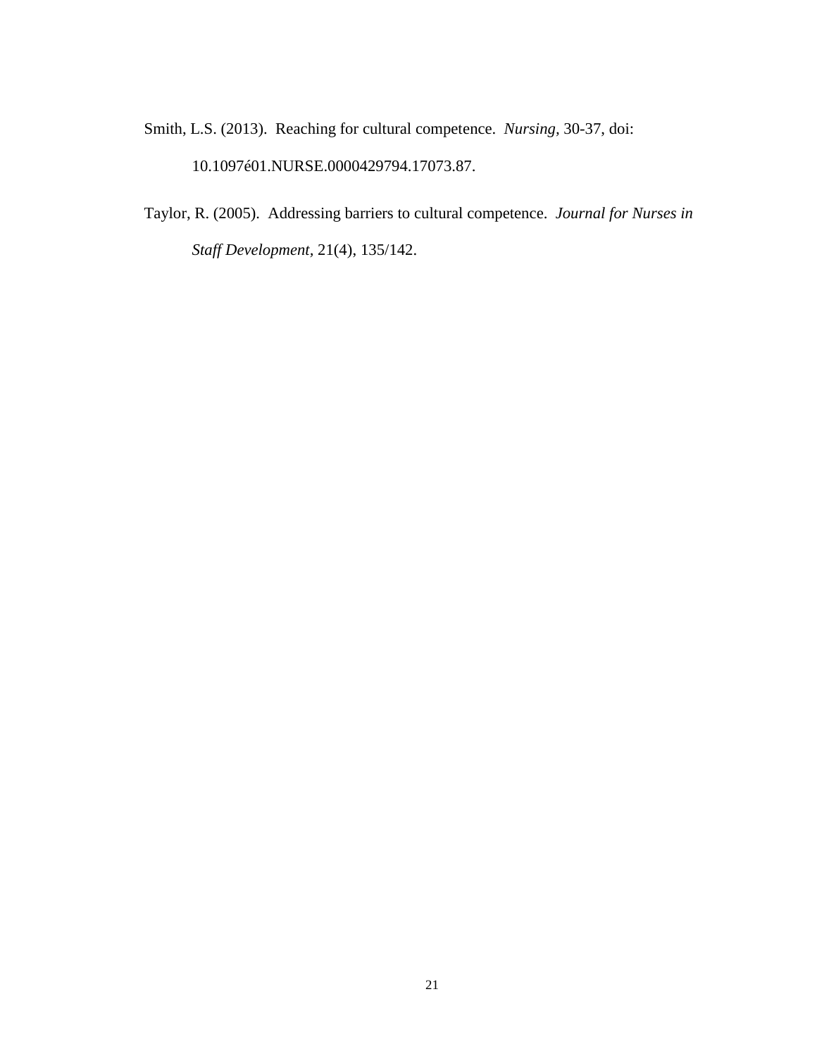Smith, L.S. (2013). Reaching for cultural competence. *Nursing*, 30-37, doi: 10.1097é01.NURSE.0000429794.17073.87.

Taylor, R. (2005). Addressing barriers to cultural competence. *Journal for Nurses in Staff Development*, 21(4), 135/142.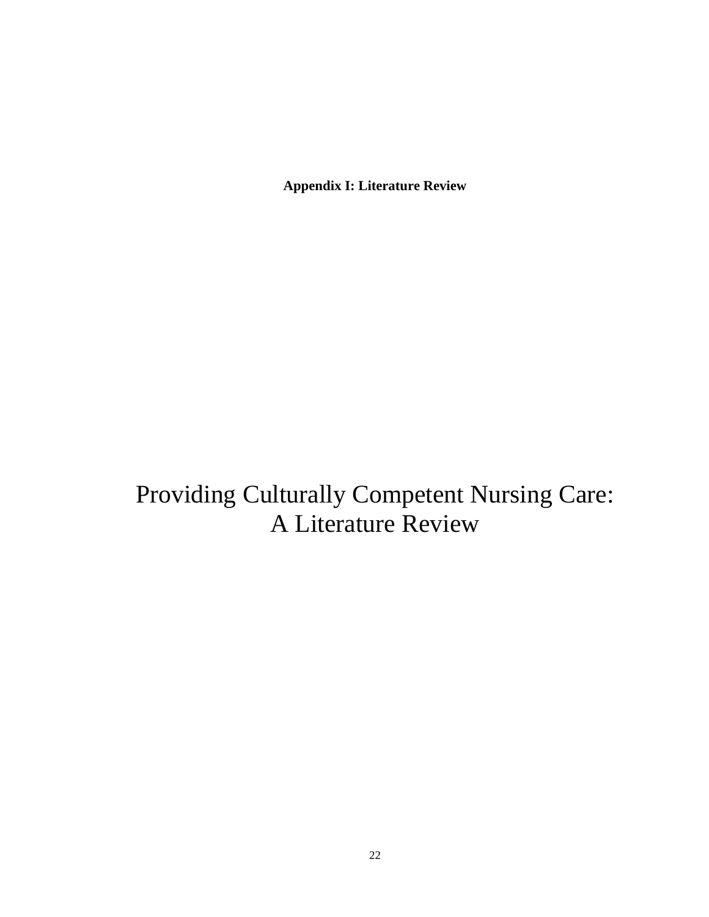**Appendix I: Literature Review**

# Providing Culturally Competent Nursing Care: A Literature Review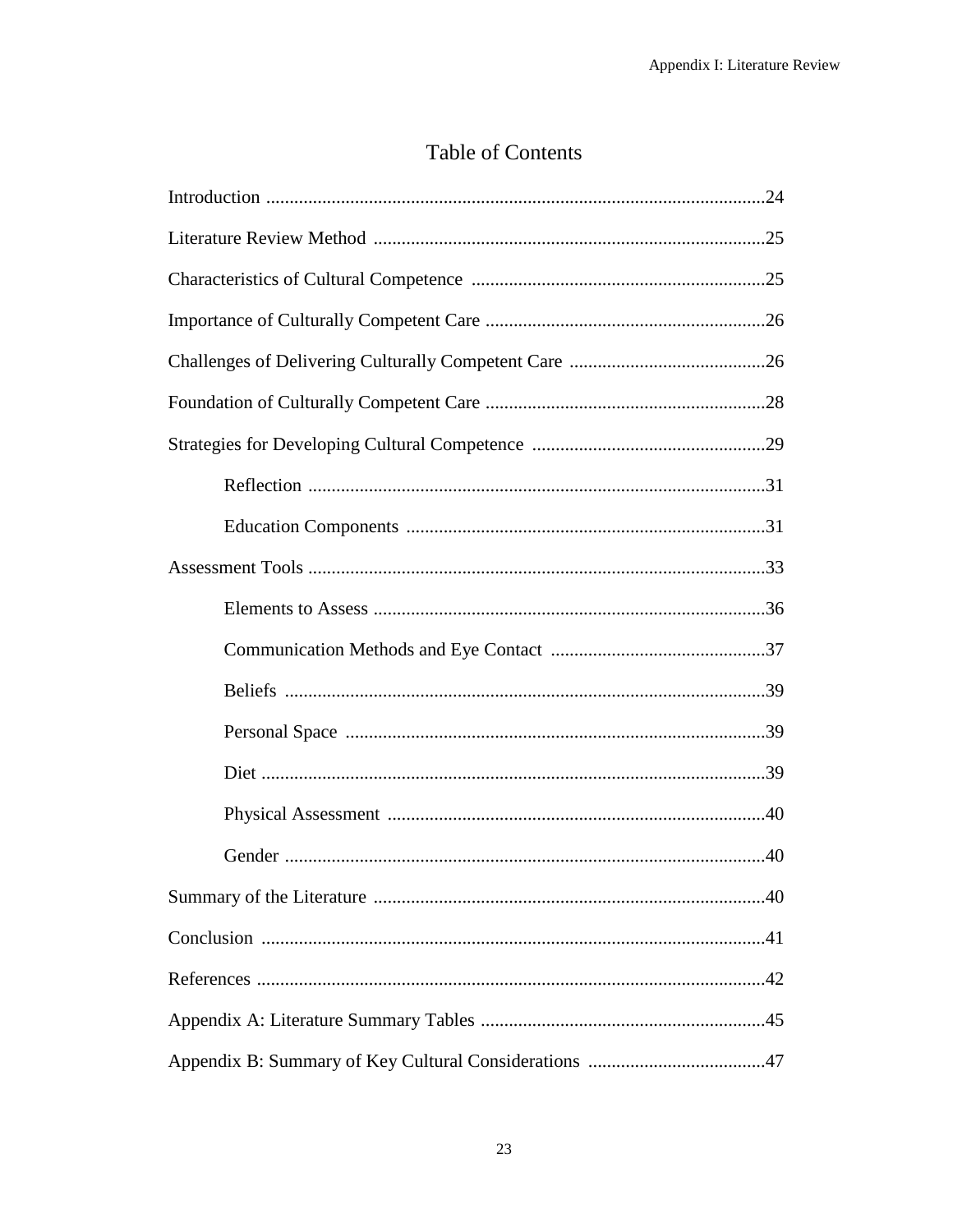# Table of Contents

Introduction ..........................................................................................................24

Literature Review Method ...................................................................................25

Characteristics of Cultural Competence ..............................................................25

Importance of Culturally Competent Care ...........................................................26

Challenges of Delivering Culturally Competent Care .........................................26

Foundation of Culturally Competent Care ...........................................................28

Strategies for Developing Cultural Competence .................................................29

- Reflection .................................................................................................31
- Education Components ............................................................................31

Assessment Tools .................................................................................................33

- Elements to Assess ...................................................................................36
- Communication Methods and Eye Contact .............................................37
- Beliefs ......................................................................................................39
- Personal Space .........................................................................................39
- Diet ...........................................................................................................39
- Physical Assessment ................................................................................40
- Gender ......................................................................................................40

Summary of the Literature ...................................................................................40

Conclusion ...........................................................................................................41

References ............................................................................................................42

Appendix A: Literature Summary Tables ............................................................45

Appendix B: Summary of Key Cultural Considerations .....................................47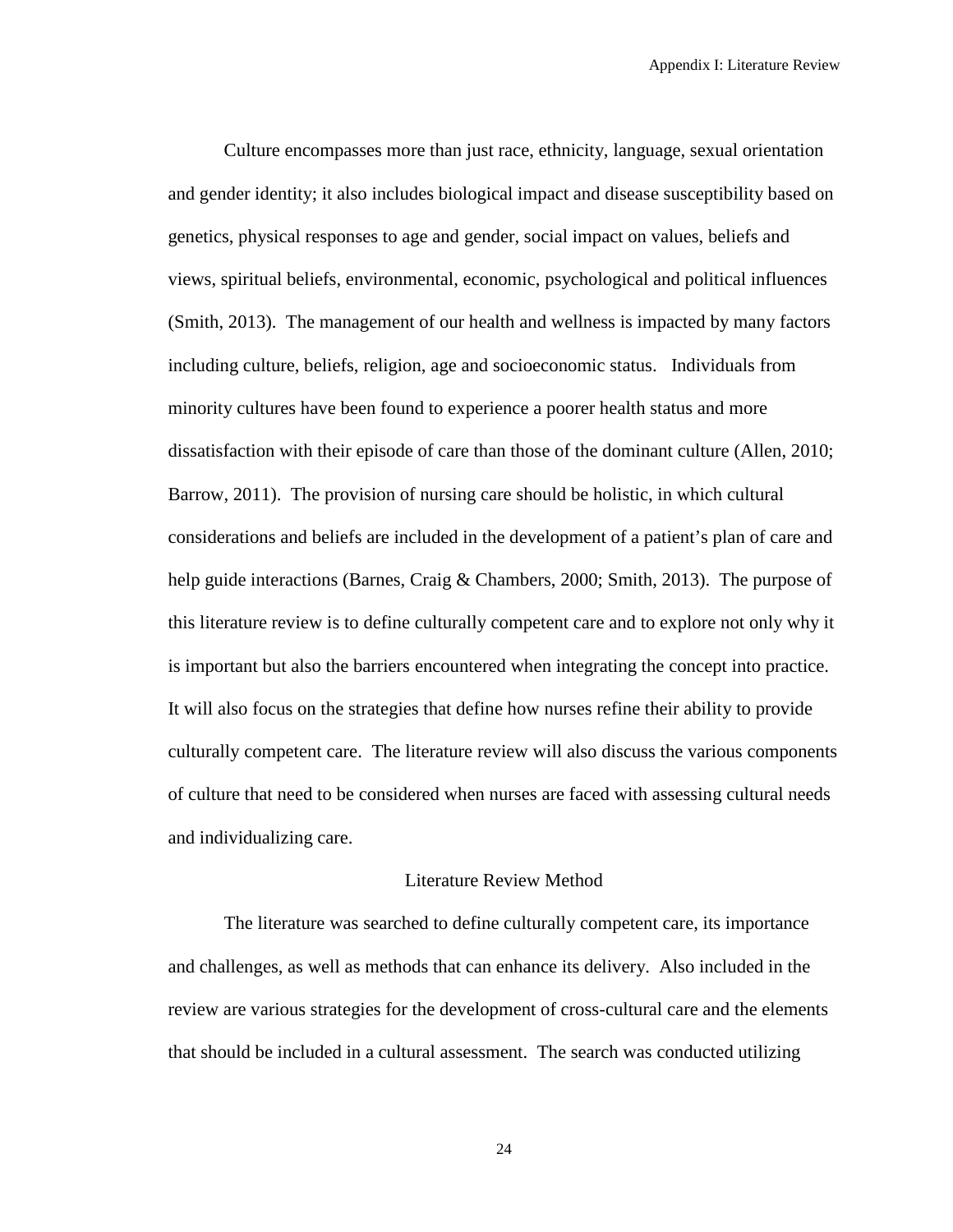Culture encompasses more than just race, ethnicity, language, sexual orientation and gender identity; it also includes biological impact and disease susceptibility based on genetics, physical responses to age and gender, social impact on values, beliefs and views, spiritual beliefs, environmental, economic, psychological and political influences (Smith, 2013). The management of our health and wellness is impacted by many factors including culture, beliefs, religion, age and socioeconomic status. Individuals from minority cultures have been found to experience a poorer health status and more dissatisfaction with their episode of care than those of the dominant culture (Allen, 2010; Barrow, 2011). The provision of nursing care should be holistic, in which cultural considerations and beliefs are included in the development of a patient's plan of care and help guide interactions (Barnes, Craig & Chambers, 2000; Smith, 2013). The purpose of this literature review is to define culturally competent care and to explore not only why it is important but also the barriers encountered when integrating the concept into practice. It will also focus on the strategies that define how nurses refine their ability to provide culturally competent care. The literature review will also discuss the various components of culture that need to be considered when nurses are faced with assessing cultural needs and individualizing care.

## Literature Review Method

The literature was searched to define culturally competent care, its importance and challenges, as well as methods that can enhance its delivery. Also included in the review are various strategies for the development of cross-cultural care and the elements that should be included in a cultural assessment. The search was conducted utilizing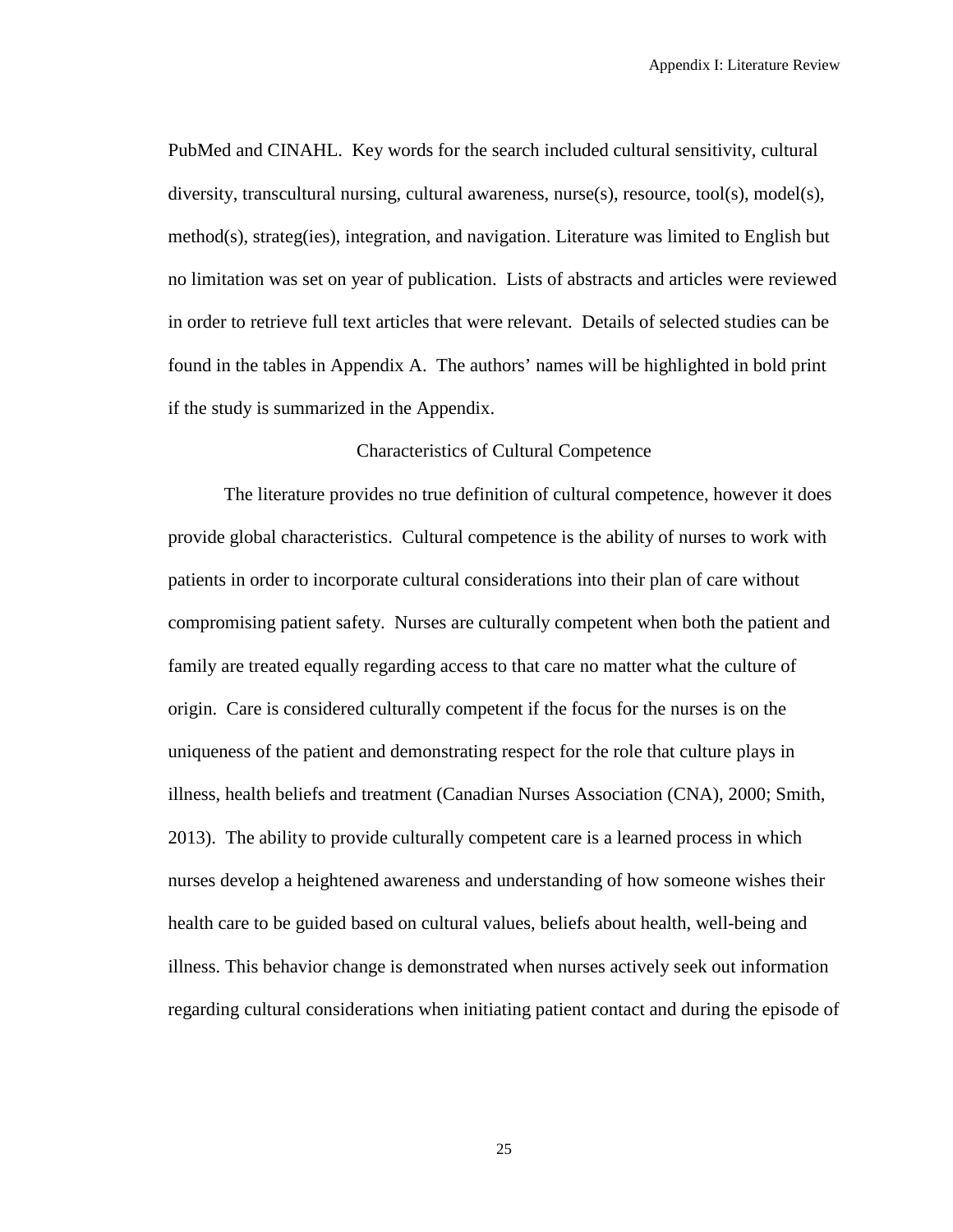PubMed and CINAHL. Key words for the search included cultural sensitivity, cultural diversity, transcultural nursing, cultural awareness, nurse(s), resource, tool(s), model(s), method(s), strateg(ies), integration, and navigation. Literature was limited to English but no limitation was set on year of publication. Lists of abstracts and articles were reviewed in order to retrieve full text articles that were relevant. Details of selected studies can be found in the tables in Appendix A. The authors' names will be highlighted in bold print if the study is summarized in the Appendix.

## Characteristics of Cultural Competence

The literature provides no true definition of cultural competence, however it does provide global characteristics. Cultural competence is the ability of nurses to work with patients in order to incorporate cultural considerations into their plan of care without compromising patient safety. Nurses are culturally competent when both the patient and family are treated equally regarding access to that care no matter what the culture of origin. Care is considered culturally competent if the focus for the nurses is on the uniqueness of the patient and demonstrating respect for the role that culture plays in illness, health beliefs and treatment (Canadian Nurses Association (CNA), 2000; Smith, 2013). The ability to provide culturally competent care is a learned process in which nurses develop a heightened awareness and understanding of how someone wishes their health care to be guided based on cultural values, beliefs about health, well-being and illness. This behavior change is demonstrated when nurses actively seek out information regarding cultural considerations when initiating patient contact and during the episode of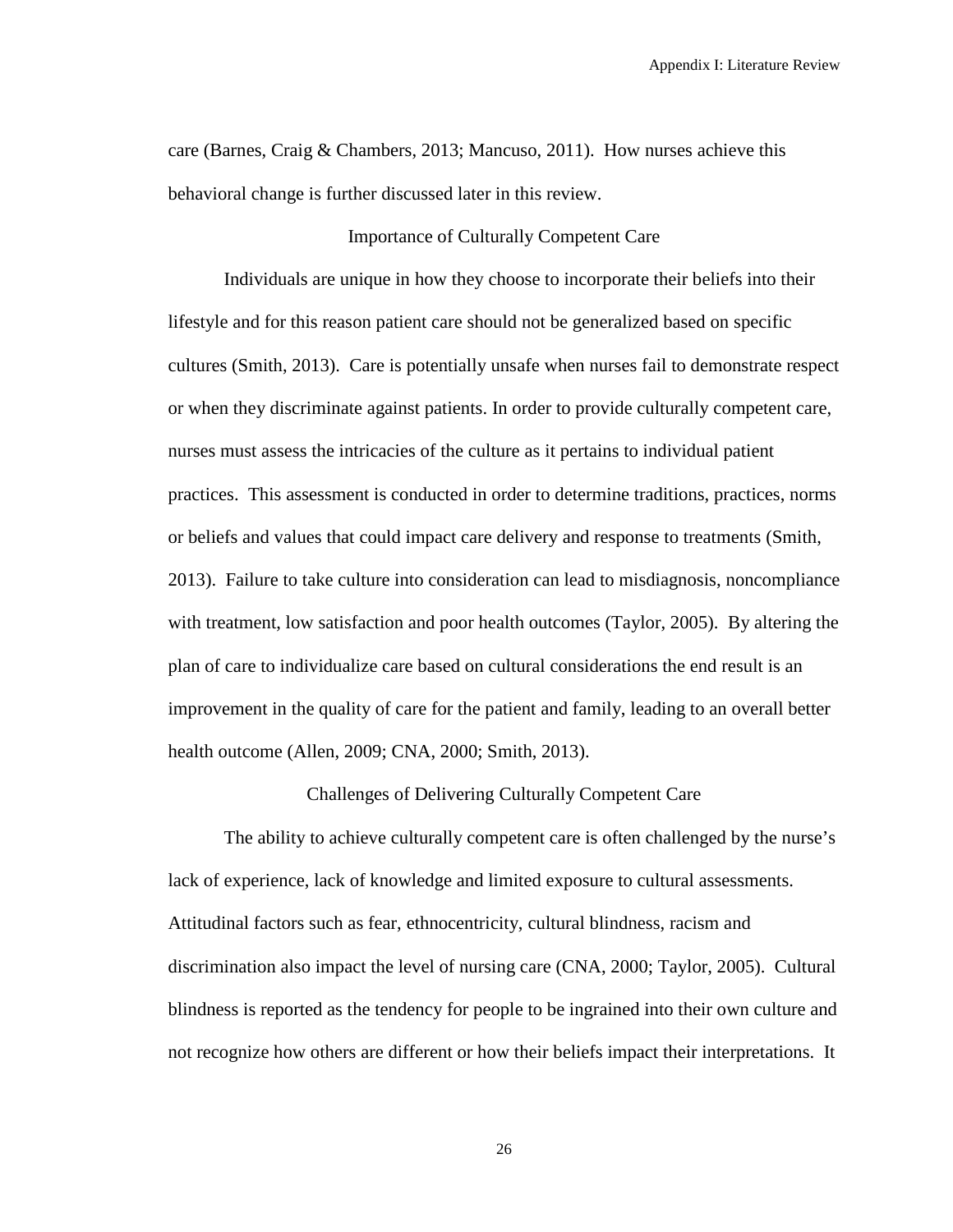care (Barnes, Craig & Chambers, 2013; Mancuso, 2011). How nurses achieve this behavioral change is further discussed later in this review.

## Importance of Culturally Competent Care

Individuals are unique in how they choose to incorporate their beliefs into their lifestyle and for this reason patient care should not be generalized based on specific cultures (Smith, 2013). Care is potentially unsafe when nurses fail to demonstrate respect or when they discriminate against patients. In order to provide culturally competent care, nurses must assess the intricacies of the culture as it pertains to individual patient practices. This assessment is conducted in order to determine traditions, practices, norms or beliefs and values that could impact care delivery and response to treatments (Smith, 2013). Failure to take culture into consideration can lead to misdiagnosis, noncompliance with treatment, low satisfaction and poor health outcomes (Taylor, 2005). By altering the plan of care to individualize care based on cultural considerations the end result is an improvement in the quality of care for the patient and family, leading to an overall better health outcome (Allen, 2009; CNA, 2000; Smith, 2013).

## Challenges of Delivering Culturally Competent Care

The ability to achieve culturally competent care is often challenged by the nurse's lack of experience, lack of knowledge and limited exposure to cultural assessments. Attitudinal factors such as fear, ethnocentricity, cultural blindness, racism and discrimination also impact the level of nursing care (CNA, 2000; Taylor, 2005). Cultural blindness is reported as the tendency for people to be ingrained into their own culture and not recognize how others are different or how their beliefs impact their interpretations. It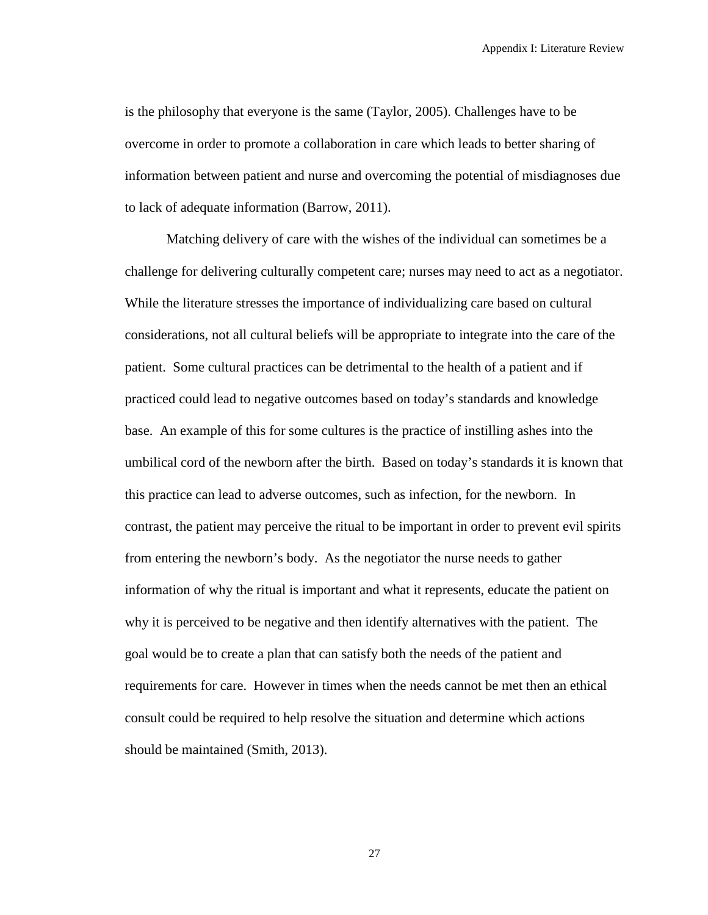is the philosophy that everyone is the same (Taylor, 2005). Challenges have to be overcome in order to promote a collaboration in care which leads to better sharing of information between patient and nurse and overcoming the potential of misdiagnoses due to lack of adequate information (Barrow, 2011).

Matching delivery of care with the wishes of the individual can sometimes be a challenge for delivering culturally competent care; nurses may need to act as a negotiator. While the literature stresses the importance of individualizing care based on cultural considerations, not all cultural beliefs will be appropriate to integrate into the care of the patient. Some cultural practices can be detrimental to the health of a patient and if practiced could lead to negative outcomes based on today's standards and knowledge base. An example of this for some cultures is the practice of instilling ashes into the umbilical cord of the newborn after the birth. Based on today's standards it is known that this practice can lead to adverse outcomes, such as infection, for the newborn. In contrast, the patient may perceive the ritual to be important in order to prevent evil spirits from entering the newborn's body. As the negotiator the nurse needs to gather information of why the ritual is important and what it represents, educate the patient on why it is perceived to be negative and then identify alternatives with the patient. The goal would be to create a plan that can satisfy both the needs of the patient and requirements for care. However in times when the needs cannot be met then an ethical consult could be required to help resolve the situation and determine which actions should be maintained (Smith, 2013).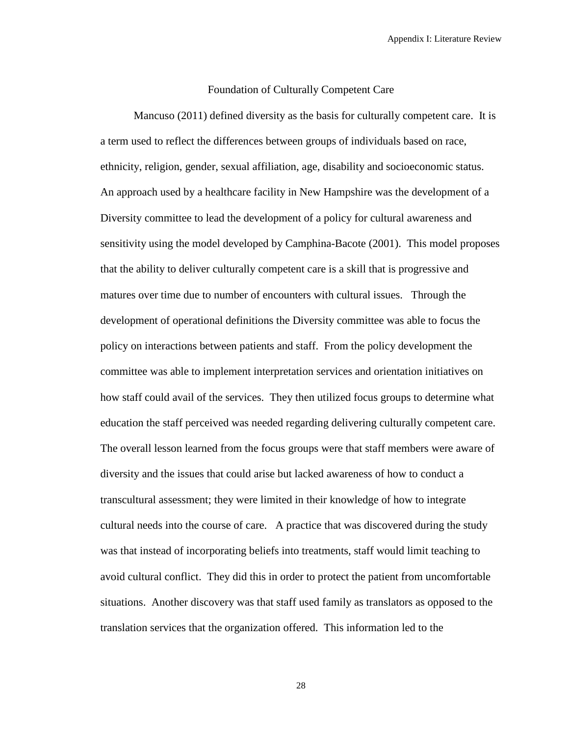## Foundation of Culturally Competent Care

Mancuso (2011) defined diversity as the basis for culturally competent care. It is a term used to reflect the differences between groups of individuals based on race, ethnicity, religion, gender, sexual affiliation, age, disability and socioeconomic status. An approach used by a healthcare facility in New Hampshire was the development of a Diversity committee to lead the development of a policy for cultural awareness and sensitivity using the model developed by Camphina-Bacote (2001). This model proposes that the ability to deliver culturally competent care is a skill that is progressive and matures over time due to number of encounters with cultural issues. Through the development of operational definitions the Diversity committee was able to focus the policy on interactions between patients and staff. From the policy development the committee was able to implement interpretation services and orientation initiatives on how staff could avail of the services. They then utilized focus groups to determine what education the staff perceived was needed regarding delivering culturally competent care. The overall lesson learned from the focus groups were that staff members were aware of diversity and the issues that could arise but lacked awareness of how to conduct a transcultural assessment; they were limited in their knowledge of how to integrate cultural needs into the course of care. A practice that was discovered during the study was that instead of incorporating beliefs into treatments, staff would limit teaching to avoid cultural conflict. They did this in order to protect the patient from uncomfortable situations. Another discovery was that staff used family as translators as opposed to the translation services that the organization offered. This information led to the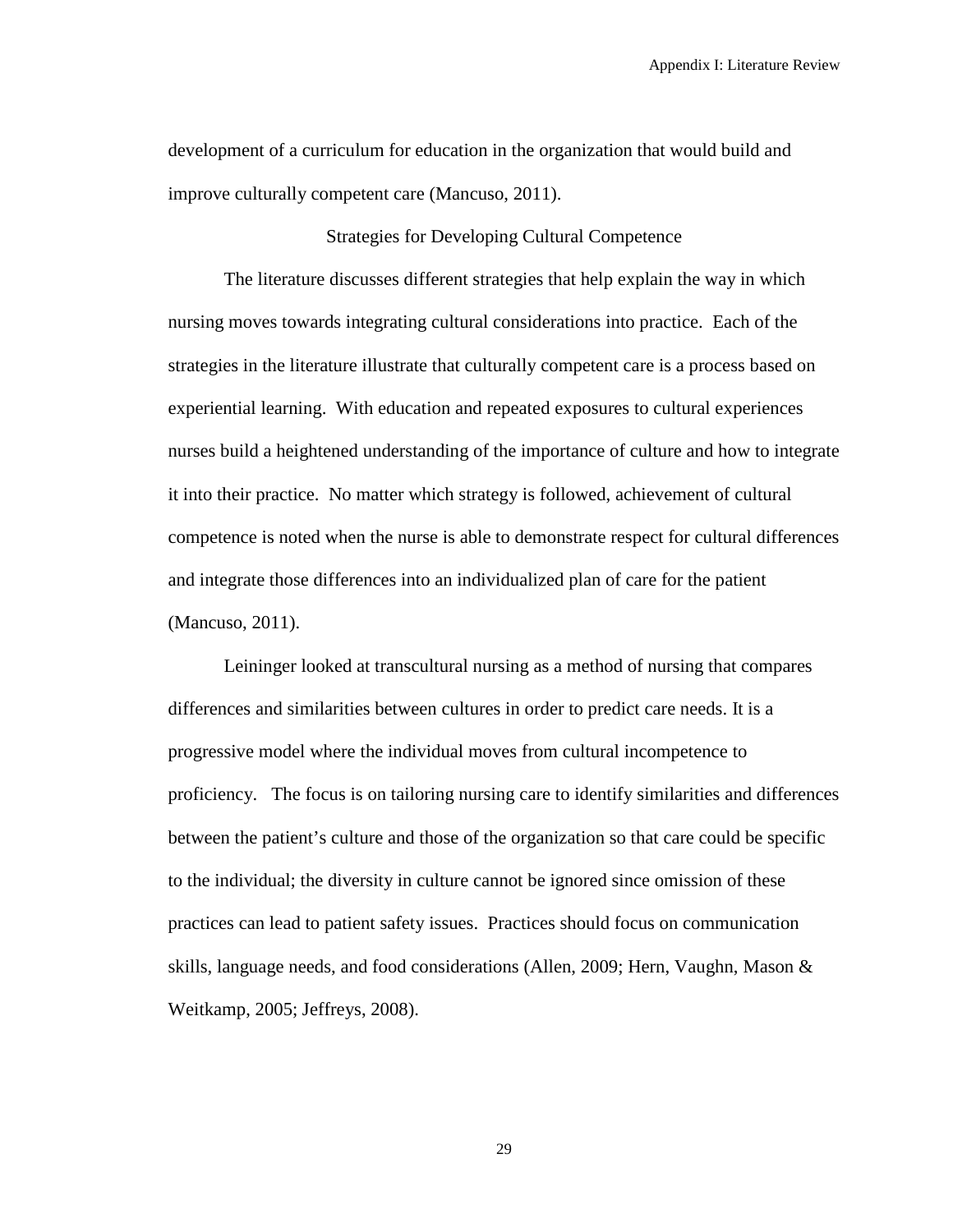development of a curriculum for education in the organization that would build and improve culturally competent care (Mancuso, 2011).

## Strategies for Developing Cultural Competence

The literature discusses different strategies that help explain the way in which nursing moves towards integrating cultural considerations into practice. Each of the strategies in the literature illustrate that culturally competent care is a process based on experiential learning. With education and repeated exposures to cultural experiences nurses build a heightened understanding of the importance of culture and how to integrate it into their practice. No matter which strategy is followed, achievement of cultural competence is noted when the nurse is able to demonstrate respect for cultural differences and integrate those differences into an individualized plan of care for the patient (Mancuso, 2011).

Leininger looked at transcultural nursing as a method of nursing that compares differences and similarities between cultures in order to predict care needs. It is a progressive model where the individual moves from cultural incompetence to proficiency. The focus is on tailoring nursing care to identify similarities and differences between the patient's culture and those of the organization so that care could be specific to the individual; the diversity in culture cannot be ignored since omission of these practices can lead to patient safety issues. Practices should focus on communication skills, language needs, and food considerations (Allen, 2009; Hern, Vaughn, Mason & Weitkamp, 2005; Jeffreys, 2008).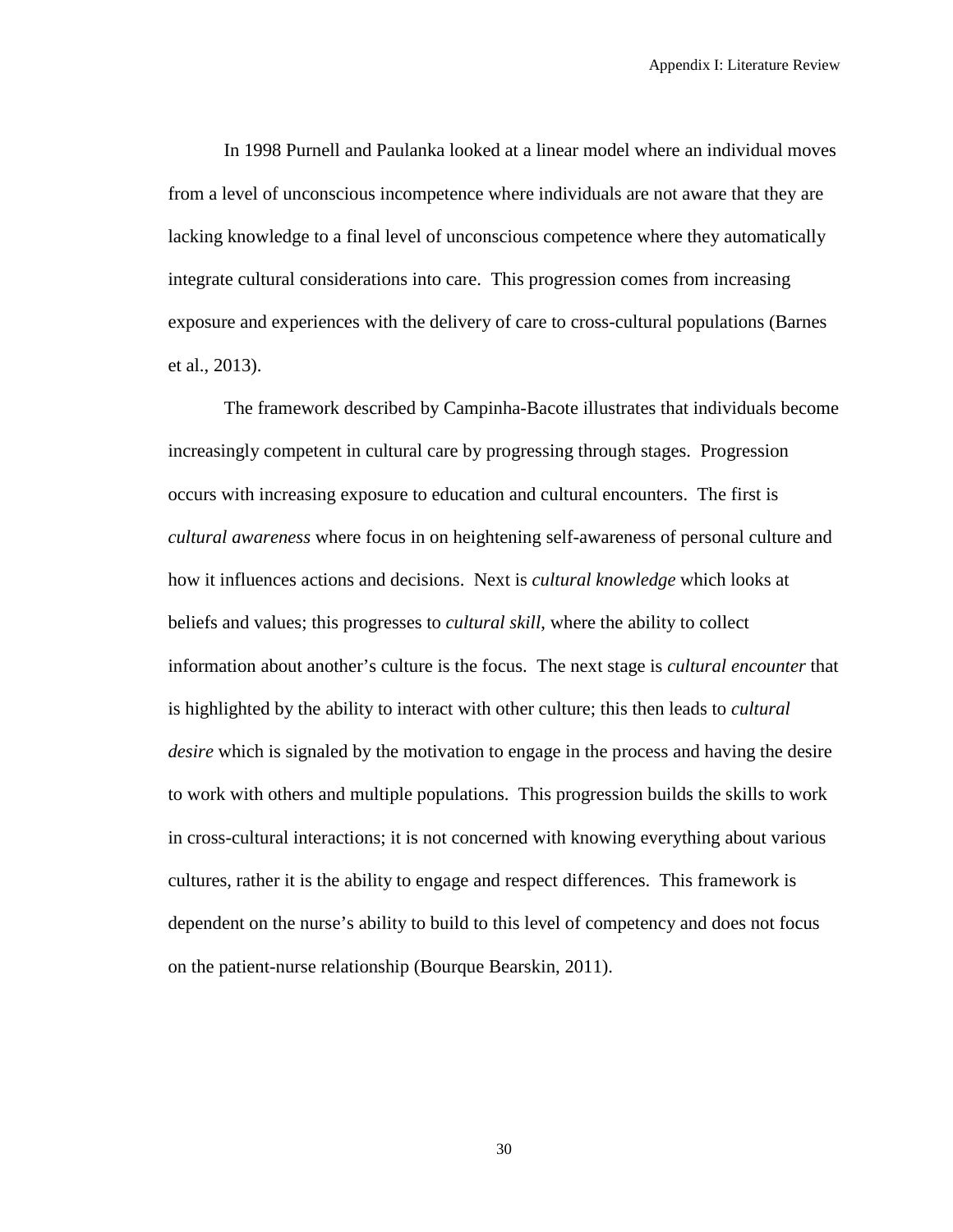In 1998 Purnell and Paulanka looked at a linear model where an individual moves from a level of unconscious incompetence where individuals are not aware that they are lacking knowledge to a final level of unconscious competence where they automatically integrate cultural considerations into care. This progression comes from increasing exposure and experiences with the delivery of care to cross-cultural populations (Barnes et al., 2013).

The framework described by Campinha-Bacote illustrates that individuals become increasingly competent in cultural care by progressing through stages. Progression occurs with increasing exposure to education and cultural encounters. The first is *cultural awareness* where focus in on heightening self-awareness of personal culture and how it influences actions and decisions. Next is *cultural knowledge* which looks at beliefs and values; this progresses to *cultural skill*, where the ability to collect information about another's culture is the focus. The next stage is *cultural encounter* that is highlighted by the ability to interact with other culture; this then leads to *cultural desire* which is signaled by the motivation to engage in the process and having the desire to work with others and multiple populations. This progression builds the skills to work in cross-cultural interactions; it is not concerned with knowing everything about various cultures, rather it is the ability to engage and respect differences. This framework is dependent on the nurse's ability to build to this level of competency and does not focus on the patient-nurse relationship (Bourque Bearskin, 2011).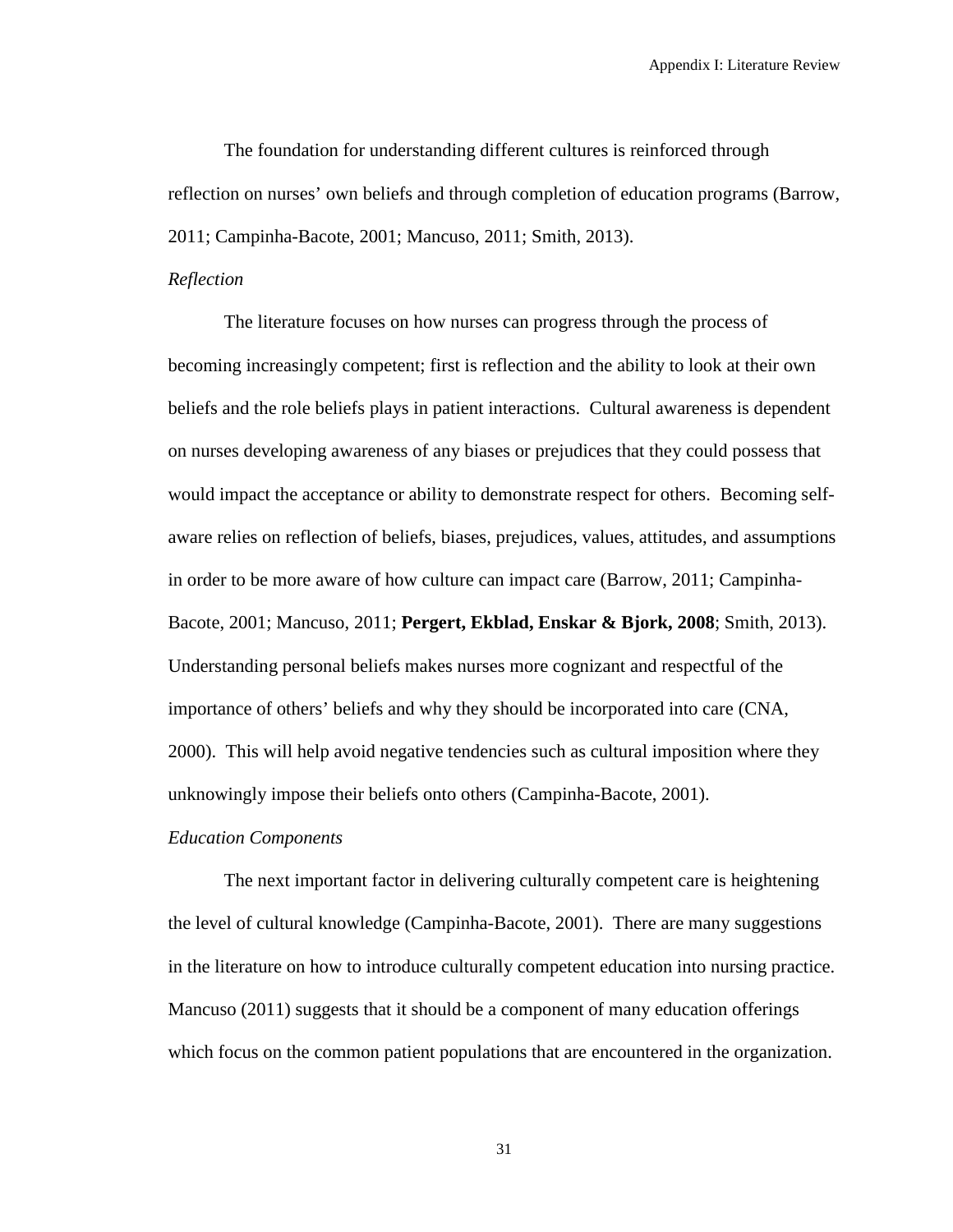The foundation for understanding different cultures is reinforced through reflection on nurses' own beliefs and through completion of education programs (Barrow, 2011; Campinha-Bacote, 2001; Mancuso, 2011; Smith, 2013).

*Reflection*

The literature focuses on how nurses can progress through the process of becoming increasingly competent; first is reflection and the ability to look at their own beliefs and the role beliefs plays in patient interactions. Cultural awareness is dependent on nurses developing awareness of any biases or prejudices that they could possess that would impact the acceptance or ability to demonstrate respect for others. Becoming self-aware relies on reflection of beliefs, biases, prejudices, values, attitudes, and assumptions in order to be more aware of how culture can impact care (Barrow, 2011; Campinha-Bacote, 2001; Mancuso, 2011; **Pergert, Ekblad, Enskar & Bjork, 2008**; Smith, 2013). Understanding personal beliefs makes nurses more cognizant and respectful of the importance of others' beliefs and why they should be incorporated into care (CNA, 2000). This will help avoid negative tendencies such as cultural imposition where they unknowingly impose their beliefs onto others (Campinha-Bacote, 2001).

*Education Components*

The next important factor in delivering culturally competent care is heightening the level of cultural knowledge (Campinha-Bacote, 2001). There are many suggestions in the literature on how to introduce culturally competent education into nursing practice. Mancuso (2011) suggests that it should be a component of many education offerings which focus on the common patient populations that are encountered in the organization.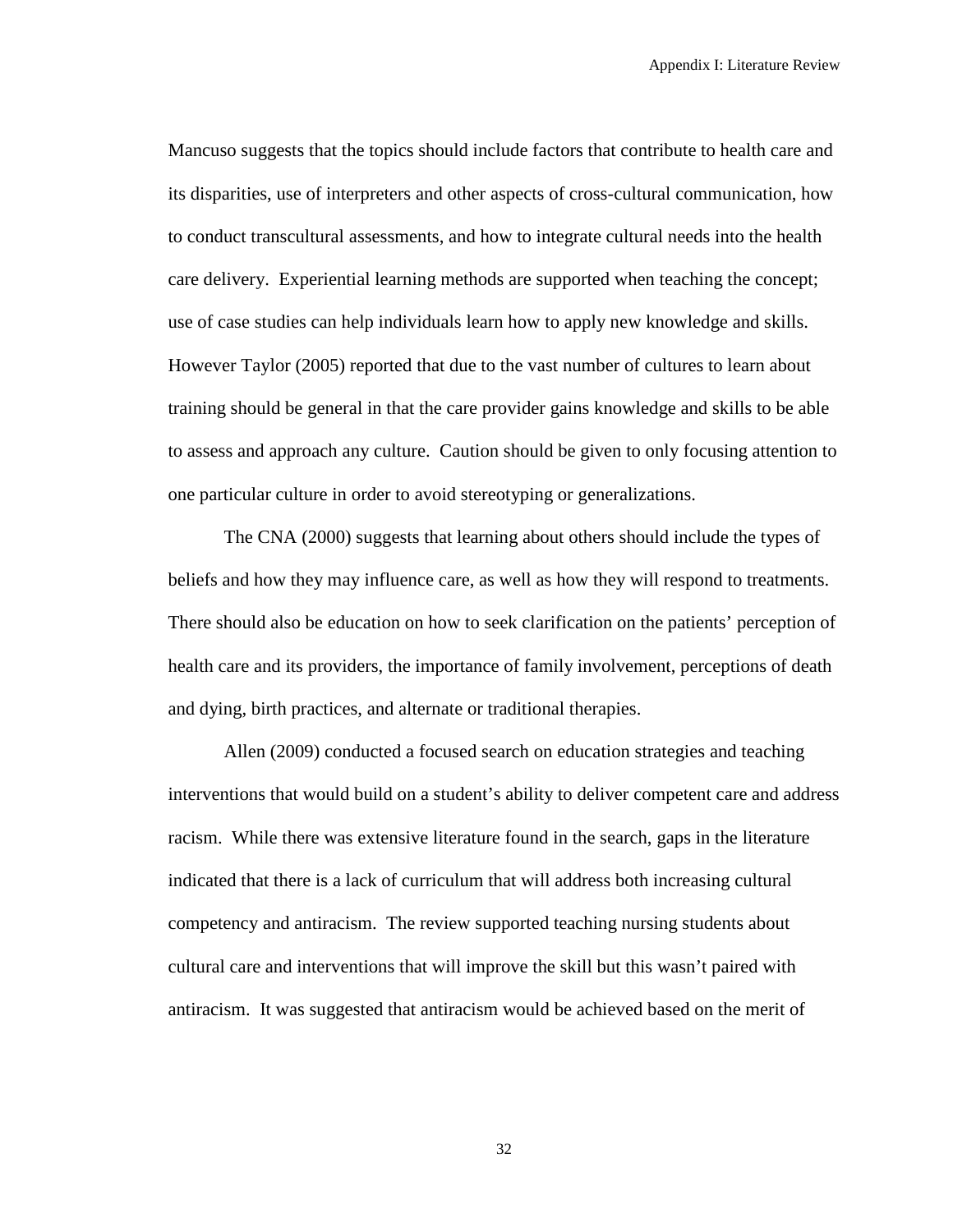Mancuso suggests that the topics should include factors that contribute to health care and its disparities, use of interpreters and other aspects of cross-cultural communication, how to conduct transcultural assessments, and how to integrate cultural needs into the health care delivery. Experiential learning methods are supported when teaching the concept; use of case studies can help individuals learn how to apply new knowledge and skills. However Taylor (2005) reported that due to the vast number of cultures to learn about training should be general in that the care provider gains knowledge and skills to be able to assess and approach any culture. Caution should be given to only focusing attention to one particular culture in order to avoid stereotyping or generalizations.

The CNA (2000) suggests that learning about others should include the types of beliefs and how they may influence care, as well as how they will respond to treatments. There should also be education on how to seek clarification on the patients' perception of health care and its providers, the importance of family involvement, perceptions of death and dying, birth practices, and alternate or traditional therapies.

Allen (2009) conducted a focused search on education strategies and teaching interventions that would build on a student's ability to deliver competent care and address racism. While there was extensive literature found in the search, gaps in the literature indicated that there is a lack of curriculum that will address both increasing cultural competency and antiracism. The review supported teaching nursing students about cultural care and interventions that will improve the skill but this wasn't paired with antiracism. It was suggested that antiracism would be achieved based on the merit of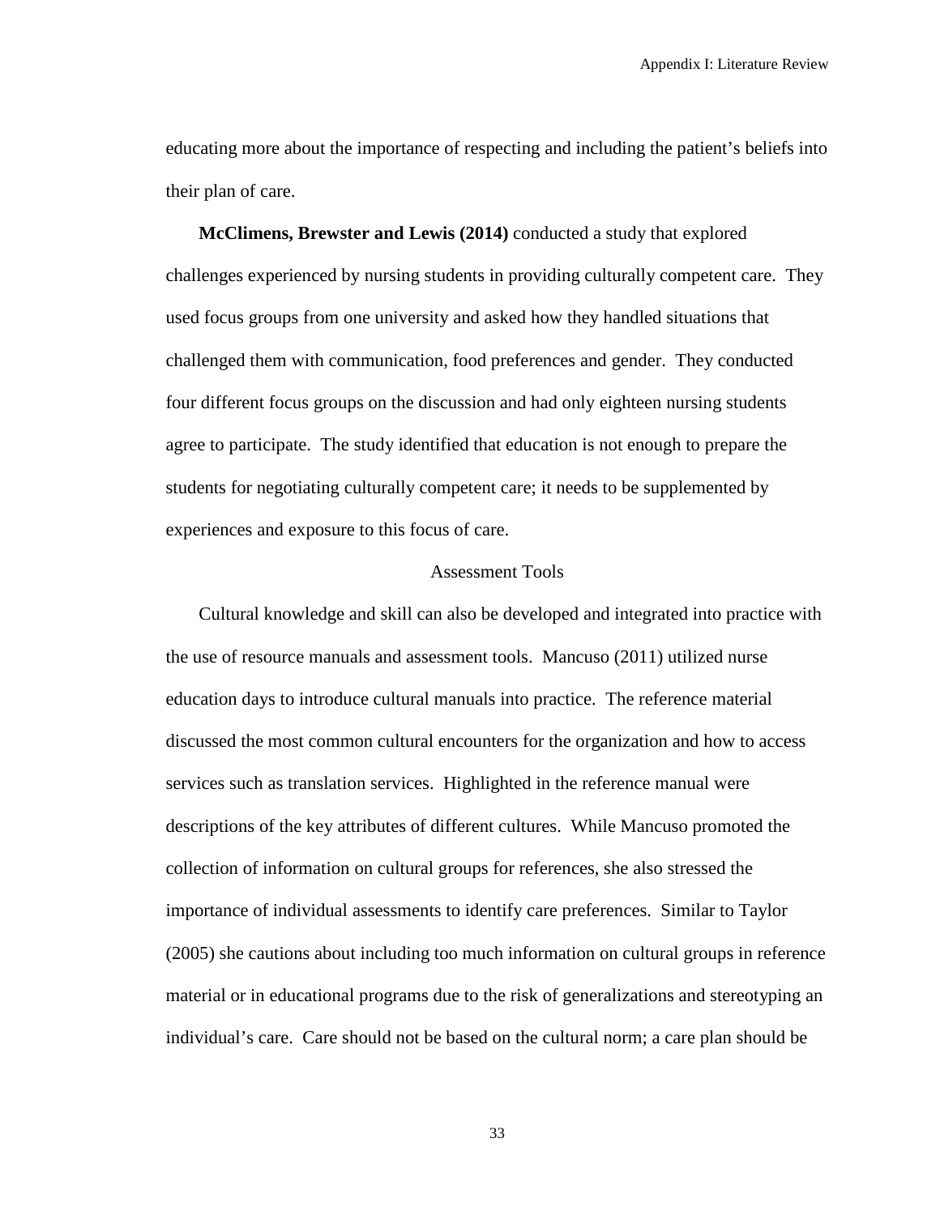educating more about the importance of respecting and including the patient's beliefs into their plan of care.

**McClimens, Brewster and Lewis (2014)** conducted a study that explored challenges experienced by nursing students in providing culturally competent care. They used focus groups from one university and asked how they handled situations that challenged them with communication, food preferences and gender. They conducted four different focus groups on the discussion and had only eighteen nursing students agree to participate. The study identified that education is not enough to prepare the students for negotiating culturally competent care; it needs to be supplemented by experiences and exposure to this focus of care.

## Assessment Tools

Cultural knowledge and skill can also be developed and integrated into practice with the use of resource manuals and assessment tools. Mancuso (2011) utilized nurse education days to introduce cultural manuals into practice. The reference material discussed the most common cultural encounters for the organization and how to access services such as translation services. Highlighted in the reference manual were descriptions of the key attributes of different cultures. While Mancuso promoted the collection of information on cultural groups for references, she also stressed the importance of individual assessments to identify care preferences. Similar to Taylor (2005) she cautions about including too much information on cultural groups in reference material or in educational programs due to the risk of generalizations and stereotyping an individual's care. Care should not be based on the cultural norm; a care plan should be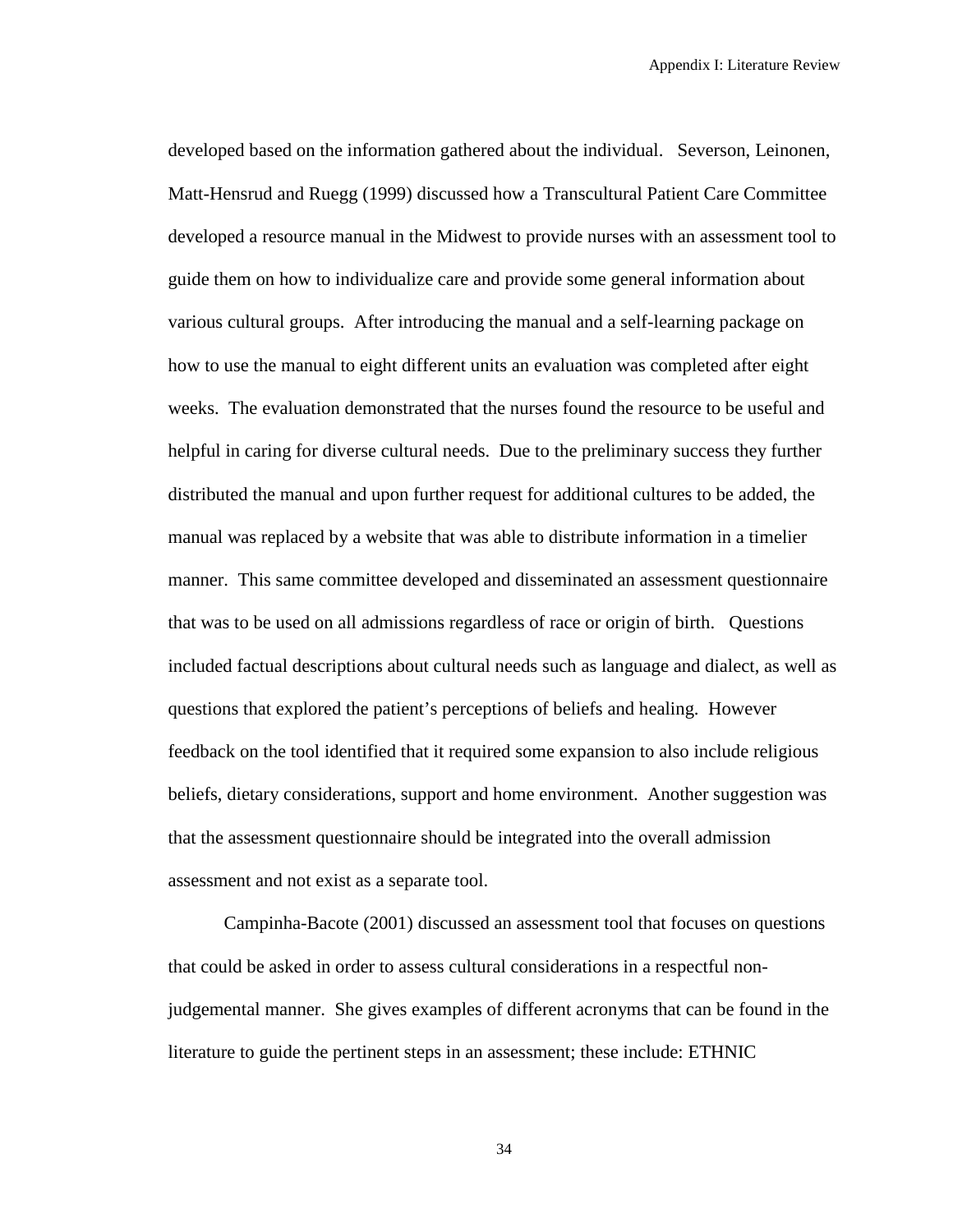developed based on the information gathered about the individual. Severson, Leinonen, Matt-Hensrud and Ruegg (1999) discussed how a Transcultural Patient Care Committee developed a resource manual in the Midwest to provide nurses with an assessment tool to guide them on how to individualize care and provide some general information about various cultural groups. After introducing the manual and a self-learning package on how to use the manual to eight different units an evaluation was completed after eight weeks. The evaluation demonstrated that the nurses found the resource to be useful and helpful in caring for diverse cultural needs. Due to the preliminary success they further distributed the manual and upon further request for additional cultures to be added, the manual was replaced by a website that was able to distribute information in a timelier manner. This same committee developed and disseminated an assessment questionnaire that was to be used on all admissions regardless of race or origin of birth. Questions included factual descriptions about cultural needs such as language and dialect, as well as questions that explored the patient's perceptions of beliefs and healing. However feedback on the tool identified that it required some expansion to also include religious beliefs, dietary considerations, support and home environment. Another suggestion was that the assessment questionnaire should be integrated into the overall admission assessment and not exist as a separate tool.

Campinha-Bacote (2001) discussed an assessment tool that focuses on questions that could be asked in order to assess cultural considerations in a respectful non-judgemental manner. She gives examples of different acronyms that can be found in the literature to guide the pertinent steps in an assessment; these include: ETHNIC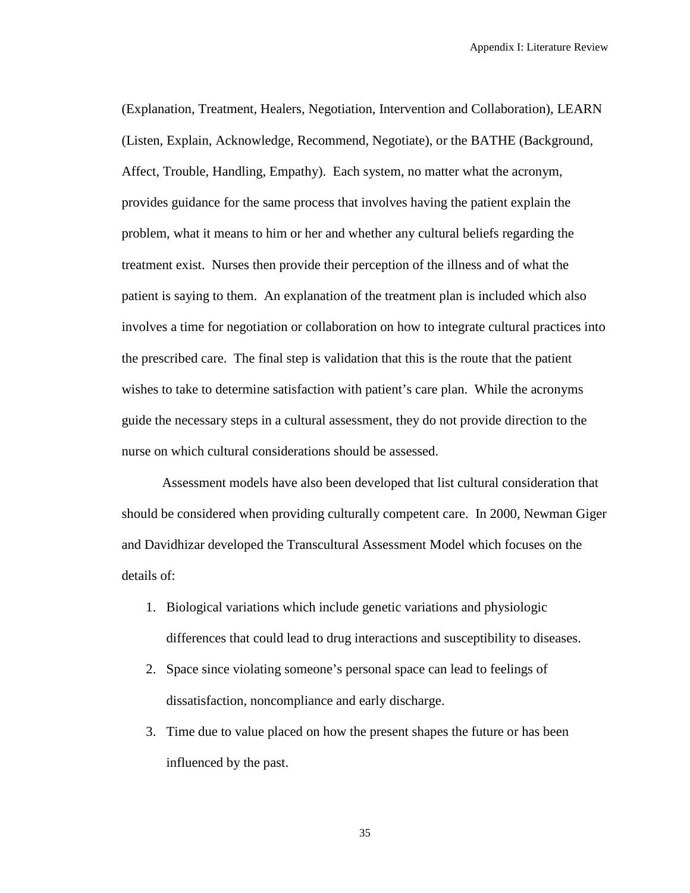(Explanation, Treatment, Healers, Negotiation, Intervention and Collaboration), LEARN (Listen, Explain, Acknowledge, Recommend, Negotiate), or the BATHE (Background, Affect, Trouble, Handling, Empathy). Each system, no matter what the acronym, provides guidance for the same process that involves having the patient explain the problem, what it means to him or her and whether any cultural beliefs regarding the treatment exist. Nurses then provide their perception of the illness and of what the patient is saying to them. An explanation of the treatment plan is included which also involves a time for negotiation or collaboration on how to integrate cultural practices into the prescribed care. The final step is validation that this is the route that the patient wishes to take to determine satisfaction with patient's care plan. While the acronyms guide the necessary steps in a cultural assessment, they do not provide direction to the nurse on which cultural considerations should be assessed.

Assessment models have also been developed that list cultural consideration that should be considered when providing culturally competent care. In 2000, Newman Giger and Davidhizar developed the Transcultural Assessment Model which focuses on the details of:

1. Biological variations which include genetic variations and physiologic differences that could lead to drug interactions and susceptibility to diseases.
2. Space since violating someone's personal space can lead to feelings of dissatisfaction, noncompliance and early discharge.
3. Time due to value placed on how the present shapes the future or has been influenced by the past.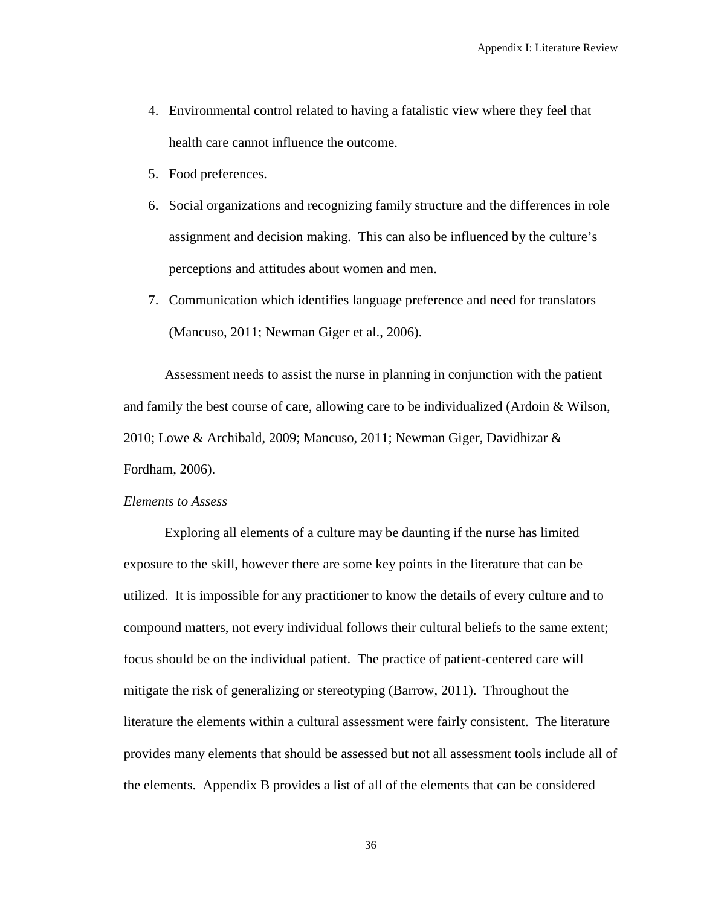4. Environmental control related to having a fatalistic view where they feel that health care cannot influence the outcome.
5. Food preferences.
6. Social organizations and recognizing family structure and the differences in role assignment and decision making. This can also be influenced by the culture's perceptions and attitudes about women and men.
7. Communication which identifies language preference and need for translators (Mancuso, 2011; Newman Giger et al., 2006).

Assessment needs to assist the nurse in planning in conjunction with the patient and family the best course of care, allowing care to be individualized (Ardoin & Wilson, 2010; Lowe & Archibald, 2009; Mancuso, 2011; Newman Giger, Davidhizar & Fordham, 2006).

*Elements to Assess*

Exploring all elements of a culture may be daunting if the nurse has limited exposure to the skill, however there are some key points in the literature that can be utilized. It is impossible for any practitioner to know the details of every culture and to compound matters, not every individual follows their cultural beliefs to the same extent; focus should be on the individual patient. The practice of patient-centered care will mitigate the risk of generalizing or stereotyping (Barrow, 2011). Throughout the literature the elements within a cultural assessment were fairly consistent. The literature provides many elements that should be assessed but not all assessment tools include all of the elements. Appendix B provides a list of all of the elements that can be considered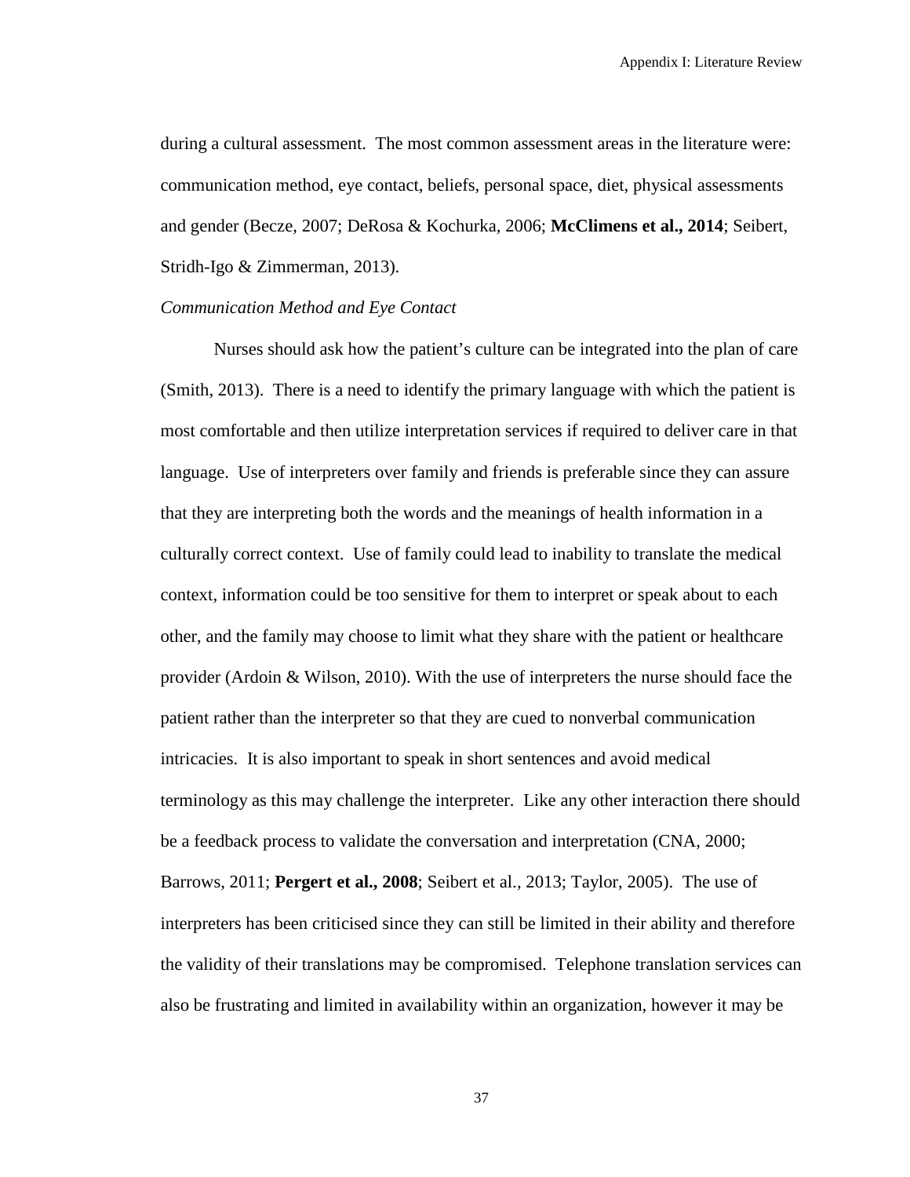during a cultural assessment. The most common assessment areas in the literature were: communication method, eye contact, beliefs, personal space, diet, physical assessments and gender (Becze, 2007; DeRosa & Kochurka, 2006; **McClimens et al., 2014**; Seibert, Stridh-Igo & Zimmerman, 2013).

*Communication Method and Eye Contact*

Nurses should ask how the patient's culture can be integrated into the plan of care (Smith, 2013). There is a need to identify the primary language with which the patient is most comfortable and then utilize interpretation services if required to deliver care in that language. Use of interpreters over family and friends is preferable since they can assure that they are interpreting both the words and the meanings of health information in a culturally correct context. Use of family could lead to inability to translate the medical context, information could be too sensitive for them to interpret or speak about to each other, and the family may choose to limit what they share with the patient or healthcare provider (Ardoin & Wilson, 2010). With the use of interpreters the nurse should face the patient rather than the interpreter so that they are cued to nonverbal communication intricacies. It is also important to speak in short sentences and avoid medical terminology as this may challenge the interpreter. Like any other interaction there should be a feedback process to validate the conversation and interpretation (CNA, 2000; Barrows, 2011; **Pergert et al., 2008**; Seibert et al., 2013; Taylor, 2005). The use of interpreters has been criticised since they can still be limited in their ability and therefore the validity of their translations may be compromised. Telephone translation services can also be frustrating and limited in availability within an organization, however it may be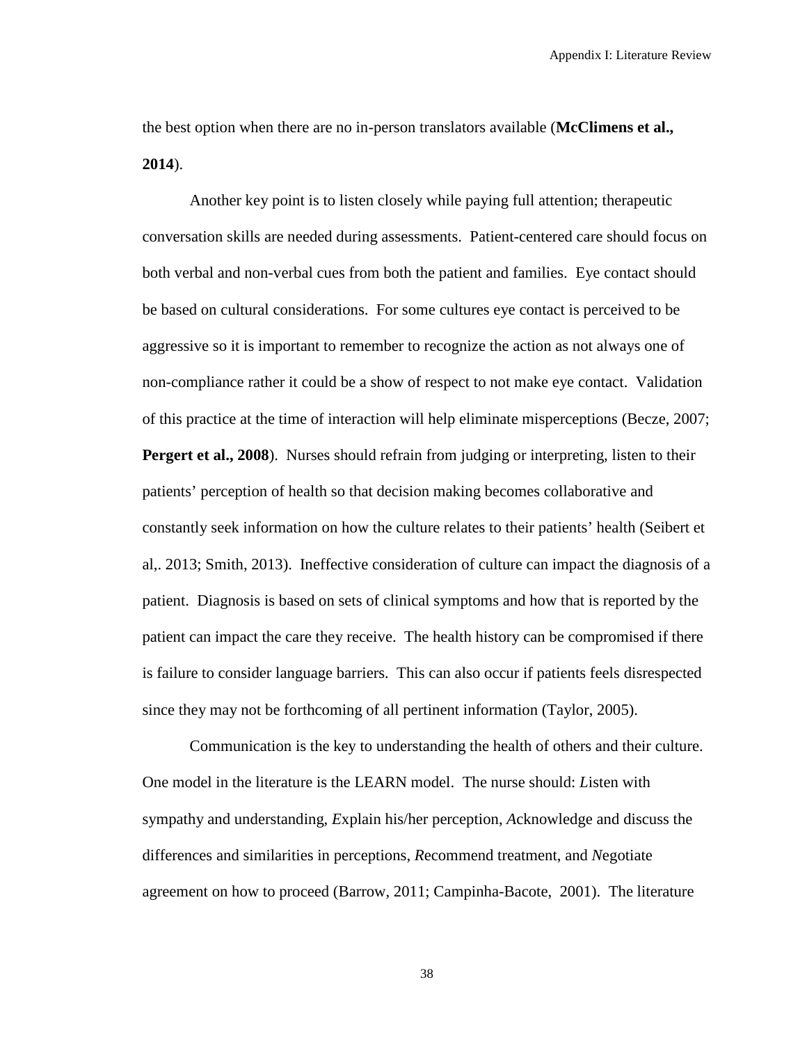the best option when there are no in-person translators available (**McClimens et al., 2014**).

Another key point is to listen closely while paying full attention; therapeutic conversation skills are needed during assessments. Patient-centered care should focus on both verbal and non-verbal cues from both the patient and families. Eye contact should be based on cultural considerations. For some cultures eye contact is perceived to be aggressive so it is important to remember to recognize the action as not always one of non-compliance rather it could be a show of respect to not make eye contact. Validation of this practice at the time of interaction will help eliminate misperceptions (Becze, 2007; **Pergert et al., 2008**). Nurses should refrain from judging or interpreting, listen to their patients' perception of health so that decision making becomes collaborative and constantly seek information on how the culture relates to their patients' health (Seibert et al,. 2013; Smith, 2013). Ineffective consideration of culture can impact the diagnosis of a patient. Diagnosis is based on sets of clinical symptoms and how that is reported by the patient can impact the care they receive. The health history can be compromised if there is failure to consider language barriers. This can also occur if patients feels disrespected since they may not be forthcoming of all pertinent information (Taylor, 2005).

Communication is the key to understanding the health of others and their culture. One model in the literature is the LEARN model. The nurse should: *L*isten with sympathy and understanding, *E*xplain his/her perception, *A*cknowledge and discuss the differences and similarities in perceptions, *R*ecommend treatment, and *N*egotiate agreement on how to proceed (Barrow, 2011; Campinha-Bacote, 2001). The literature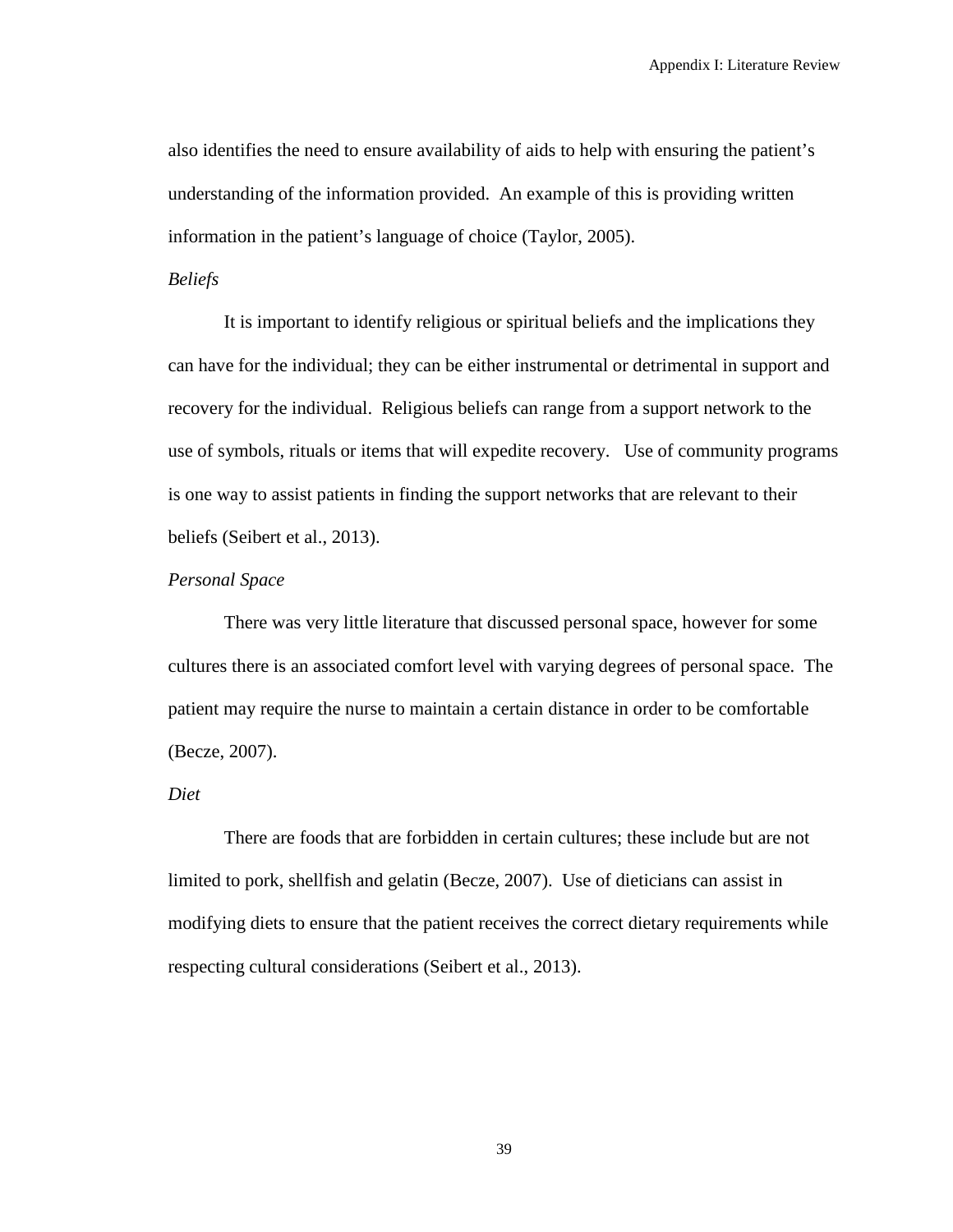also identifies the need to ensure availability of aids to help with ensuring the patient's understanding of the information provided. An example of this is providing written information in the patient's language of choice (Taylor, 2005).

*Beliefs*

It is important to identify religious or spiritual beliefs and the implications they can have for the individual; they can be either instrumental or detrimental in support and recovery for the individual. Religious beliefs can range from a support network to the use of symbols, rituals or items that will expedite recovery. Use of community programs is one way to assist patients in finding the support networks that are relevant to their beliefs (Seibert et al., 2013).

*Personal Space*

There was very little literature that discussed personal space, however for some cultures there is an associated comfort level with varying degrees of personal space. The patient may require the nurse to maintain a certain distance in order to be comfortable (Becze, 2007).

*Diet*

There are foods that are forbidden in certain cultures; these include but are not limited to pork, shellfish and gelatin (Becze, 2007). Use of dieticians can assist in modifying diets to ensure that the patient receives the correct dietary requirements while respecting cultural considerations (Seibert et al., 2013).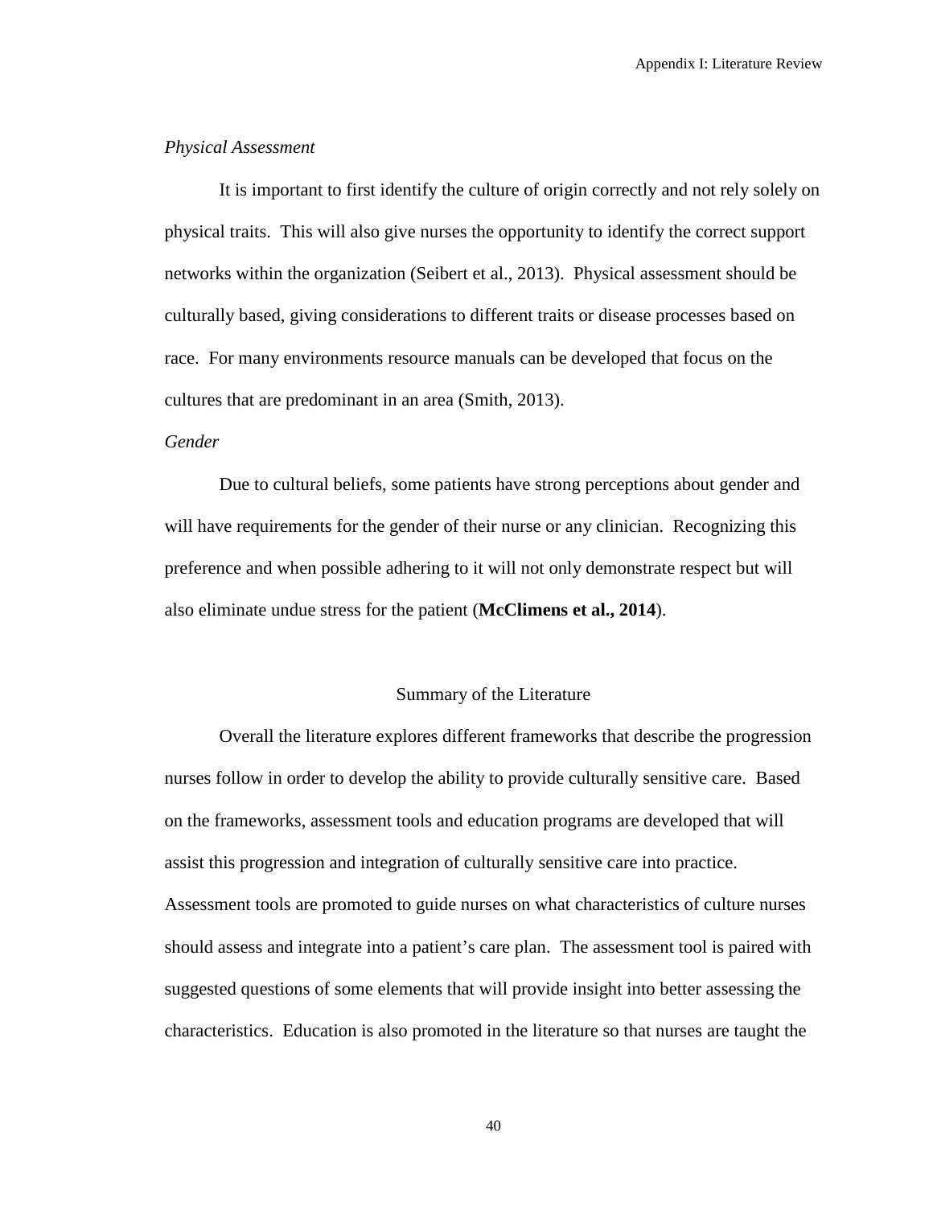*Physical Assessment*

It is important to first identify the culture of origin correctly and not rely solely on physical traits. This will also give nurses the opportunity to identify the correct support networks within the organization (Seibert et al., 2013). Physical assessment should be culturally based, giving considerations to different traits or disease processes based on race. For many environments resource manuals can be developed that focus on the cultures that are predominant in an area (Smith, 2013).

*Gender*

Due to cultural beliefs, some patients have strong perceptions about gender and will have requirements for the gender of their nurse or any clinician. Recognizing this preference and when possible adhering to it will not only demonstrate respect but will also eliminate undue stress for the patient (**McClimens et al., 2014**).

## Summary of the Literature

Overall the literature explores different frameworks that describe the progression nurses follow in order to develop the ability to provide culturally sensitive care. Based on the frameworks, assessment tools and education programs are developed that will assist this progression and integration of culturally sensitive care into practice. Assessment tools are promoted to guide nurses on what characteristics of culture nurses should assess and integrate into a patient's care plan. The assessment tool is paired with suggested questions of some elements that will provide insight into better assessing the characteristics. Education is also promoted in the literature so that nurses are taught the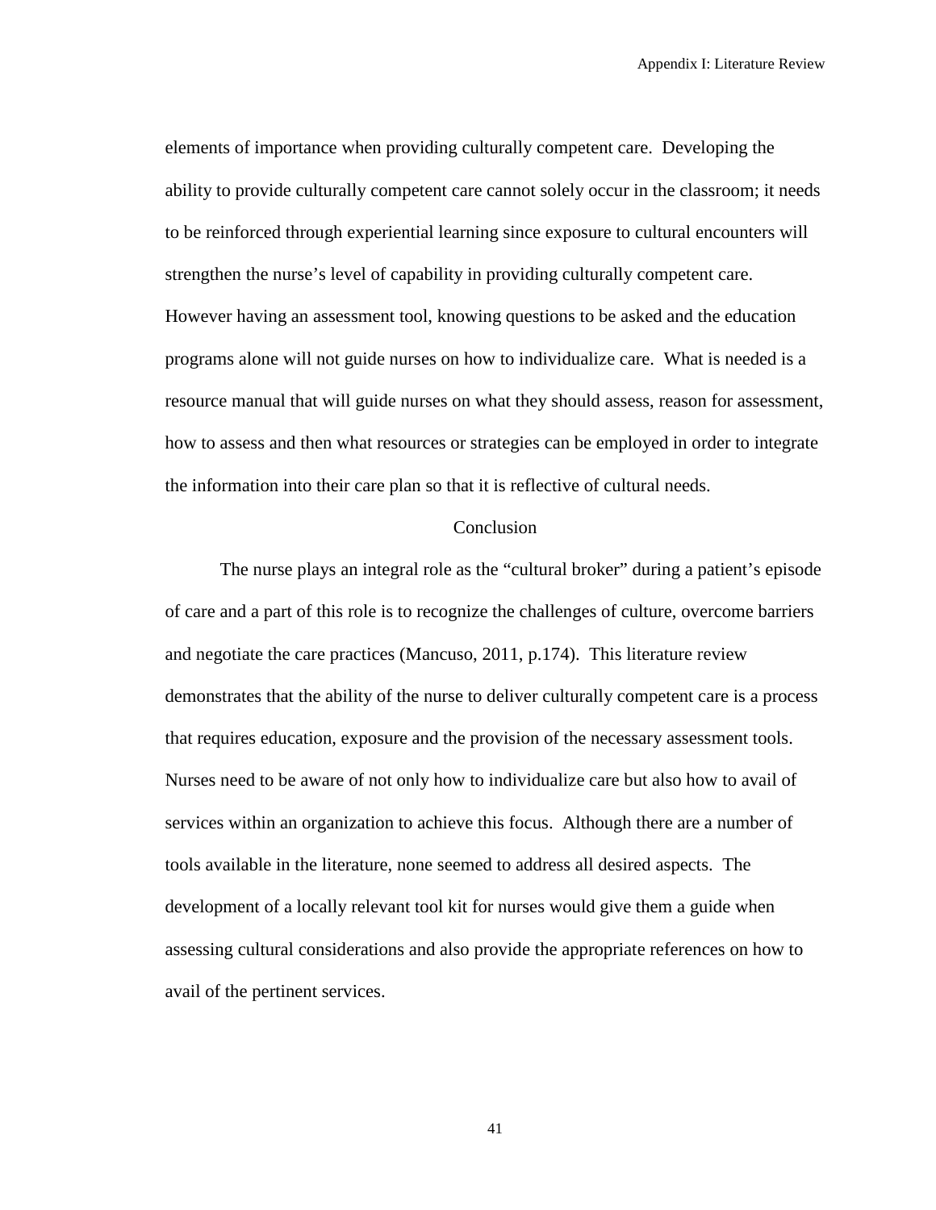elements of importance when providing culturally competent care. Developing the ability to provide culturally competent care cannot solely occur in the classroom; it needs to be reinforced through experiential learning since exposure to cultural encounters will strengthen the nurse's level of capability in providing culturally competent care. However having an assessment tool, knowing questions to be asked and the education programs alone will not guide nurses on how to individualize care. What is needed is a resource manual that will guide nurses on what they should assess, reason for assessment, how to assess and then what resources or strategies can be employed in order to integrate the information into their care plan so that it is reflective of cultural needs.

## Conclusion

The nurse plays an integral role as the "cultural broker" during a patient's episode of care and a part of this role is to recognize the challenges of culture, overcome barriers and negotiate the care practices (Mancuso, 2011, p.174). This literature review demonstrates that the ability of the nurse to deliver culturally competent care is a process that requires education, exposure and the provision of the necessary assessment tools. Nurses need to be aware of not only how to individualize care but also how to avail of services within an organization to achieve this focus. Although there are a number of tools available in the literature, none seemed to address all desired aspects. The development of a locally relevant tool kit for nurses would give them a guide when assessing cultural considerations and also provide the appropriate references on how to avail of the pertinent services.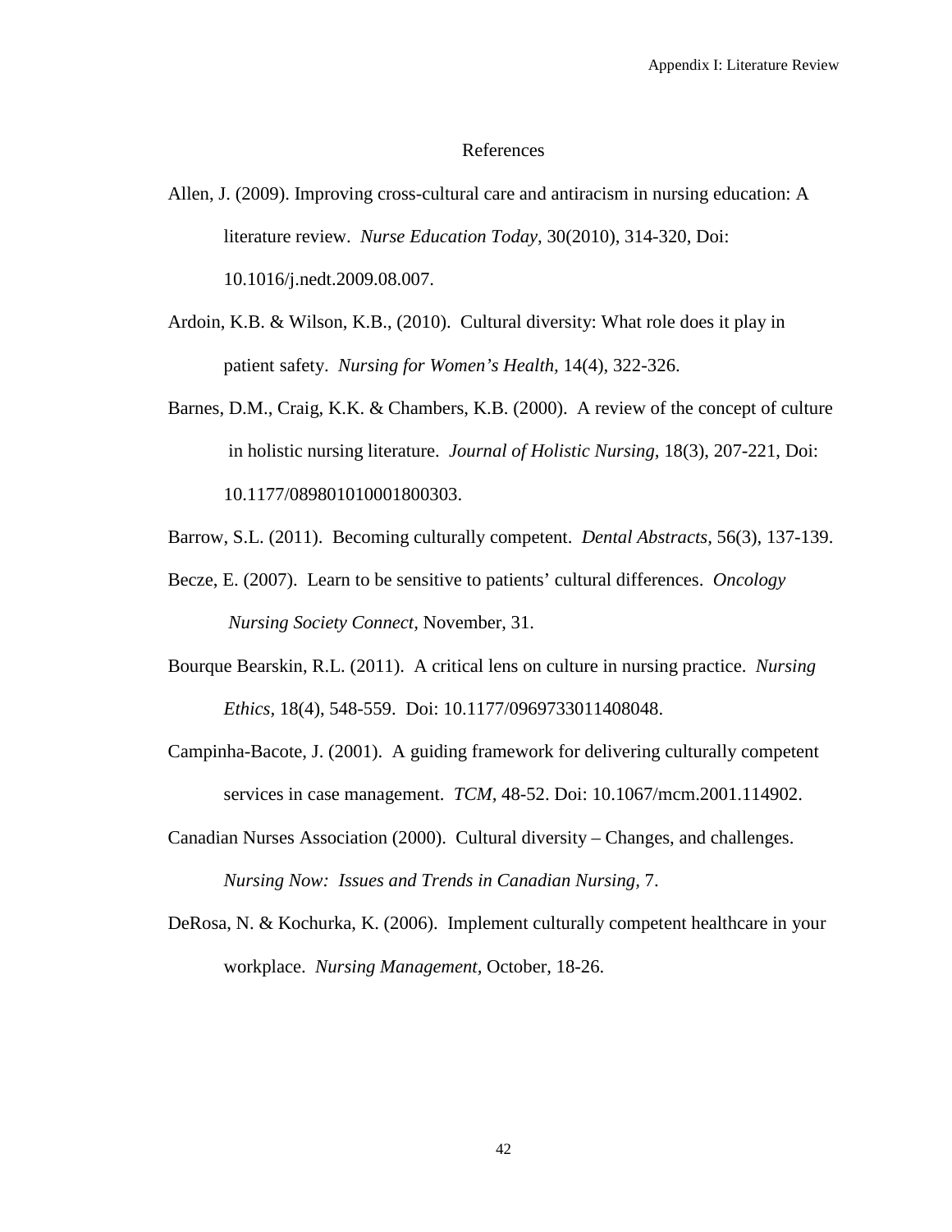# References

Allen, J. (2009). Improving cross-cultural care and antiracism in nursing education: A literature review. *Nurse Education Today,* 30(2010), 314-320, Doi: 10.1016/j.nedt.2009.08.007.

Ardoin, K.B. & Wilson, K.B., (2010). Cultural diversity: What role does it play in patient safety. *Nursing for Women's Health,* 14(4), 322-326.

Barnes, D.M., Craig, K.K. & Chambers, K.B. (2000). A review of the concept of culture in holistic nursing literature. *Journal of Holistic Nursing,* 18(3), 207-221, Doi: 10.1177/089801010001800303.

Barrow, S.L. (2011). Becoming culturally competent. *Dental Abstracts,* 56(3), 137-139.

Becze, E. (2007). Learn to be sensitive to patients' cultural differences. *Oncology Nursing Society Connect,* November, 31.

Bourque Bearskin, R.L. (2011). A critical lens on culture in nursing practice. *Nursing Ethics,* 18(4), 548-559. Doi: 10.1177/0969733011408048.

Campinha-Bacote, J. (2001). A guiding framework for delivering culturally competent services in case management. *TCM,* 48-52. Doi: 10.1067/mcm.2001.114902.

Canadian Nurses Association (2000). Cultural diversity – Changes, and challenges. *Nursing Now: Issues and Trends in Canadian Nursing,* 7.

DeRosa, N. & Kochurka, K. (2006). Implement culturally competent healthcare in your workplace. *Nursing Management,* October, 18-26.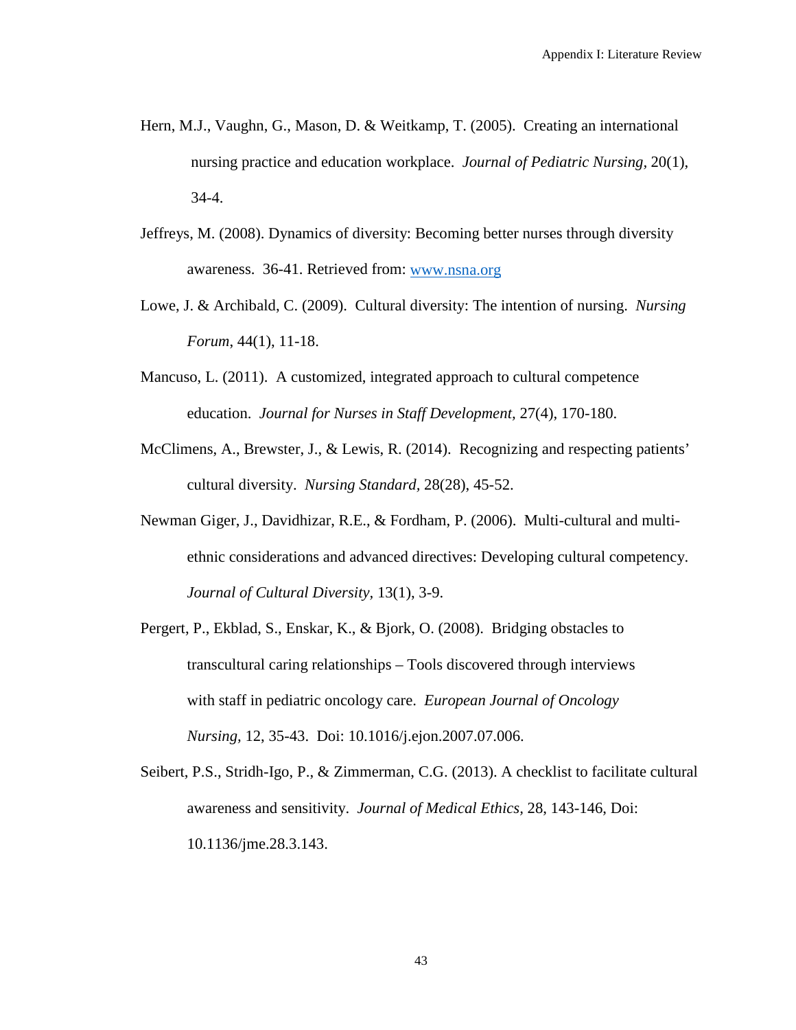Hern, M.J., Vaughn, G., Mason, D. & Weitkamp, T. (2005). Creating an international nursing practice and education workplace. *Journal of Pediatric Nursing*, 20(1), 34-4.

Jeffreys, M. (2008). Dynamics of diversity: Becoming better nurses through diversity awareness. 36-41. Retrieved from: www.nsna.org

Lowe, J. & Archibald, C. (2009). Cultural diversity: The intention of nursing. *Nursing Forum*, 44(1), 11-18.

Mancuso, L. (2011). A customized, integrated approach to cultural competence education. *Journal for Nurses in Staff Development,* 27(4), 170-180.

McClimens, A., Brewster, J., & Lewis, R. (2014). Recognizing and respecting patients' cultural diversity. *Nursing Standard*, 28(28), 45-52.

Newman Giger, J., Davidhizar, R.E., & Fordham, P. (2006). Multi-cultural and multi-ethnic considerations and advanced directives: Developing cultural competency. *Journal of Cultural Diversity,* 13(1), 3-9.

Pergert, P., Ekblad, S., Enskar, K., & Bjork, O. (2008). Bridging obstacles to transcultural caring relationships – Tools discovered through interviews with staff in pediatric oncology care. *European Journal of Oncology Nursing,* 12, 35-43. Doi: 10.1016/j.ejon.2007.07.006.

Seibert, P.S., Stridh-Igo, P., & Zimmerman, C.G. (2013). A checklist to facilitate cultural awareness and sensitivity. *Journal of Medical Ethics*, 28, 143-146, Doi: 10.1136/jme.28.3.143.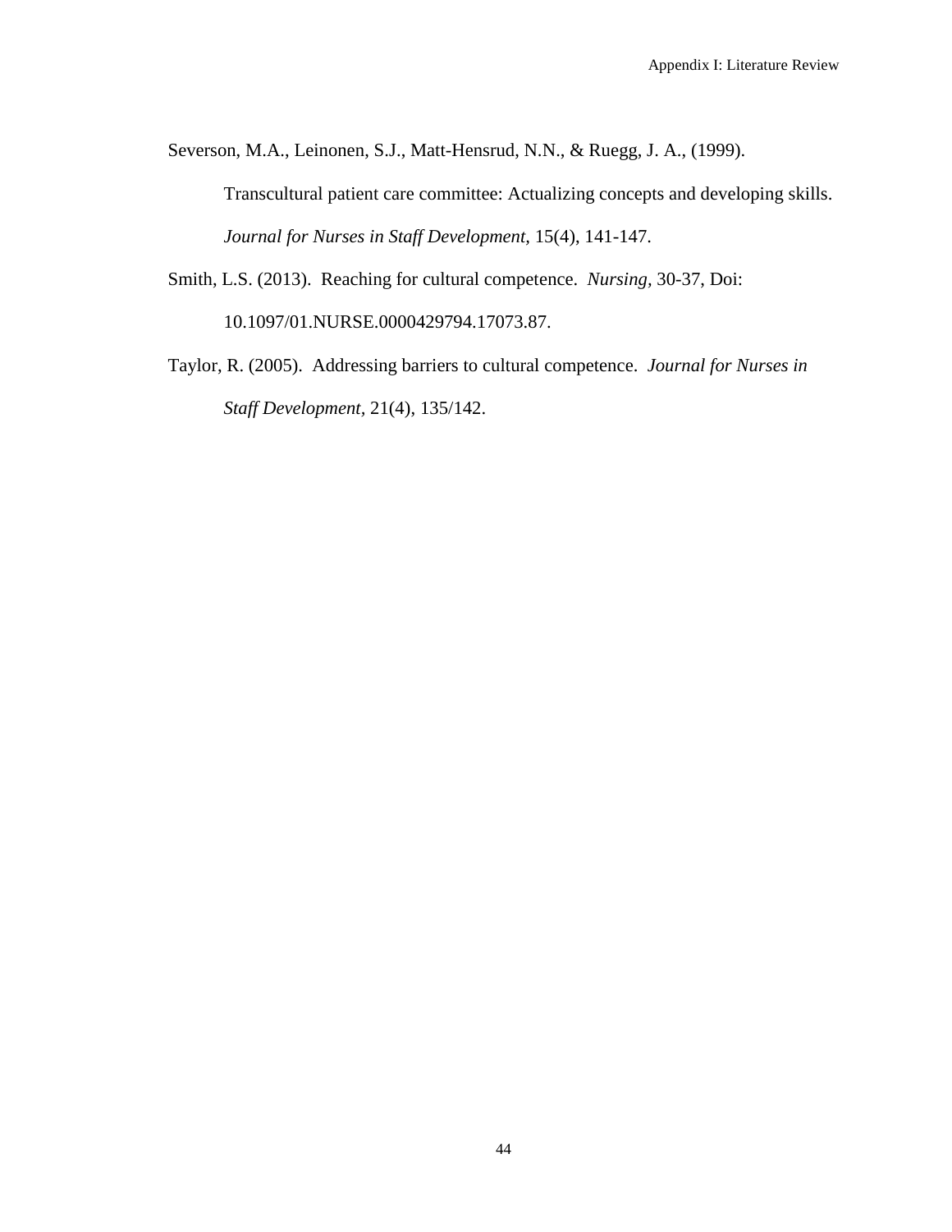Severson, M.A., Leinonen, S.J., Matt-Hensrud, N.N., & Ruegg, J. A., (1999). Transcultural patient care committee: Actualizing concepts and developing skills. *Journal for Nurses in Staff Development*, 15(4), 141-147.

Smith, L.S. (2013). Reaching for cultural competence. *Nursing,* 30-37, Doi: 10.1097/01.NURSE.0000429794.17073.87.

Taylor, R. (2005). Addressing barriers to cultural competence. *Journal for Nurses in Staff Development,* 21(4), 135/142.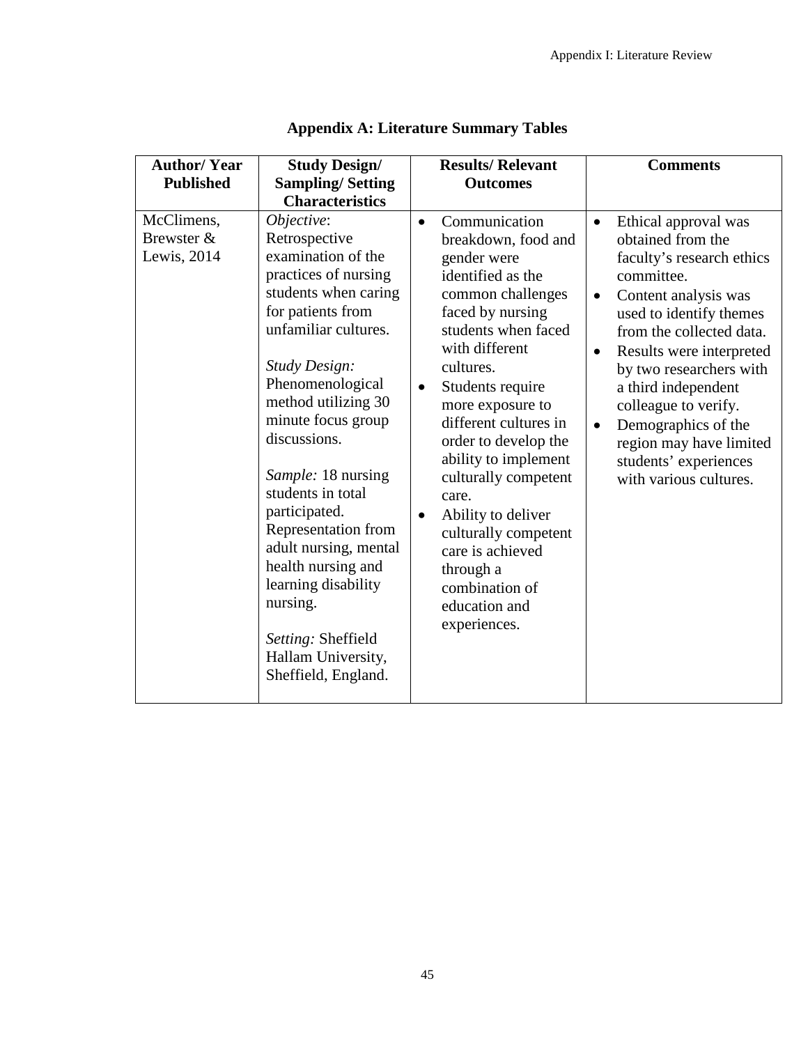## Appendix A: Literature Summary Tables

| Author/ Year Published | Study Design/ Sampling/ Setting Characteristics | Results/ Relevant Outcomes | Comments |
|---|---|---|---|
| McClimens, Brewster & Lewis, 2014 | *Objective*: Retrospective examination of the practices of nursing students when caring for patients from unfamiliar cultures.<br><br>*Study Design:* Phenomenological method utilizing 30 minute focus group discussions.<br><br>*Sample:* 18 nursing students in total participated. Representation from adult nursing, mental health nursing and learning disability nursing.<br><br>*Setting:* Sheffield Hallam University, Sheffield, England. | • Communication breakdown, food and gender were identified as the common challenges faced by nursing students when faced with different cultures.<br>• Students require more exposure to different cultures in order to develop the ability to implement culturally competent care.<br>• Ability to deliver culturally competent care is achieved through a combination of education and experiences. | • Ethical approval was obtained from the faculty's research ethics committee.<br>• Content analysis was used to identify themes from the collected data.<br>• Results were interpreted by two researchers with a third independent colleague to verify.<br>• Demographics of the region may have limited students' experiences with various cultures. |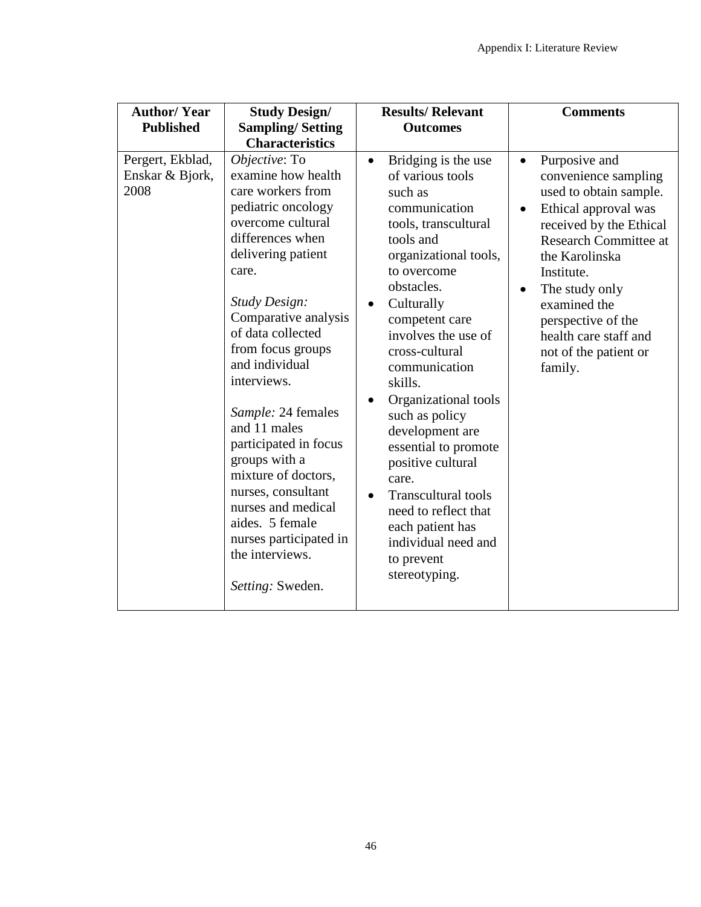| Author/ Year Published | Study Design/ Sampling/ Setting Characteristics | Results/ Relevant Outcomes | Comments |
|---|---|---|---|
| Pergert, Ekblad, Enskar & Bjork, 2008 | *Objective*: To examine how health care workers from pediatric oncology overcome cultural differences when delivering patient care.<br><br>*Study Design:* Comparative analysis of data collected from focus groups and individual interviews.<br><br>*Sample:* 24 females and 11 males participated in focus groups with a mixture of doctors, nurses, consultant nurses and medical aides. 5 female nurses participated in the interviews.<br><br>*Setting:* Sweden. | • Bridging is the use of various tools such as communication tools, transcultural tools and organizational tools, to overcome obstacles.<br>• Culturally competent care involves the use of cross-cultural communication skills.<br>• Organizational tools such as policy development are essential to promote positive cultural care.<br>• Transcultural tools need to reflect that each patient has individual need and to prevent stereotyping. | • Purposive and convenience sampling used to obtain sample.<br>• Ethical approval was received by the Ethical Research Committee at the Karolinska Institute.<br>• The study only examined the perspective of the health care staff and not of the patient or family. |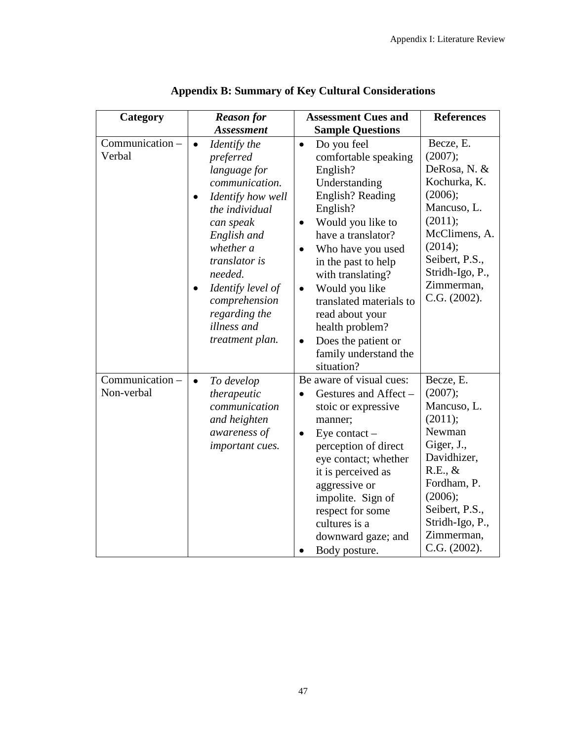## Appendix B: Summary of Key Cultural Considerations

| Category | *Reason for Assessment* | Assessment Cues and Sample Questions | References |
|---|---|---|---|
| Communication – Verbal | • *Identify the preferred language for communication.*<br>• *Identify how well the individual can speak English and whether a translator is needed.*<br>• *Identify level of comprehension regarding the illness and treatment plan.* | • Do you feel comfortable speaking English? Understanding English? Reading English?<br>• Would you like to have a translator?<br>• Who have you used in the past to help with translating?<br>• Would you like translated materials to read about your health problem?<br>• Does the patient or family understand the situation? | Becze, E. (2007); DeRosa, N. & Kochurka, K. (2006); Mancuso, L. (2011); McClimens, A. (2014); Seibert, P.S., Stridh-Igo, P., Zimmerman, C.G. (2002). |
| Communication – Non-verbal | • *To develop therapeutic communication and heighten awareness of important cues.* | Be aware of visual cues:<br>• Gestures and Affect – stoic or expressive manner;<br>• Eye contact – perception of direct eye contact; whether it is perceived as aggressive or impolite. Sign of respect for some cultures is a downward gaze; and<br>• Body posture. | Becze, E. (2007); Mancuso, L. (2011); Newman Giger, J., Davidhizer, R.E., & Fordham, P. (2006); Seibert, P.S., Stridh-Igo, P., Zimmerman, C.G. (2002). |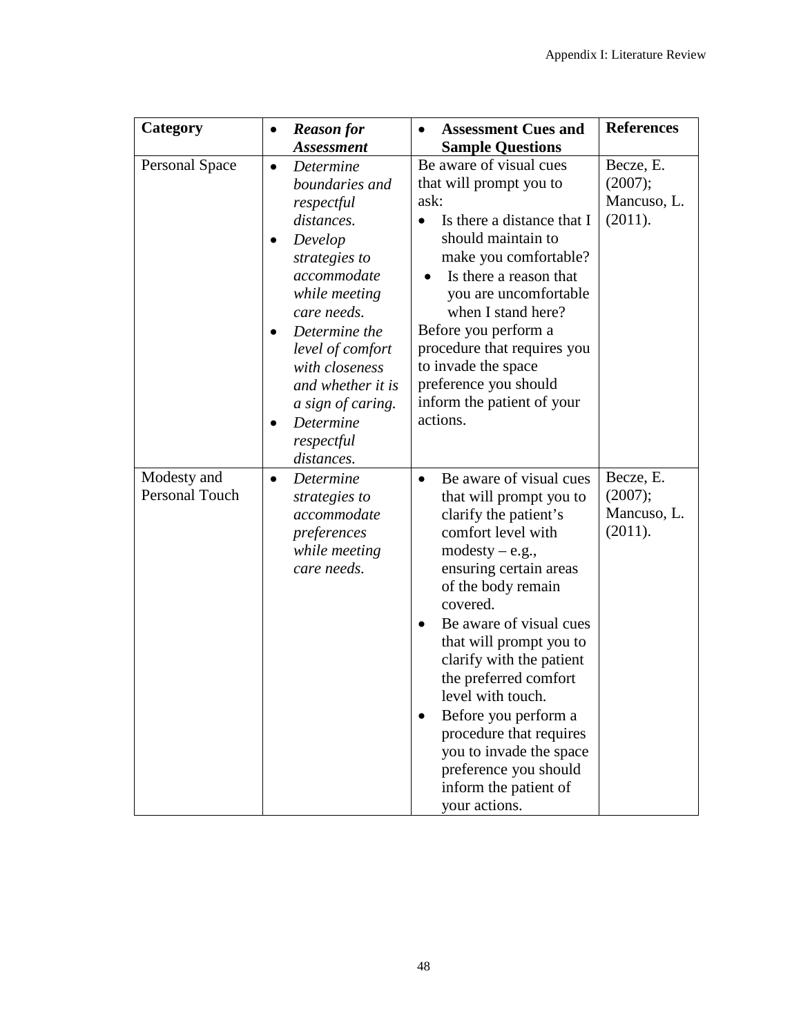| **Category** | • ***Reason for Assessment*** | • **Assessment Cues and Sample Questions** | **References** |
|---|---|---|---|
| Personal Space | • *Determine boundaries and respectful distances.*<br>• *Develop strategies to accommodate while meeting care needs.*<br>• *Determine the level of comfort with closeness and whether it is a sign of caring.*<br>• *Determine respectful distances.* | Be aware of visual cues that will prompt you to ask:<br>• Is there a distance that I should maintain to make you comfortable?<br>• Is there a reason that you are uncomfortable when I stand here?<br>Before you perform a procedure that requires you to invade the space preference you should inform the patient of your actions. | Becze, E. (2007); Mancuso, L. (2011). |
| Modesty and Personal Touch | • *Determine strategies to accommodate preferences while meeting care needs.* | • Be aware of visual cues that will prompt you to clarify the patient's comfort level with modesty – e.g., ensuring certain areas of the body remain covered.<br>• Be aware of visual cues that will prompt you to clarify with the patient the preferred comfort level with touch.<br>• Before you perform a procedure that requires you to invade the space preference you should inform the patient of your actions. | Becze, E. (2007); Mancuso, L. (2011). |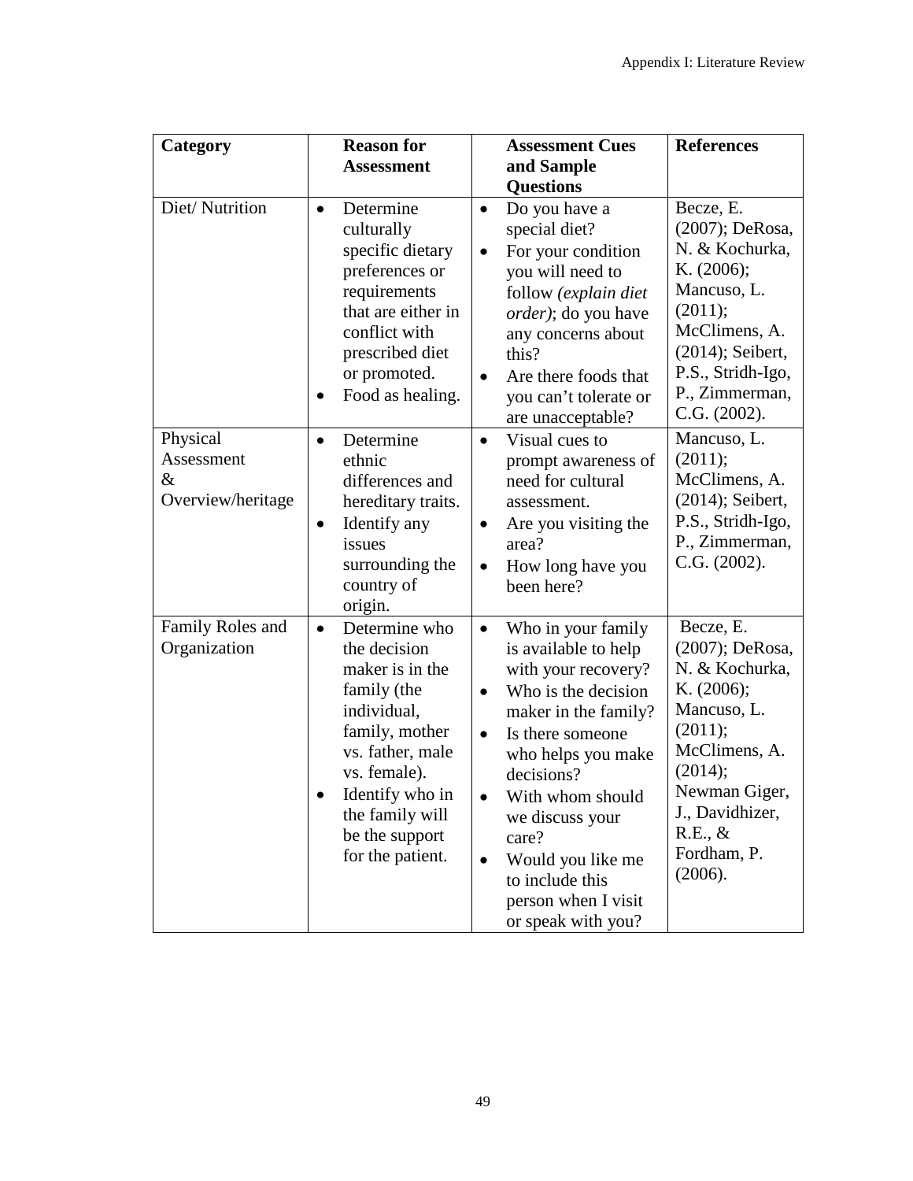| Category | Reason for Assessment | Assessment Cues and Sample Questions | References |
|---|---|---|---|
| Diet/ Nutrition | • Determine culturally specific dietary preferences or requirements that are either in conflict with prescribed diet or promoted.<br>• Food as healing. | • Do you have a special diet?<br>• For your condition you will need to follow *(explain diet order)*; do you have any concerns about this?<br>• Are there foods that you can't tolerate or are unacceptable? | Becze, E. (2007); DeRosa, N. & Kochurka, K. (2006); Mancuso, L. (2011); McClimens, A. (2014); Seibert, P.S., Stridh-Igo, P., Zimmerman, C.G. (2002). |
| Physical Assessment & Overview/heritage | • Determine ethnic differences and hereditary traits.<br>• Identify any issues surrounding the country of origin. | • Visual cues to prompt awareness of need for cultural assessment.<br>• Are you visiting the area?<br>• How long have you been here? | Mancuso, L. (2011); McClimens, A. (2014); Seibert, P.S., Stridh-Igo, P., Zimmerman, C.G. (2002). |
| Family Roles and Organization | • Determine who the decision maker is in the family (the individual, family, mother vs. father, male vs. female).<br>• Identify who in the family will be the support for the patient. | • Who in your family is available to help with your recovery?<br>• Who is the decision maker in the family?<br>• Is there someone who helps you make decisions?<br>• With whom should we discuss your care?<br>• Would you like me to include this person when I visit or speak with you? | Becze, E. (2007); DeRosa, N. & Kochurka, K. (2006); Mancuso, L. (2011); McClimens, A. (2014); Newman Giger, J., Davidhizer, R.E., & Fordham, P. (2006). |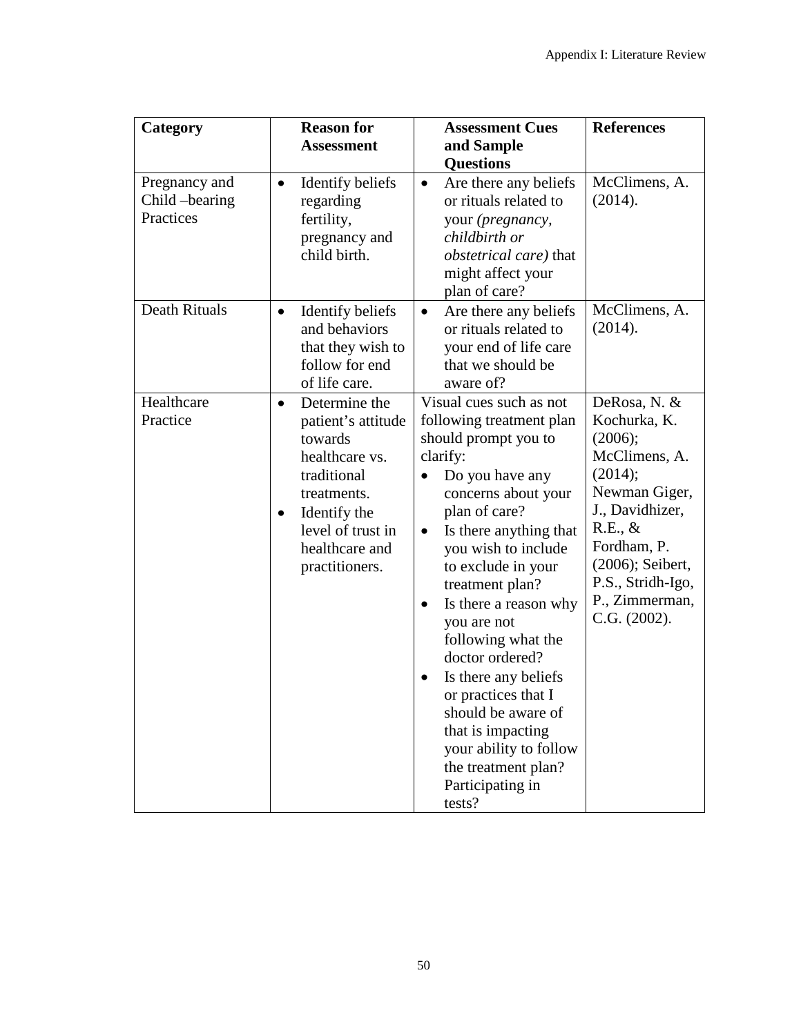| Category | Reason for Assessment | Assessment Cues and Sample Questions | References |
| --- | --- | --- | --- |
| Pregnancy and Child –bearing Practices | • Identify beliefs regarding fertility, pregnancy and child birth. | • Are there any beliefs or rituals related to your *(pregnancy, childbirth or obstetrical care)* that might affect your plan of care? | McClimens, A. (2014). |
| Death Rituals | • Identify beliefs and behaviors that they wish to follow for end of life care. | • Are there any beliefs or rituals related to your end of life care that we should be aware of? | McClimens, A. (2014). |
| Healthcare Practice | • Determine the patient's attitude towards healthcare vs. traditional treatments.<br>• Identify the level of trust in healthcare and practitioners. | Visual cues such as not following treatment plan should prompt you to clarify:<br>• Do you have any concerns about your plan of care?<br>• Is there anything that you wish to include to exclude in your treatment plan?<br>• Is there a reason why you are not following what the doctor ordered?<br>• Is there any beliefs or practices that I should be aware of that is impacting your ability to follow the treatment plan? Participating in tests? | DeRosa, N. & Kochurka, K. (2006); McClimens, A. (2014); Newman Giger, J., Davidhizer, R.E., & Fordham, P. (2006); Seibert, P.S., Stridh-Igo, P., Zimmerman, C.G. (2002). |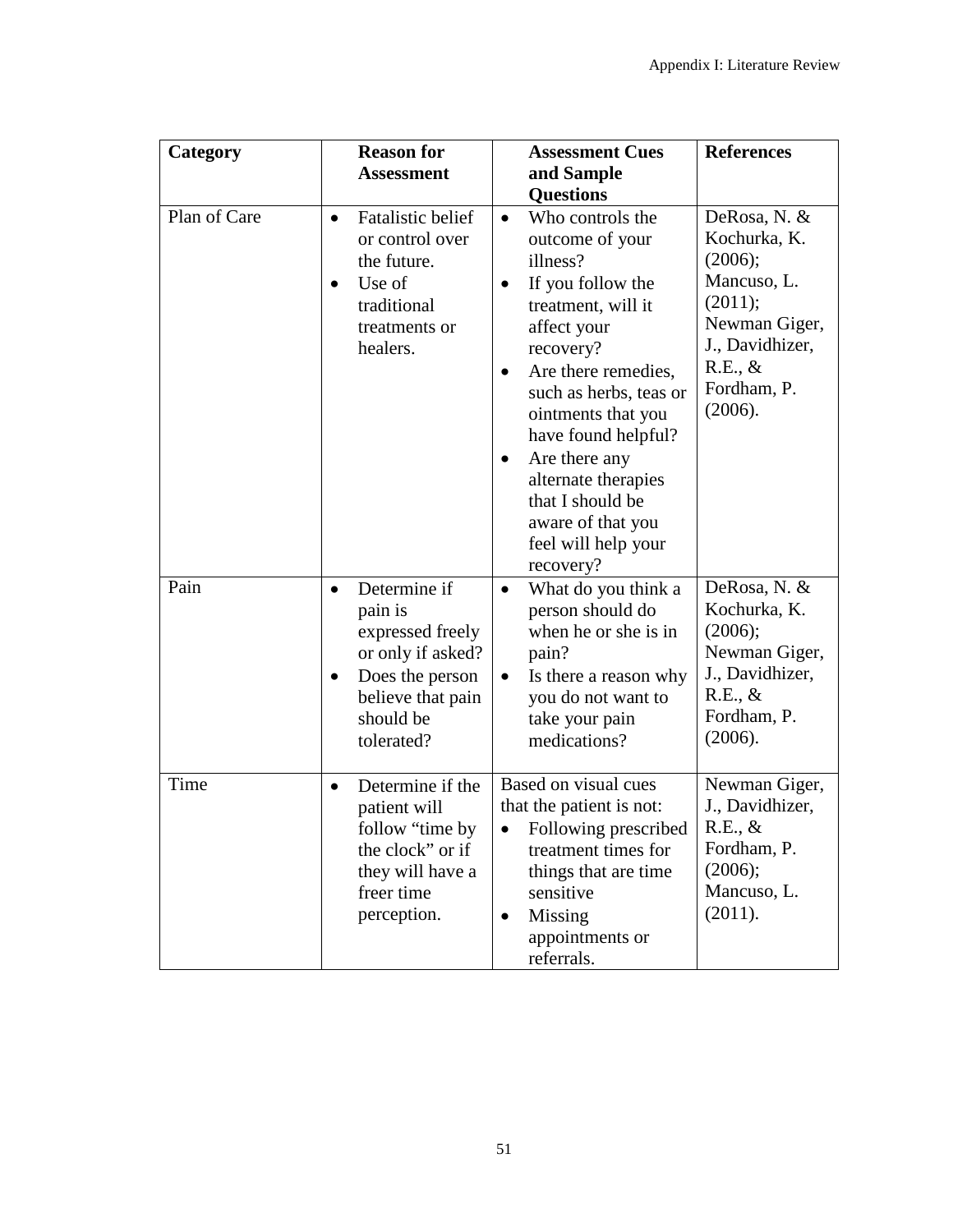| Category | Reason for Assessment | Assessment Cues and Sample Questions | References |
|---|---|---|---|
| Plan of Care | • Fatalistic belief or control over the future.<br>• Use of traditional treatments or healers. | • Who controls the outcome of your illness?<br>• If you follow the treatment, will it affect your recovery?<br>• Are there remedies, such as herbs, teas or ointments that you have found helpful?<br>• Are there any alternate therapies that I should be aware of that you feel will help your recovery? | DeRosa, N. & Kochurka, K. (2006); Mancuso, L. (2011); Newman Giger, J., Davidhizer, R.E., & Fordham, P. (2006). |
| Pain | • Determine if pain is expressed freely or only if asked?<br>• Does the person believe that pain should be tolerated? | • What do you think a person should do when he or she is in pain?<br>• Is there a reason why you do not want to take your pain medications? | DeRosa, N. & Kochurka, K. (2006); Newman Giger, J., Davidhizer, R.E., & Fordham, P. (2006). |
| Time | • Determine if the patient will follow "time by the clock" or if they will have a freer time perception. | Based on visual cues that the patient is not:<br>• Following prescribed treatment times for things that are time sensitive<br>• Missing appointments or referrals. | Newman Giger, J., Davidhizer, R.E., & Fordham, P. (2006); Mancuso, L. (2011). |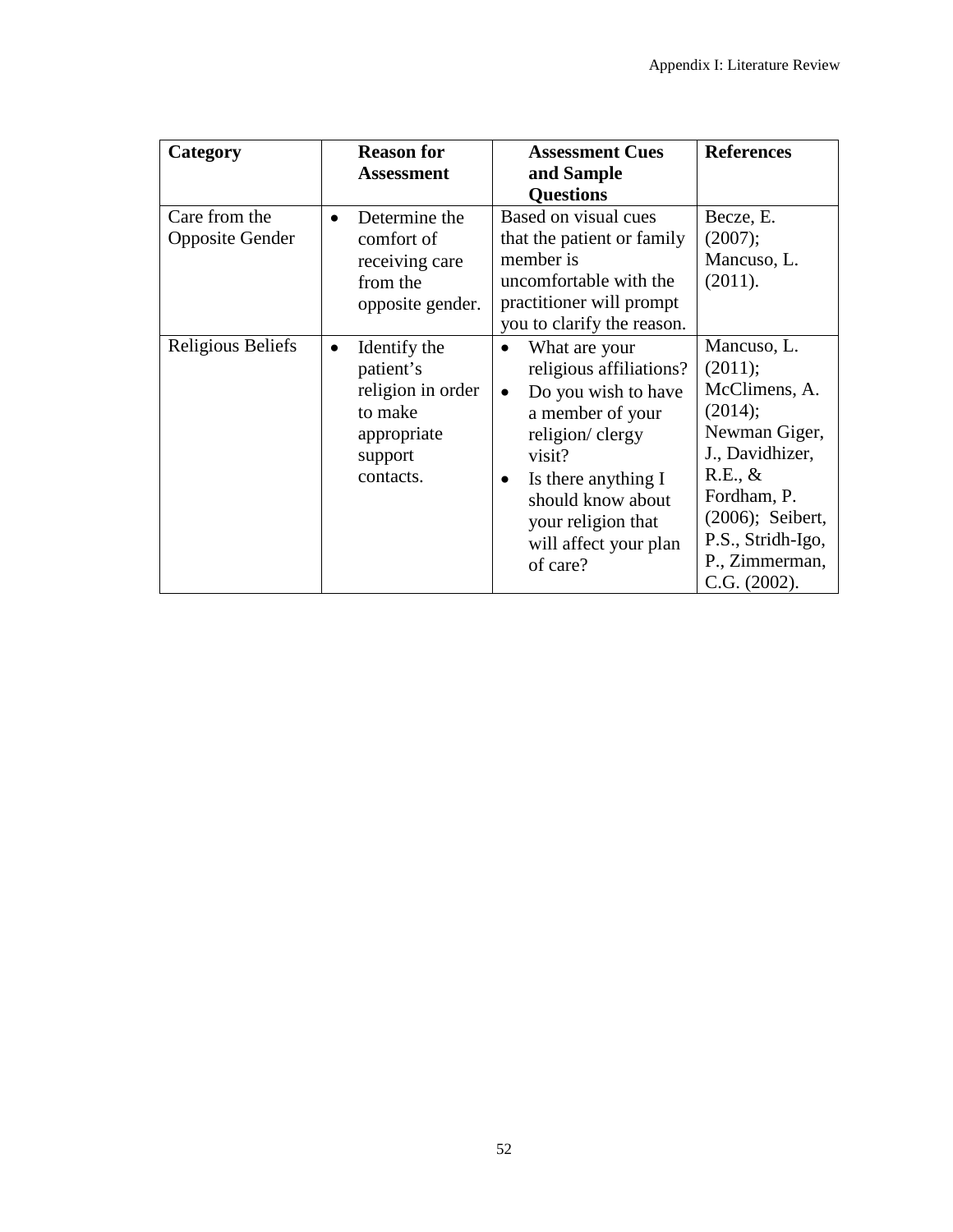| Category | Reason for Assessment | Assessment Cues and Sample Questions | References |
|---|---|---|---|
| Care from the Opposite Gender | • Determine the comfort of receiving care from the opposite gender. | Based on visual cues that the patient or family member is uncomfortable with the practitioner will prompt you to clarify the reason. | Becze, E. (2007); Mancuso, L. (2011). |
| Religious Beliefs | • Identify the patient's religion in order to make appropriate support contacts. | • What are your religious affiliations?<br>• Do you wish to have a member of your religion/ clergy visit?<br>• Is there anything I should know about your religion that will affect your plan of care? | Mancuso, L. (2011); McClimens, A. (2014); Newman Giger, J., Davidhizer, R.E., & Fordham, P. (2006); Seibert, P.S., Stridh-Igo, P., Zimmerman, C.G. (2002). |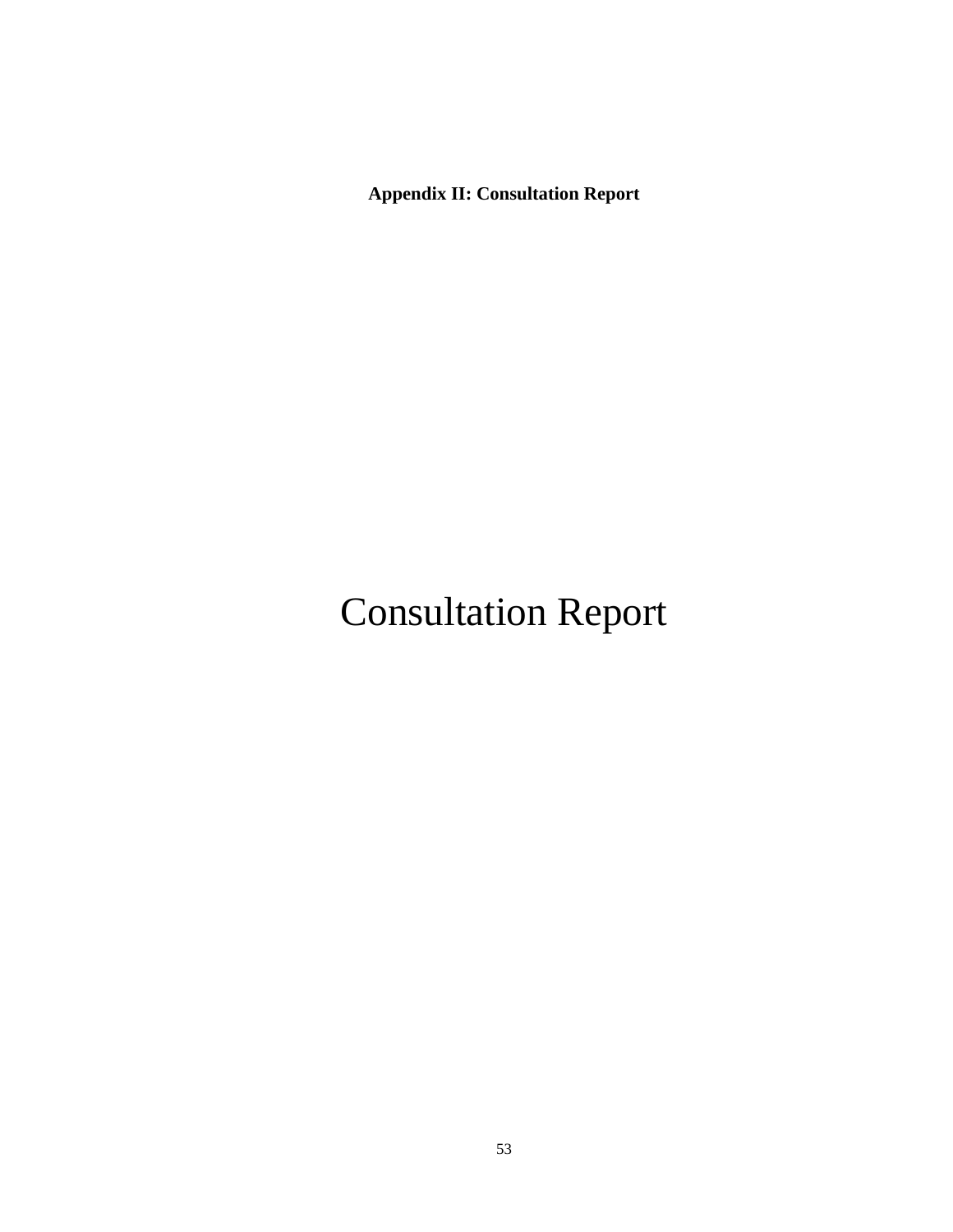**Appendix II: Consultation Report**

# Consultation Report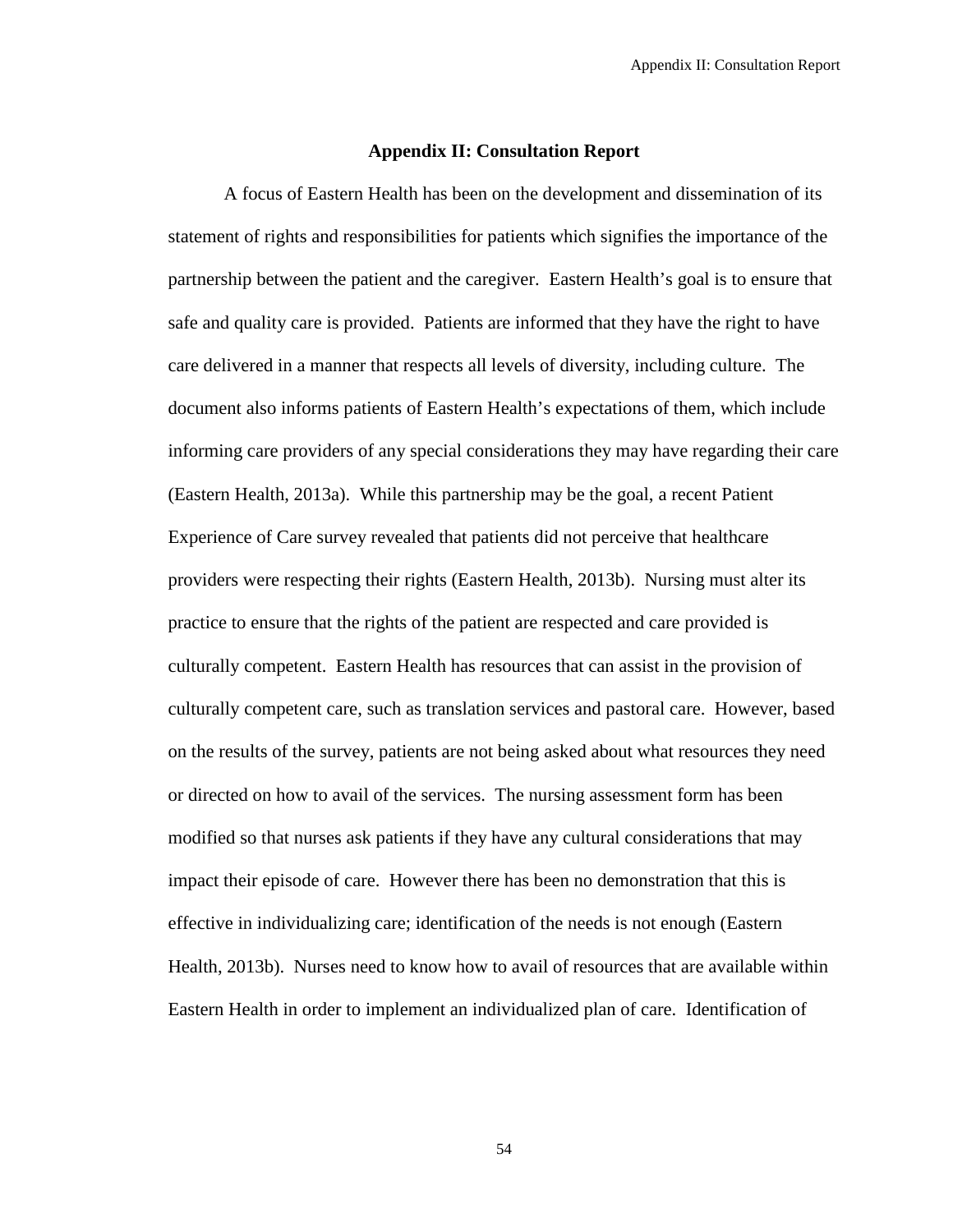## Appendix II: Consultation Report

A focus of Eastern Health has been on the development and dissemination of its statement of rights and responsibilities for patients which signifies the importance of the partnership between the patient and the caregiver. Eastern Health's goal is to ensure that safe and quality care is provided. Patients are informed that they have the right to have care delivered in a manner that respects all levels of diversity, including culture. The document also informs patients of Eastern Health's expectations of them, which include informing care providers of any special considerations they may have regarding their care (Eastern Health, 2013a). While this partnership may be the goal, a recent Patient Experience of Care survey revealed that patients did not perceive that healthcare providers were respecting their rights (Eastern Health, 2013b). Nursing must alter its practice to ensure that the rights of the patient are respected and care provided is culturally competent. Eastern Health has resources that can assist in the provision of culturally competent care, such as translation services and pastoral care. However, based on the results of the survey, patients are not being asked about what resources they need or directed on how to avail of the services. The nursing assessment form has been modified so that nurses ask patients if they have any cultural considerations that may impact their episode of care. However there has been no demonstration that this is effective in individualizing care; identification of the needs is not enough (Eastern Health, 2013b). Nurses need to know how to avail of resources that are available within Eastern Health in order to implement an individualized plan of care. Identification of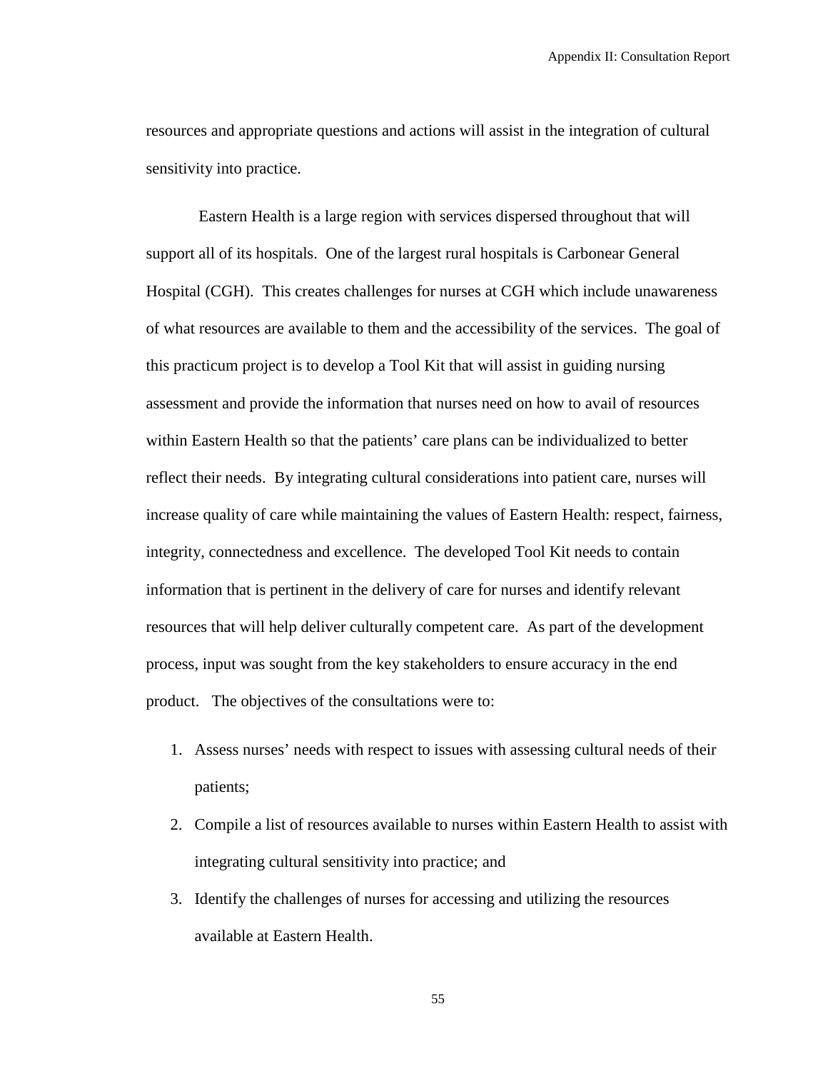resources and appropriate questions and actions will assist in the integration of cultural sensitivity into practice.

Eastern Health is a large region with services dispersed throughout that will support all of its hospitals. One of the largest rural hospitals is Carbonear General Hospital (CGH). This creates challenges for nurses at CGH which include unawareness of what resources are available to them and the accessibility of the services. The goal of this practicum project is to develop a Tool Kit that will assist in guiding nursing assessment and provide the information that nurses need on how to avail of resources within Eastern Health so that the patients' care plans can be individualized to better reflect their needs. By integrating cultural considerations into patient care, nurses will increase quality of care while maintaining the values of Eastern Health: respect, fairness, integrity, connectedness and excellence. The developed Tool Kit needs to contain information that is pertinent in the delivery of care for nurses and identify relevant resources that will help deliver culturally competent care. As part of the development process, input was sought from the key stakeholders to ensure accuracy in the end product. The objectives of the consultations were to:

1. Assess nurses' needs with respect to issues with assessing cultural needs of their patients;
2. Compile a list of resources available to nurses within Eastern Health to assist with integrating cultural sensitivity into practice; and
3. Identify the challenges of nurses for accessing and utilizing the resources available at Eastern Health.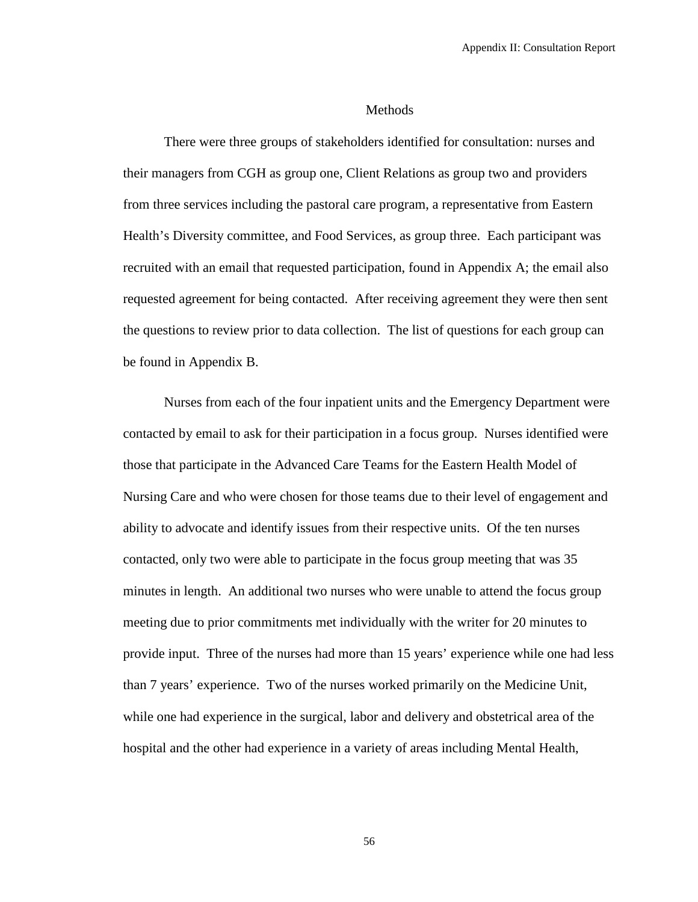## Methods

There were three groups of stakeholders identified for consultation: nurses and their managers from CGH as group one, Client Relations as group two and providers from three services including the pastoral care program, a representative from Eastern Health's Diversity committee, and Food Services, as group three. Each participant was recruited with an email that requested participation, found in Appendix A; the email also requested agreement for being contacted. After receiving agreement they were then sent the questions to review prior to data collection. The list of questions for each group can be found in Appendix B.

Nurses from each of the four inpatient units and the Emergency Department were contacted by email to ask for their participation in a focus group. Nurses identified were those that participate in the Advanced Care Teams for the Eastern Health Model of Nursing Care and who were chosen for those teams due to their level of engagement and ability to advocate and identify issues from their respective units. Of the ten nurses contacted, only two were able to participate in the focus group meeting that was 35 minutes in length. An additional two nurses who were unable to attend the focus group meeting due to prior commitments met individually with the writer for 20 minutes to provide input. Three of the nurses had more than 15 years' experience while one had less than 7 years' experience. Two of the nurses worked primarily on the Medicine Unit, while one had experience in the surgical, labor and delivery and obstetrical area of the hospital and the other had experience in a variety of areas including Mental Health,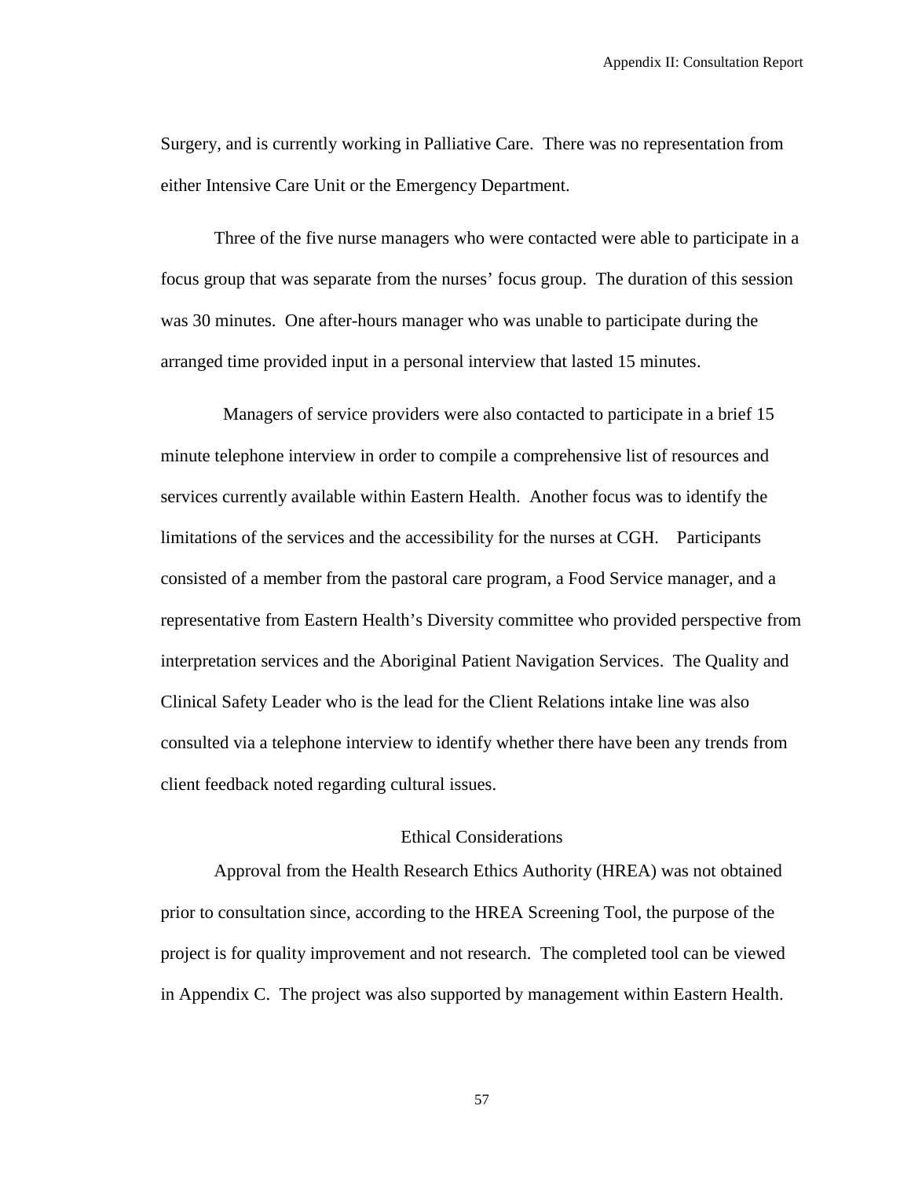Surgery, and is currently working in Palliative Care. There was no representation from either Intensive Care Unit or the Emergency Department.

Three of the five nurse managers who were contacted were able to participate in a focus group that was separate from the nurses' focus group. The duration of this session was 30 minutes. One after-hours manager who was unable to participate during the arranged time provided input in a personal interview that lasted 15 minutes.

Managers of service providers were also contacted to participate in a brief 15 minute telephone interview in order to compile a comprehensive list of resources and services currently available within Eastern Health. Another focus was to identify the limitations of the services and the accessibility for the nurses at CGH. Participants consisted of a member from the pastoral care program, a Food Service manager, and a representative from Eastern Health's Diversity committee who provided perspective from interpretation services and the Aboriginal Patient Navigation Services. The Quality and Clinical Safety Leader who is the lead for the Client Relations intake line was also consulted via a telephone interview to identify whether there have been any trends from client feedback noted regarding cultural issues.

## Ethical Considerations

Approval from the Health Research Ethics Authority (HREA) was not obtained prior to consultation since, according to the HREA Screening Tool, the purpose of the project is for quality improvement and not research. The completed tool can be viewed in Appendix C. The project was also supported by management within Eastern Health.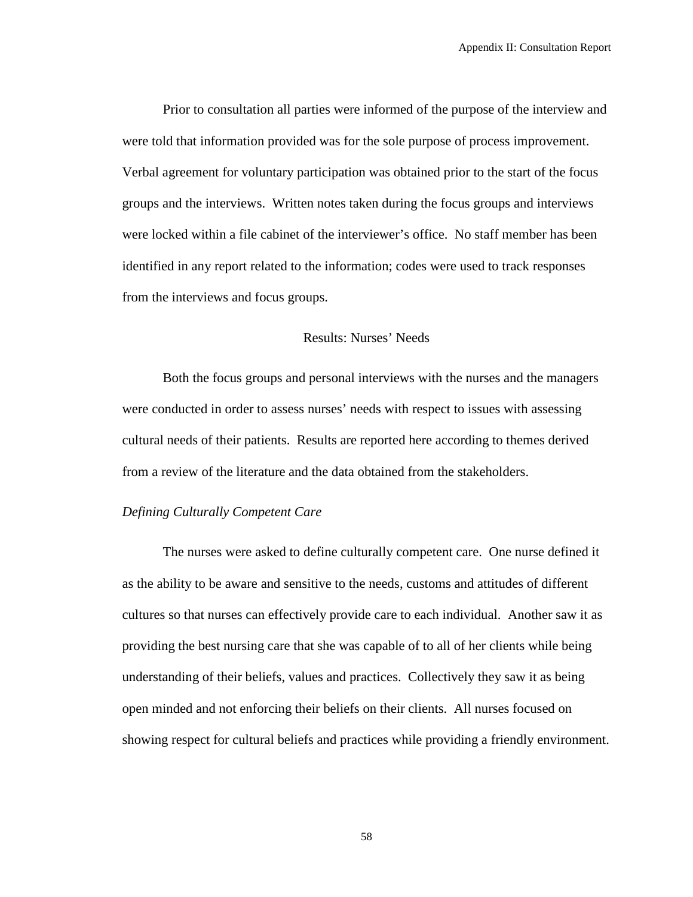Prior to consultation all parties were informed of the purpose of the interview and were told that information provided was for the sole purpose of process improvement. Verbal agreement for voluntary participation was obtained prior to the start of the focus groups and the interviews. Written notes taken during the focus groups and interviews were locked within a file cabinet of the interviewer's office. No staff member has been identified in any report related to the information; codes were used to track responses from the interviews and focus groups.

## Results: Nurses' Needs

Both the focus groups and personal interviews with the nurses and the managers were conducted in order to assess nurses' needs with respect to issues with assessing cultural needs of their patients. Results are reported here according to themes derived from a review of the literature and the data obtained from the stakeholders.

### *Defining Culturally Competent Care*

The nurses were asked to define culturally competent care. One nurse defined it as the ability to be aware and sensitive to the needs, customs and attitudes of different cultures so that nurses can effectively provide care to each individual. Another saw it as providing the best nursing care that she was capable of to all of her clients while being understanding of their beliefs, values and practices. Collectively they saw it as being open minded and not enforcing their beliefs on their clients. All nurses focused on showing respect for cultural beliefs and practices while providing a friendly environment.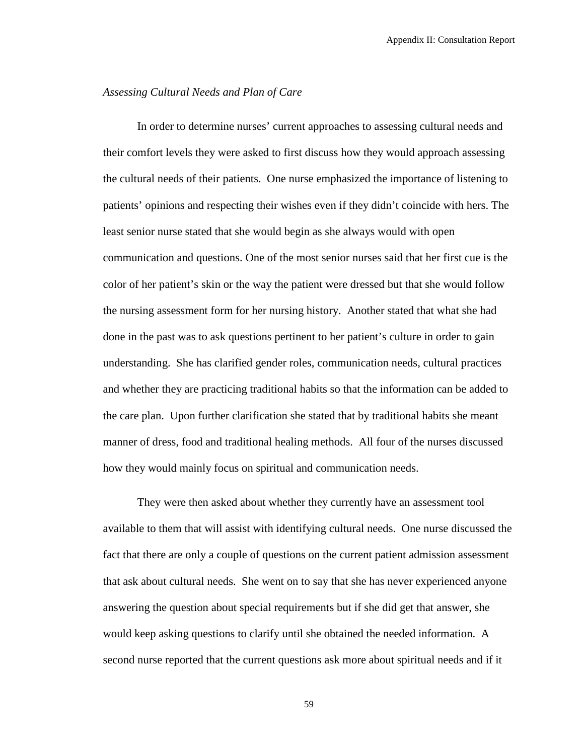*Assessing Cultural Needs and Plan of Care*

In order to determine nurses' current approaches to assessing cultural needs and their comfort levels they were asked to first discuss how they would approach assessing the cultural needs of their patients. One nurse emphasized the importance of listening to patients' opinions and respecting their wishes even if they didn't coincide with hers. The least senior nurse stated that she would begin as she always would with open communication and questions. One of the most senior nurses said that her first cue is the color of her patient's skin or the way the patient were dressed but that she would follow the nursing assessment form for her nursing history. Another stated that what she had done in the past was to ask questions pertinent to her patient's culture in order to gain understanding. She has clarified gender roles, communication needs, cultural practices and whether they are practicing traditional habits so that the information can be added to the care plan. Upon further clarification she stated that by traditional habits she meant manner of dress, food and traditional healing methods. All four of the nurses discussed how they would mainly focus on spiritual and communication needs.

They were then asked about whether they currently have an assessment tool available to them that will assist with identifying cultural needs. One nurse discussed the fact that there are only a couple of questions on the current patient admission assessment that ask about cultural needs. She went on to say that she has never experienced anyone answering the question about special requirements but if she did get that answer, she would keep asking questions to clarify until she obtained the needed information. A second nurse reported that the current questions ask more about spiritual needs and if it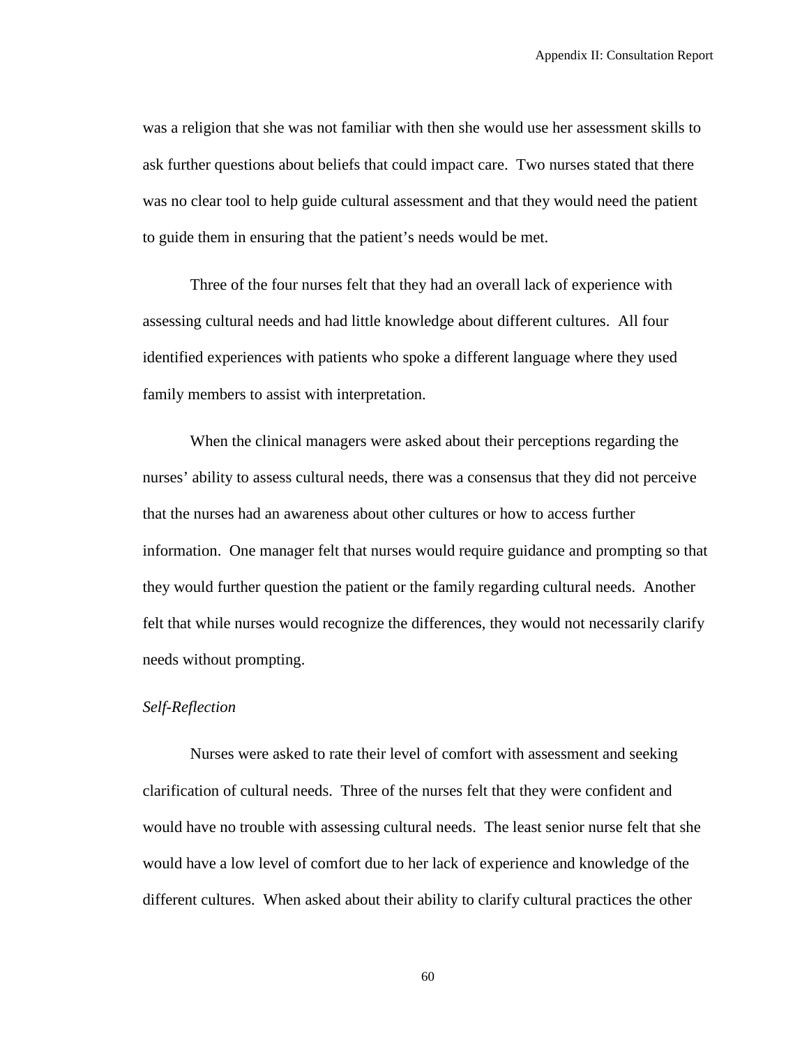was a religion that she was not familiar with then she would use her assessment skills to ask further questions about beliefs that could impact care. Two nurses stated that there was no clear tool to help guide cultural assessment and that they would need the patient to guide them in ensuring that the patient's needs would be met.

Three of the four nurses felt that they had an overall lack of experience with assessing cultural needs and had little knowledge about different cultures. All four identified experiences with patients who spoke a different language where they used family members to assist with interpretation.

When the clinical managers were asked about their perceptions regarding the nurses' ability to assess cultural needs, there was a consensus that they did not perceive that the nurses had an awareness about other cultures or how to access further information. One manager felt that nurses would require guidance and prompting so that they would further question the patient or the family regarding cultural needs. Another felt that while nurses would recognize the differences, they would not necessarily clarify needs without prompting.

*Self-Reflection*

Nurses were asked to rate their level of comfort with assessment and seeking clarification of cultural needs. Three of the nurses felt that they were confident and would have no trouble with assessing cultural needs. The least senior nurse felt that she would have a low level of comfort due to her lack of experience and knowledge of the different cultures. When asked about their ability to clarify cultural practices the other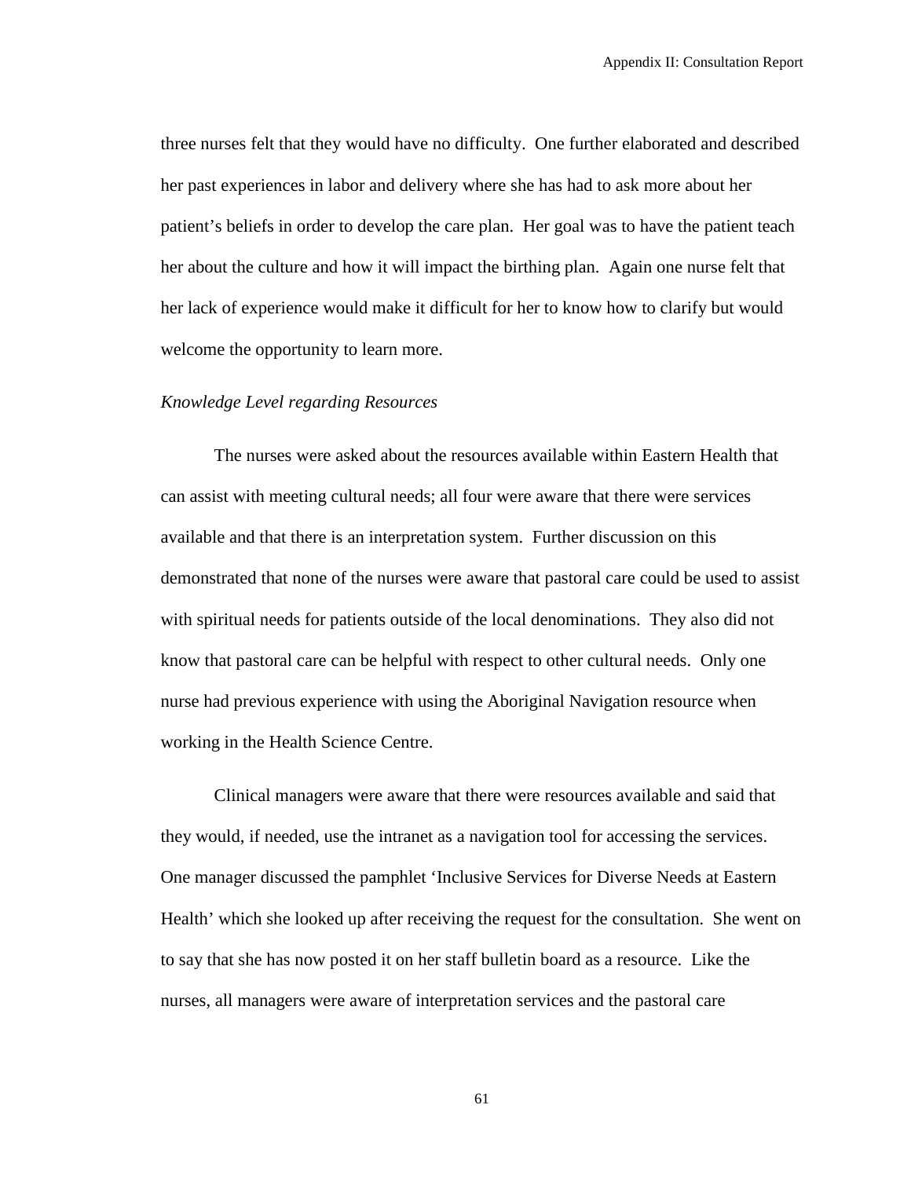three nurses felt that they would have no difficulty. One further elaborated and described her past experiences in labor and delivery where she has had to ask more about her patient's beliefs in order to develop the care plan. Her goal was to have the patient teach her about the culture and how it will impact the birthing plan. Again one nurse felt that her lack of experience would make it difficult for her to know how to clarify but would welcome the opportunity to learn more.

*Knowledge Level regarding Resources*

The nurses were asked about the resources available within Eastern Health that can assist with meeting cultural needs; all four were aware that there were services available and that there is an interpretation system. Further discussion on this demonstrated that none of the nurses were aware that pastoral care could be used to assist with spiritual needs for patients outside of the local denominations. They also did not know that pastoral care can be helpful with respect to other cultural needs. Only one nurse had previous experience with using the Aboriginal Navigation resource when working in the Health Science Centre.

Clinical managers were aware that there were resources available and said that they would, if needed, use the intranet as a navigation tool for accessing the services. One manager discussed the pamphlet 'Inclusive Services for Diverse Needs at Eastern Health' which she looked up after receiving the request for the consultation. She went on to say that she has now posted it on her staff bulletin board as a resource. Like the nurses, all managers were aware of interpretation services and the pastoral care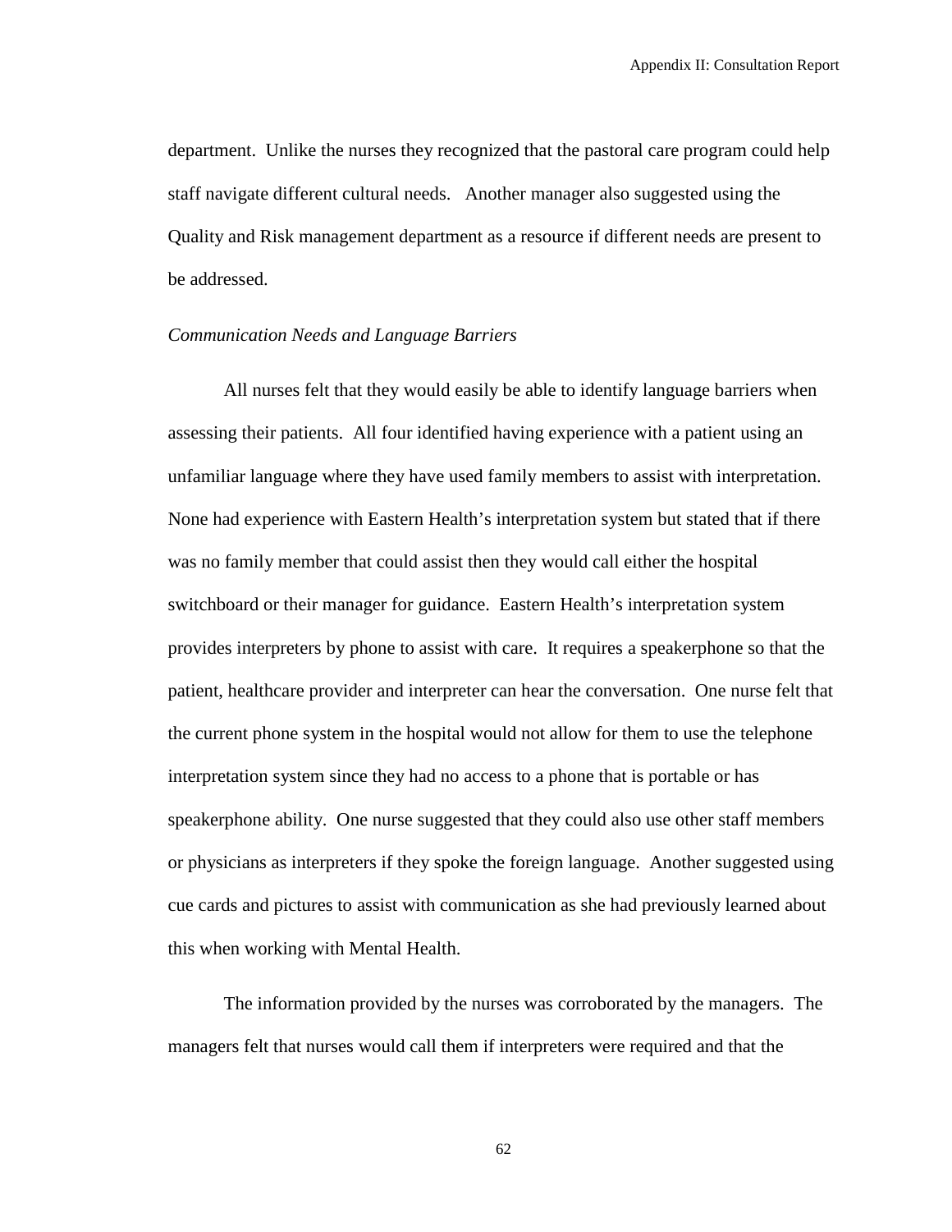department. Unlike the nurses they recognized that the pastoral care program could help staff navigate different cultural needs. Another manager also suggested using the Quality and Risk management department as a resource if different needs are present to be addressed.

*Communication Needs and Language Barriers*

All nurses felt that they would easily be able to identify language barriers when assessing their patients. All four identified having experience with a patient using an unfamiliar language where they have used family members to assist with interpretation. None had experience with Eastern Health's interpretation system but stated that if there was no family member that could assist then they would call either the hospital switchboard or their manager for guidance. Eastern Health's interpretation system provides interpreters by phone to assist with care. It requires a speakerphone so that the patient, healthcare provider and interpreter can hear the conversation. One nurse felt that the current phone system in the hospital would not allow for them to use the telephone interpretation system since they had no access to a phone that is portable or has speakerphone ability. One nurse suggested that they could also use other staff members or physicians as interpreters if they spoke the foreign language. Another suggested using cue cards and pictures to assist with communication as she had previously learned about this when working with Mental Health.

The information provided by the nurses was corroborated by the managers. The managers felt that nurses would call them if interpreters were required and that the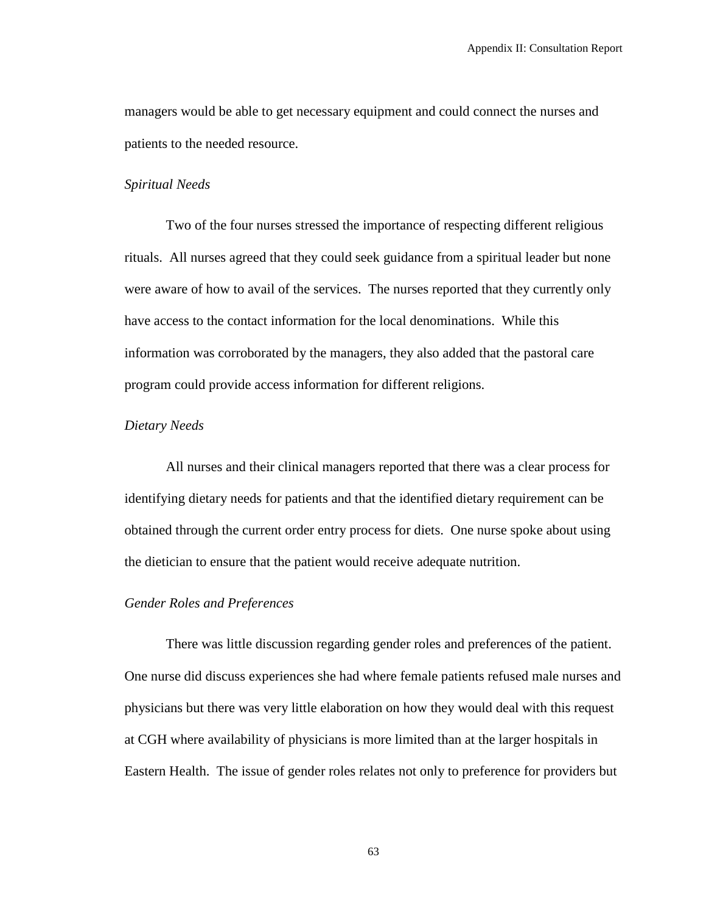managers would be able to get necessary equipment and could connect the nurses and patients to the needed resource.

*Spiritual Needs*

Two of the four nurses stressed the importance of respecting different religious rituals. All nurses agreed that they could seek guidance from a spiritual leader but none were aware of how to avail of the services. The nurses reported that they currently only have access to the contact information for the local denominations. While this information was corroborated by the managers, they also added that the pastoral care program could provide access information for different religions.

*Dietary Needs*

All nurses and their clinical managers reported that there was a clear process for identifying dietary needs for patients and that the identified dietary requirement can be obtained through the current order entry process for diets. One nurse spoke about using the dietician to ensure that the patient would receive adequate nutrition.

*Gender Roles and Preferences*

There was little discussion regarding gender roles and preferences of the patient. One nurse did discuss experiences she had where female patients refused male nurses and physicians but there was very little elaboration on how they would deal with this request at CGH where availability of physicians is more limited than at the larger hospitals in Eastern Health. The issue of gender roles relates not only to preference for providers but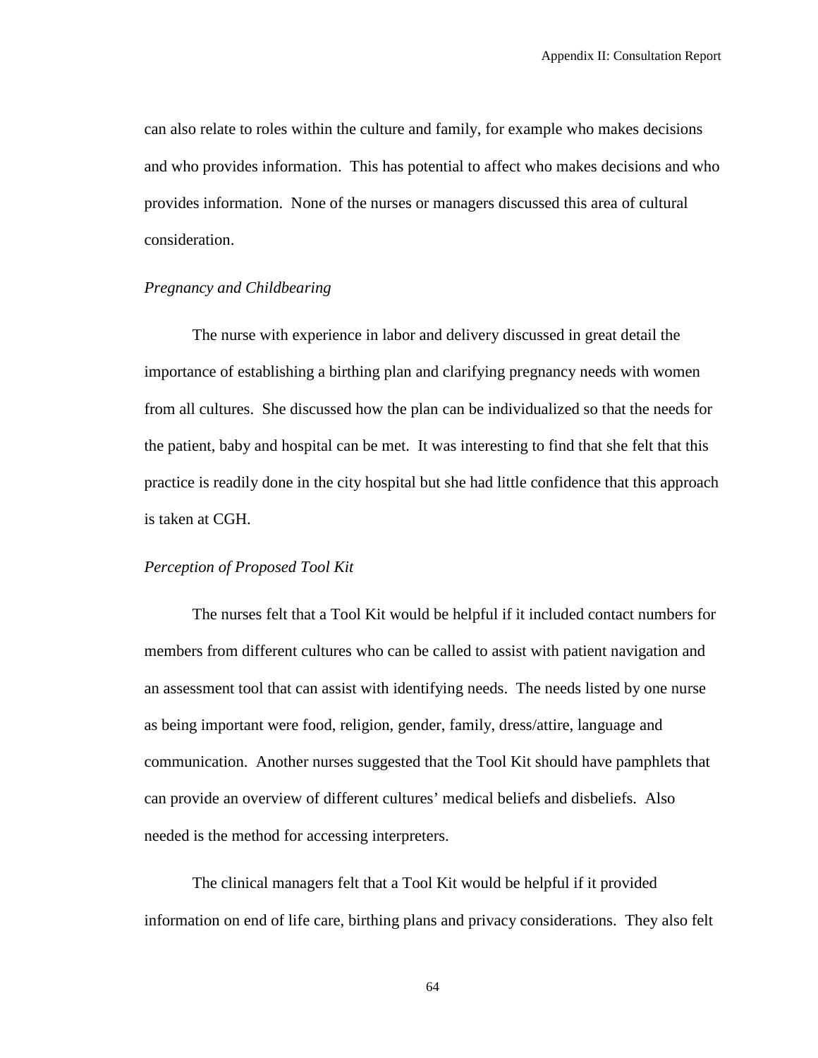can also relate to roles within the culture and family, for example who makes decisions and who provides information. This has potential to affect who makes decisions and who provides information. None of the nurses or managers discussed this area of cultural consideration.

*Pregnancy and Childbearing*

The nurse with experience in labor and delivery discussed in great detail the importance of establishing a birthing plan and clarifying pregnancy needs with women from all cultures. She discussed how the plan can be individualized so that the needs for the patient, baby and hospital can be met. It was interesting to find that she felt that this practice is readily done in the city hospital but she had little confidence that this approach is taken at CGH.

*Perception of Proposed Tool Kit*

The nurses felt that a Tool Kit would be helpful if it included contact numbers for members from different cultures who can be called to assist with patient navigation and an assessment tool that can assist with identifying needs. The needs listed by one nurse as being important were food, religion, gender, family, dress/attire, language and communication. Another nurses suggested that the Tool Kit should have pamphlets that can provide an overview of different cultures' medical beliefs and disbeliefs. Also needed is the method for accessing interpreters.

The clinical managers felt that a Tool Kit would be helpful if it provided information on end of life care, birthing plans and privacy considerations. They also felt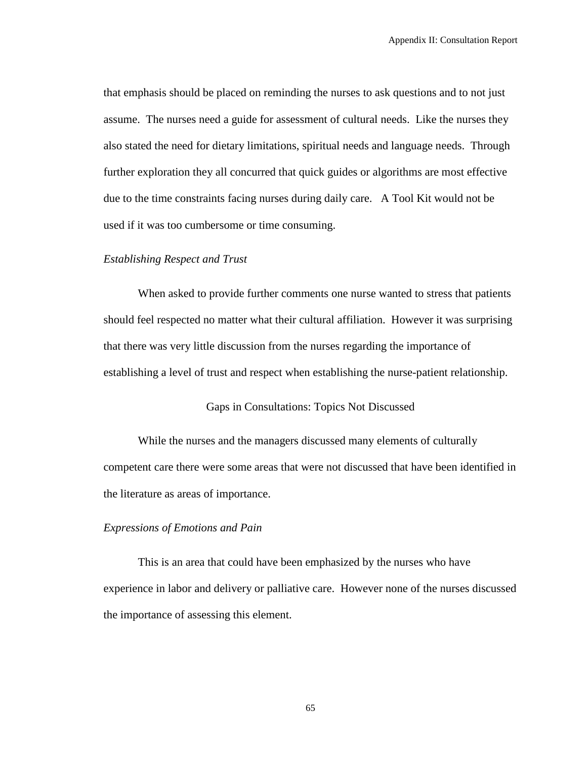that emphasis should be placed on reminding the nurses to ask questions and to not just assume. The nurses need a guide for assessment of cultural needs. Like the nurses they also stated the need for dietary limitations, spiritual needs and language needs. Through further exploration they all concurred that quick guides or algorithms are most effective due to the time constraints facing nurses during daily care. A Tool Kit would not be used if it was too cumbersome or time consuming.

### *Establishing Respect and Trust*

When asked to provide further comments one nurse wanted to stress that patients should feel respected no matter what their cultural affiliation. However it was surprising that there was very little discussion from the nurses regarding the importance of establishing a level of trust and respect when establishing the nurse-patient relationship.

## Gaps in Consultations: Topics Not Discussed

While the nurses and the managers discussed many elements of culturally competent care there were some areas that were not discussed that have been identified in the literature as areas of importance.

### *Expressions of Emotions and Pain*

This is an area that could have been emphasized by the nurses who have experience in labor and delivery or palliative care. However none of the nurses discussed the importance of assessing this element.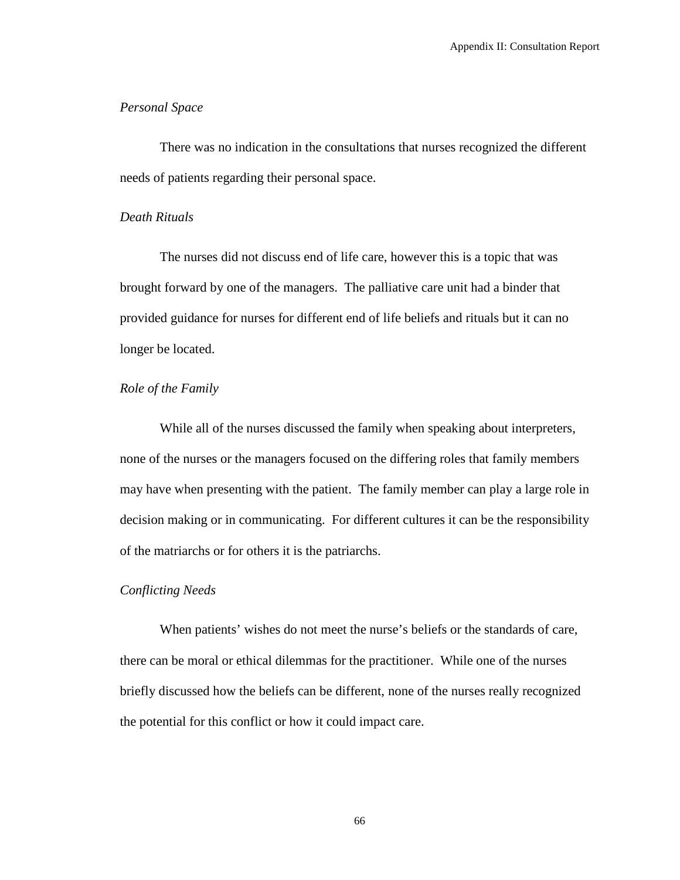*Personal Space*

There was no indication in the consultations that nurses recognized the different needs of patients regarding their personal space.

*Death Rituals*

The nurses did not discuss end of life care, however this is a topic that was brought forward by one of the managers. The palliative care unit had a binder that provided guidance for nurses for different end of life beliefs and rituals but it can no longer be located.

*Role of the Family*

While all of the nurses discussed the family when speaking about interpreters, none of the nurses or the managers focused on the differing roles that family members may have when presenting with the patient. The family member can play a large role in decision making or in communicating. For different cultures it can be the responsibility of the matriarchs or for others it is the patriarchs.

*Conflicting Needs*

When patients' wishes do not meet the nurse's beliefs or the standards of care, there can be moral or ethical dilemmas for the practitioner. While one of the nurses briefly discussed how the beliefs can be different, none of the nurses really recognized the potential for this conflict or how it could impact care.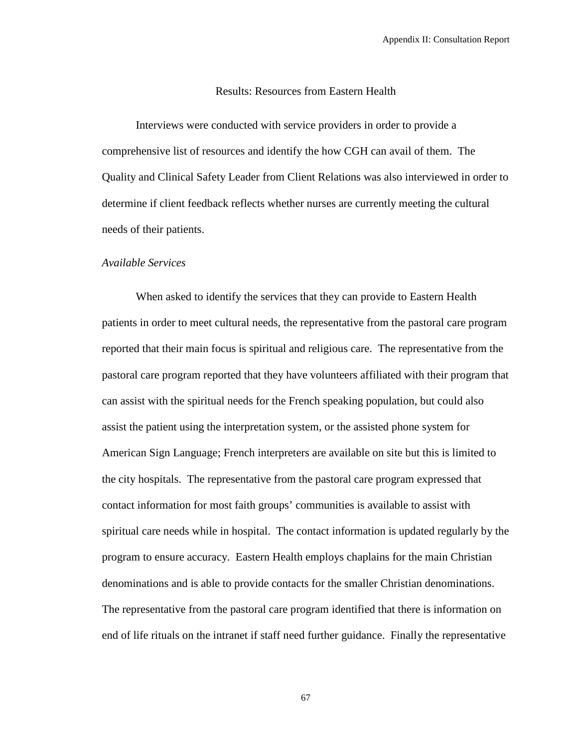## Results: Resources from Eastern Health

Interviews were conducted with service providers in order to provide a comprehensive list of resources and identify the how CGH can avail of them. The Quality and Clinical Safety Leader from Client Relations was also interviewed in order to determine if client feedback reflects whether nurses are currently meeting the cultural needs of their patients.

### *Available Services*

When asked to identify the services that they can provide to Eastern Health patients in order to meet cultural needs, the representative from the pastoral care program reported that their main focus is spiritual and religious care. The representative from the pastoral care program reported that they have volunteers affiliated with their program that can assist with the spiritual needs for the French speaking population, but could also assist the patient using the interpretation system, or the assisted phone system for American Sign Language; French interpreters are available on site but this is limited to the city hospitals. The representative from the pastoral care program expressed that contact information for most faith groups' communities is available to assist with spiritual care needs while in hospital. The contact information is updated regularly by the program to ensure accuracy. Eastern Health employs chaplains for the main Christian denominations and is able to provide contacts for the smaller Christian denominations. The representative from the pastoral care program identified that there is information on end of life rituals on the intranet if staff need further guidance. Finally the representative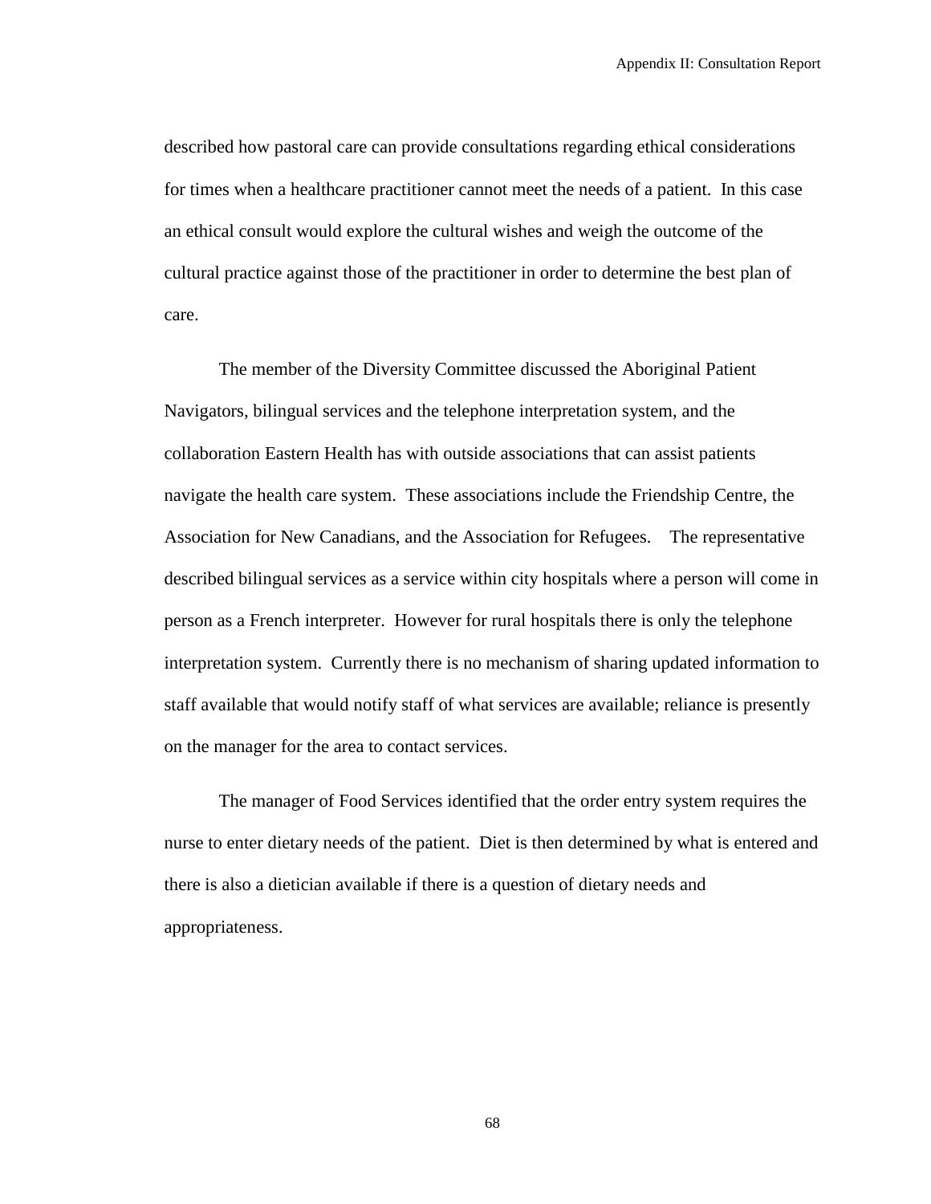described how pastoral care can provide consultations regarding ethical considerations for times when a healthcare practitioner cannot meet the needs of a patient. In this case an ethical consult would explore the cultural wishes and weigh the outcome of the cultural practice against those of the practitioner in order to determine the best plan of care.

The member of the Diversity Committee discussed the Aboriginal Patient Navigators, bilingual services and the telephone interpretation system, and the collaboration Eastern Health has with outside associations that can assist patients navigate the health care system. These associations include the Friendship Centre, the Association for New Canadians, and the Association for Refugees. The representative described bilingual services as a service within city hospitals where a person will come in person as a French interpreter. However for rural hospitals there is only the telephone interpretation system. Currently there is no mechanism of sharing updated information to staff available that would notify staff of what services are available; reliance is presently on the manager for the area to contact services.

The manager of Food Services identified that the order entry system requires the nurse to enter dietary needs of the patient. Diet is then determined by what is entered and there is also a dietician available if there is a question of dietary needs and appropriateness.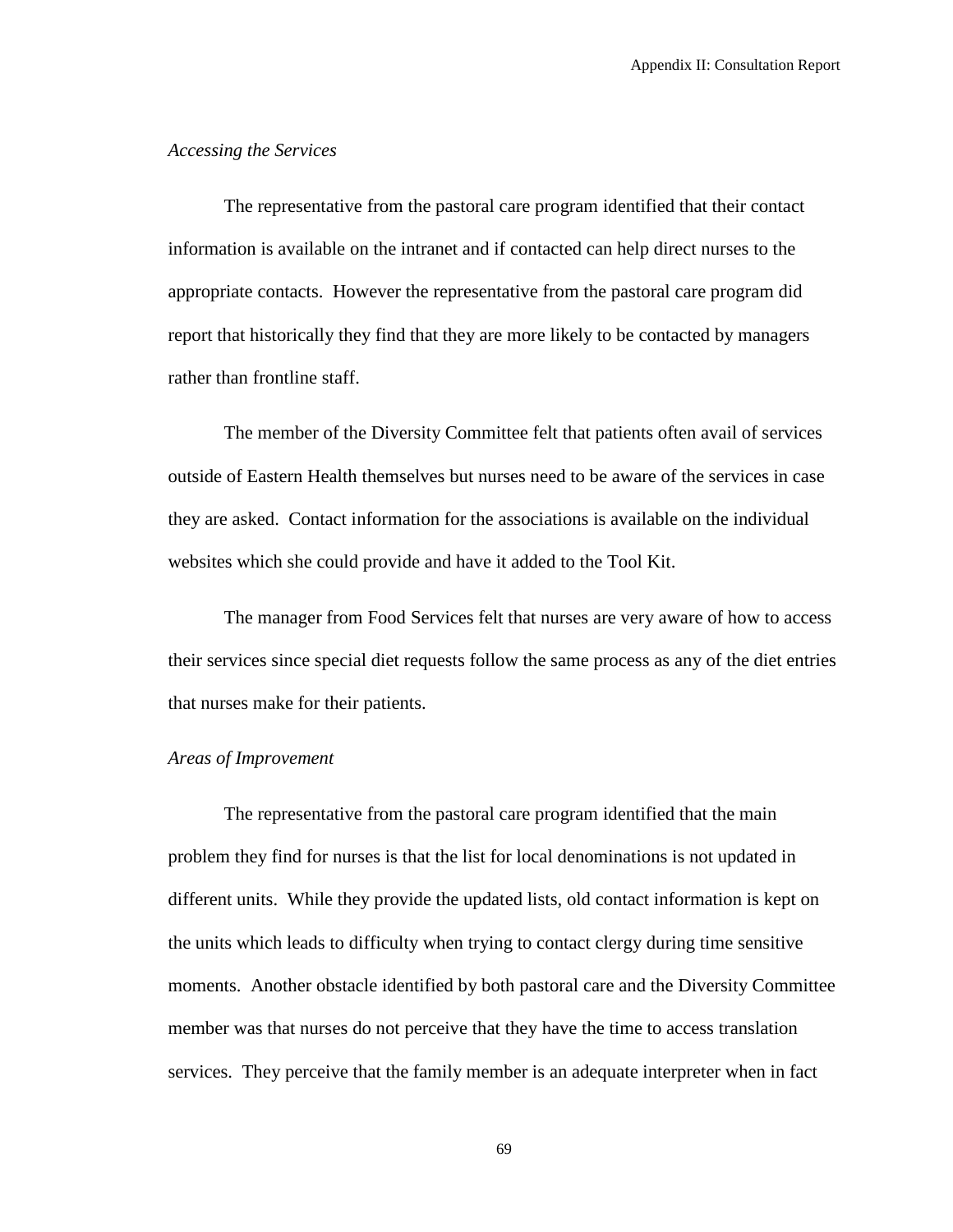*Accessing the Services*

The representative from the pastoral care program identified that their contact information is available on the intranet and if contacted can help direct nurses to the appropriate contacts. However the representative from the pastoral care program did report that historically they find that they are more likely to be contacted by managers rather than frontline staff.

The member of the Diversity Committee felt that patients often avail of services outside of Eastern Health themselves but nurses need to be aware of the services in case they are asked. Contact information for the associations is available on the individual websites which she could provide and have it added to the Tool Kit.

The manager from Food Services felt that nurses are very aware of how to access their services since special diet requests follow the same process as any of the diet entries that nurses make for their patients.

*Areas of Improvement*

The representative from the pastoral care program identified that the main problem they find for nurses is that the list for local denominations is not updated in different units. While they provide the updated lists, old contact information is kept on the units which leads to difficulty when trying to contact clergy during time sensitive moments. Another obstacle identified by both pastoral care and the Diversity Committee member was that nurses do not perceive that they have the time to access translation services. They perceive that the family member is an adequate interpreter when in fact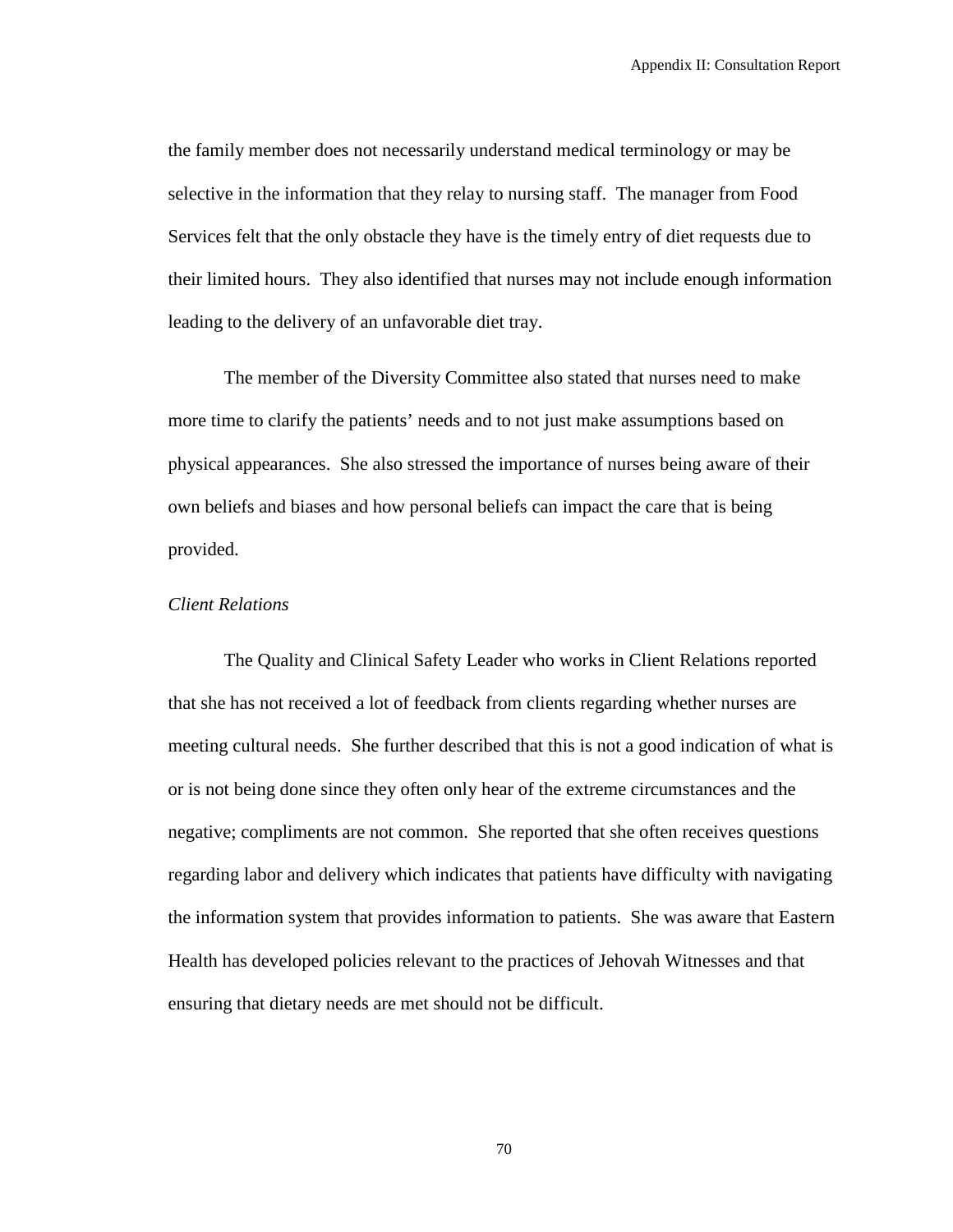the family member does not necessarily understand medical terminology or may be selective in the information that they relay to nursing staff. The manager from Food Services felt that the only obstacle they have is the timely entry of diet requests due to their limited hours. They also identified that nurses may not include enough information leading to the delivery of an unfavorable diet tray.

The member of the Diversity Committee also stated that nurses need to make more time to clarify the patients' needs and to not just make assumptions based on physical appearances. She also stressed the importance of nurses being aware of their own beliefs and biases and how personal beliefs can impact the care that is being provided.

*Client Relations*

The Quality and Clinical Safety Leader who works in Client Relations reported that she has not received a lot of feedback from clients regarding whether nurses are meeting cultural needs. She further described that this is not a good indication of what is or is not being done since they often only hear of the extreme circumstances and the negative; compliments are not common. She reported that she often receives questions regarding labor and delivery which indicates that patients have difficulty with navigating the information system that provides information to patients. She was aware that Eastern Health has developed policies relevant to the practices of Jehovah Witnesses and that ensuring that dietary needs are met should not be difficult.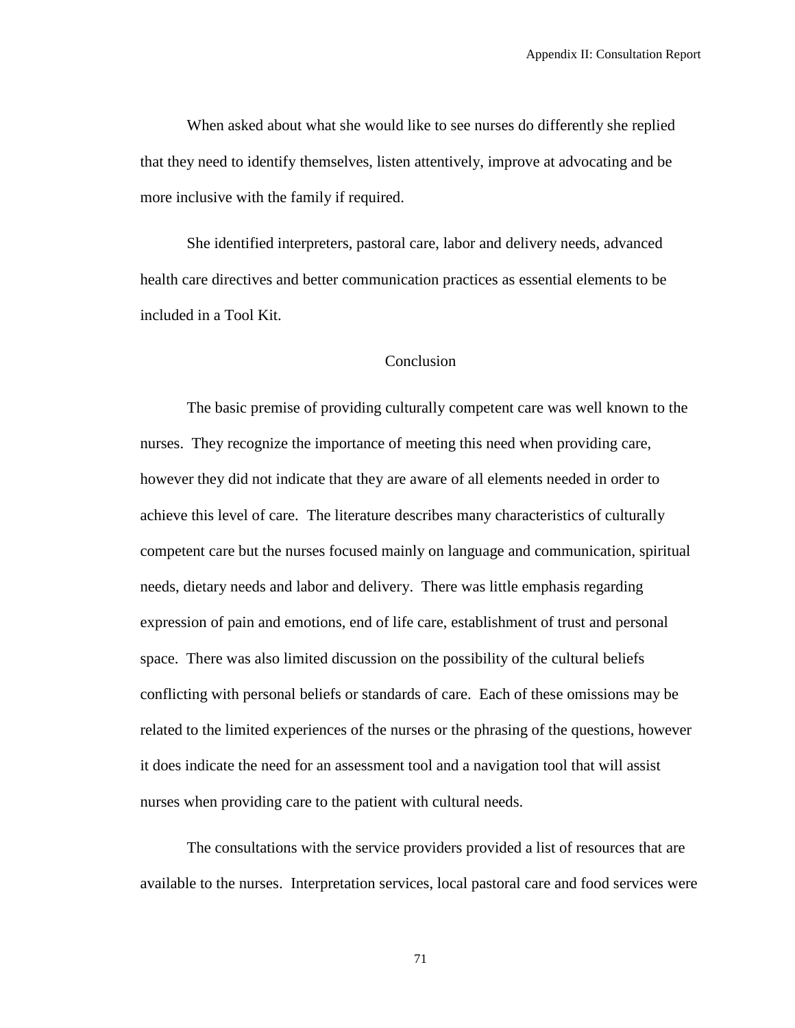When asked about what she would like to see nurses do differently she replied that they need to identify themselves, listen attentively, improve at advocating and be more inclusive with the family if required.

She identified interpreters, pastoral care, labor and delivery needs, advanced health care directives and better communication practices as essential elements to be included in a Tool Kit.

## Conclusion

The basic premise of providing culturally competent care was well known to the nurses. They recognize the importance of meeting this need when providing care, however they did not indicate that they are aware of all elements needed in order to achieve this level of care. The literature describes many characteristics of culturally competent care but the nurses focused mainly on language and communication, spiritual needs, dietary needs and labor and delivery. There was little emphasis regarding expression of pain and emotions, end of life care, establishment of trust and personal space. There was also limited discussion on the possibility of the cultural beliefs conflicting with personal beliefs or standards of care. Each of these omissions may be related to the limited experiences of the nurses or the phrasing of the questions, however it does indicate the need for an assessment tool and a navigation tool that will assist nurses when providing care to the patient with cultural needs.

The consultations with the service providers provided a list of resources that are available to the nurses. Interpretation services, local pastoral care and food services were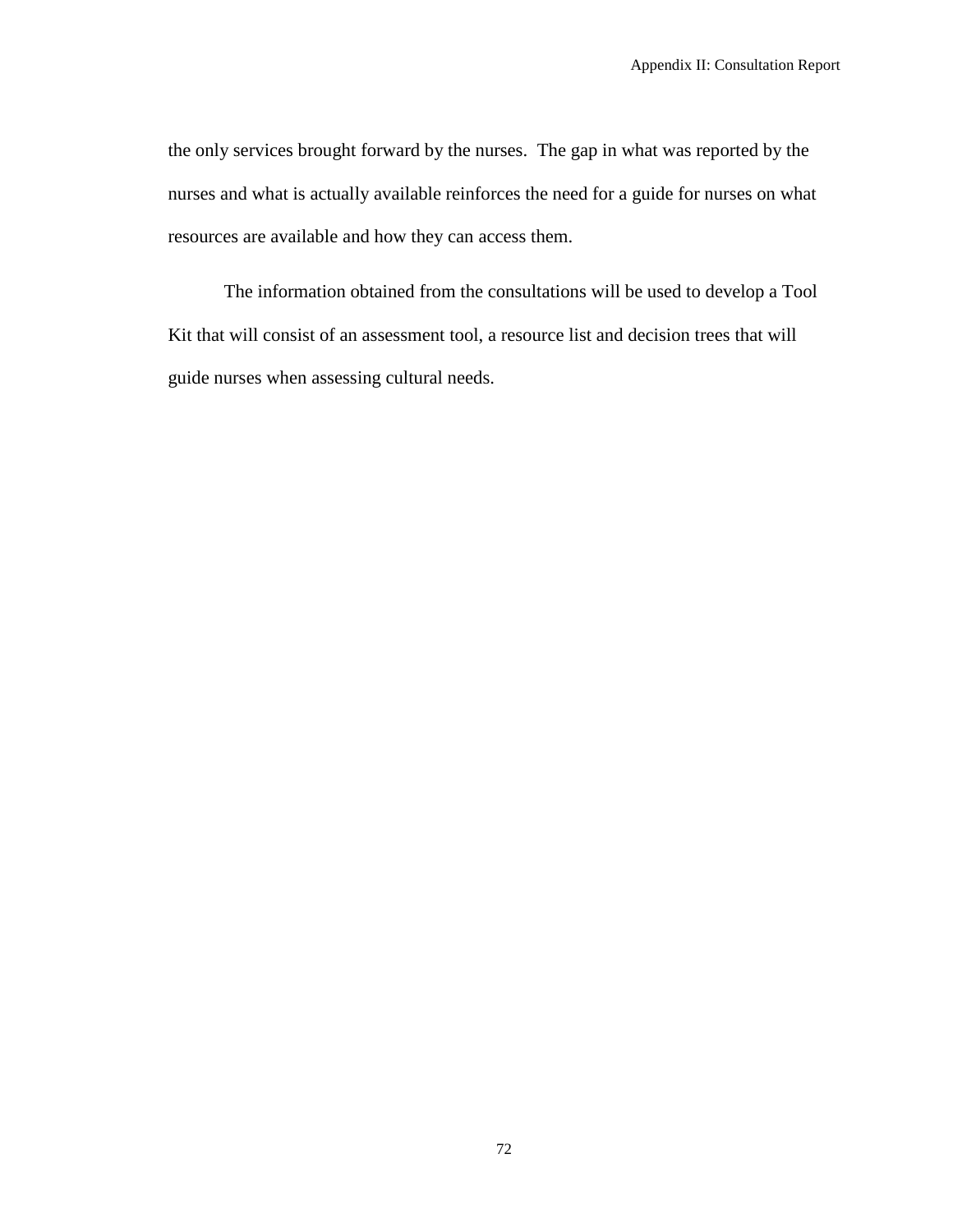the only services brought forward by the nurses. The gap in what was reported by the nurses and what is actually available reinforces the need for a guide for nurses on what resources are available and how they can access them.

The information obtained from the consultations will be used to develop a Tool Kit that will consist of an assessment tool, a resource list and decision trees that will guide nurses when assessing cultural needs.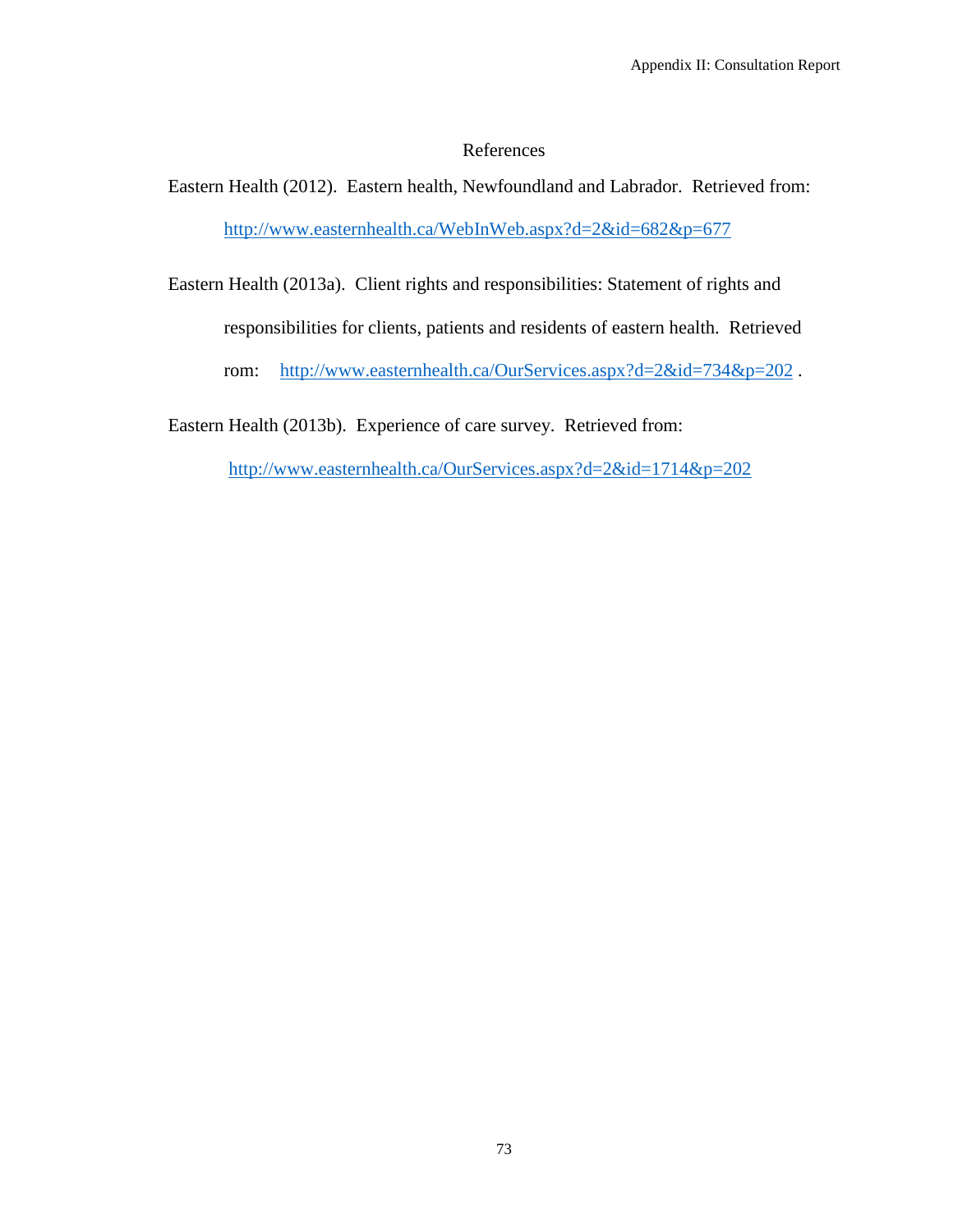## References

Eastern Health (2012). Eastern health, Newfoundland and Labrador. Retrieved from: http://www.easternhealth.ca/WebInWeb.aspx?d=2&id=682&p=677

Eastern Health (2013a). Client rights and responsibilities: Statement of rights and responsibilities for clients, patients and residents of eastern health. Retrieved rom: http://www.easternhealth.ca/OurServices.aspx?d=2&id=734&p=202 .

Eastern Health (2013b). Experience of care survey. Retrieved from: http://www.easternhealth.ca/OurServices.aspx?d=2&id=1714&p=202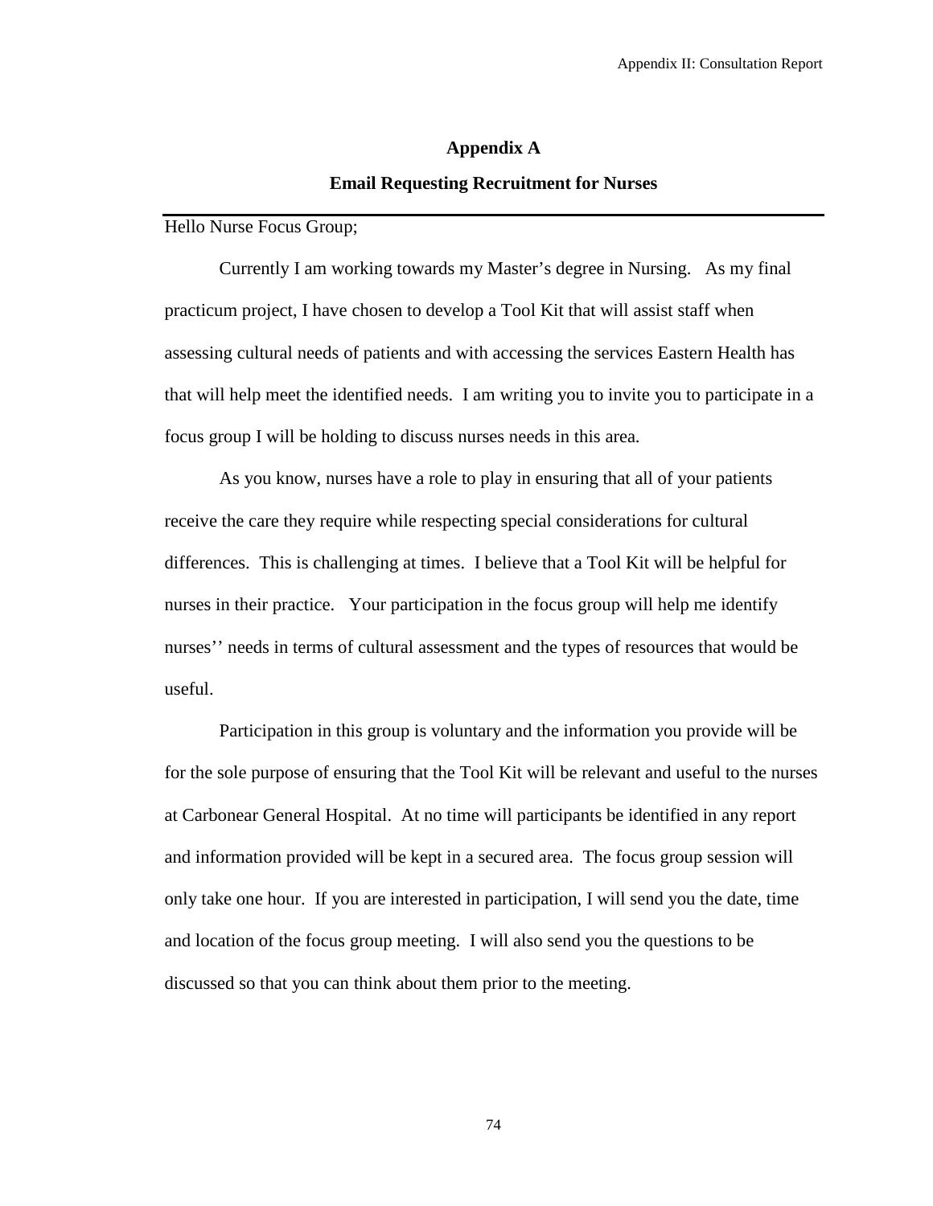## Appendix A

## Email Requesting Recruitment for Nurses

---

Hello Nurse Focus Group;

Currently I am working towards my Master's degree in Nursing. As my final practicum project, I have chosen to develop a Tool Kit that will assist staff when assessing cultural needs of patients and with accessing the services Eastern Health has that will help meet the identified needs. I am writing you to invite you to participate in a focus group I will be holding to discuss nurses needs in this area.

As you know, nurses have a role to play in ensuring that all of your patients receive the care they require while respecting special considerations for cultural differences. This is challenging at times. I believe that a Tool Kit will be helpful for nurses in their practice. Your participation in the focus group will help me identify nurses'' needs in terms of cultural assessment and the types of resources that would be useful.

Participation in this group is voluntary and the information you provide will be for the sole purpose of ensuring that the Tool Kit will be relevant and useful to the nurses at Carbonear General Hospital. At no time will participants be identified in any report and information provided will be kept in a secured area. The focus group session will only take one hour. If you are interested in participation, I will send you the date, time and location of the focus group meeting. I will also send you the questions to be discussed so that you can think about them prior to the meeting.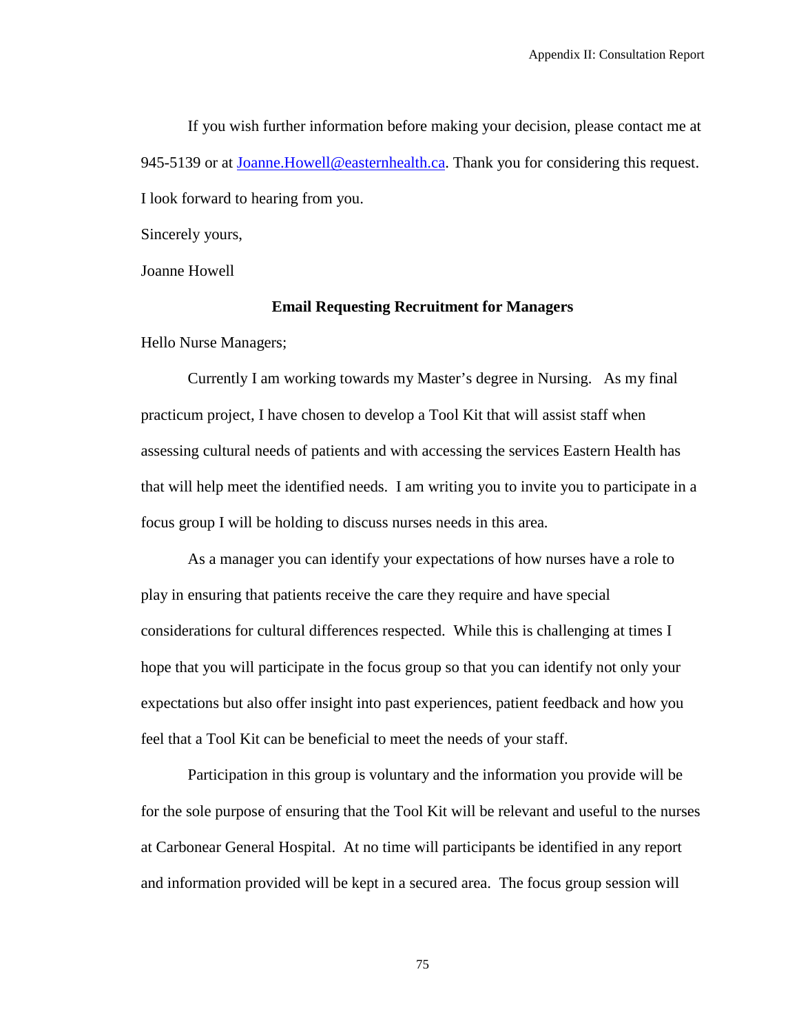If you wish further information before making your decision, please contact me at 945-5139 or at Joanne.Howell@easternhealth.ca. Thank you for considering this request. I look forward to hearing from you.

Sincerely yours,

Joanne Howell

**Email Requesting Recruitment for Managers**

Hello Nurse Managers;

Currently I am working towards my Master's degree in Nursing. As my final practicum project, I have chosen to develop a Tool Kit that will assist staff when assessing cultural needs of patients and with accessing the services Eastern Health has that will help meet the identified needs. I am writing you to invite you to participate in a focus group I will be holding to discuss nurses needs in this area.

As a manager you can identify your expectations of how nurses have a role to play in ensuring that patients receive the care they require and have special considerations for cultural differences respected. While this is challenging at times I hope that you will participate in the focus group so that you can identify not only your expectations but also offer insight into past experiences, patient feedback and how you feel that a Tool Kit can be beneficial to meet the needs of your staff.

Participation in this group is voluntary and the information you provide will be for the sole purpose of ensuring that the Tool Kit will be relevant and useful to the nurses at Carbonear General Hospital. At no time will participants be identified in any report and information provided will be kept in a secured area. The focus group session will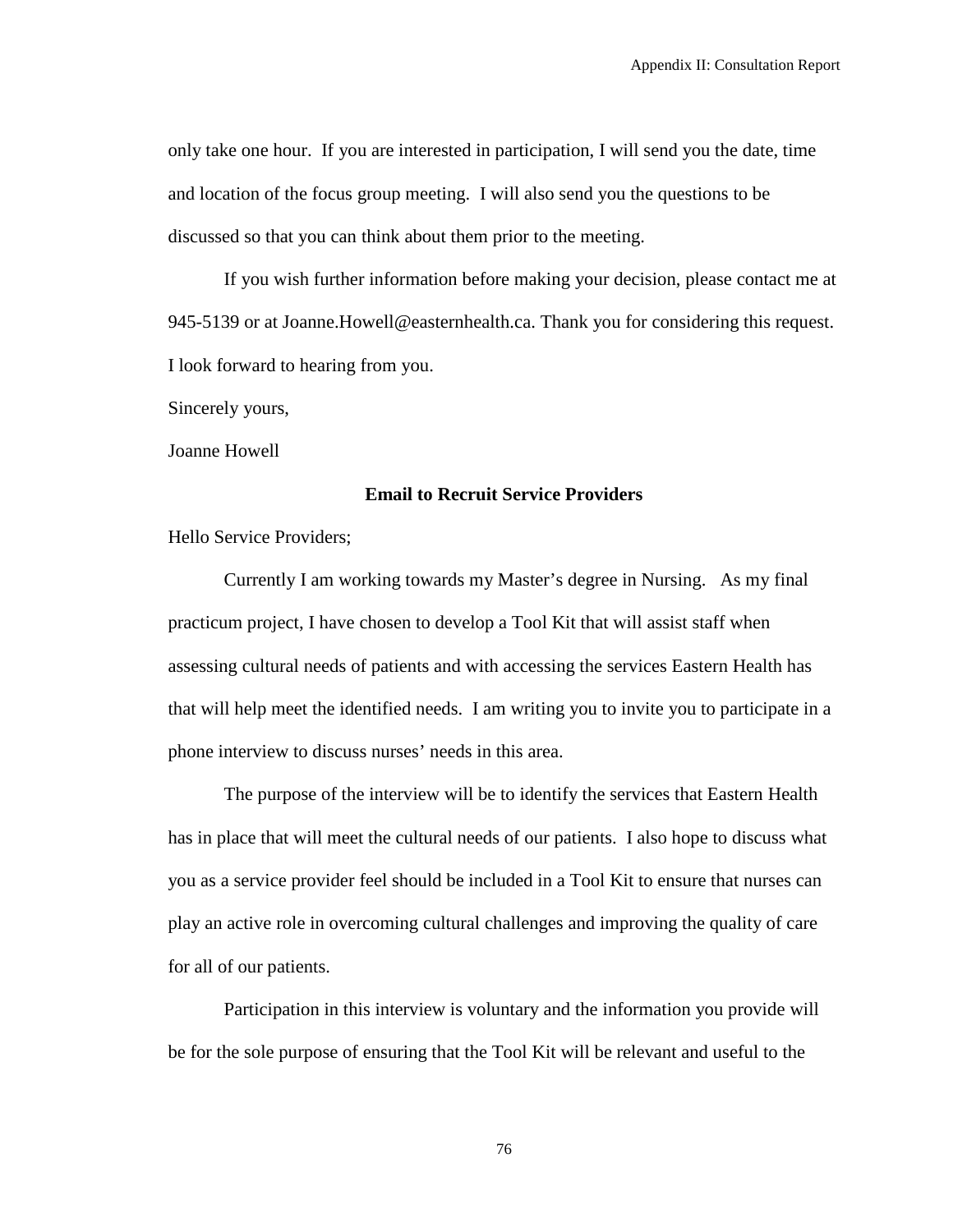only take one hour. If you are interested in participation, I will send you the date, time and location of the focus group meeting. I will also send you the questions to be discussed so that you can think about them prior to the meeting.

If you wish further information before making your decision, please contact me at 945-5139 or at Joanne.Howell@easternhealth.ca. Thank you for considering this request. I look forward to hearing from you.

Sincerely yours,

Joanne Howell

**Email to Recruit Service Providers**

Hello Service Providers;

Currently I am working towards my Master's degree in Nursing. As my final practicum project, I have chosen to develop a Tool Kit that will assist staff when assessing cultural needs of patients and with accessing the services Eastern Health has that will help meet the identified needs. I am writing you to invite you to participate in a phone interview to discuss nurses' needs in this area.

The purpose of the interview will be to identify the services that Eastern Health has in place that will meet the cultural needs of our patients. I also hope to discuss what you as a service provider feel should be included in a Tool Kit to ensure that nurses can play an active role in overcoming cultural challenges and improving the quality of care for all of our patients.

Participation in this interview is voluntary and the information you provide will be for the sole purpose of ensuring that the Tool Kit will be relevant and useful to the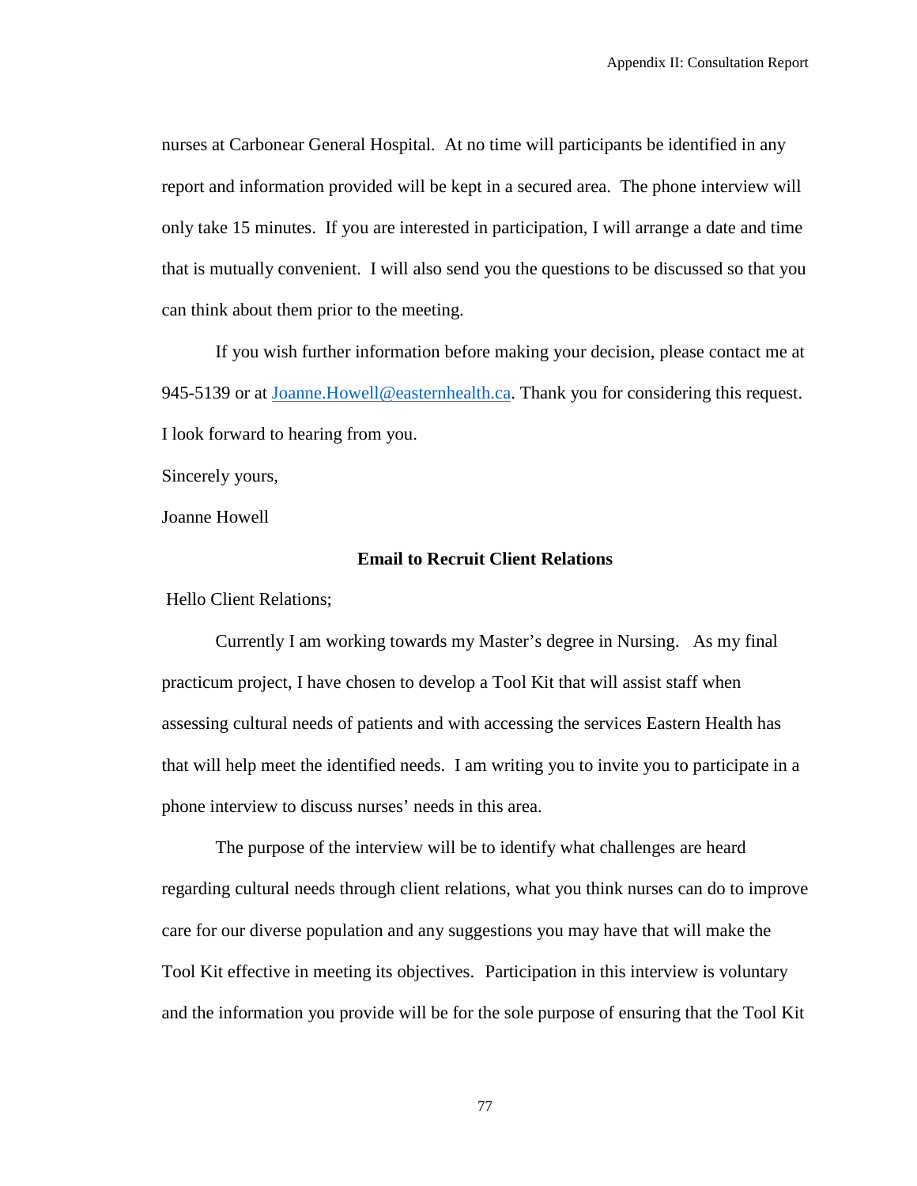nurses at Carbonear General Hospital. At no time will participants be identified in any report and information provided will be kept in a secured area. The phone interview will only take 15 minutes. If you are interested in participation, I will arrange a date and time that is mutually convenient. I will also send you the questions to be discussed so that you can think about them prior to the meeting.

If you wish further information before making your decision, please contact me at 945-5139 or at Joanne.Howell@easternhealth.ca. Thank you for considering this request. I look forward to hearing from you.

Sincerely yours,

Joanne Howell

**Email to Recruit Client Relations**

Hello Client Relations;

Currently I am working towards my Master's degree in Nursing. As my final practicum project, I have chosen to develop a Tool Kit that will assist staff when assessing cultural needs of patients and with accessing the services Eastern Health has that will help meet the identified needs. I am writing you to invite you to participate in a phone interview to discuss nurses' needs in this area.

The purpose of the interview will be to identify what challenges are heard regarding cultural needs through client relations, what you think nurses can do to improve care for our diverse population and any suggestions you may have that will make the Tool Kit effective in meeting its objectives. Participation in this interview is voluntary and the information you provide will be for the sole purpose of ensuring that the Tool Kit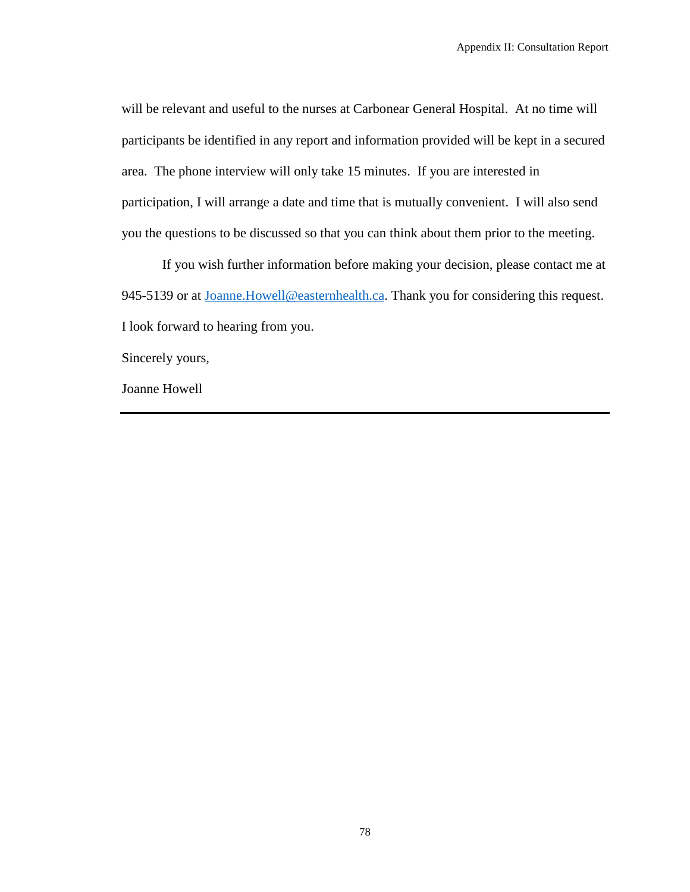will be relevant and useful to the nurses at Carbonear General Hospital. At no time will participants be identified in any report and information provided will be kept in a secured area. The phone interview will only take 15 minutes. If you are interested in participation, I will arrange a date and time that is mutually convenient. I will also send you the questions to be discussed so that you can think about them prior to the meeting.

If you wish further information before making your decision, please contact me at 945-5139 or at Joanne.Howell@easternhealth.ca. Thank you for considering this request. I look forward to hearing from you.

Sincerely yours,

Joanne Howell

---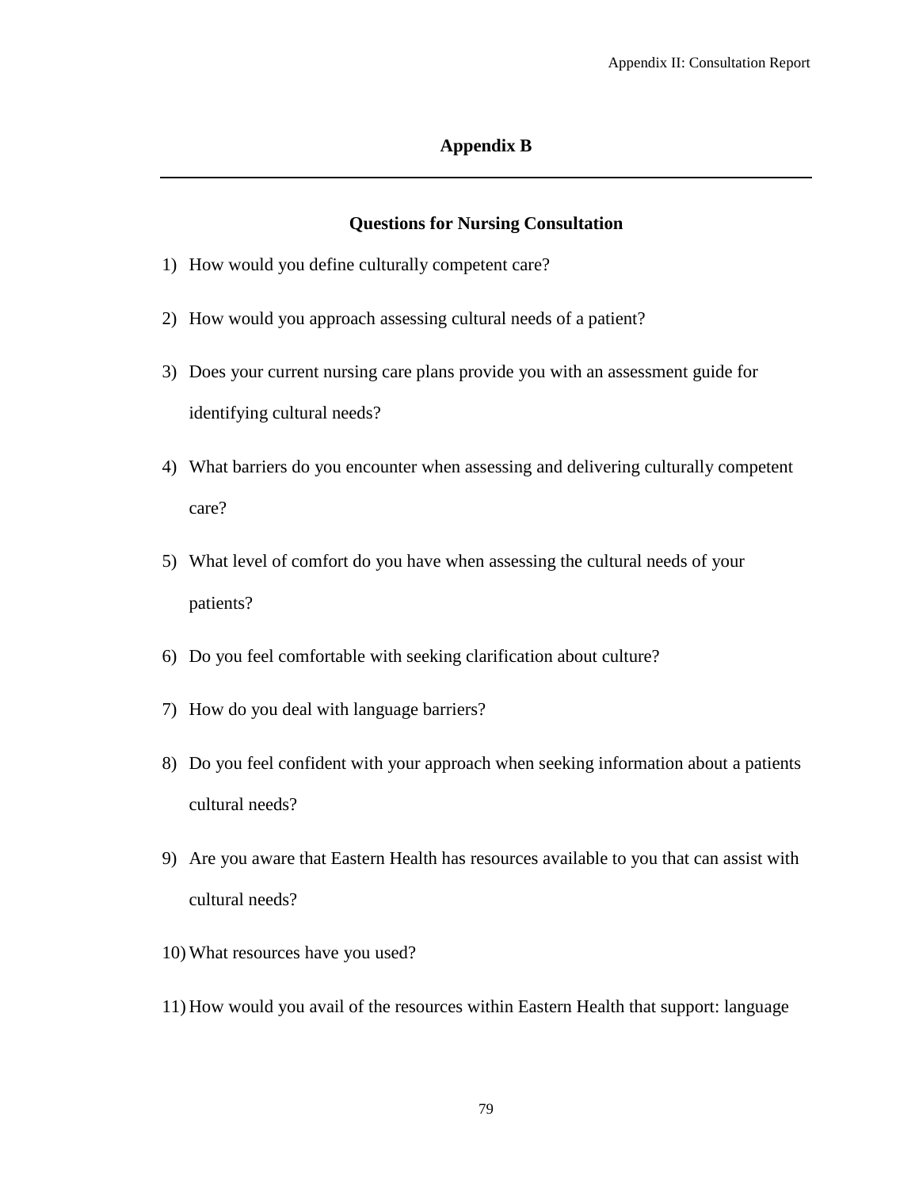# Appendix B

---

## Questions for Nursing Consultation

1) How would you define culturally competent care?
2) How would you approach assessing cultural needs of a patient?
3) Does your current nursing care plans provide you with an assessment guide for identifying cultural needs?
4) What barriers do you encounter when assessing and delivering culturally competent care?
5) What level of comfort do you have when assessing the cultural needs of your patients?
6) Do you feel comfortable with seeking clarification about culture?
7) How do you deal with language barriers?
8) Do you feel confident with your approach when seeking information about a patients cultural needs?
9) Are you aware that Eastern Health has resources available to you that can assist with cultural needs?
10) What resources have you used?
11) How would you avail of the resources within Eastern Health that support: language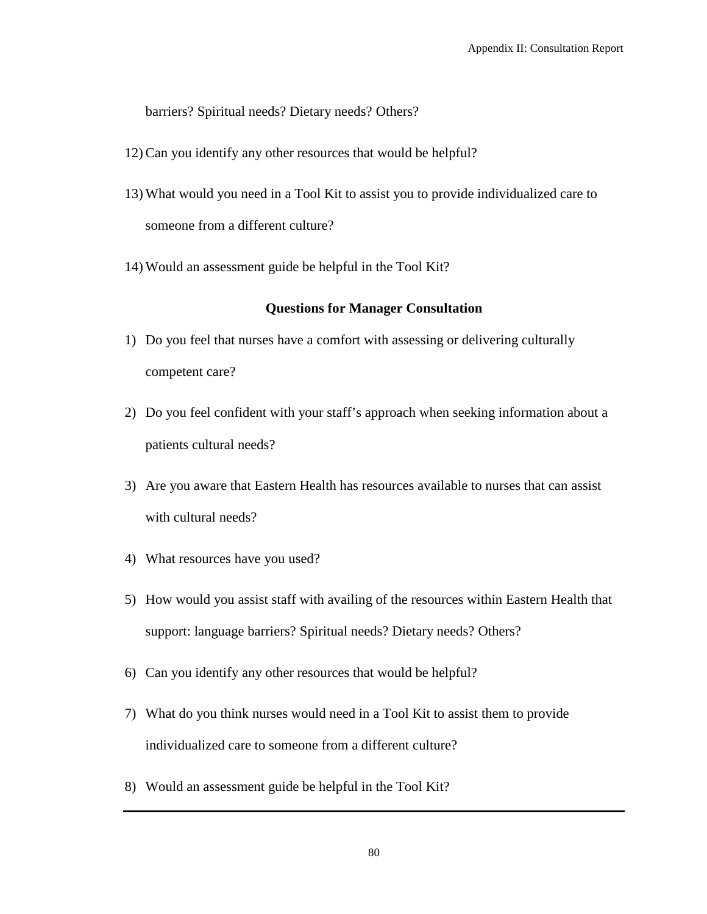barriers? Spiritual needs? Dietary needs? Others?

12) Can you identify any other resources that would be helpful?

13) What would you need in a Tool Kit to assist you to provide individualized care to someone from a different culture?

14) Would an assessment guide be helpful in the Tool Kit?

**Questions for Manager Consultation**

1) Do you feel that nurses have a comfort with assessing or delivering culturally competent care?

2) Do you feel confident with your staff's approach when seeking information about a patients cultural needs?

3) Are you aware that Eastern Health has resources available to nurses that can assist with cultural needs?

4) What resources have you used?

5) How would you assist staff with availing of the resources within Eastern Health that support: language barriers? Spiritual needs? Dietary needs? Others?

6) Can you identify any other resources that would be helpful?

7) What do you think nurses would need in a Tool Kit to assist them to provide individualized care to someone from a different culture?

8) Would an assessment guide be helpful in the Tool Kit?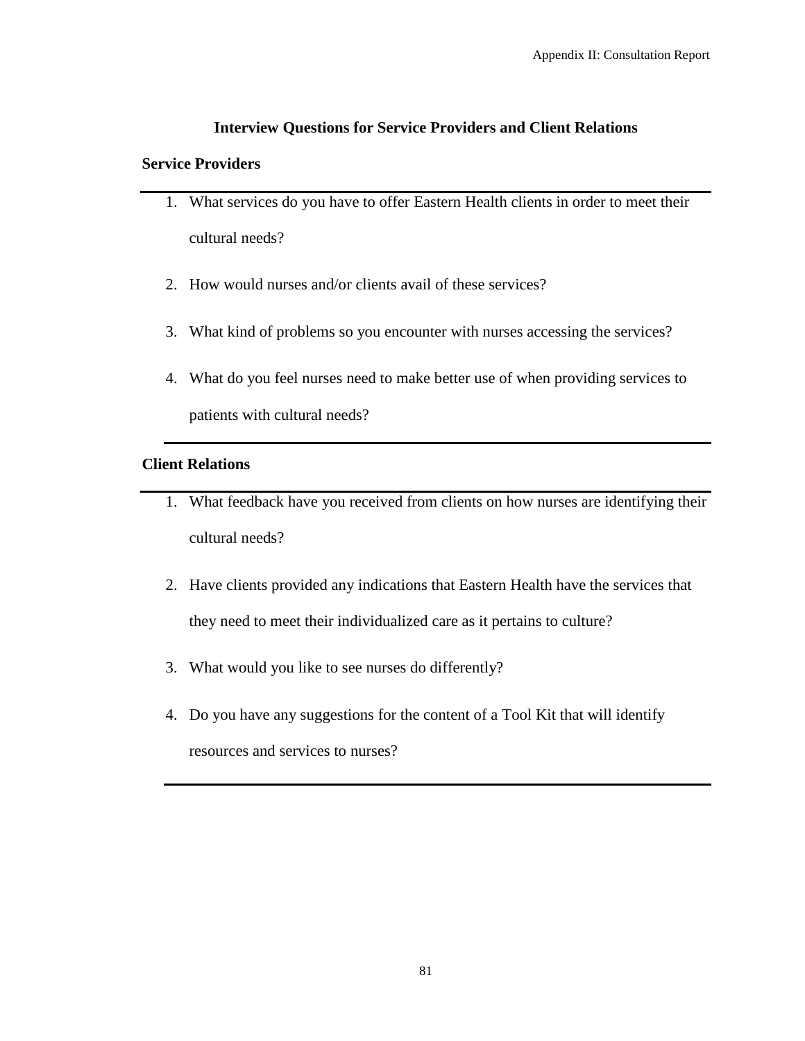## Interview Questions for Service Providers and Client Relations

### Service Providers

1. What services do you have to offer Eastern Health clients in order to meet their cultural needs?
2. How would nurses and/or clients avail of these services?
3. What kind of problems so you encounter with nurses accessing the services?
4. What do you feel nurses need to make better use of when providing services to patients with cultural needs?

### Client Relations

1. What feedback have you received from clients on how nurses are identifying their cultural needs?
2. Have clients provided any indications that Eastern Health have the services that they need to meet their individualized care as it pertains to culture?
3. What would you like to see nurses do differently?
4. Do you have any suggestions for the content of a Tool Kit that will identify resources and services to nurses?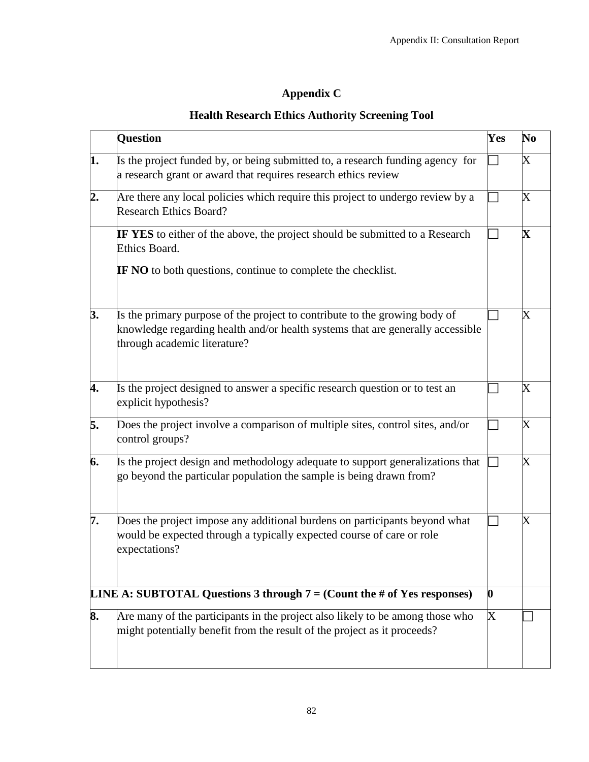## Appendix C

## Health Research Ethics Authority Screening Tool

| | **Question** | **Yes** | **No** |
|---|---|---|---|
| **1.** | Is the project funded by, or being submitted to, a research funding agency for a research grant or award that requires research ethics review | ☐ | X |
| **2.** | Are there any local policies which require this project to undergo review by a Research Ethics Board? | ☐ | X |
| | **IF YES** to either of the above, the project should be submitted to a Research Ethics Board.<br><br>**IF NO** to both questions, continue to complete the checklist. | ☐ | **X** |
| **3.** | Is the primary purpose of the project to contribute to the growing body of knowledge regarding health and/or health systems that are generally accessible through academic literature? | ☐ | X |
| **4.** | Is the project designed to answer a specific research question or to test an explicit hypothesis? | ☐ | X |
| **5.** | Does the project involve a comparison of multiple sites, control sites, and/or control groups? | ☐ | X |
| **6.** | Is the project design and methodology adequate to support generalizations that go beyond the particular population the sample is being drawn from? | ☐ | X |
| **7.** | Does the project impose any additional burdens on participants beyond what would be expected through a typically expected course of care or role expectations? | ☐ | X |
| **LINE A: SUBTOTAL Questions 3 through 7 = (Count the # of Yes responses)** | | **0** | |
| **8.** | Are many of the participants in the project also likely to be among those who might potentially benefit from the result of the project as it proceeds? | X | ☐ |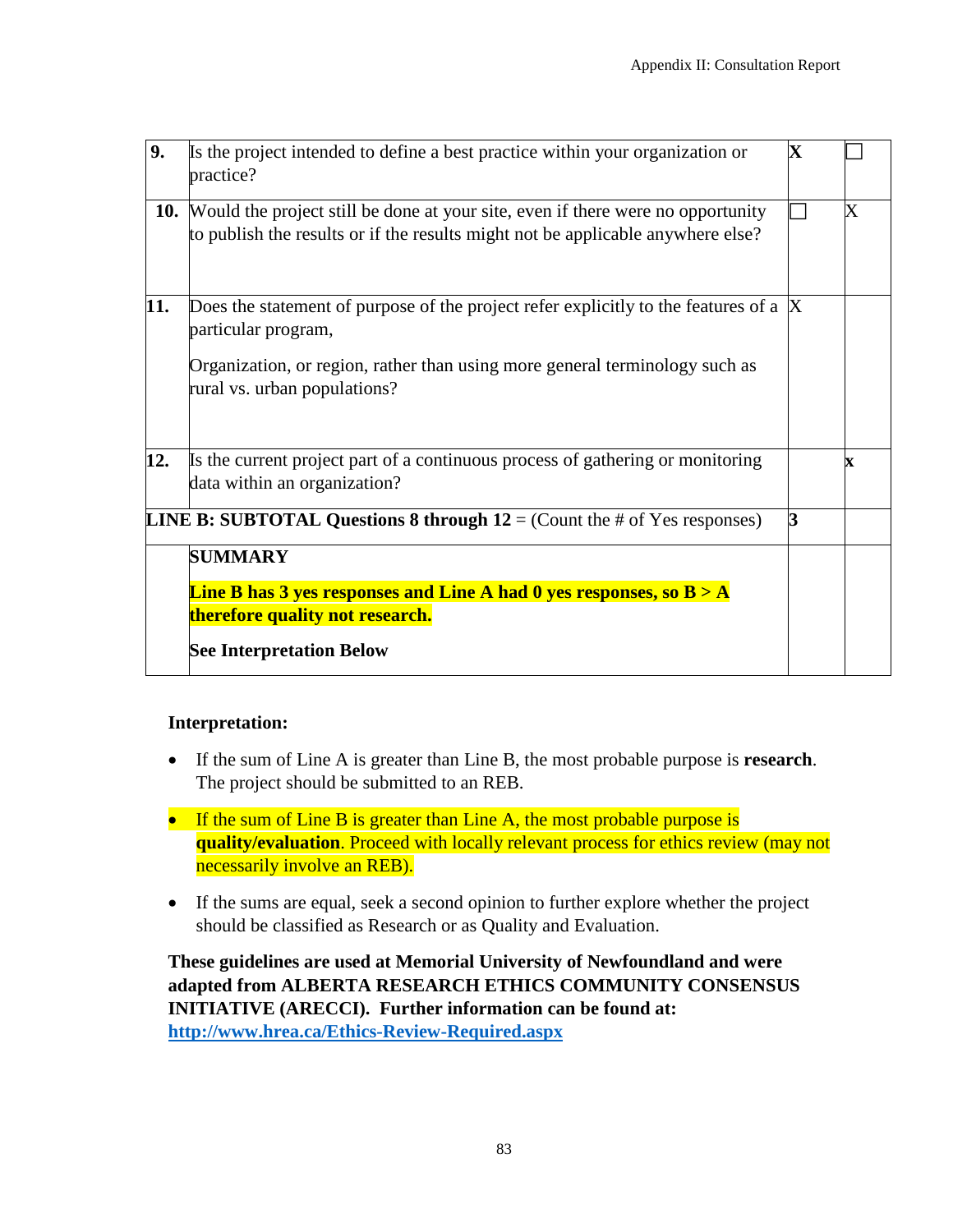| | | | |
|---|---|---|---|
| **9.** | Is the project intended to define a best practice within your organization or practice? | **X** | ☐ |
| **10.** | Would the project still be done at your site, even if there were no opportunity to publish the results or if the results might not be applicable anywhere else? | ☐ | X |
| **11.** | Does the statement of purpose of the project refer explicitly to the features of a particular program,<br><br>Organization, or region, rather than using more general terminology such as rural vs. urban populations? | X | |
| **12.** | Is the current project part of a continuous process of gathering or monitoring data within an organization? | | **x** |
| **LINE B: SUBTOTAL Questions 8 through 12** = (Count the # of Yes responses) | | **3** | |
| | **SUMMARY**<br><br>**Line B has 3 yes responses and Line A had 0 yes responses, so B > A therefore quality not research.**<br><br>**See Interpretation Below** | | |

**Interpretation:**

- If the sum of Line A is greater than Line B, the most probable purpose is **research**. The project should be submitted to an REB.
- If the sum of Line B is greater than Line A, the most probable purpose is **quality/evaluation**. Proceed with locally relevant process for ethics review (may not necessarily involve an REB).
- If the sums are equal, seek a second opinion to further explore whether the project should be classified as Research or as Quality and Evaluation.

**These guidelines are used at Memorial University of Newfoundland and were adapted from ALBERTA RESEARCH ETHICS COMMUNITY CONSENSUS INITIATIVE (ARECCI). Further information can be found at: [http://www.hrea.ca/Ethics-Review-Required.aspx](http://www.hrea.ca/Ethics-Review-Required.aspx)**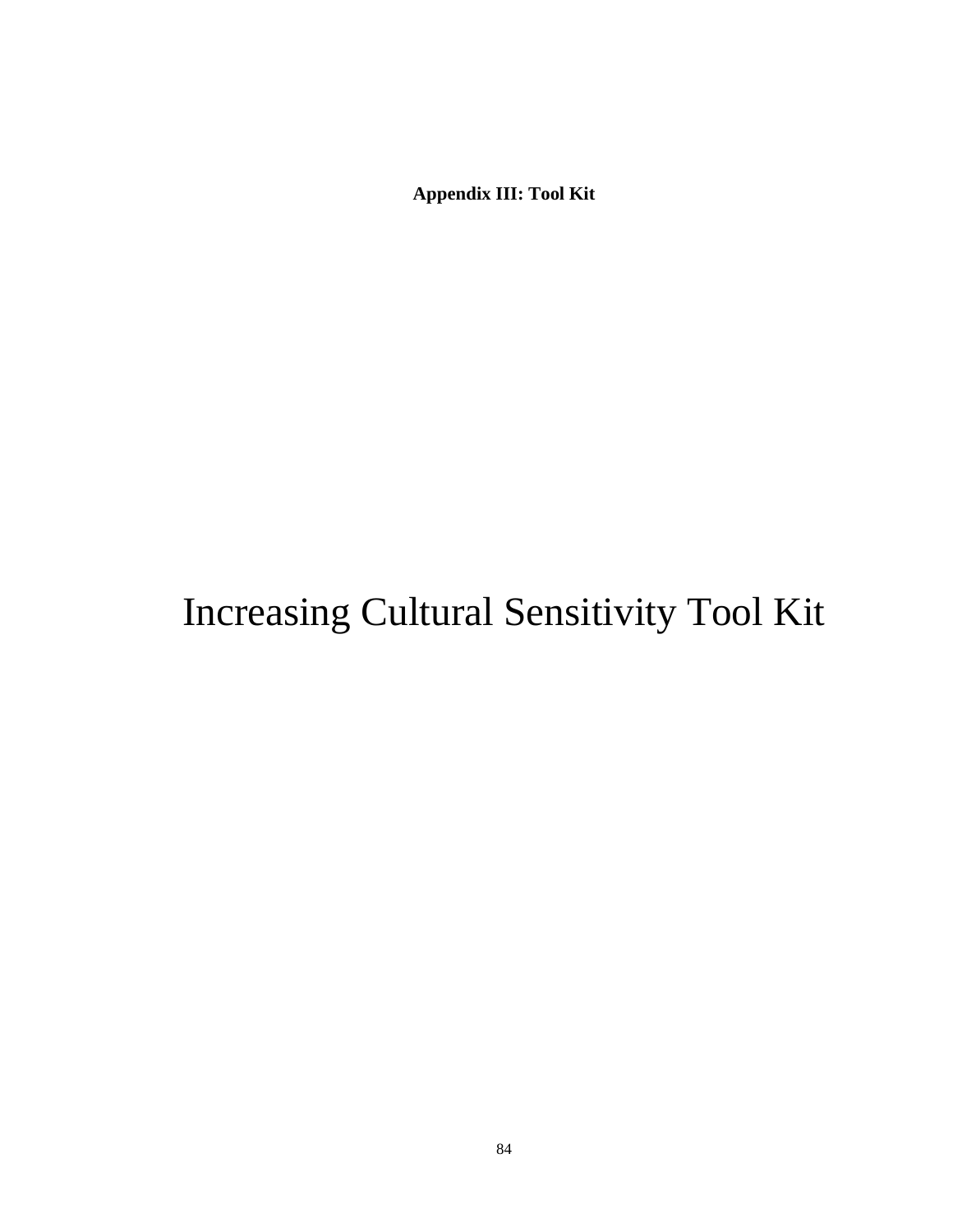**Appendix III: Tool Kit**

# Increasing Cultural Sensitivity Tool Kit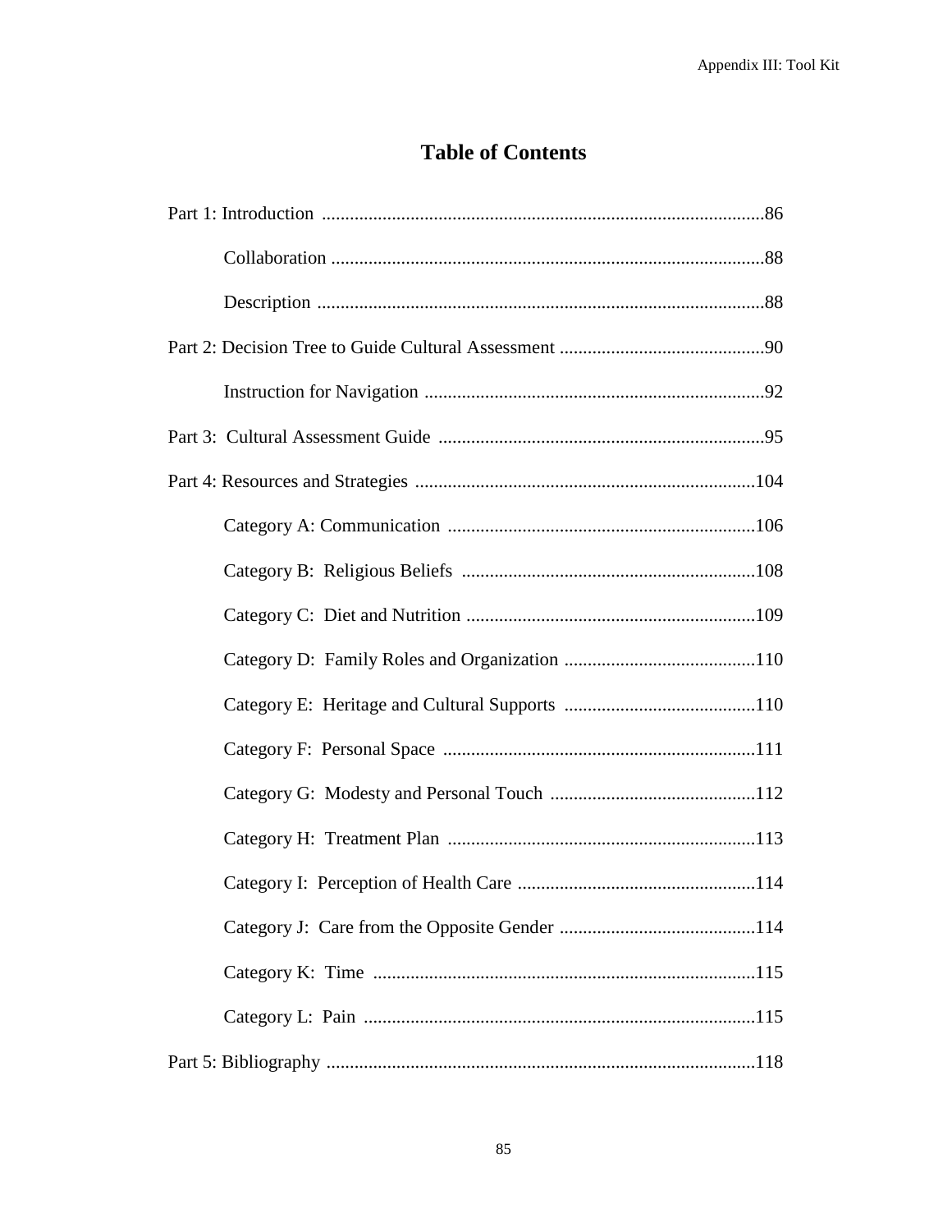# Table of Contents

Part 1: Introduction ....................................................................................................86

Collaboration ....................................................................................................88

Description ....................................................................................................88

Part 2: Decision Tree to Guide Cultural Assessment ............................................90

Instruction for Navigation ..........................................................................92

Part 3: Cultural Assessment Guide .......................................................................95

Part 4: Resources and Strategies ..........................................................................104

Category A: Communication ..................................................................106

Category B: Religious Beliefs ................................................................108

Category C: Diet and Nutrition ..............................................................109

Category D: Family Roles and Organization .........................................110

Category E: Heritage and Cultural Supports .........................................110

Category F: Personal Space ....................................................................111

Category G: Modesty and Personal Touch ............................................112

Category H: Treatment Plan ..................................................................113

Category I: Perception of Health Care ...................................................114

Category J: Care from the Opposite Gender ..........................................114

Category K: Time ..................................................................................115

Category L: Pain ....................................................................................115

Part 5: Bibliography ............................................................................................118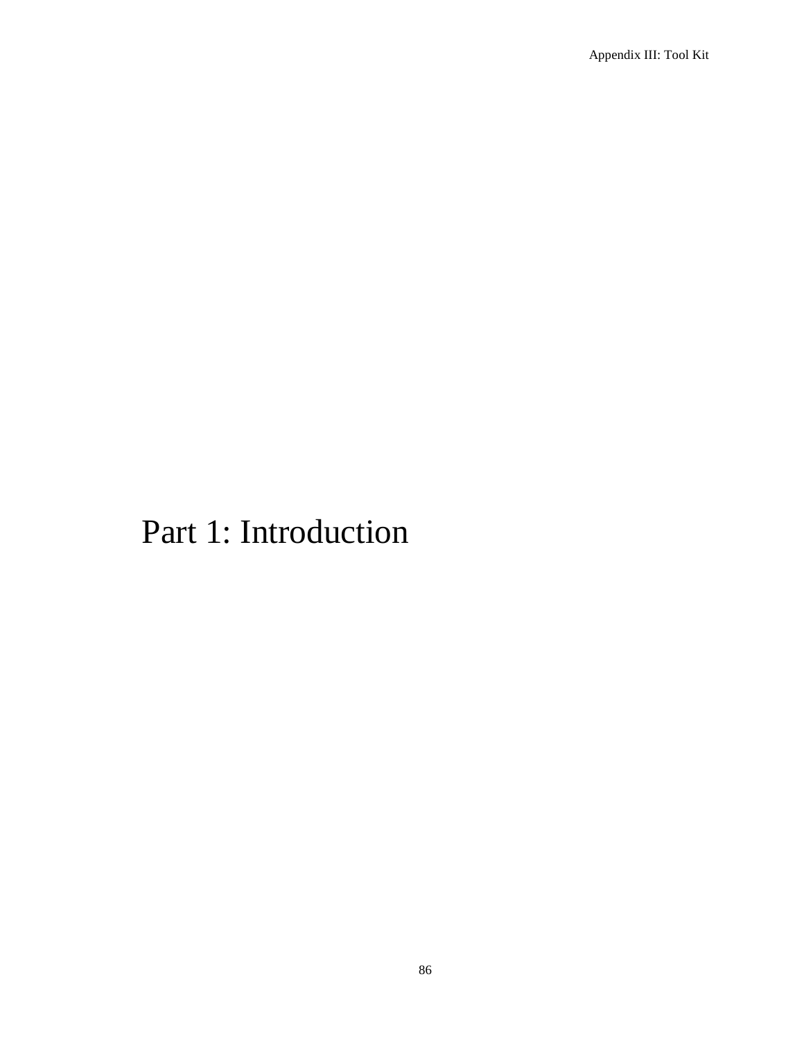# Part 1: Introduction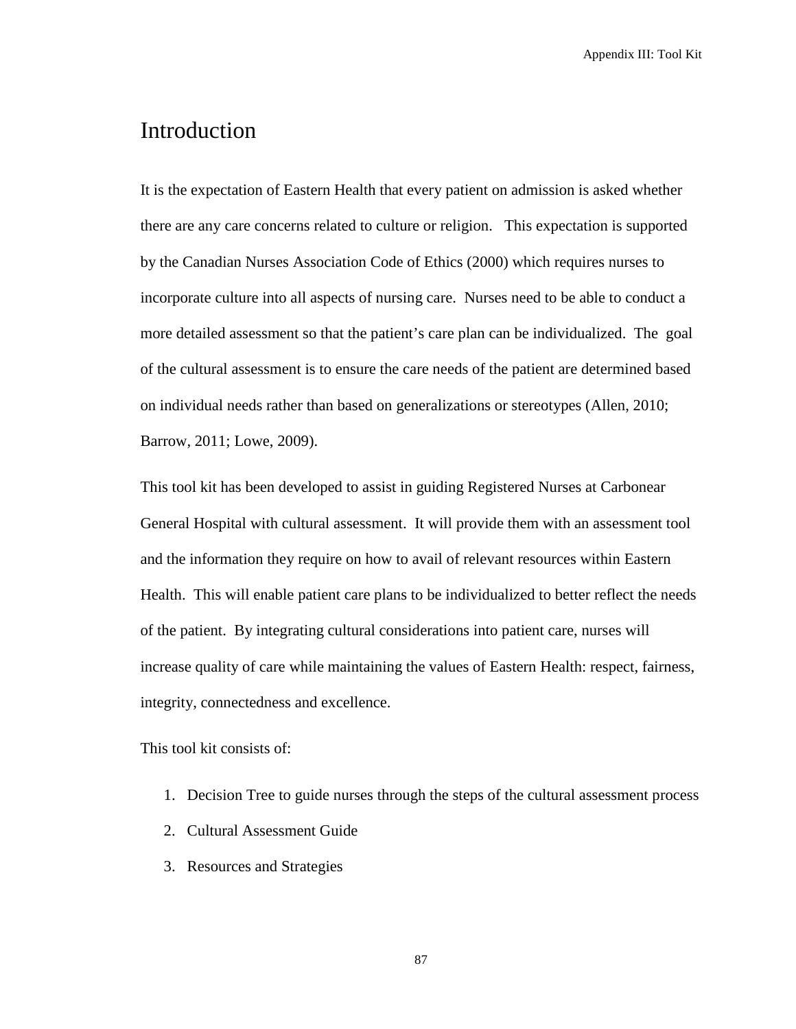# Introduction

It is the expectation of Eastern Health that every patient on admission is asked whether there are any care concerns related to culture or religion. This expectation is supported by the Canadian Nurses Association Code of Ethics (2000) which requires nurses to incorporate culture into all aspects of nursing care. Nurses need to be able to conduct a more detailed assessment so that the patient's care plan can be individualized. The goal of the cultural assessment is to ensure the care needs of the patient are determined based on individual needs rather than based on generalizations or stereotypes (Allen, 2010; Barrow, 2011; Lowe, 2009).

This tool kit has been developed to assist in guiding Registered Nurses at Carbonear General Hospital with cultural assessment. It will provide them with an assessment tool and the information they require on how to avail of relevant resources within Eastern Health. This will enable patient care plans to be individualized to better reflect the needs of the patient. By integrating cultural considerations into patient care, nurses will increase quality of care while maintaining the values of Eastern Health: respect, fairness, integrity, connectedness and excellence.

This tool kit consists of:

1. Decision Tree to guide nurses through the steps of the cultural assessment process
2. Cultural Assessment Guide
3. Resources and Strategies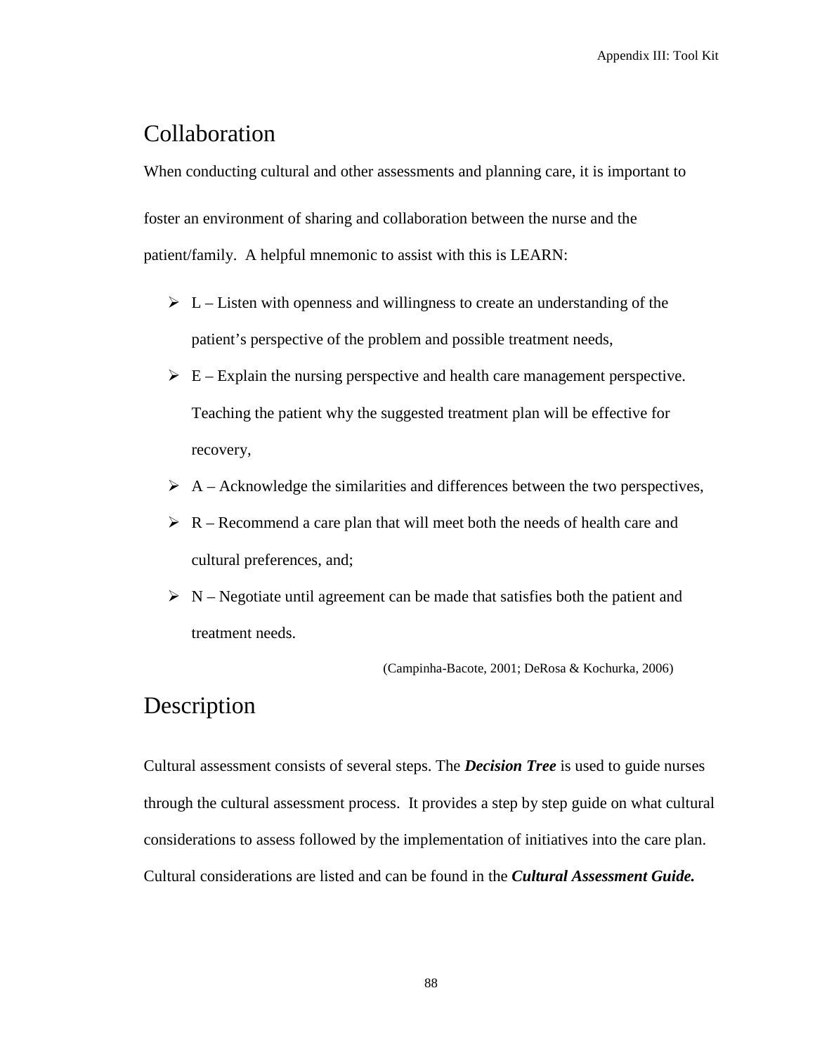## Collaboration

When conducting cultural and other assessments and planning care, it is important to foster an environment of sharing and collaboration between the nurse and the patient/family. A helpful mnemonic to assist with this is LEARN:

- L – Listen with openness and willingness to create an understanding of the patient's perspective of the problem and possible treatment needs,
- E – Explain the nursing perspective and health care management perspective. Teaching the patient why the suggested treatment plan will be effective for recovery,
- A – Acknowledge the similarities and differences between the two perspectives,
- R – Recommend a care plan that will meet both the needs of health care and cultural preferences, and;
- N – Negotiate until agreement can be made that satisfies both the patient and treatment needs.

(Campinha-Bacote, 2001; DeRosa & Kochurka, 2006)

## Description

Cultural assessment consists of several steps. The ***Decision Tree*** is used to guide nurses through the cultural assessment process. It provides a step by step guide on what cultural considerations to assess followed by the implementation of initiatives into the care plan. Cultural considerations are listed and can be found in the ***Cultural Assessment Guide.***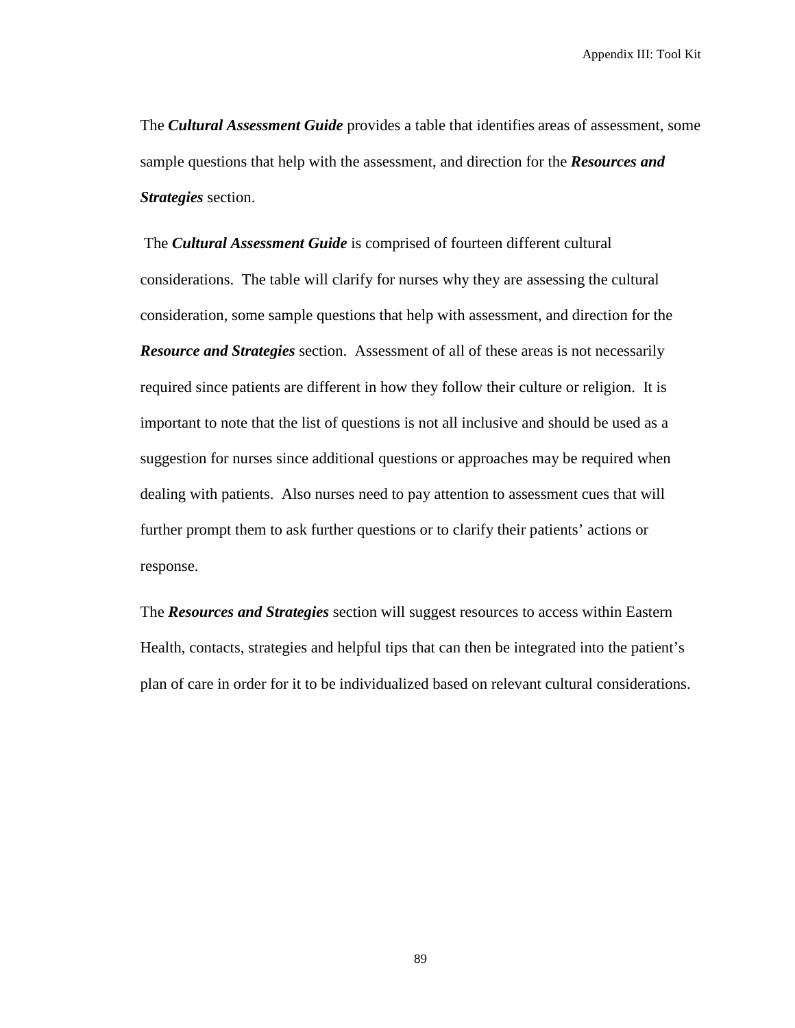The ***Cultural Assessment Guide*** provides a table that identifies areas of assessment, some sample questions that help with the assessment, and direction for the ***Resources and Strategies*** section.

The ***Cultural Assessment Guide*** is comprised of fourteen different cultural considerations. The table will clarify for nurses why they are assessing the cultural consideration, some sample questions that help with assessment, and direction for the ***Resource and Strategies*** section. Assessment of all of these areas is not necessarily required since patients are different in how they follow their culture or religion. It is important to note that the list of questions is not all inclusive and should be used as a suggestion for nurses since additional questions or approaches may be required when dealing with patients. Also nurses need to pay attention to assessment cues that will further prompt them to ask further questions or to clarify their patients' actions or response.

The ***Resources and Strategies*** section will suggest resources to access within Eastern Health, contacts, strategies and helpful tips that can then be integrated into the patient's plan of care in order for it to be individualized based on relevant cultural considerations.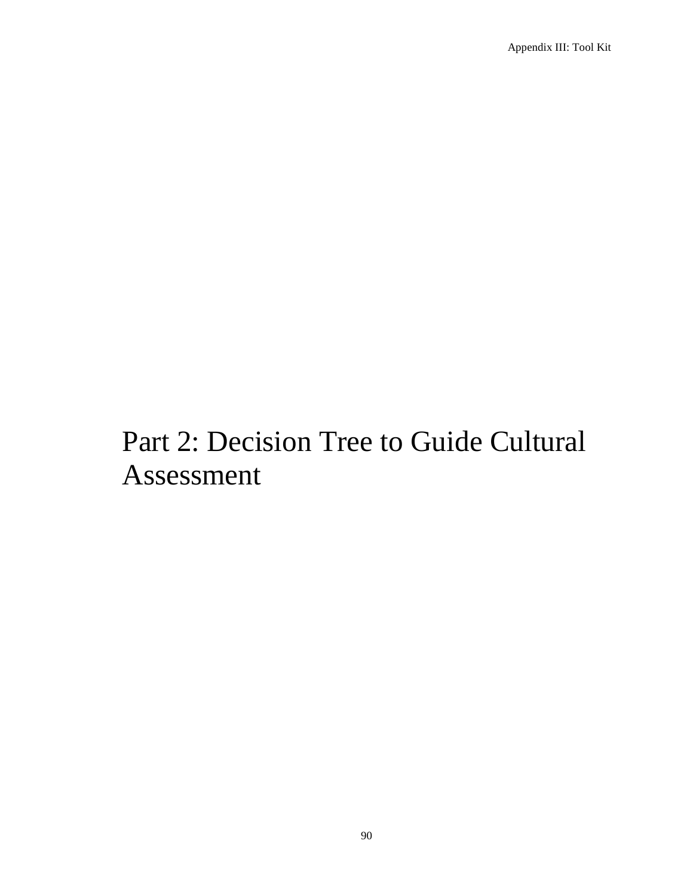# Part 2: Decision Tree to Guide Cultural Assessment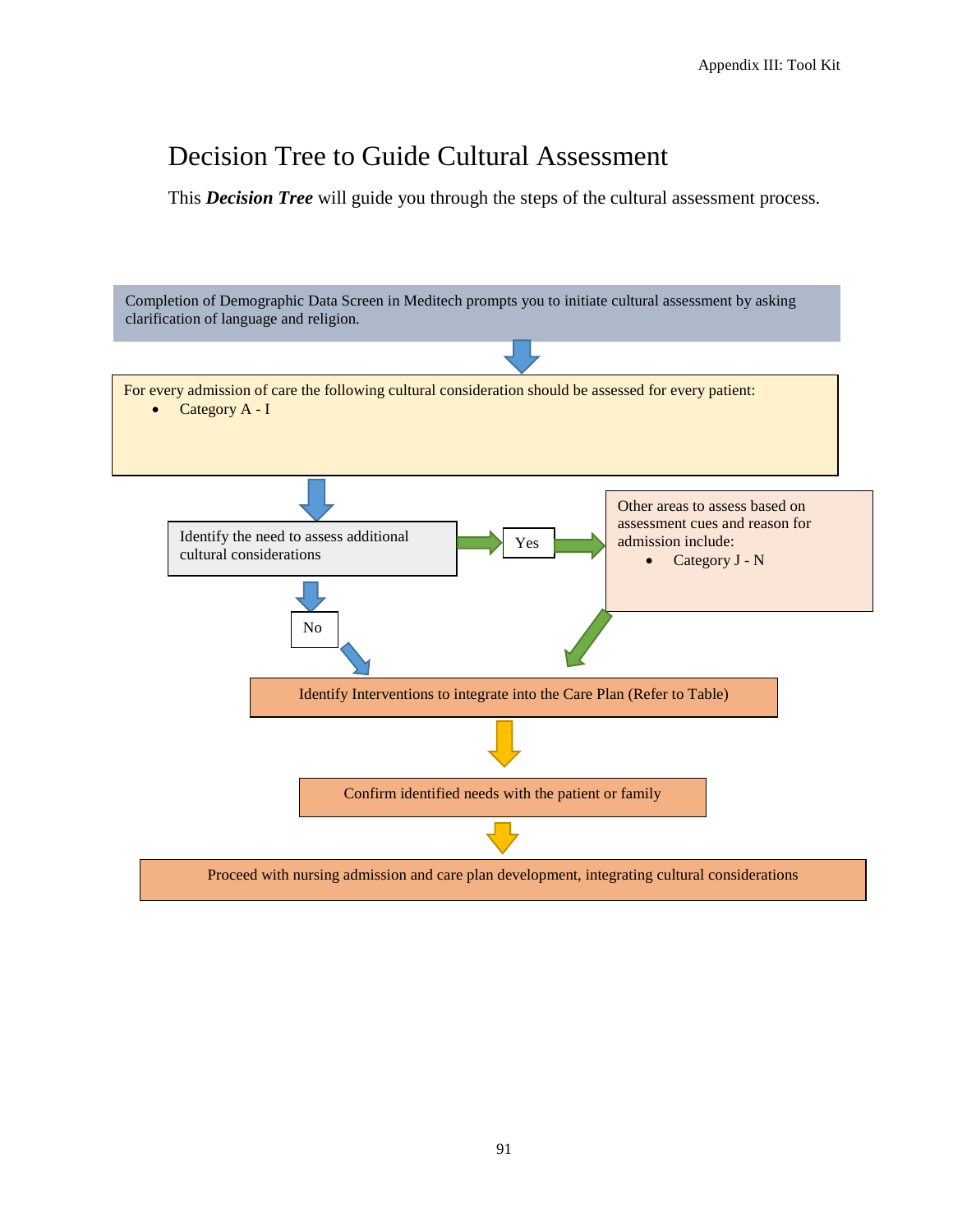# Decision Tree to Guide Cultural Assessment

This ***Decision Tree*** will guide you through the steps of the cultural assessment process.

Completion of Demographic Data Screen in Meditech prompts you to initiate cultural assessment by asking clarification of language and religion.

For every admission of care the following cultural consideration should be assessed for every patient:

- Category A - I

Identify the need to assess additional cultural considerations

Yes

Other areas to assess based on assessment cues and reason for admission include:

- Category J - N

No

Identify Interventions to integrate into the Care Plan (Refer to Table)

Confirm identified needs with the patient or family

Proceed with nursing admission and care plan development, integrating cultural considerations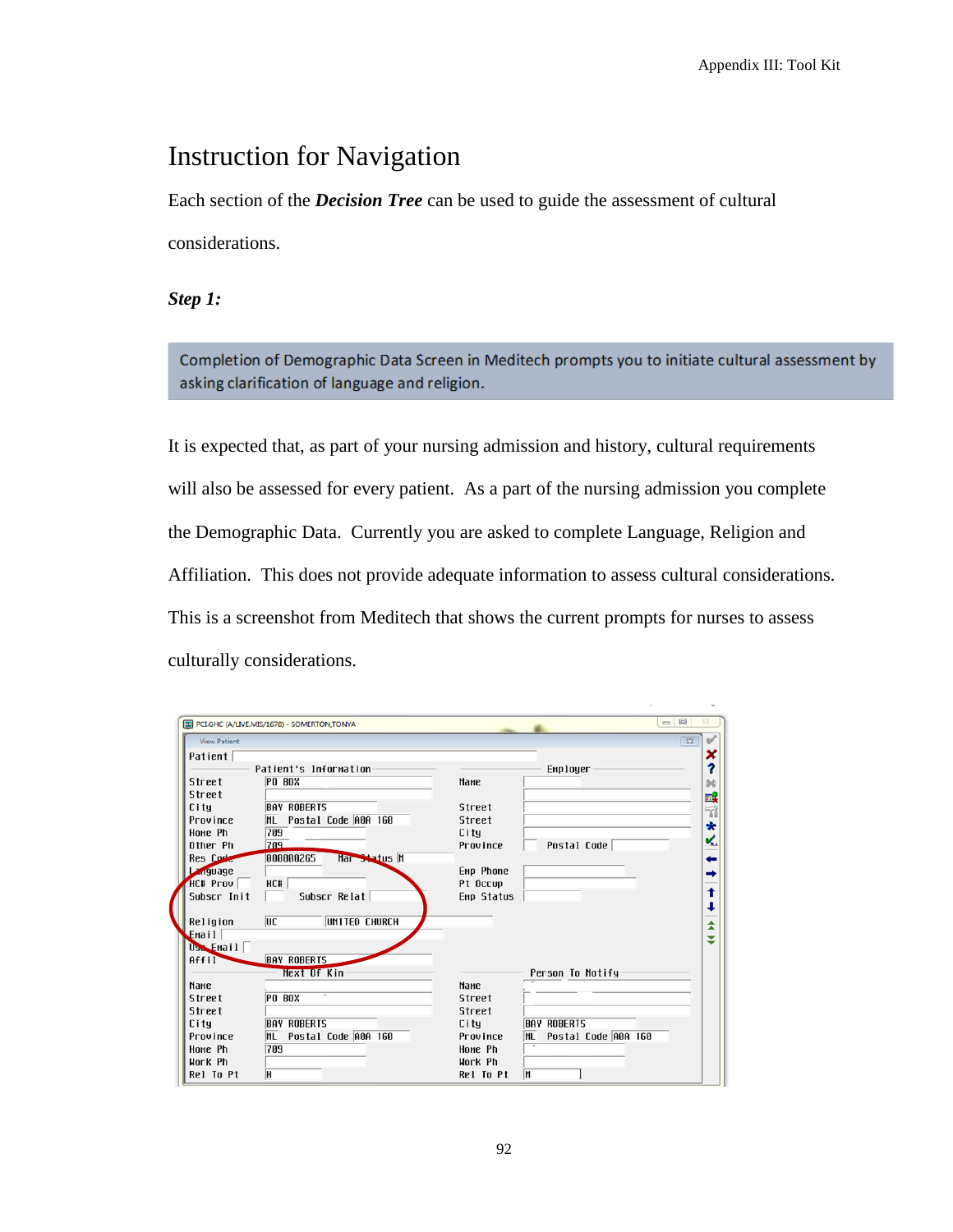# Instruction for Navigation

Each section of the ***Decision Tree*** can be used to guide the assessment of cultural considerations.

***Step 1:***

Completion of Demographic Data Screen in Meditech prompts you to initiate cultural assessment by asking clarification of language and religion.

It is expected that, as part of your nursing admission and history, cultural requirements will also be assessed for every patient. As a part of the nursing admission you complete the Demographic Data. Currently you are asked to complete Language, Religion and Affiliation. This does not provide adequate information to assess cultural considerations. This is a screenshot from Meditech that shows the current prompts for nurses to assess culturally considerations.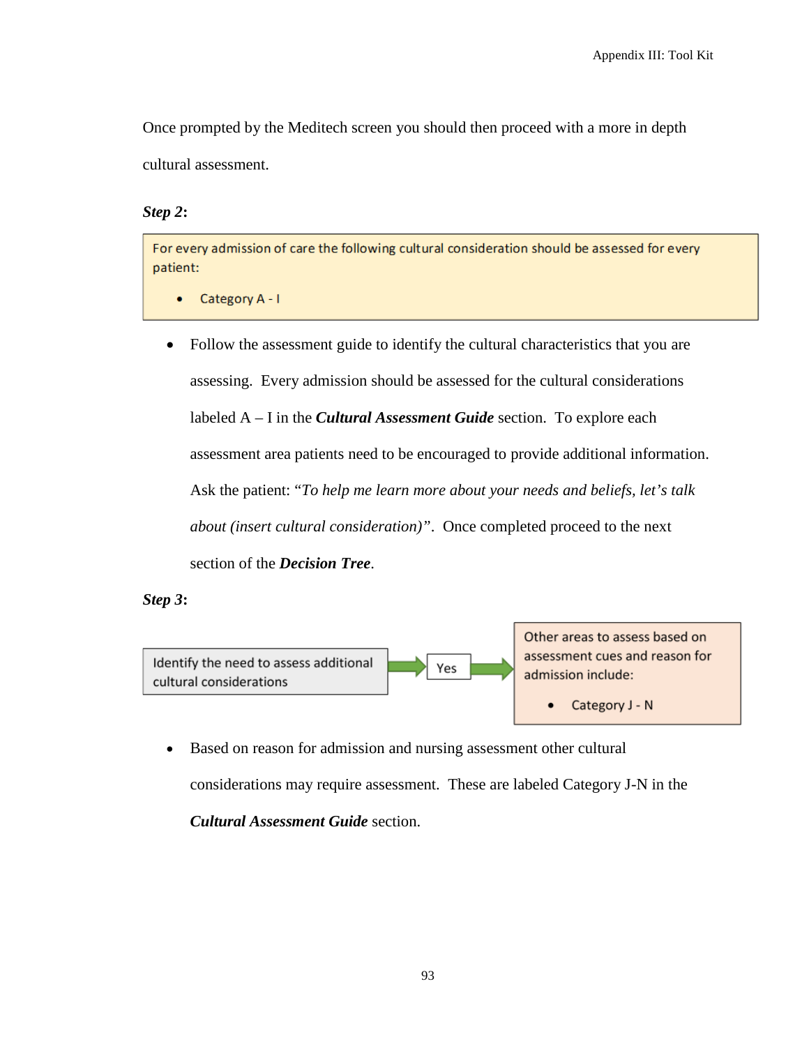Once prompted by the Meditech screen you should then proceed with a more in depth cultural assessment.

***Step 2*:**

For every admission of care the following cultural consideration should be assessed for every patient:

- Category A - I

- Follow the assessment guide to identify the cultural characteristics that you are assessing. Every admission should be assessed for the cultural considerations labeled A – I in the ***Cultural Assessment Guide*** section. To explore each assessment area patients need to be encouraged to provide additional information. Ask the patient: "*To help me learn more about your needs and beliefs, let's talk about (insert cultural consideration)*". Once completed proceed to the next section of the ***Decision Tree***.

***Step 3*:**

Identify the need to assess additional cultural considerations → Yes → Other areas to assess based on assessment cues and reason for admission include:

- Category J - N

- Based on reason for admission and nursing assessment other cultural considerations may require assessment. These are labeled Category J-N in the ***Cultural Assessment Guide*** section.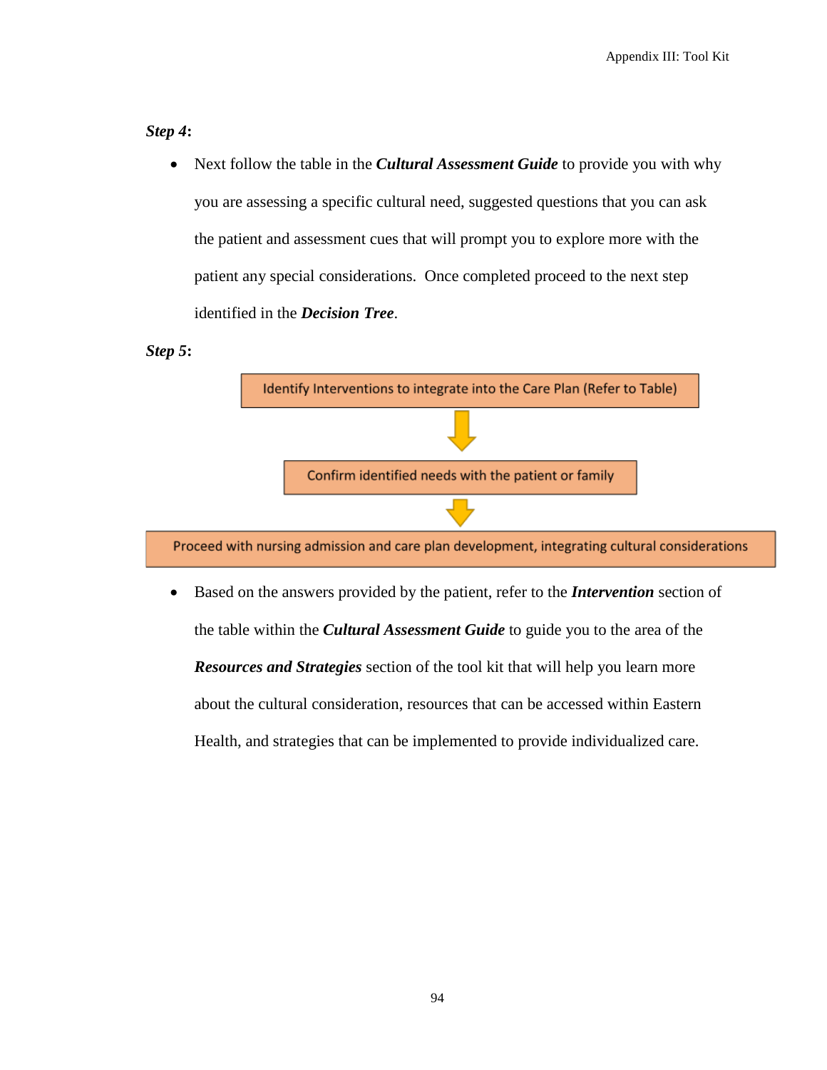***Step 4*:**

- Next follow the table in the ***Cultural Assessment Guide*** to provide you with why you are assessing a specific cultural need, suggested questions that you can ask the patient and assessment cues that will prompt you to explore more with the patient any special considerations. Once completed proceed to the next step identified in the ***Decision Tree***.

***Step 5*:**

Identify Interventions to integrate into the Care Plan (Refer to Table)

↓

Confirm identified needs with the patient or family

↓

Proceed with nursing admission and care plan development, integrating cultural considerations

- Based on the answers provided by the patient, refer to the ***Intervention*** section of the table within the ***Cultural Assessment Guide*** to guide you to the area of the ***Resources and Strategies*** section of the tool kit that will help you learn more about the cultural consideration, resources that can be accessed within Eastern Health, and strategies that can be implemented to provide individualized care.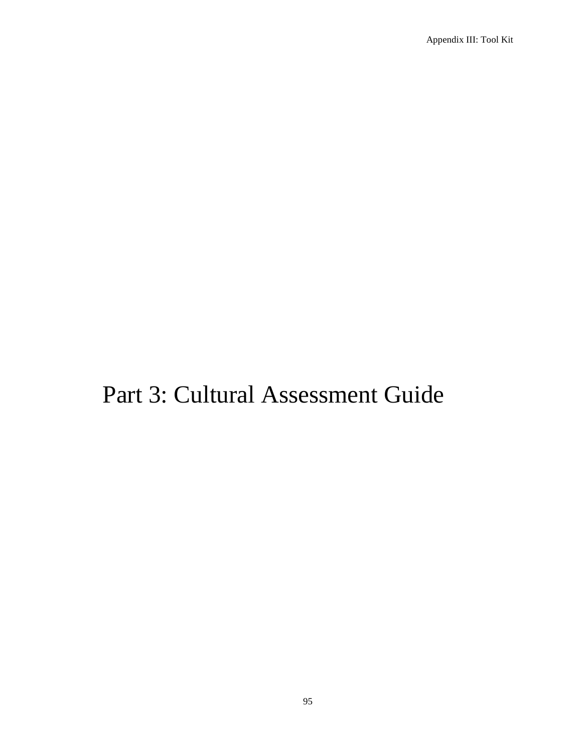# Part 3: Cultural Assessment Guide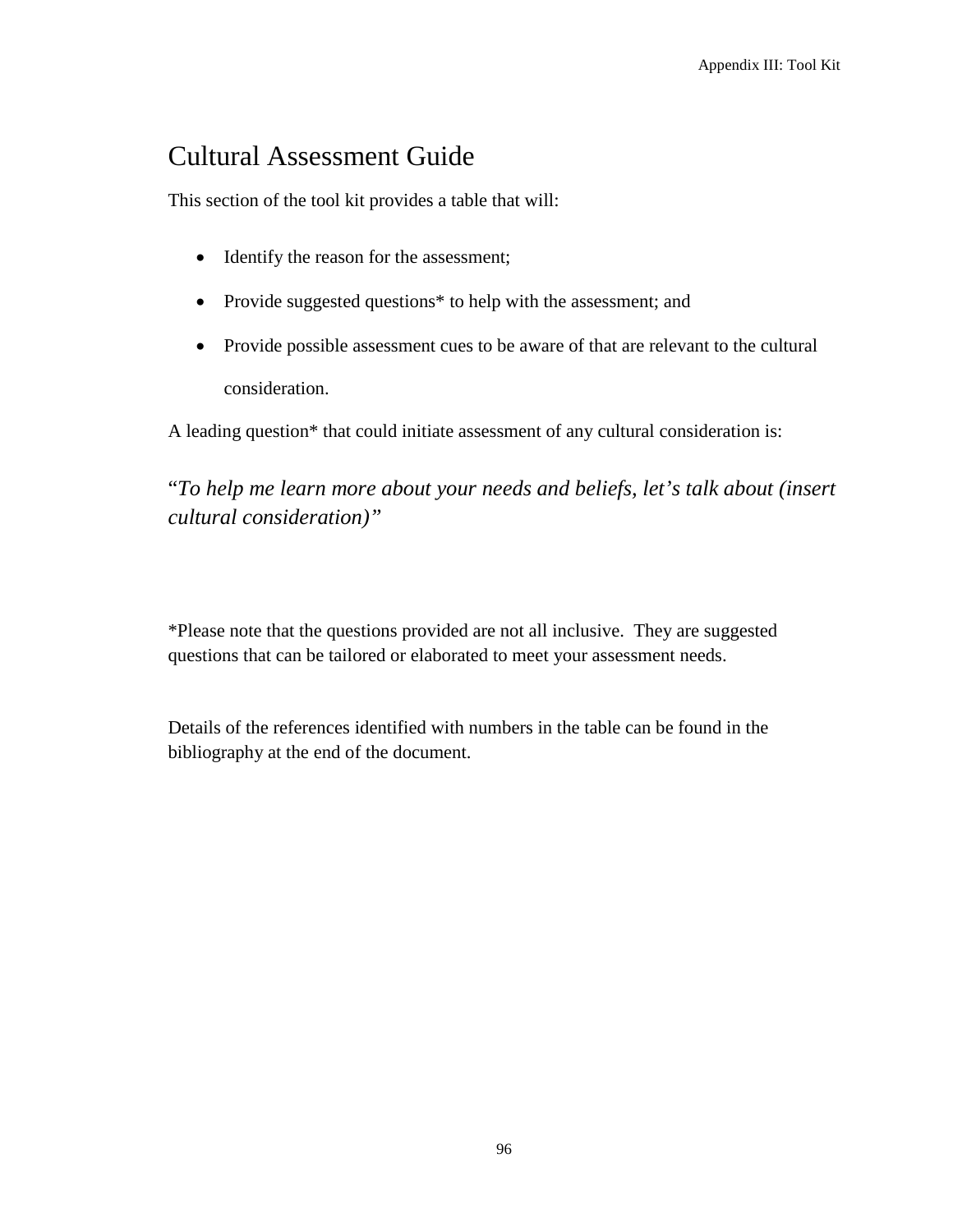# Cultural Assessment Guide

This section of the tool kit provides a table that will:

- Identify the reason for the assessment;
- Provide suggested questions* to help with the assessment; and
- Provide possible assessment cues to be aware of that are relevant to the cultural consideration.

A leading question* that could initiate assessment of any cultural consideration is:

"*To help me learn more about your needs and beliefs, let's talk about (insert cultural consideration)*"

*Please note that the questions provided are not all inclusive. They are suggested questions that can be tailored or elaborated to meet your assessment needs.

Details of the references identified with numbers in the table can be found in the bibliography at the end of the document.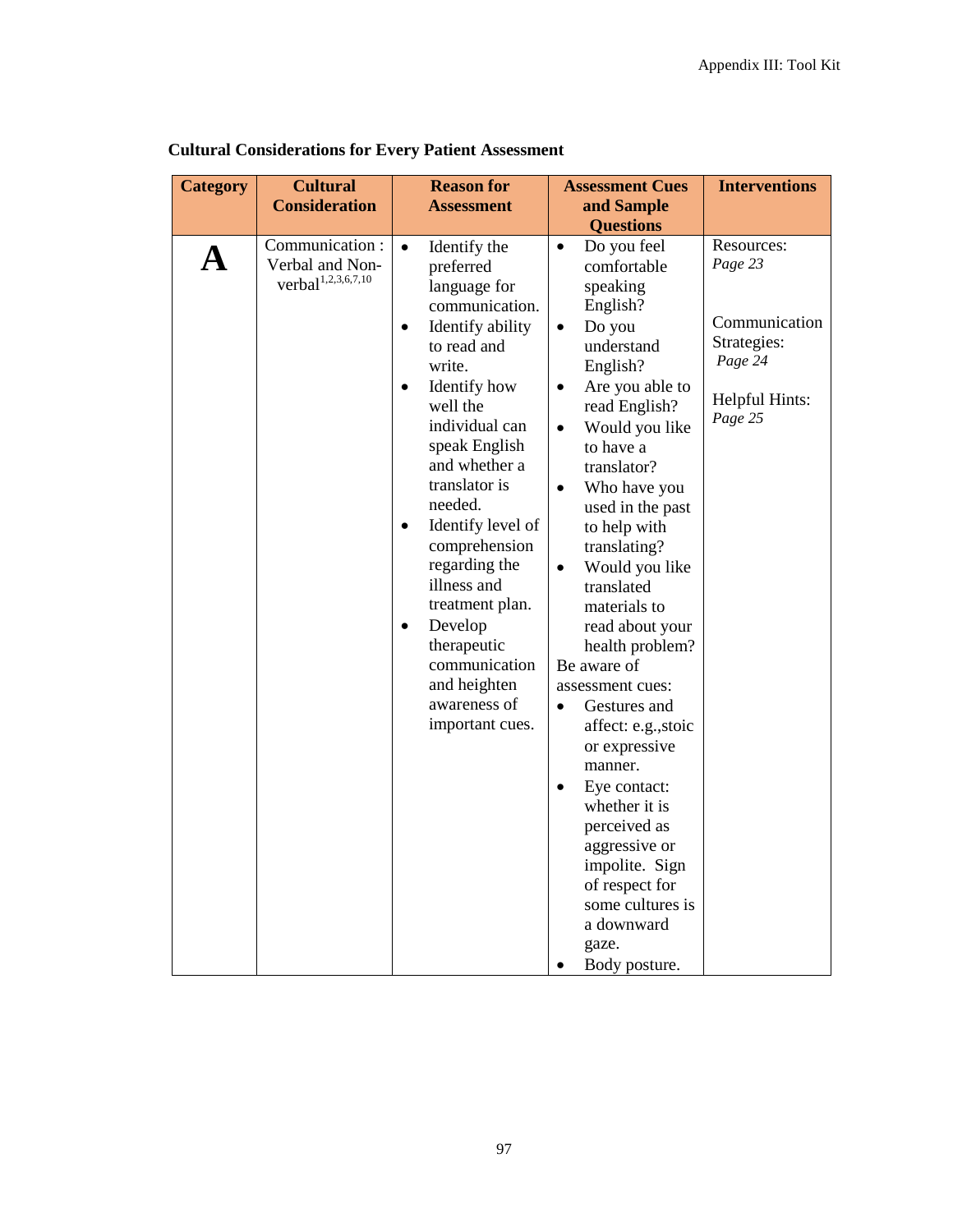**Cultural Considerations for Every Patient Assessment**

| Category | Cultural Consideration | Reason for Assessment | Assessment Cues and Sample Questions | Interventions |
|---|---|---|---|---|
| **A** | Communication : Verbal and Non-verbal[1,2,3,6,7,10] | • Identify the preferred language for communication.<br>• Identify ability to read and write.<br>• Identify how well the individual can speak English and whether a translator is needed.<br>• Identify level of comprehension regarding the illness and treatment plan.<br>• Develop therapeutic communication and heighten awareness of important cues. | • Do you feel comfortable speaking English?<br>• Do you understand English?<br>• Are you able to read English?<br>• Would you like to have a translator?<br>• Who have you used in the past to help with translating?<br>• Would you like translated materials to read about your health problem?<br>Be aware of assessment cues:<br>• Gestures and affect: e.g.,stoic or expressive manner.<br>• Eye contact: whether it is perceived as aggressive or impolite. Sign of respect for some cultures is a downward gaze.<br>• Body posture. | Resources: *Page 23*<br><br>Communication Strategies: *Page 24*<br><br>Helpful Hints: *Page 25* |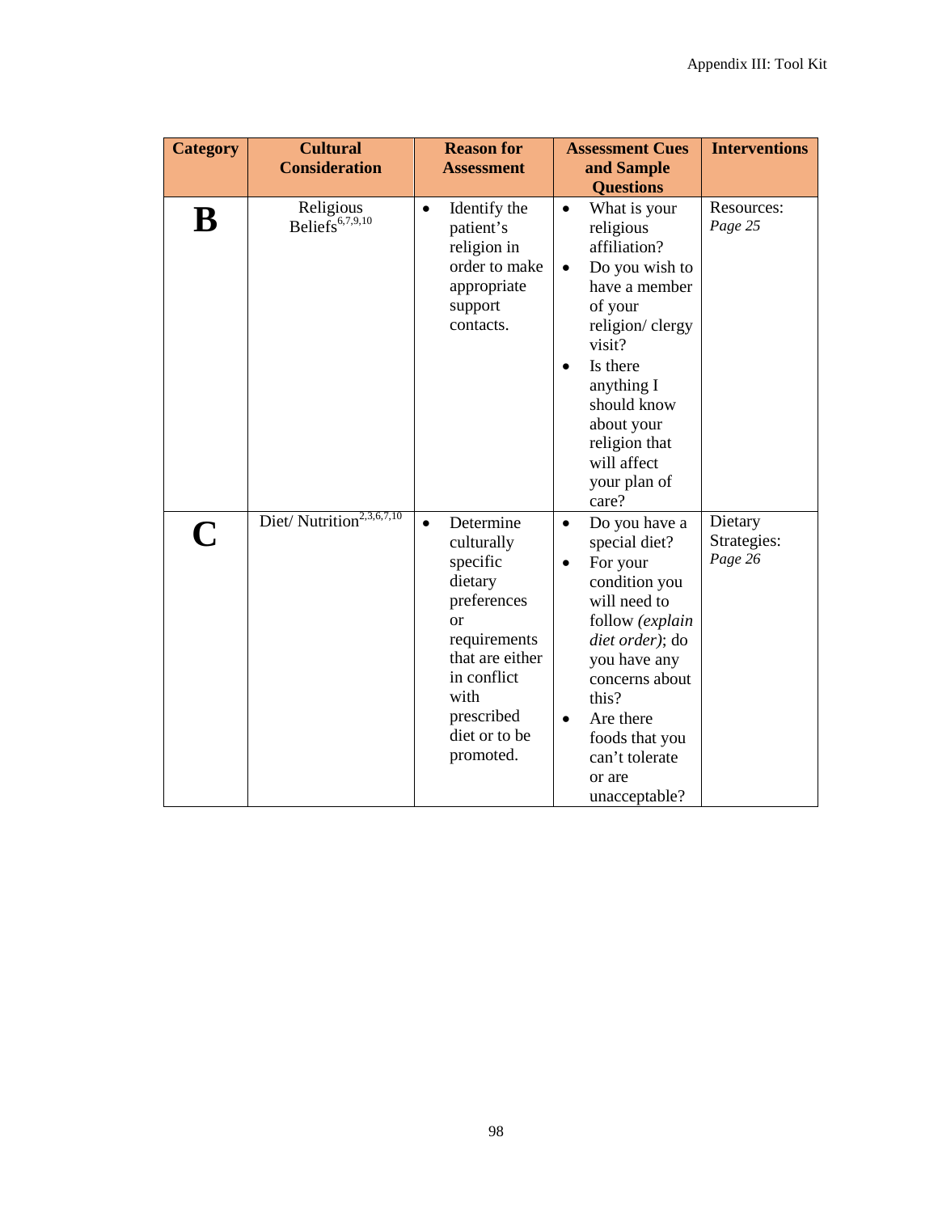| Category | Cultural Consideration | Reason for Assessment | Assessment Cues and Sample Questions | Interventions |
|---|---|---|---|---|
| **B** | Religious Beliefs[6,7,9,10] | • Identify the patient's religion in order to make appropriate support contacts. | • What is your religious affiliation? <br> • Do you wish to have a member of your religion/ clergy visit? <br> • Is there anything I should know about your religion that will affect your plan of care? | Resources: *Page 25* |
| **C** | Diet/ Nutrition[2,3,6,7,10] | • Determine culturally specific dietary preferences or requirements that are either in conflict with prescribed diet or to be promoted. | • Do you have a special diet? <br> • For your condition you will need to follow *(explain diet order)*; do you have any concerns about this? <br> • Are there foods that you can't tolerate or are unacceptable? | Dietary Strategies: *Page 26* |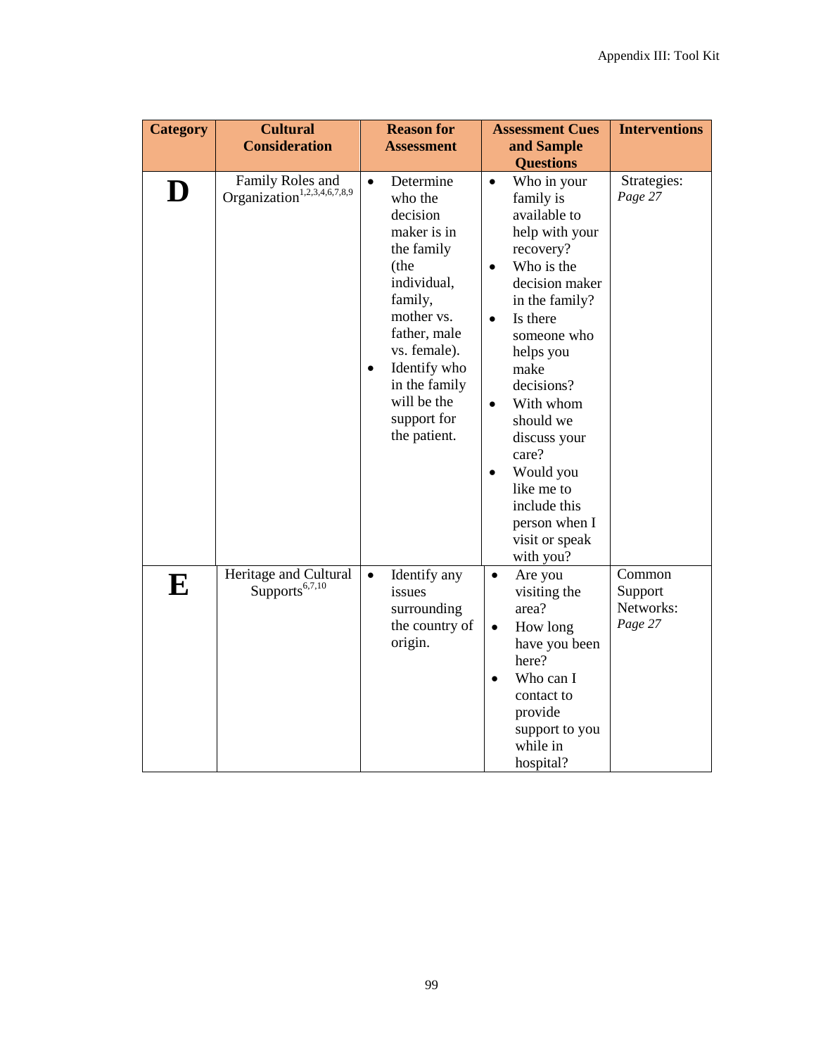| Category | Cultural Consideration | Reason for Assessment | Assessment Cues and Sample Questions | Interventions |
|---|---|---|---|---|
| **D** | Family Roles and Organization[1,2,3,4,6,7,8,9] | • Determine who the decision maker is in the family (the individual, family, mother vs. father, male vs. female).<br>• Identify who in the family will be the support for the patient. | • Who in your family is available to help with your recovery?<br>• Who is the decision maker in the family?<br>• Is there someone who helps you make decisions?<br>• With whom should we discuss your care?<br>• Would you like me to include this person when I visit or speak with you? | Strategies: *Page 27* |
| **E** | Heritage and Cultural Supports[6,7,10] | • Identify any issues surrounding the country of origin. | • Are you visiting the area?<br>• How long have you been here?<br>• Who can I contact to provide support to you while in hospital? | Common Support Networks: *Page 27* |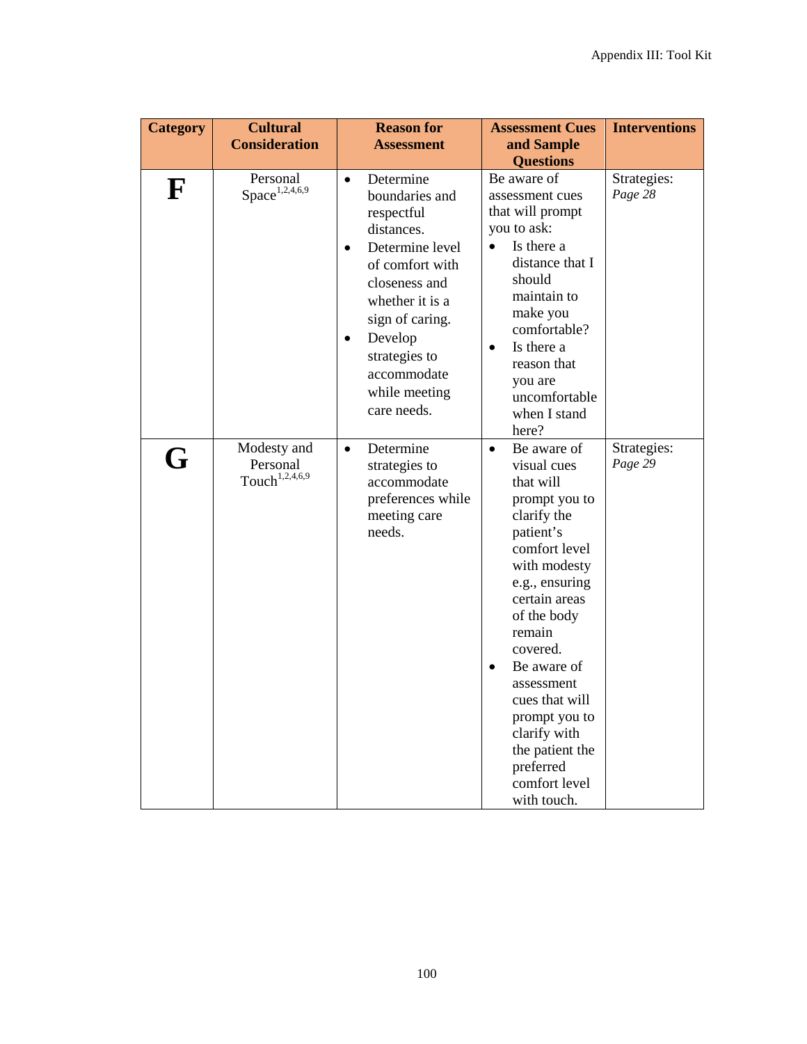| Category | Cultural Consideration | Reason for Assessment | Assessment Cues and Sample Questions | Interventions |
|---|---|---|---|---|
| **F** | Personal Space[1,2,4,6,9] | • Determine boundaries and respectful distances.<br>• Determine level of comfort with closeness and whether it is a sign of caring.<br>• Develop strategies to accommodate while meeting care needs. | Be aware of assessment cues that will prompt you to ask:<br>• Is there a distance that I should maintain to make you comfortable?<br>• Is there a reason that you are uncomfortable when I stand here? | Strategies: *Page 28* |
| **G** | Modesty and Personal Touch[1,2,4,6,9] | • Determine strategies to accommodate preferences while meeting care needs. | • Be aware of visual cues that will prompt you to clarify the patient's comfort level with modesty e.g., ensuring certain areas of the body remain covered.<br>• Be aware of assessment cues that will prompt you to clarify with the patient the preferred comfort level with touch. | Strategies: *Page 29* |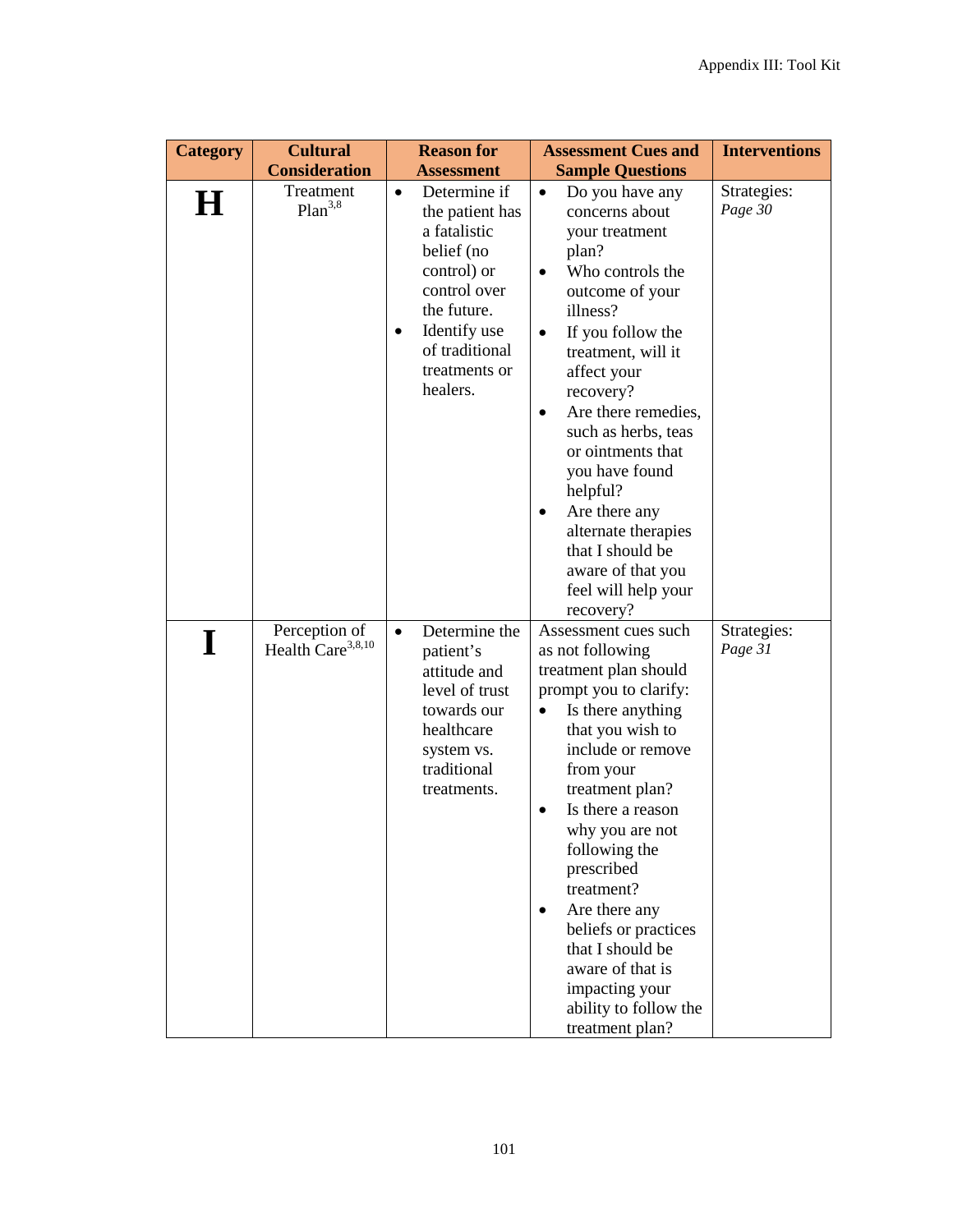| Category | Cultural Consideration | Reason for Assessment | Assessment Cues and Sample Questions | Interventions |
|---|---|---|---|---|
| **H** | Treatment Plan[3,8] | • Determine if the patient has a fatalistic belief (no control) or control over the future.<br>• Identify use of traditional treatments or healers. | • Do you have any concerns about your treatment plan?<br>• Who controls the outcome of your illness?<br>• If you follow the treatment, will it affect your recovery?<br>• Are there remedies, such as herbs, teas or ointments that you have found helpful?<br>• Are there any alternate therapies that I should be aware of that you feel will help your recovery? | Strategies: *Page 30* |
| **I** | Perception of Health Care[3,8,10] | • Determine the patient's attitude and level of trust towards our healthcare system vs. traditional treatments. | Assessment cues such as not following treatment plan should prompt you to clarify:<br>• Is there anything that you wish to include or remove from your treatment plan?<br>• Is there a reason why you are not following the prescribed treatment?<br>• Are there any beliefs or practices that I should be aware of that is impacting your ability to follow the treatment plan? | Strategies: *Page 31* |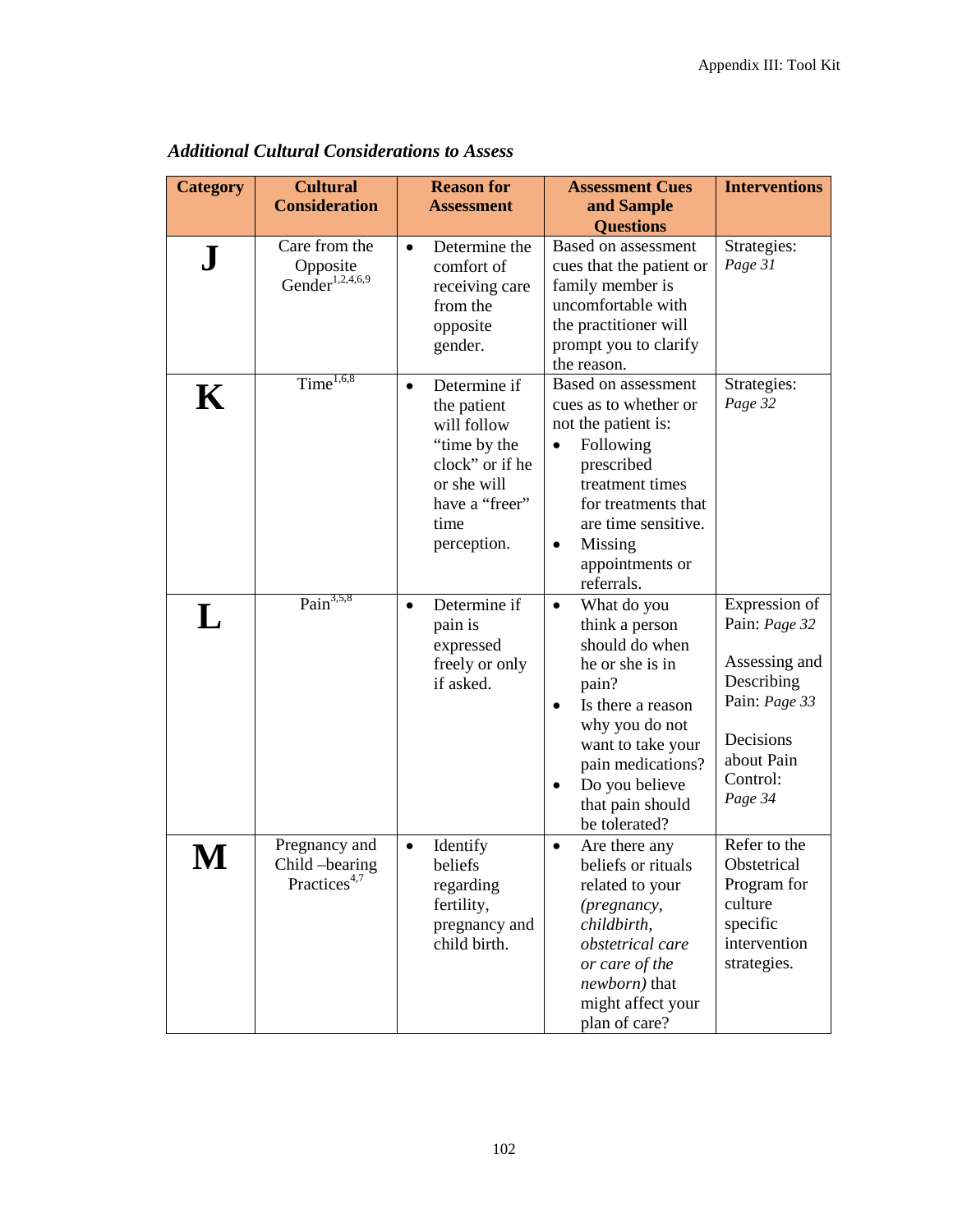*Additional Cultural Considerations to Assess*

| Category | Cultural Consideration | Reason for Assessment | Assessment Cues and Sample Questions | Interventions |
|---|---|---|---|---|
| **J** | Care from the Opposite Gender[1,2,4,6,9] | • Determine the comfort of receiving care from the opposite gender. | Based on assessment cues that the patient or family member is uncomfortable with the practitioner will prompt you to clarify the reason. | Strategies: *Page 31* |
| **K** | Time[1,6,8] | • Determine if the patient will follow "time by the clock" or if he or she will have a "freer" time perception. | Based on assessment cues as to whether or not the patient is: <br>• Following prescribed treatment times for treatments that are time sensitive. <br>• Missing appointments or referrals. | Strategies: *Page 32* |
| **L** | Pain[3,5,8] | • Determine if pain is expressed freely or only if asked. | • What do you think a person should do when he or she is in pain? <br>• Is there a reason why you do not want to take your pain medications? <br>• Do you believe that pain should be tolerated? | Expression of Pain: *Page 32* <br><br>Assessing and Describing Pain: *Page 33* <br><br>Decisions about Pain Control: *Page 34* |
| **M** | Pregnancy and Child –bearing Practices[4,7] | • Identify beliefs regarding fertility, pregnancy and child birth. | • Are there any beliefs or rituals related to your *(pregnancy, childbirth, obstetrical care or care of the newborn)* that might affect your plan of care? | Refer to the Obstetrical Program for culture specific intervention strategies. |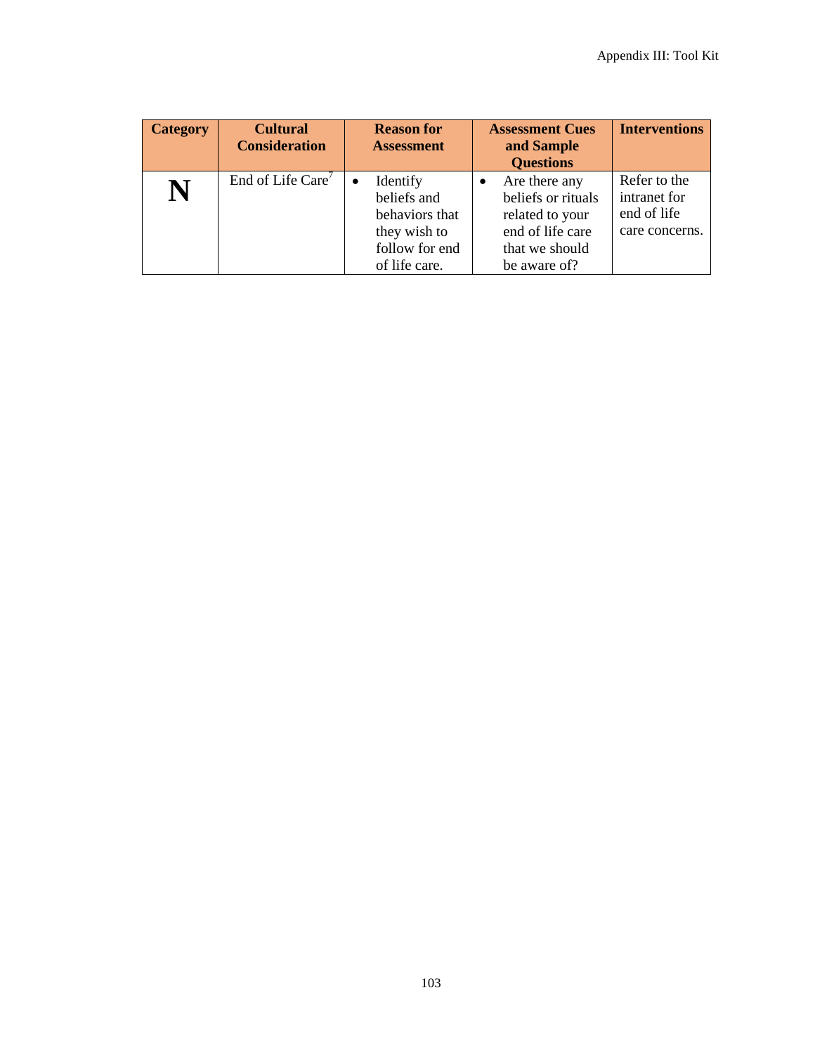| Category | Cultural Consideration | Reason for Assessment | Assessment Cues and Sample Questions | Interventions |
|---|---|---|---|---|
| **N** | End of Life Care[7] | • Identify beliefs and behaviors that they wish to follow for end of life care. | • Are there any beliefs or rituals related to your end of life care that we should be aware of? | Refer to the intranet for end of life care concerns. |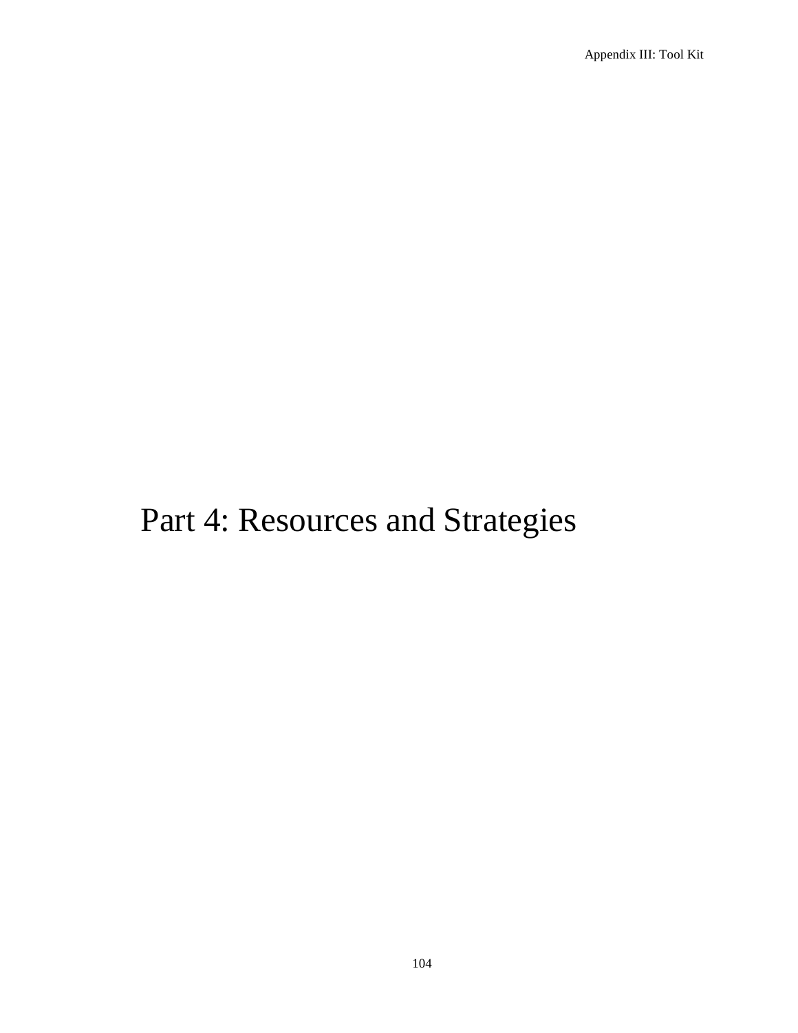# Part 4: Resources and Strategies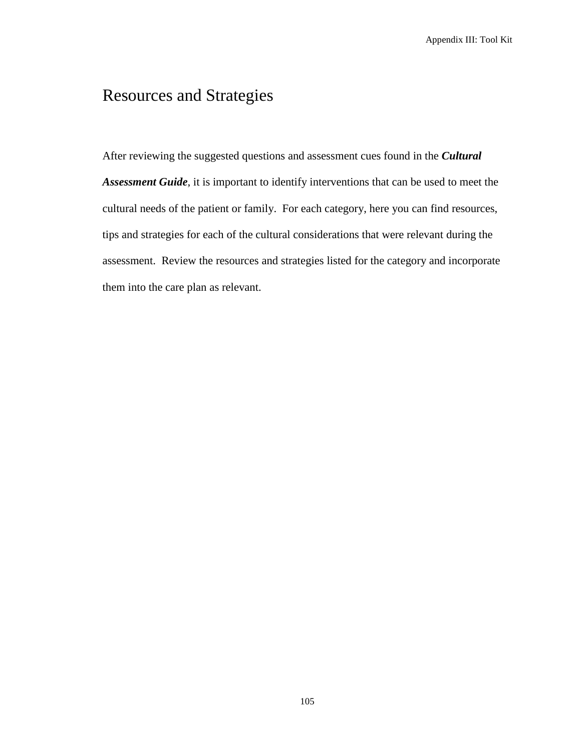# Resources and Strategies

After reviewing the suggested questions and assessment cues found in the ***Cultural Assessment Guide***, it is important to identify interventions that can be used to meet the cultural needs of the patient or family. For each category, here you can find resources, tips and strategies for each of the cultural considerations that were relevant during the assessment. Review the resources and strategies listed for the category and incorporate them into the care plan as relevant.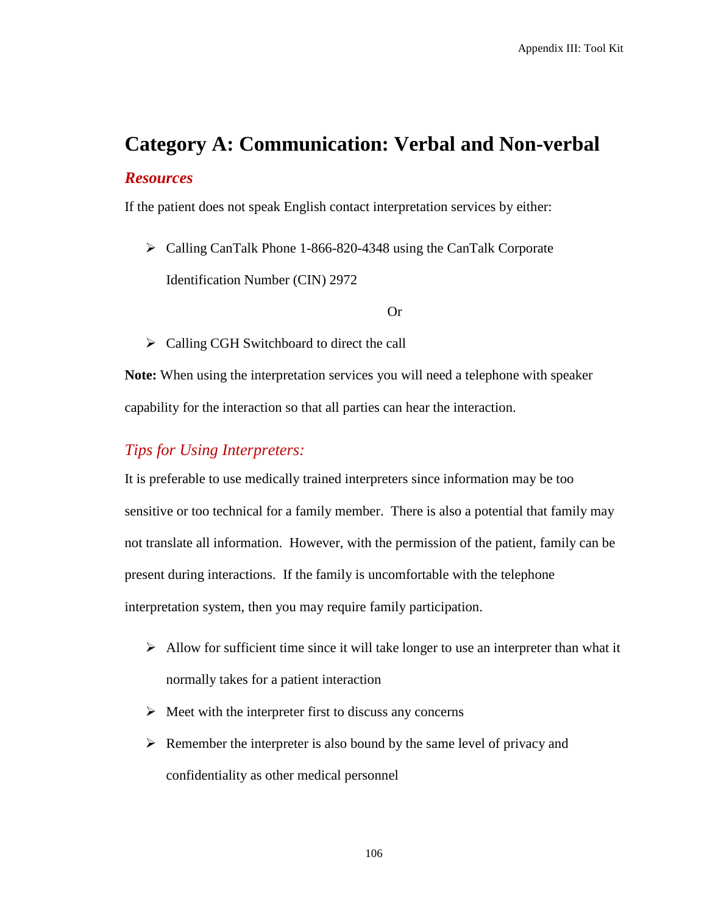# Category A: Communication: Verbal and Non-verbal

## *Resources*

If the patient does not speak English contact interpretation services by either:

- Calling CanTalk Phone 1-866-820-4348 using the CanTalk Corporate Identification Number (CIN) 2972

Or

- Calling CGH Switchboard to direct the call

**Note:** When using the interpretation services you will need a telephone with speaker capability for the interaction so that all parties can hear the interaction.

## *Tips for Using Interpreters:*

It is preferable to use medically trained interpreters since information may be too sensitive or too technical for a family member. There is also a potential that family may not translate all information. However, with the permission of the patient, family can be present during interactions. If the family is uncomfortable with the telephone interpretation system, then you may require family participation.

- Allow for sufficient time since it will take longer to use an interpreter than what it normally takes for a patient interaction
- Meet with the interpreter first to discuss any concerns
- Remember the interpreter is also bound by the same level of privacy and confidentiality as other medical personnel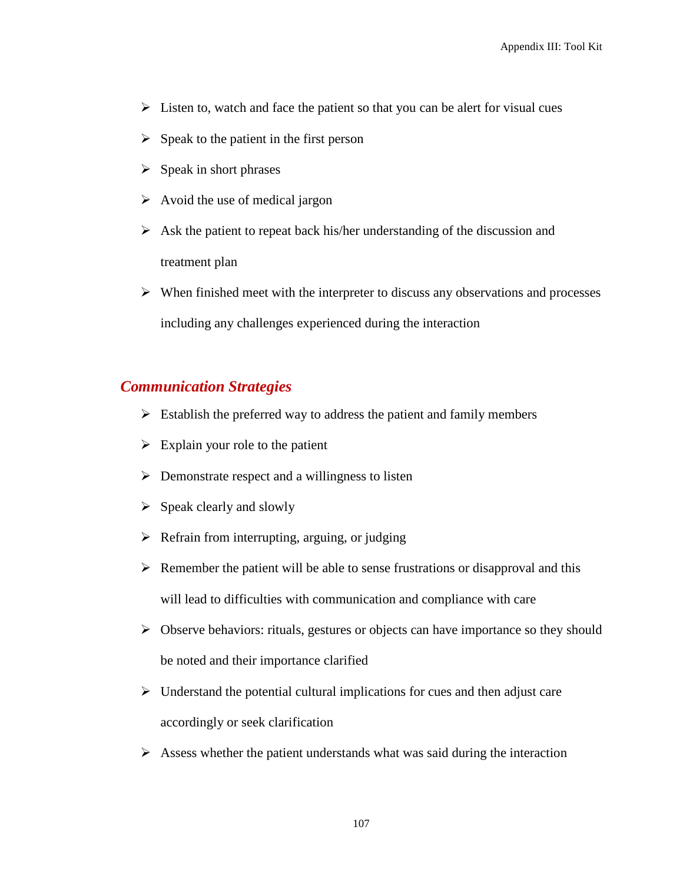- Listen to, watch and face the patient so that you can be alert for visual cues
- Speak to the patient in the first person
- Speak in short phrases
- Avoid the use of medical jargon
- Ask the patient to repeat back his/her understanding of the discussion and treatment plan
- When finished meet with the interpreter to discuss any observations and processes including any challenges experienced during the interaction

## *Communication Strategies*

- Establish the preferred way to address the patient and family members
- Explain your role to the patient
- Demonstrate respect and a willingness to listen
- Speak clearly and slowly
- Refrain from interrupting, arguing, or judging
- Remember the patient will be able to sense frustrations or disapproval and this will lead to difficulties with communication and compliance with care
- Observe behaviors: rituals, gestures or objects can have importance so they should be noted and their importance clarified
- Understand the potential cultural implications for cues and then adjust care accordingly or seek clarification
- Assess whether the patient understands what was said during the interaction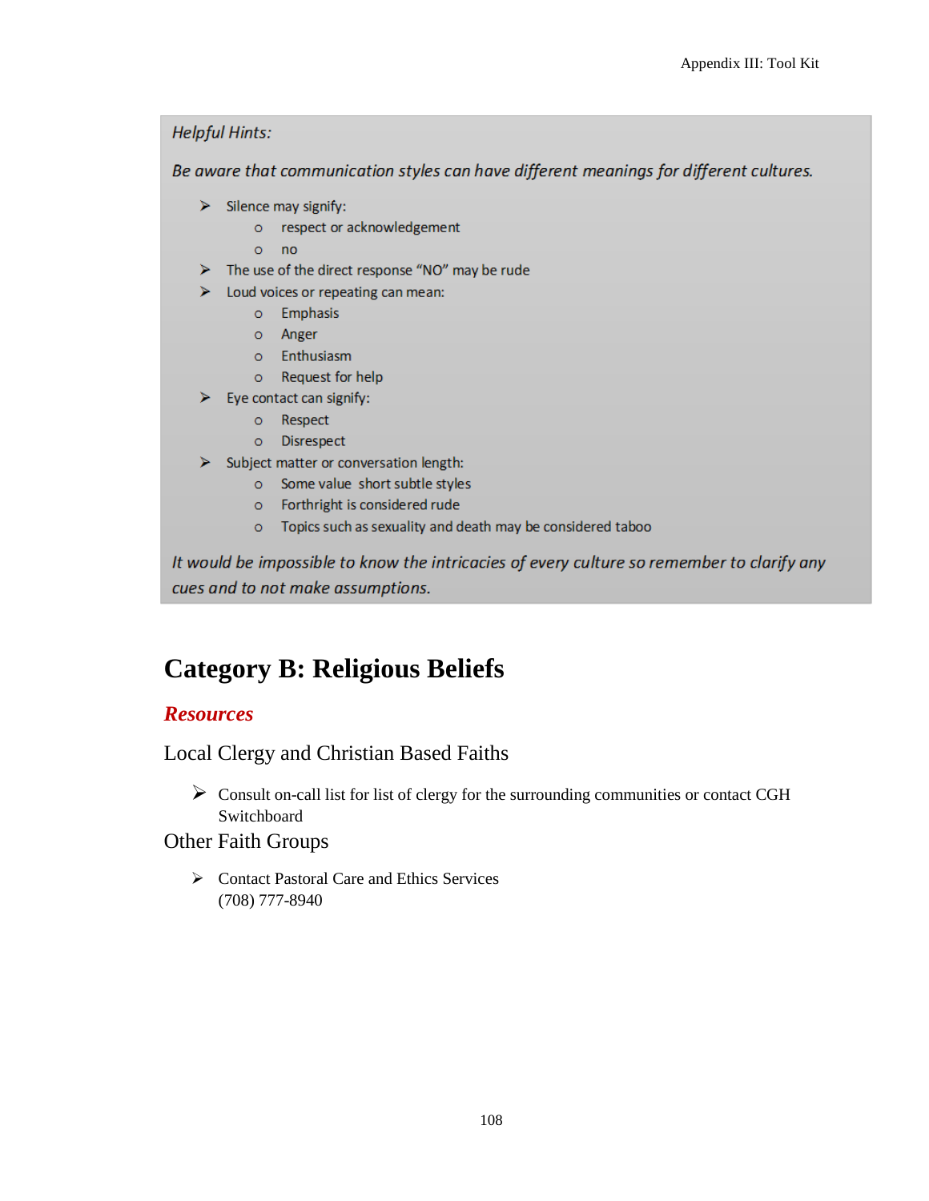*Helpful Hints:*

*Be aware that communication styles can have different meanings for different cultures.*

- Silence may signify:
  - respect or acknowledgement
  - no
- The use of the direct response "NO" may be rude
- Loud voices or repeating can mean:
  - Emphasis
  - Anger
  - Enthusiasm
  - Request for help
- Eye contact can signify:
  - Respect
  - Disrespect
- Subject matter or conversation length:
  - Some value short subtle styles
  - Forthright is considered rude
  - Topics such as sexuality and death may be considered taboo

*It would be impossible to know the intricacies of every culture so remember to clarify any cues and to not make assumptions.*

# Category B: Religious Beliefs

## *Resources*

### Local Clergy and Christian Based Faiths

- Consult on-call list for list of clergy for the surrounding communities or contact CGH Switchboard

### Other Faith Groups

- Contact Pastoral Care and Ethics Services
  (708) 777-8940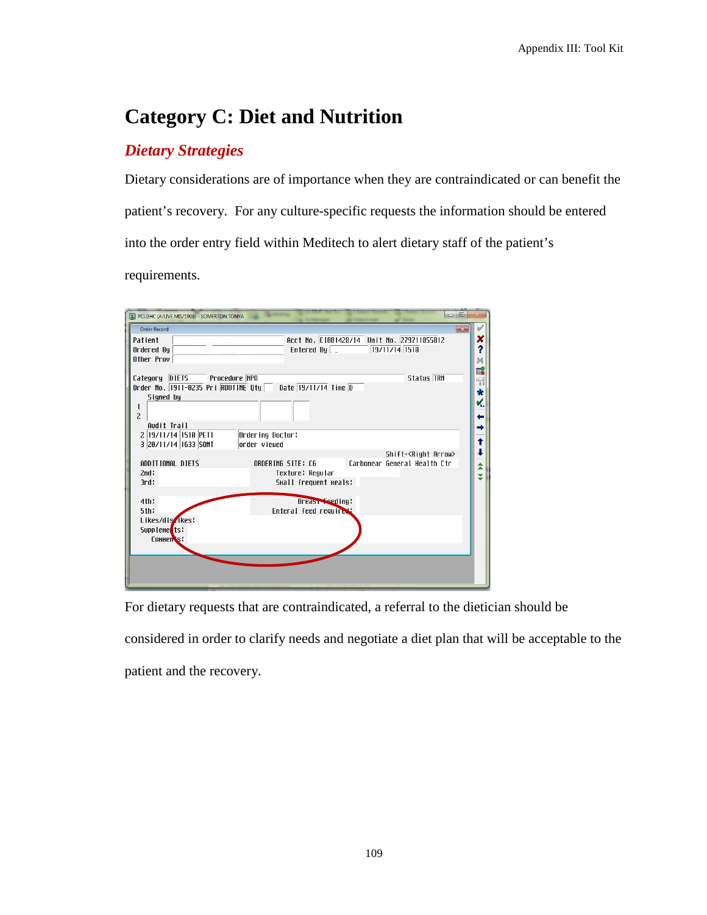# Category C: Diet and Nutrition

## *Dietary Strategies*

Dietary considerations are of importance when they are contraindicated or can benefit the patient's recovery. For any culture-specific requests the information should be entered into the order entry field within Meditech to alert dietary staff of the patient's requirements.

For dietary requests that are contraindicated, a referral to the dietician should be considered in order to clarify needs and negotiate a diet plan that will be acceptable to the patient and the recovery.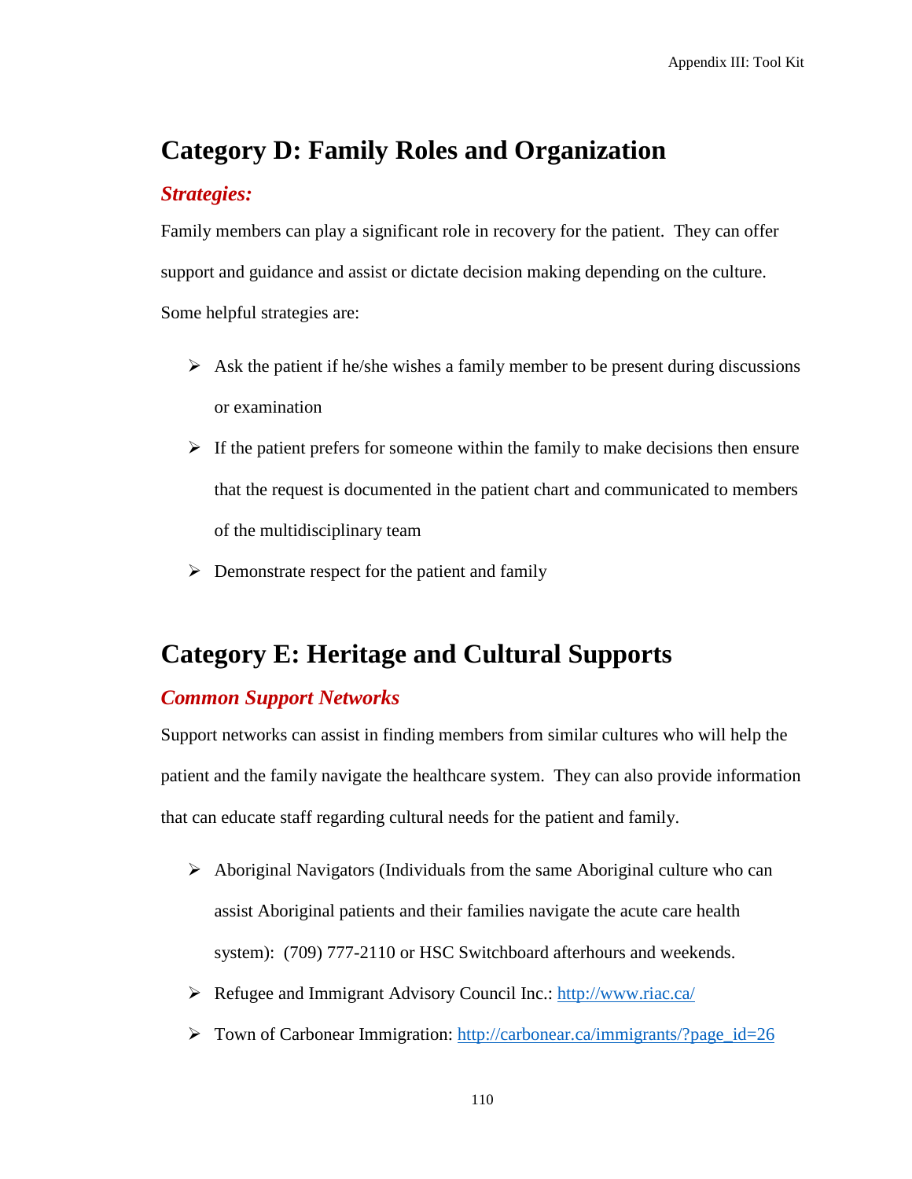## Category D: Family Roles and Organization

### *Strategies:*

Family members can play a significant role in recovery for the patient. They can offer support and guidance and assist or dictate decision making depending on the culture. Some helpful strategies are:

- Ask the patient if he/she wishes a family member to be present during discussions or examination
- If the patient prefers for someone within the family to make decisions then ensure that the request is documented in the patient chart and communicated to members of the multidisciplinary team
- Demonstrate respect for the patient and family

## Category E: Heritage and Cultural Supports

### *Common Support Networks*

Support networks can assist in finding members from similar cultures who will help the patient and the family navigate the healthcare system. They can also provide information that can educate staff regarding cultural needs for the patient and family.

- Aboriginal Navigators (Individuals from the same Aboriginal culture who can assist Aboriginal patients and their families navigate the acute care health system): (709) 777-2110 or HSC Switchboard afterhours and weekends.
- Refugee and Immigrant Advisory Council Inc.: http://www.riac.ca/
- Town of Carbonear Immigration: http://carbonear.ca/immigrants/?page_id=26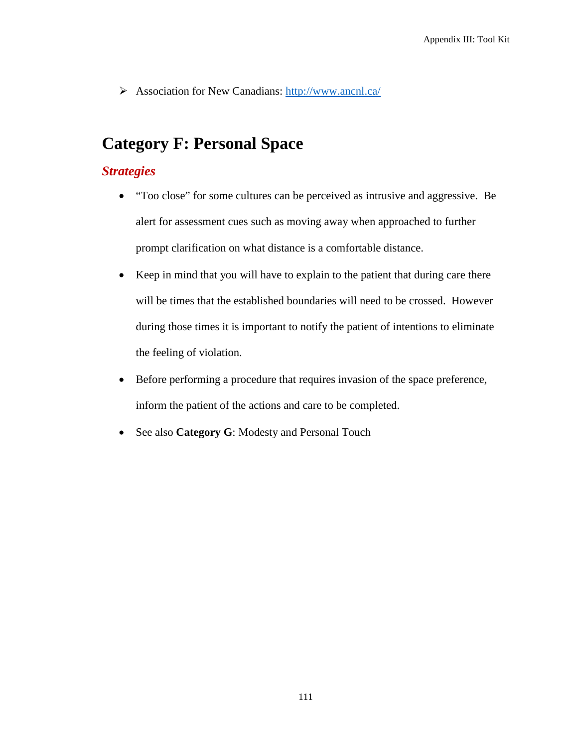- Association for New Canadians: [http://www.ancnl.ca/](http://www.ancnl.ca/)

## Category F: Personal Space

### *Strategies*

- "Too close" for some cultures can be perceived as intrusive and aggressive. Be alert for assessment cues such as moving away when approached to further prompt clarification on what distance is a comfortable distance.
- Keep in mind that you will have to explain to the patient that during care there will be times that the established boundaries will need to be crossed. However during those times it is important to notify the patient of intentions to eliminate the feeling of violation.
- Before performing a procedure that requires invasion of the space preference, inform the patient of the actions and care to be completed.
- See also **Category G**: Modesty and Personal Touch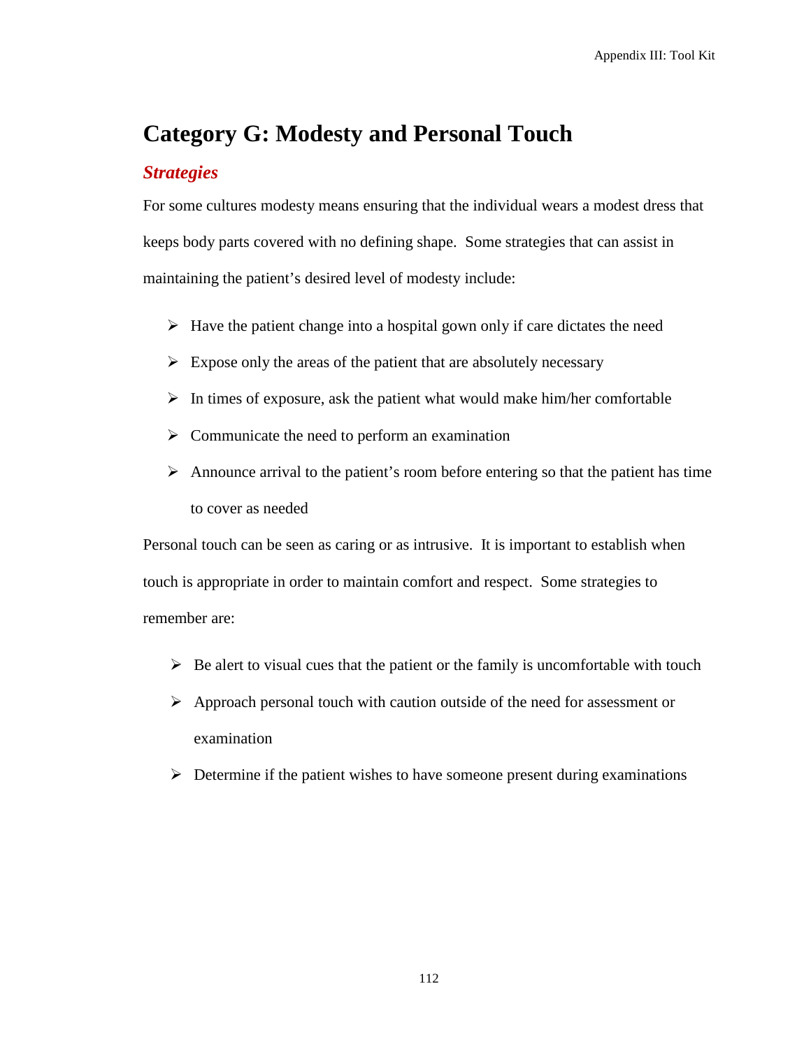# Category G: Modesty and Personal Touch

## *Strategies*

For some cultures modesty means ensuring that the individual wears a modest dress that keeps body parts covered with no defining shape. Some strategies that can assist in maintaining the patient's desired level of modesty include:

- Have the patient change into a hospital gown only if care dictates the need
- Expose only the areas of the patient that are absolutely necessary
- In times of exposure, ask the patient what would make him/her comfortable
- Communicate the need to perform an examination
- Announce arrival to the patient's room before entering so that the patient has time to cover as needed

Personal touch can be seen as caring or as intrusive. It is important to establish when touch is appropriate in order to maintain comfort and respect. Some strategies to remember are:

- Be alert to visual cues that the patient or the family is uncomfortable with touch
- Approach personal touch with caution outside of the need for assessment or examination
- Determine if the patient wishes to have someone present during examinations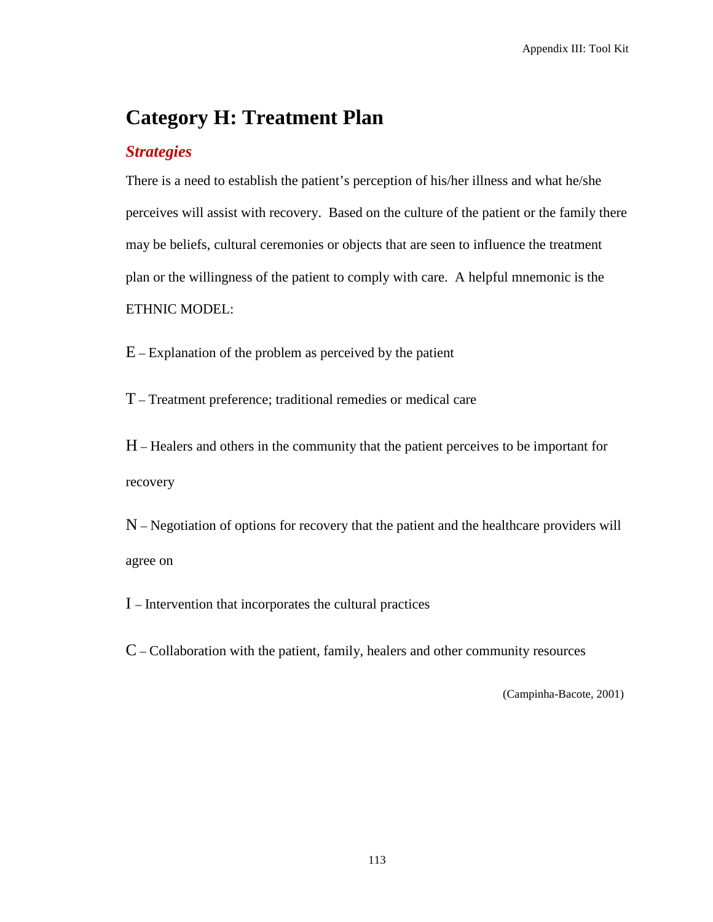# Category H: Treatment Plan

## *Strategies*

There is a need to establish the patient's perception of his/her illness and what he/she perceives will assist with recovery. Based on the culture of the patient or the family there may be beliefs, cultural ceremonies or objects that are seen to influence the treatment plan or the willingness of the patient to comply with care. A helpful mnemonic is the ETHNIC MODEL:

E – Explanation of the problem as perceived by the patient

T – Treatment preference; traditional remedies or medical care

H – Healers and others in the community that the patient perceives to be important for recovery

N – Negotiation of options for recovery that the patient and the healthcare providers will agree on

I – Intervention that incorporates the cultural practices

C – Collaboration with the patient, family, healers and other community resources

(Campinha-Bacote, 2001)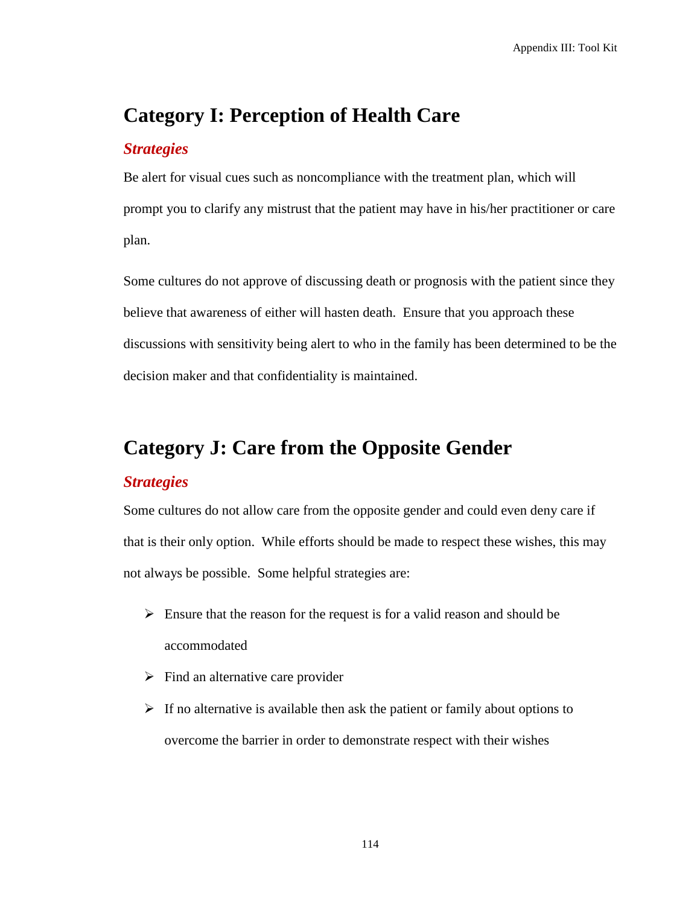## Category I: Perception of Health Care

### *Strategies*

Be alert for visual cues such as noncompliance with the treatment plan, which will prompt you to clarify any mistrust that the patient may have in his/her practitioner or care plan.

Some cultures do not approve of discussing death or prognosis with the patient since they believe that awareness of either will hasten death. Ensure that you approach these discussions with sensitivity being alert to who in the family has been determined to be the decision maker and that confidentiality is maintained.

## Category J: Care from the Opposite Gender

### *Strategies*

Some cultures do not allow care from the opposite gender and could even deny care if that is their only option. While efforts should be made to respect these wishes, this may not always be possible. Some helpful strategies are:

- Ensure that the reason for the request is for a valid reason and should be accommodated
- Find an alternative care provider
- If no alternative is available then ask the patient or family about options to overcome the barrier in order to demonstrate respect with their wishes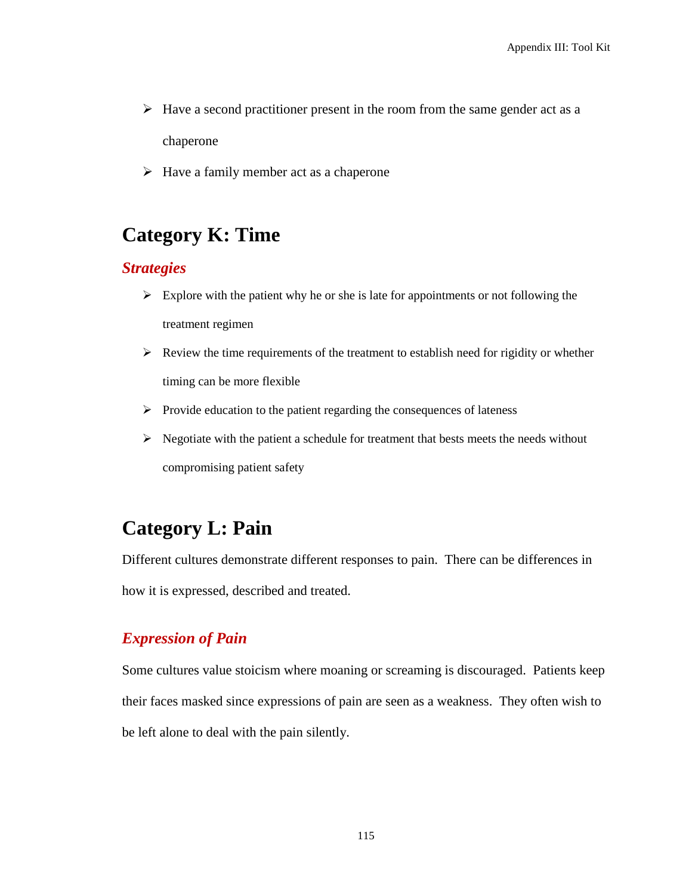- Have a second practitioner present in the room from the same gender act as a chaperone
- Have a family member act as a chaperone

## Category K: Time

### *Strategies*

- Explore with the patient why he or she is late for appointments or not following the treatment regimen
- Review the time requirements of the treatment to establish need for rigidity or whether timing can be more flexible
- Provide education to the patient regarding the consequences of lateness
- Negotiate with the patient a schedule for treatment that bests meets the needs without compromising patient safety

## Category L: Pain

Different cultures demonstrate different responses to pain. There can be differences in how it is expressed, described and treated.

### *Expression of Pain*

Some cultures value stoicism where moaning or screaming is discouraged. Patients keep their faces masked since expressions of pain are seen as a weakness. They often wish to be left alone to deal with the pain silently.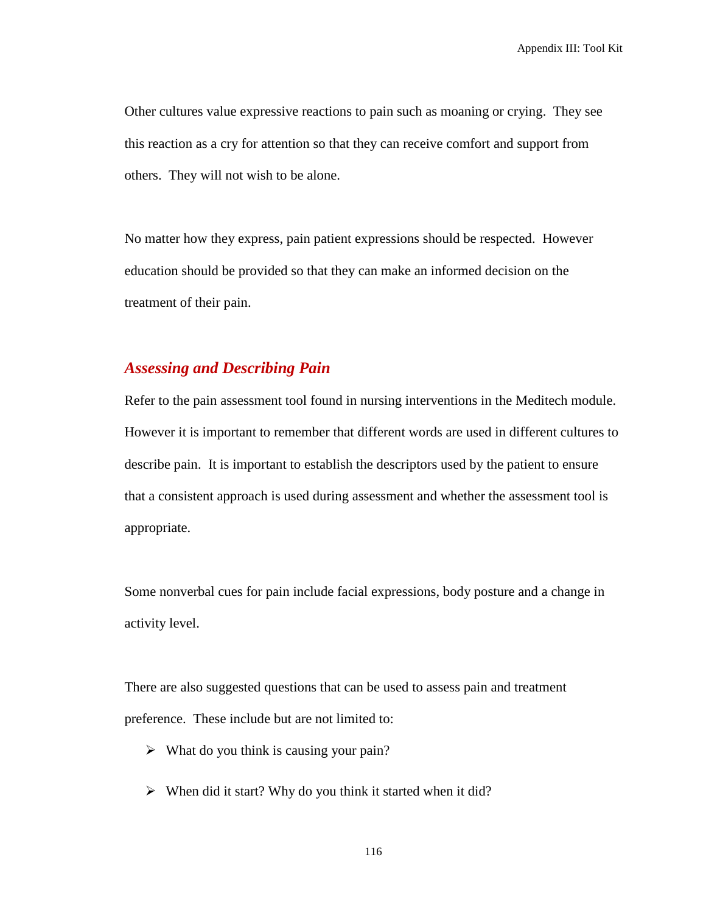Other cultures value expressive reactions to pain such as moaning or crying. They see this reaction as a cry for attention so that they can receive comfort and support from others. They will not wish to be alone.

No matter how they express, pain patient expressions should be respected. However education should be provided so that they can make an informed decision on the treatment of their pain.

### *Assessing and Describing Pain*

Refer to the pain assessment tool found in nursing interventions in the Meditech module. However it is important to remember that different words are used in different cultures to describe pain. It is important to establish the descriptors used by the patient to ensure that a consistent approach is used during assessment and whether the assessment tool is appropriate.

Some nonverbal cues for pain include facial expressions, body posture and a change in activity level.

There are also suggested questions that can be used to assess pain and treatment preference. These include but are not limited to:

- What do you think is causing your pain?
- When did it start? Why do you think it started when it did?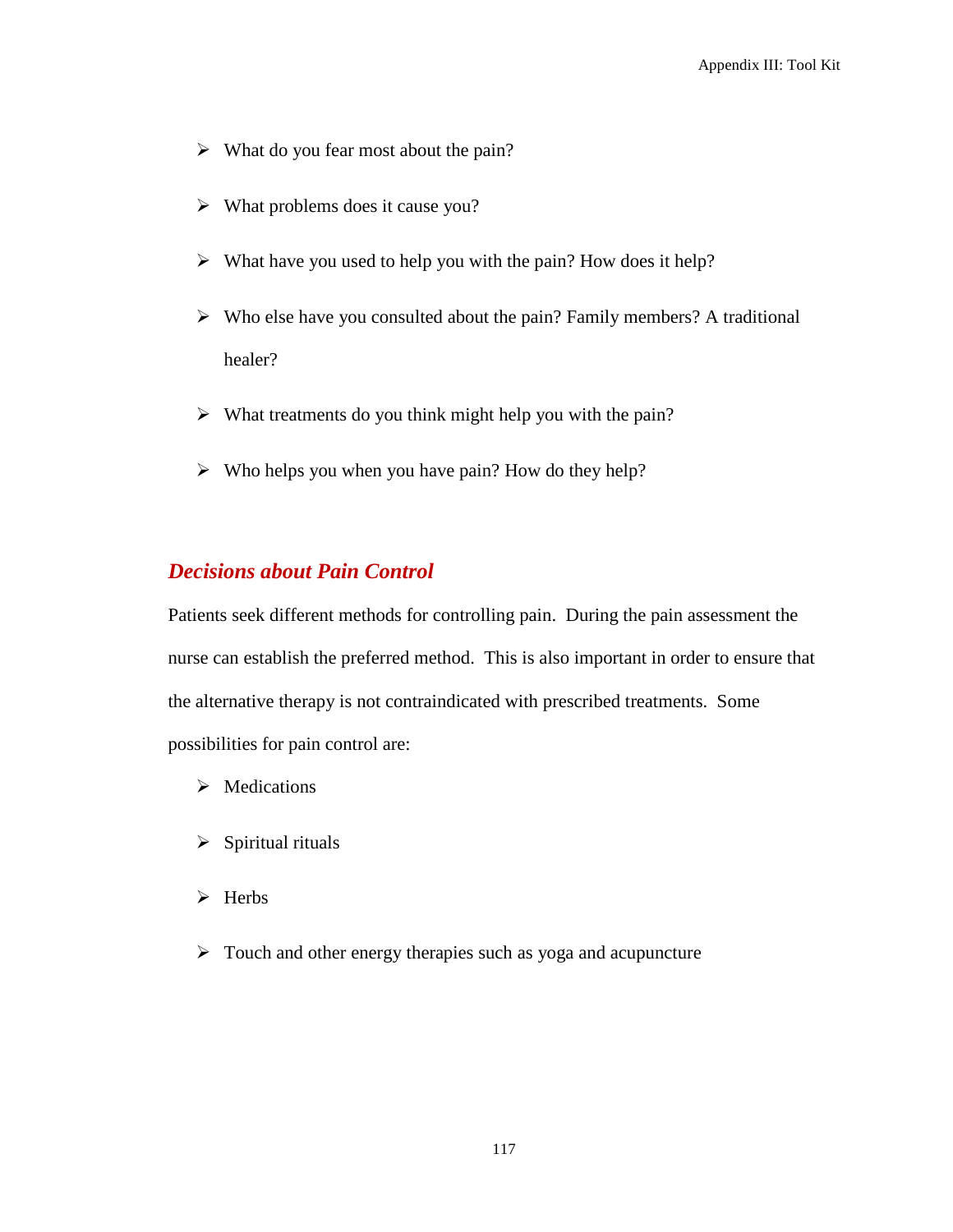- What do you fear most about the pain?
- What problems does it cause you?
- What have you used to help you with the pain? How does it help?
- Who else have you consulted about the pain? Family members? A traditional healer?
- What treatments do you think might help you with the pain?
- Who helps you when you have pain? How do they help?

### *Decisions about Pain Control*

Patients seek different methods for controlling pain. During the pain assessment the nurse can establish the preferred method. This is also important in order to ensure that the alternative therapy is not contraindicated with prescribed treatments. Some possibilities for pain control are:

- Medications
- Spiritual rituals
- Herbs
- Touch and other energy therapies such as yoga and acupuncture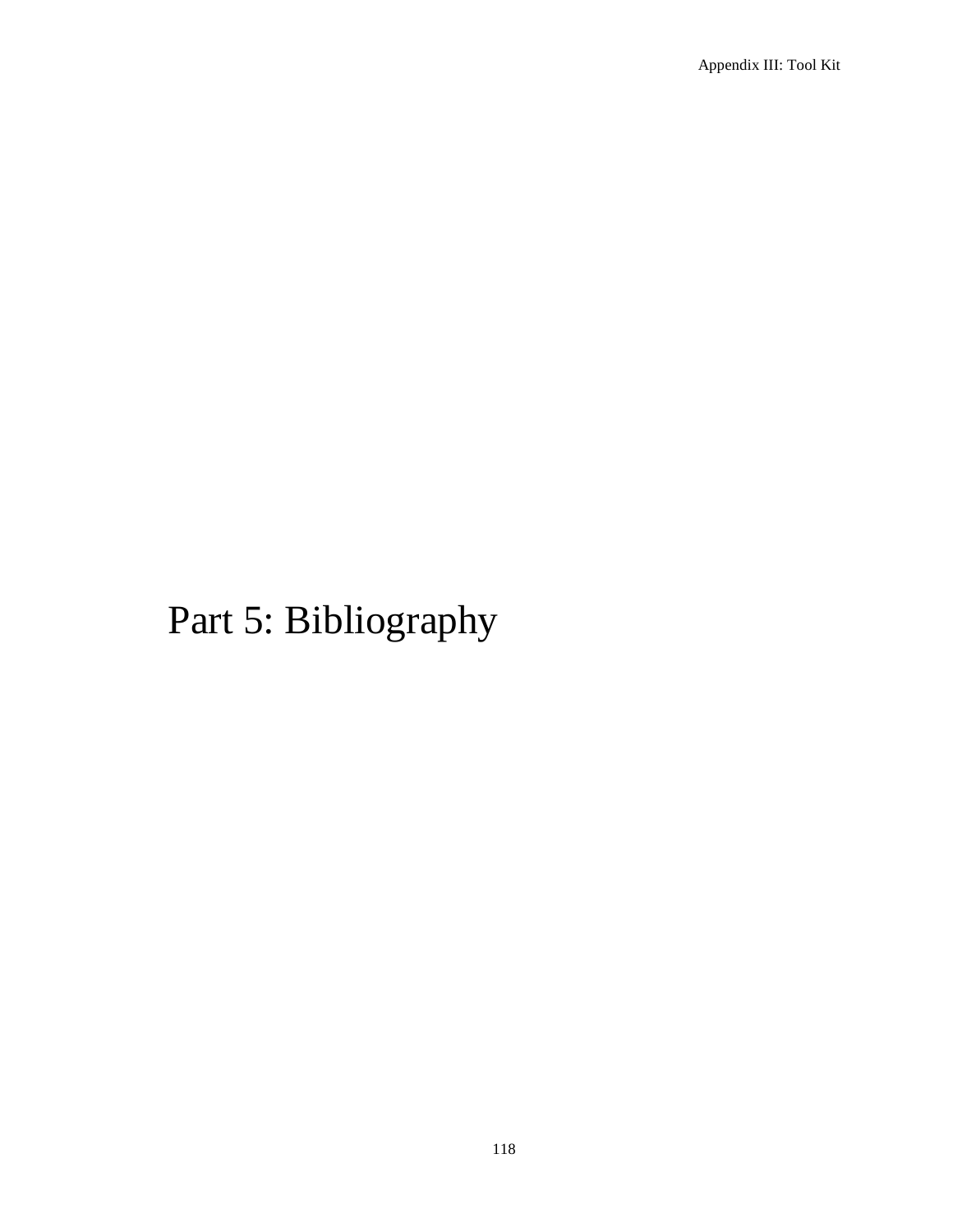# Part 5: Bibliography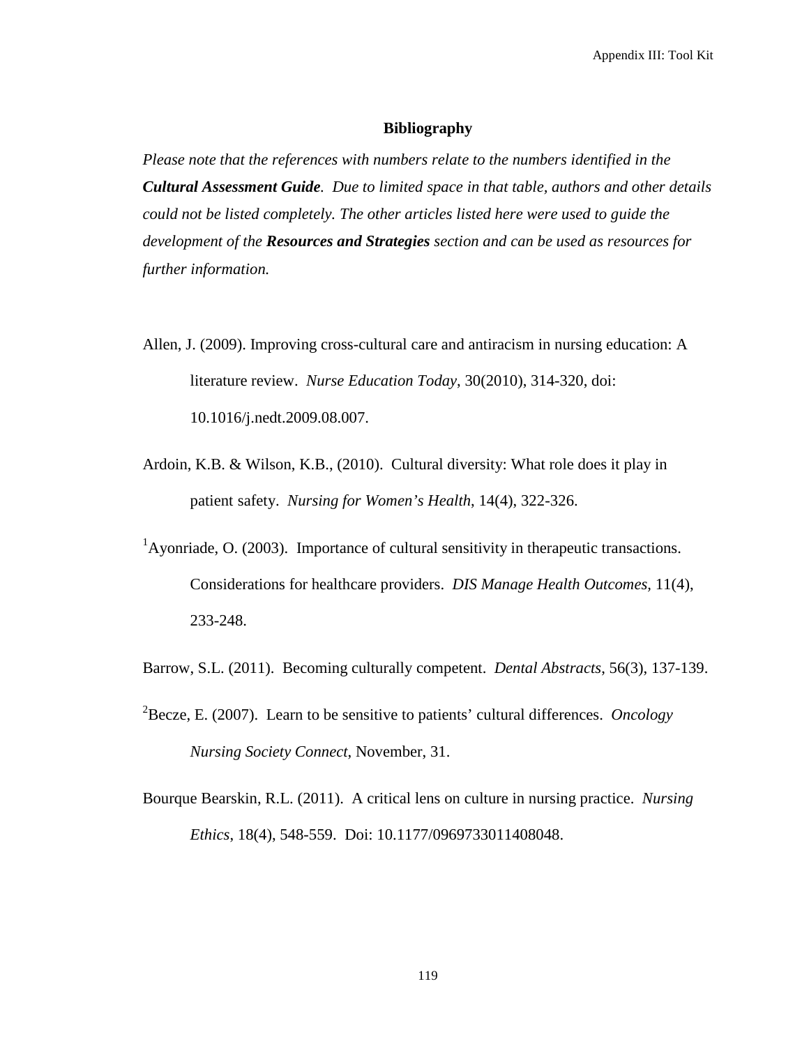## Bibliography

*Please note that the references with numbers relate to the numbers identified in the **Cultural Assessment Guide**. Due to limited space in that table, authors and other details could not be listed completely. The other articles listed here were used to guide the development of the **Resources and Strategies** section and can be used as resources for further information.*

Allen, J. (2009). Improving cross-cultural care and antiracism in nursing education: A literature review. *Nurse Education Today*, 30(2010), 314-320, doi: 10.1016/j.nedt.2009.08.007.

Ardoin, K.B. & Wilson, K.B., (2010). Cultural diversity: What role does it play in patient safety. *Nursing for Women's Health*, 14(4), 322-326.

[1]Ayonriade, O. (2003). Importance of cultural sensitivity in therapeutic transactions. Considerations for healthcare providers. *DIS Manage Health Outcomes,* 11(4), 233-248.

Barrow, S.L. (2011). Becoming culturally competent. *Dental Abstracts*, 56(3), 137-139.

[2]Becze, E. (2007). Learn to be sensitive to patients' cultural differences. *Oncology Nursing Society Connect*, November, 31.

Bourque Bearskin, R.L. (2011). A critical lens on culture in nursing practice. *Nursing Ethics*, 18(4), 548-559. Doi: 10.1177/0969733011408048.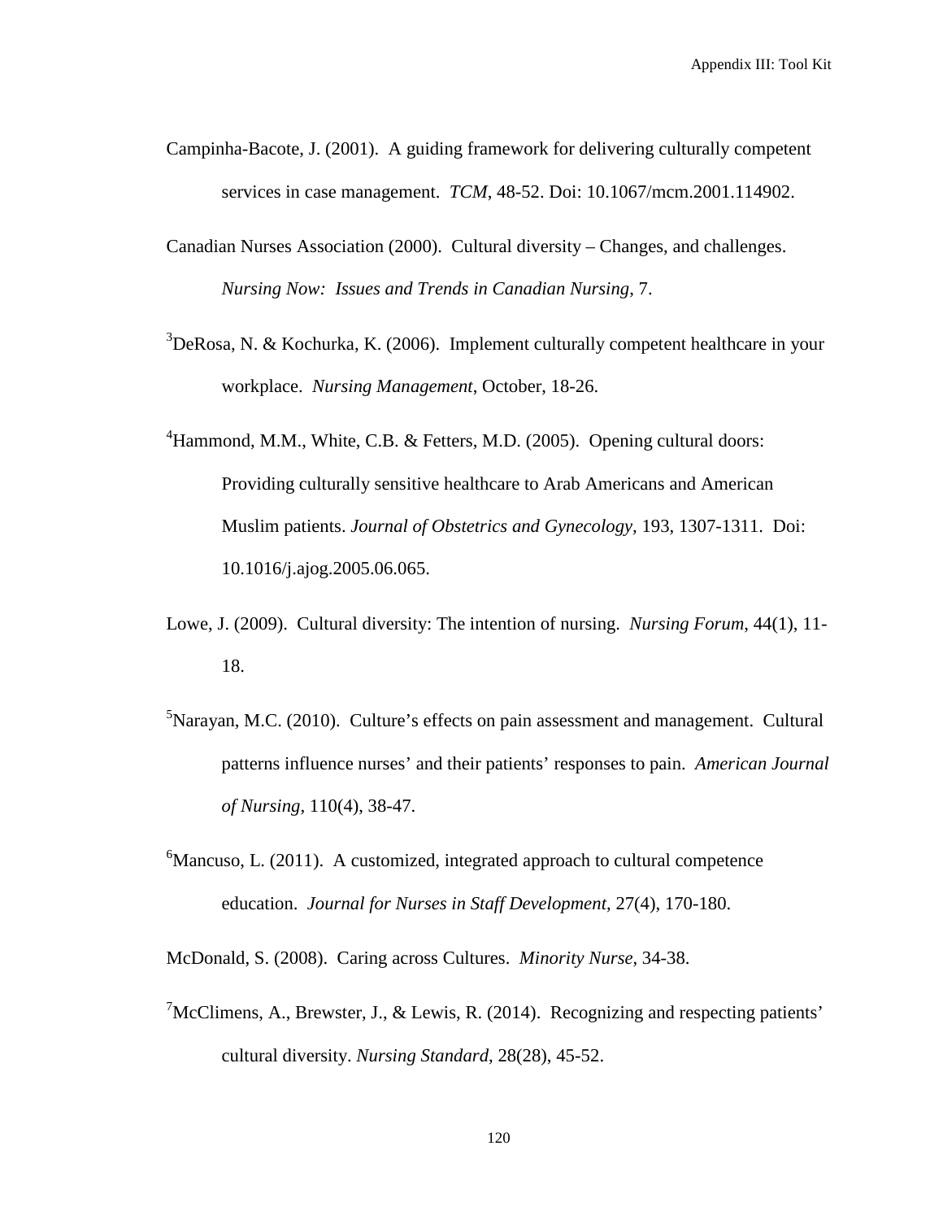Campinha-Bacote, J. (2001). A guiding framework for delivering culturally competent services in case management. *TCM*, 48-52. Doi: 10.1067/mcm.2001.114902.

Canadian Nurses Association (2000). Cultural diversity – Changes, and challenges. *Nursing Now: Issues and Trends in Canadian Nursing*, 7.

[3]DeRosa, N. & Kochurka, K. (2006). Implement culturally competent healthcare in your workplace. *Nursing Management*, October, 18-26.

[4]Hammond, M.M., White, C.B. & Fetters, M.D. (2005). Opening cultural doors: Providing culturally sensitive healthcare to Arab Americans and American Muslim patients. *Journal of Obstetrics and Gynecology*, 193, 1307-1311. Doi: 10.1016/j.ajog.2005.06.065.

Lowe, J. (2009). Cultural diversity: The intention of nursing. *Nursing Forum*, 44(1), 11-18.

[5]Narayan, M.C. (2010). Culture's effects on pain assessment and management. Cultural patterns influence nurses' and their patients' responses to pain. *American Journal of Nursing*, 110(4), 38-47.

[6]Mancuso, L. (2011). A customized, integrated approach to cultural competence education. *Journal for Nurses in Staff Development*, 27(4), 170-180.

McDonald, S. (2008). Caring across Cultures. *Minority Nurse*, 34-38.

[7]McClimens, A., Brewster, J., & Lewis, R. (2014). Recognizing and respecting patients' cultural diversity. *Nursing Standard*, 28(28), 45-52.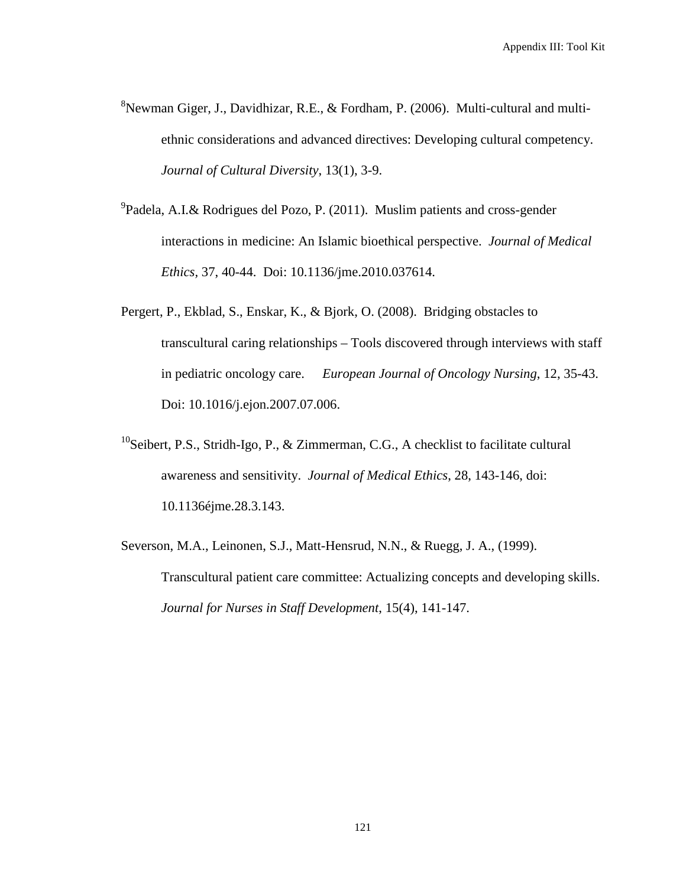[8]Newman Giger, J., Davidhizar, R.E., & Fordham, P. (2006). Multi-cultural and multi-ethnic considerations and advanced directives: Developing cultural competency. *Journal of Cultural Diversity*, 13(1), 3-9.

[9]Padela, A.I.& Rodrigues del Pozo, P. (2011). Muslim patients and cross-gender interactions in medicine: An Islamic bioethical perspective. *Journal of Medical Ethics,* 37, 40-44. Doi: 10.1136/jme.2010.037614.

Pergert, P., Ekblad, S., Enskar, K., & Bjork, O. (2008). Bridging obstacles to transcultural caring relationships – Tools discovered through interviews with staff in pediatric oncology care. *European Journal of Oncology Nursing*, 12, 35-43. Doi: 10.1016/j.ejon.2007.07.006.

[10]Seibert, P.S., Stridh-Igo, P., & Zimmerman, C.G., A checklist to facilitate cultural awareness and sensitivity. *Journal of Medical Ethics*, 28, 143-146, doi: 10.1136éjme.28.3.143.

Severson, M.A., Leinonen, S.J., Matt-Hensrud, N.N., & Ruegg, J. A., (1999). Transcultural patient care committee: Actualizing concepts and developing skills. *Journal for Nurses in Staff Development*, 15(4), 141-147.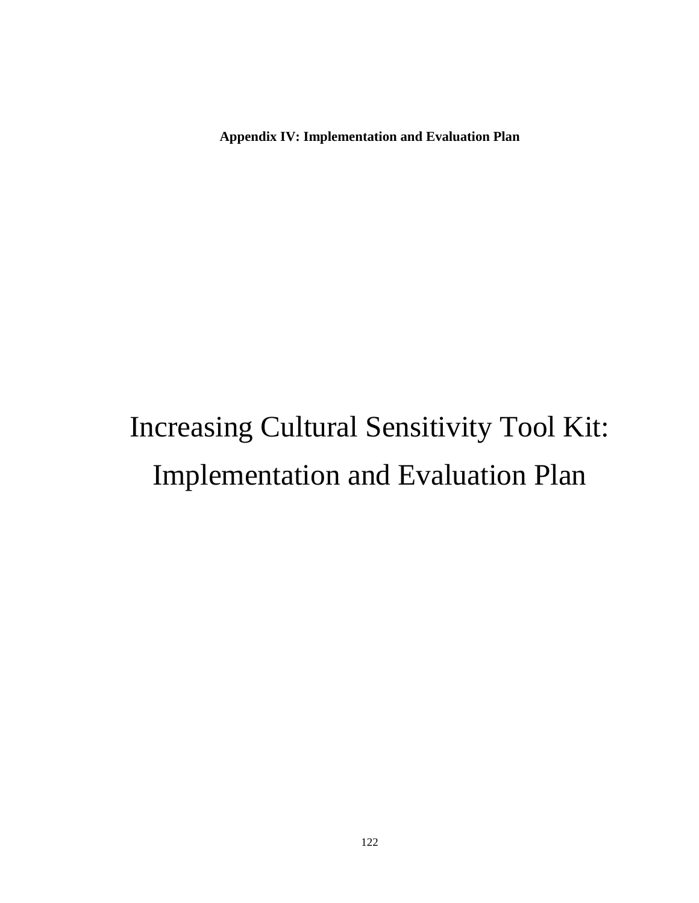**Appendix IV: Implementation and Evaluation Plan**

# Increasing Cultural Sensitivity Tool Kit: Implementation and Evaluation Plan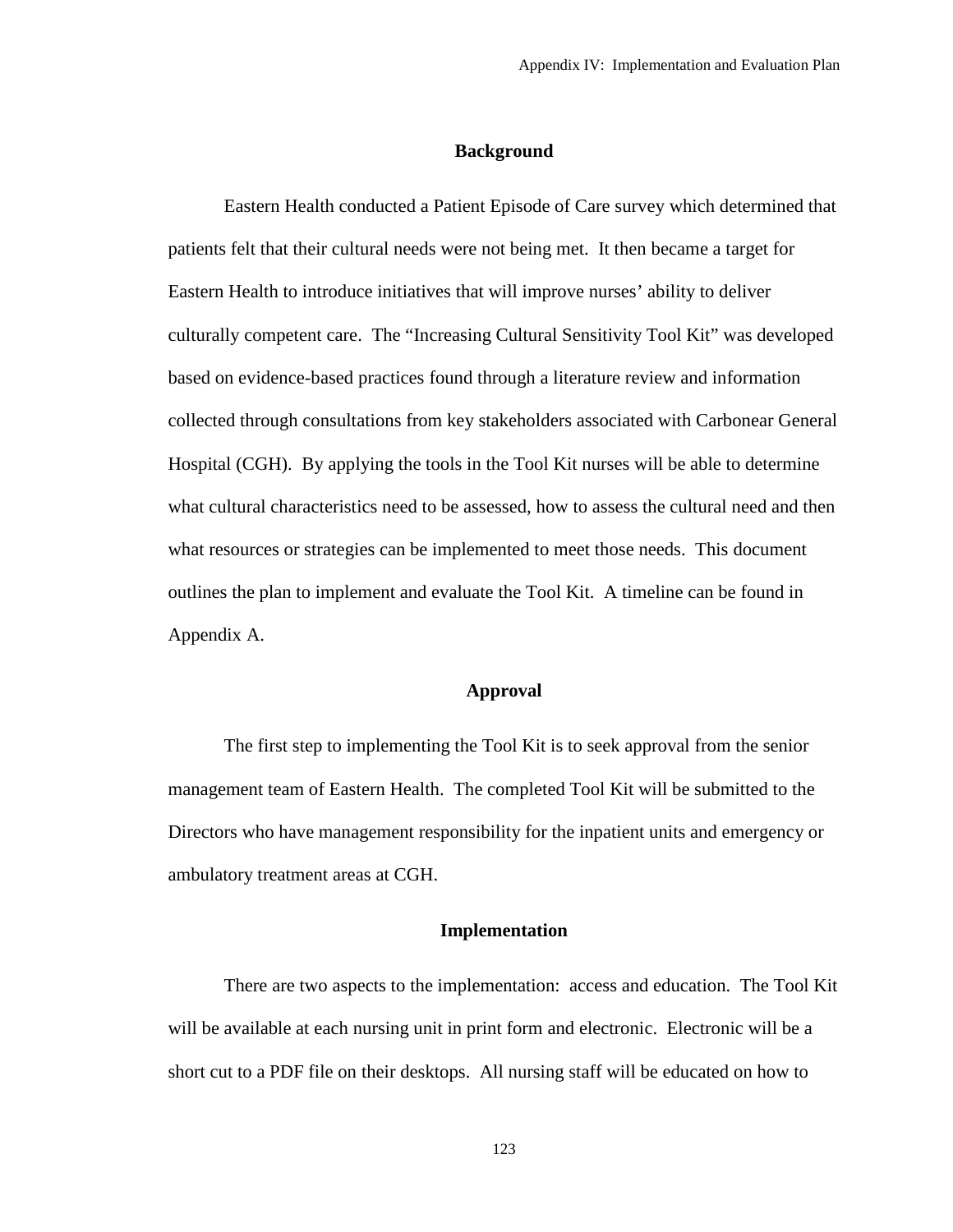## Background

Eastern Health conducted a Patient Episode of Care survey which determined that patients felt that their cultural needs were not being met. It then became a target for Eastern Health to introduce initiatives that will improve nurses' ability to deliver culturally competent care. The "Increasing Cultural Sensitivity Tool Kit" was developed based on evidence-based practices found through a literature review and information collected through consultations from key stakeholders associated with Carbonear General Hospital (CGH). By applying the tools in the Tool Kit nurses will be able to determine what cultural characteristics need to be assessed, how to assess the cultural need and then what resources or strategies can be implemented to meet those needs. This document outlines the plan to implement and evaluate the Tool Kit. A timeline can be found in Appendix A.

## Approval

The first step to implementing the Tool Kit is to seek approval from the senior management team of Eastern Health. The completed Tool Kit will be submitted to the Directors who have management responsibility for the inpatient units and emergency or ambulatory treatment areas at CGH.

## Implementation

There are two aspects to the implementation: access and education. The Tool Kit will be available at each nursing unit in print form and electronic. Electronic will be a short cut to a PDF file on their desktops. All nursing staff will be educated on how to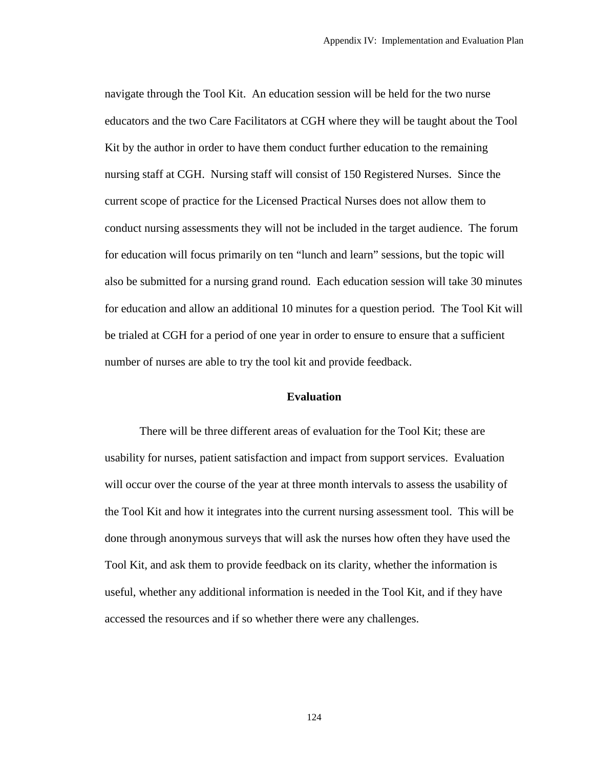navigate through the Tool Kit. An education session will be held for the two nurse educators and the two Care Facilitators at CGH where they will be taught about the Tool Kit by the author in order to have them conduct further education to the remaining nursing staff at CGH. Nursing staff will consist of 150 Registered Nurses. Since the current scope of practice for the Licensed Practical Nurses does not allow them to conduct nursing assessments they will not be included in the target audience. The forum for education will focus primarily on ten "lunch and learn" sessions, but the topic will also be submitted for a nursing grand round. Each education session will take 30 minutes for education and allow an additional 10 minutes for a question period. The Tool Kit will be trialed at CGH for a period of one year in order to ensure to ensure that a sufficient number of nurses are able to try the tool kit and provide feedback.

## Evaluation

There will be three different areas of evaluation for the Tool Kit; these are usability for nurses, patient satisfaction and impact from support services. Evaluation will occur over the course of the year at three month intervals to assess the usability of the Tool Kit and how it integrates into the current nursing assessment tool. This will be done through anonymous surveys that will ask the nurses how often they have used the Tool Kit, and ask them to provide feedback on its clarity, whether the information is useful, whether any additional information is needed in the Tool Kit, and if they have accessed the resources and if so whether there were any challenges.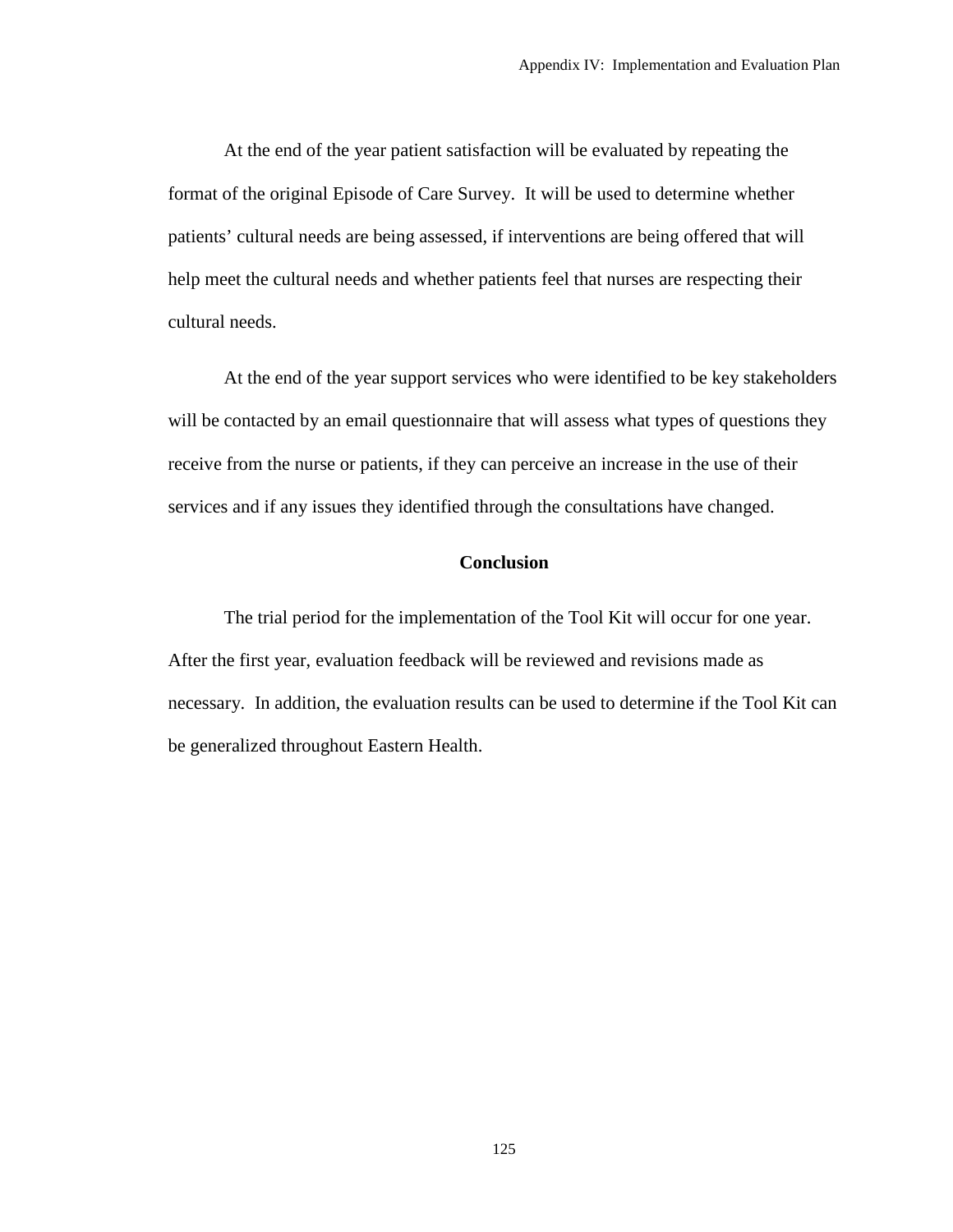At the end of the year patient satisfaction will be evaluated by repeating the format of the original Episode of Care Survey. It will be used to determine whether patients' cultural needs are being assessed, if interventions are being offered that will help meet the cultural needs and whether patients feel that nurses are respecting their cultural needs.

At the end of the year support services who were identified to be key stakeholders will be contacted by an email questionnaire that will assess what types of questions they receive from the nurse or patients, if they can perceive an increase in the use of their services and if any issues they identified through the consultations have changed.

## Conclusion

The trial period for the implementation of the Tool Kit will occur for one year. After the first year, evaluation feedback will be reviewed and revisions made as necessary. In addition, the evaluation results can be used to determine if the Tool Kit can be generalized throughout Eastern Health.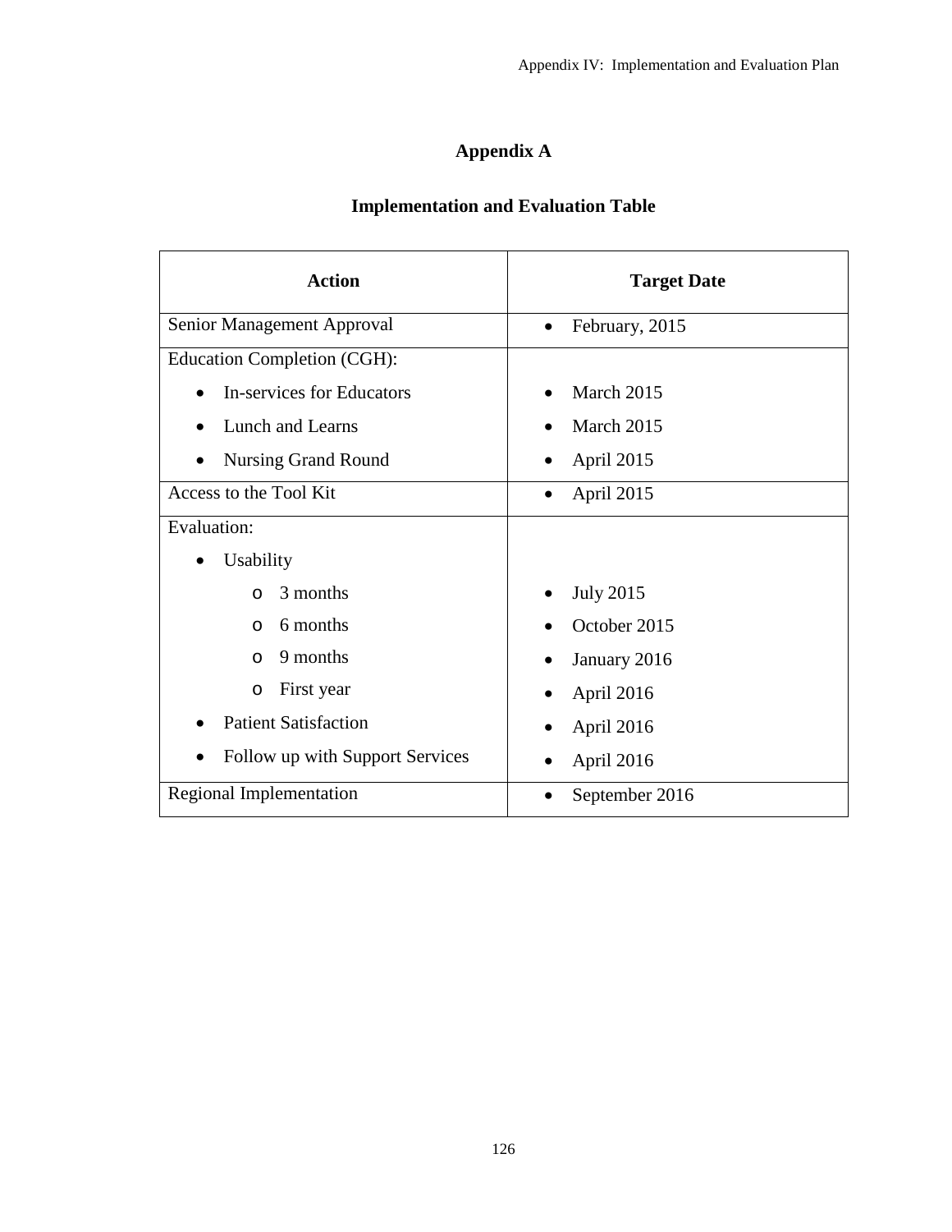# Appendix A

## Implementation and Evaluation Table

| Action | Target Date |
|---|---|
| Senior Management Approval | • February, 2015 |
| Education Completion (CGH): | |
| • In-services for Educators | • March 2015 |
| • Lunch and Learns | • March 2015 |
| • Nursing Grand Round | • April 2015 |
| Access to the Tool Kit | • April 2015 |
| Evaluation: | |
| • Usability | |
| o 3 months | • July 2015 |
| o 6 months | • October 2015 |
| o 9 months | • January 2016 |
| o First year | • April 2016 |
| • Patient Satisfaction | • April 2016 |
| • Follow up with Support Services | • April 2016 |
| Regional Implementation | • September 2016 |